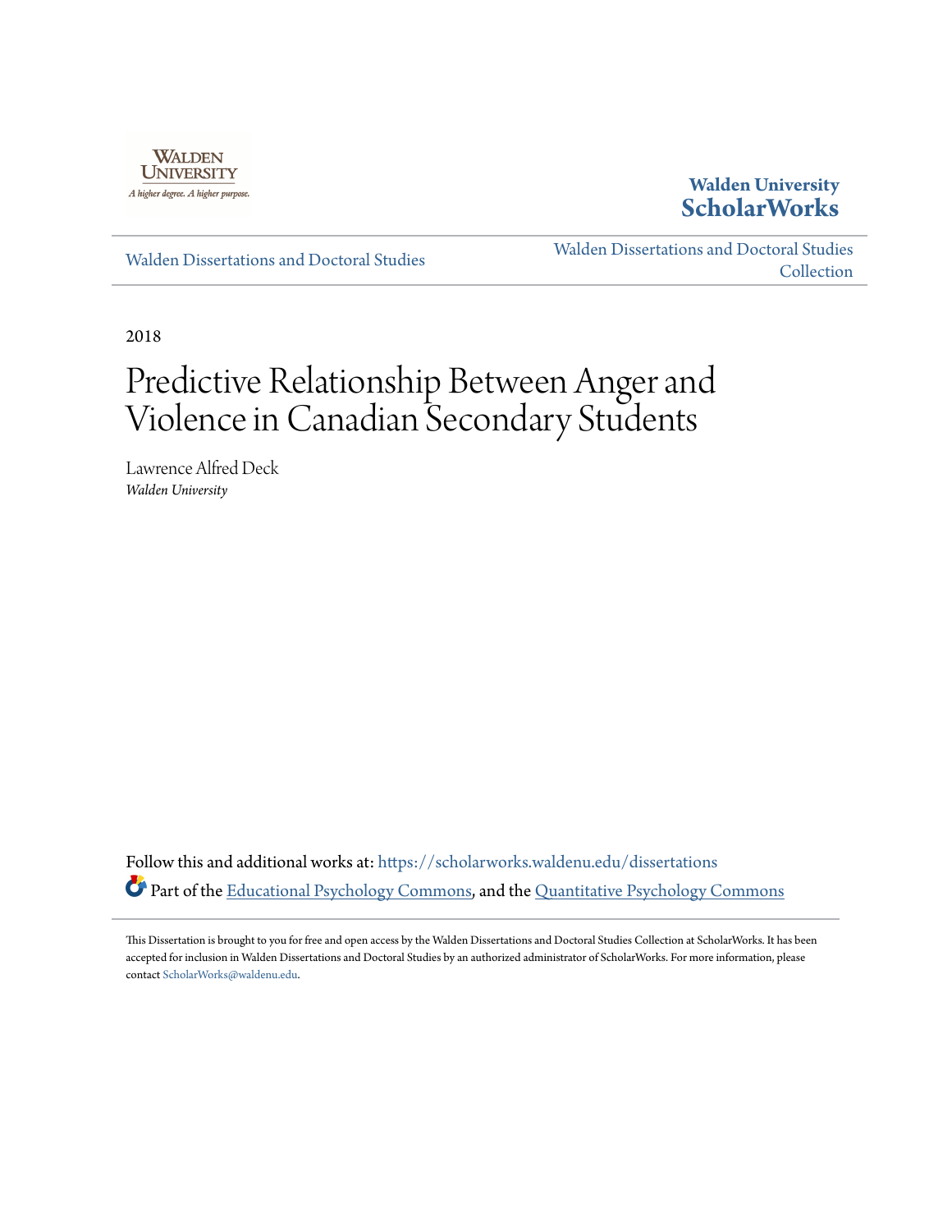Walden University

A higher degree. A higher purpose.

**Walden University ScholarWorks**

Walden Dissertations and Doctoral Studies

Walden Dissertations and Doctoral Studies Collection

2018

# Predictive Relationship Between Anger and Violence in Canadian Secondary Students

Lawrence Alfred Deck

*Walden University*

Follow this and additional works at: https://scholarworks.waldenu.edu/dissertations

Part of the Educational Psychology Commons, and the Quantitative Psychology Commons

This Dissertation is brought to you for free and open access by the Walden Dissertations and Doctoral Studies Collection at ScholarWorks. It has been accepted for inclusion in Walden Dissertations and Doctoral Studies by an authorized administrator of ScholarWorks. For more information, please contact ScholarWorks@waldenu.edu.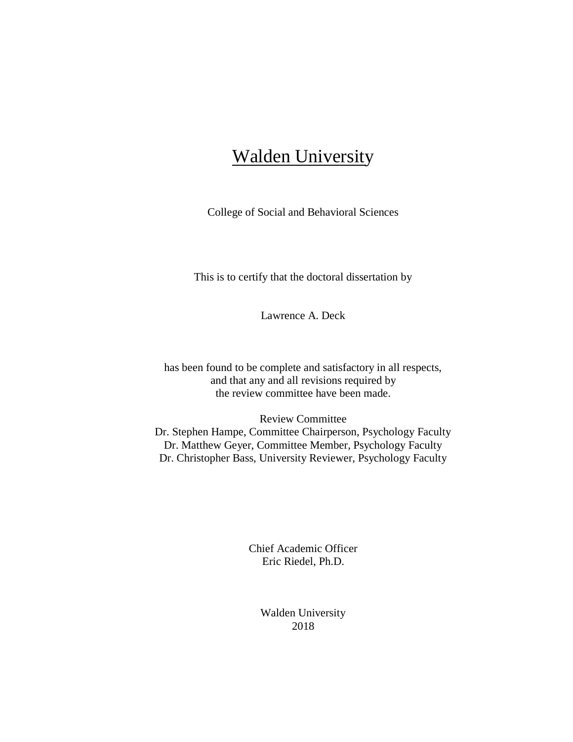# Walden University

College of Social and Behavioral Sciences

This is to certify that the doctoral dissertation by

Lawrence A. Deck

has been found to be complete and satisfactory in all respects,
and that any and all revisions required by
the review committee have been made.

Review Committee
Dr. Stephen Hampe, Committee Chairperson, Psychology Faculty
Dr. Matthew Geyer, Committee Member, Psychology Faculty
Dr. Christopher Bass, University Reviewer, Psychology Faculty

Chief Academic Officer
Eric Riedel, Ph.D.

Walden University
2018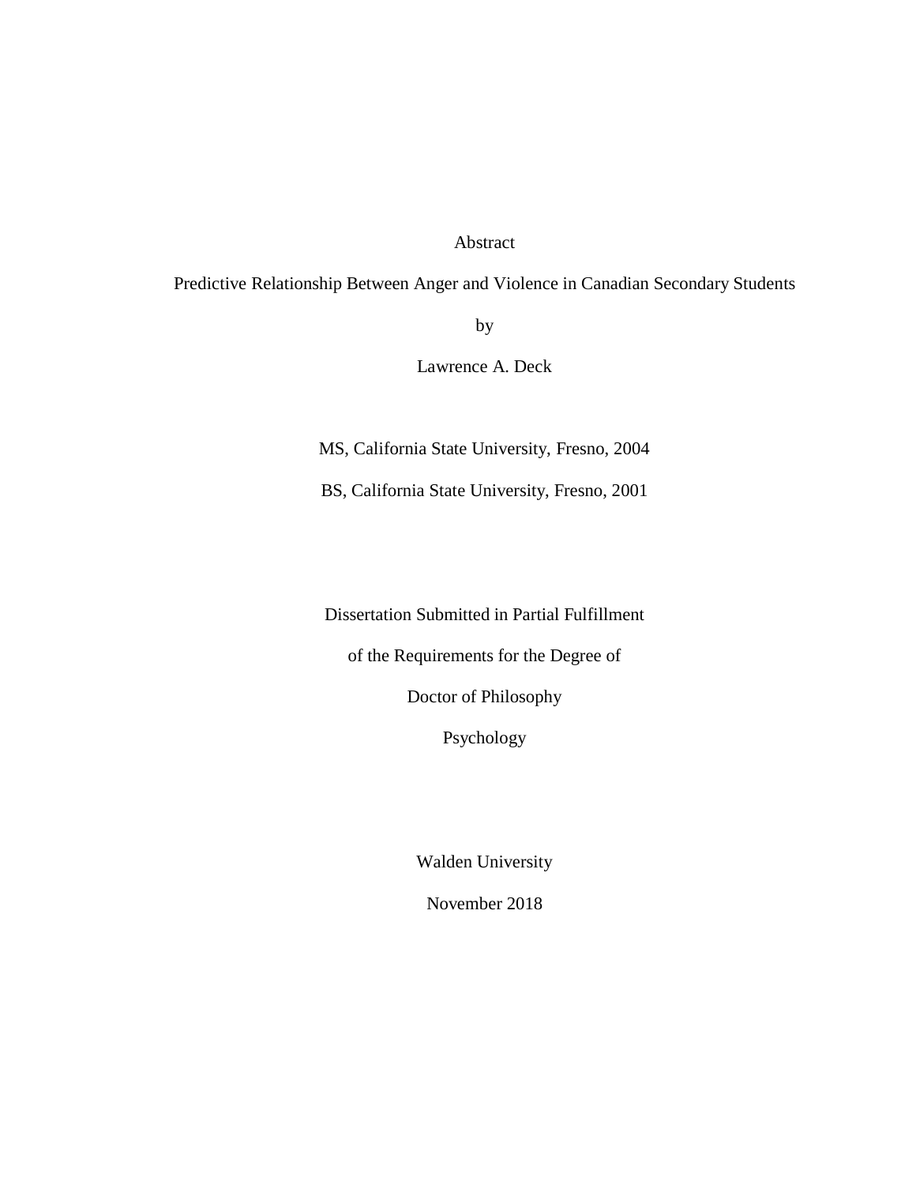Abstract

Predictive Relationship Between Anger and Violence in Canadian Secondary Students

by

Lawrence A. Deck

MS, California State University, Fresno, 2004

BS, California State University, Fresno, 2001

Dissertation Submitted in Partial Fulfillment

of the Requirements for the Degree of

Doctor of Philosophy

Psychology

Walden University

November 2018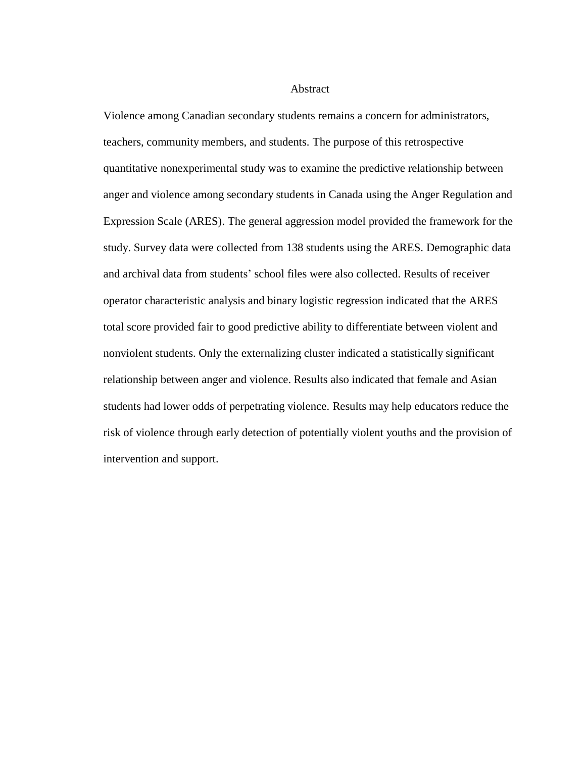# Abstract

Violence among Canadian secondary students remains a concern for administrators, teachers, community members, and students. The purpose of this retrospective quantitative nonexperimental study was to examine the predictive relationship between anger and violence among secondary students in Canada using the Anger Regulation and Expression Scale (ARES). The general aggression model provided the framework for the study. Survey data were collected from 138 students using the ARES. Demographic data and archival data from students' school files were also collected. Results of receiver operator characteristic analysis and binary logistic regression indicated that the ARES total score provided fair to good predictive ability to differentiate between violent and nonviolent students. Only the externalizing cluster indicated a statistically significant relationship between anger and violence. Results also indicated that female and Asian students had lower odds of perpetrating violence. Results may help educators reduce the risk of violence through early detection of potentially violent youths and the provision of intervention and support.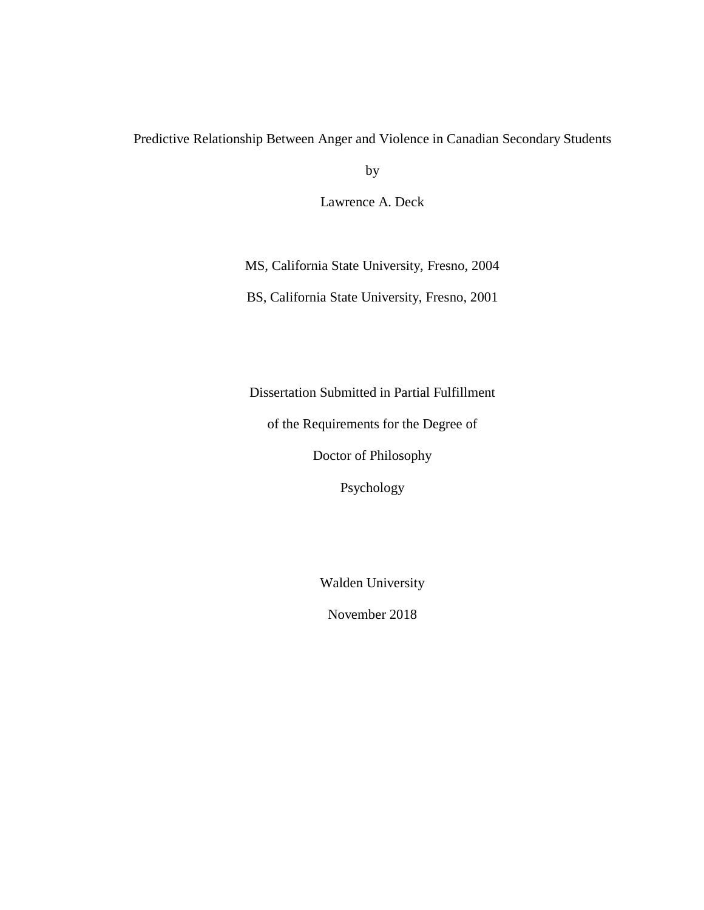Predictive Relationship Between Anger and Violence in Canadian Secondary Students

by

Lawrence A. Deck

MS, California State University, Fresno, 2004

BS, California State University, Fresno, 2001

Dissertation Submitted in Partial Fulfillment

of the Requirements for the Degree of

Doctor of Philosophy

Psychology

Walden University

November 2018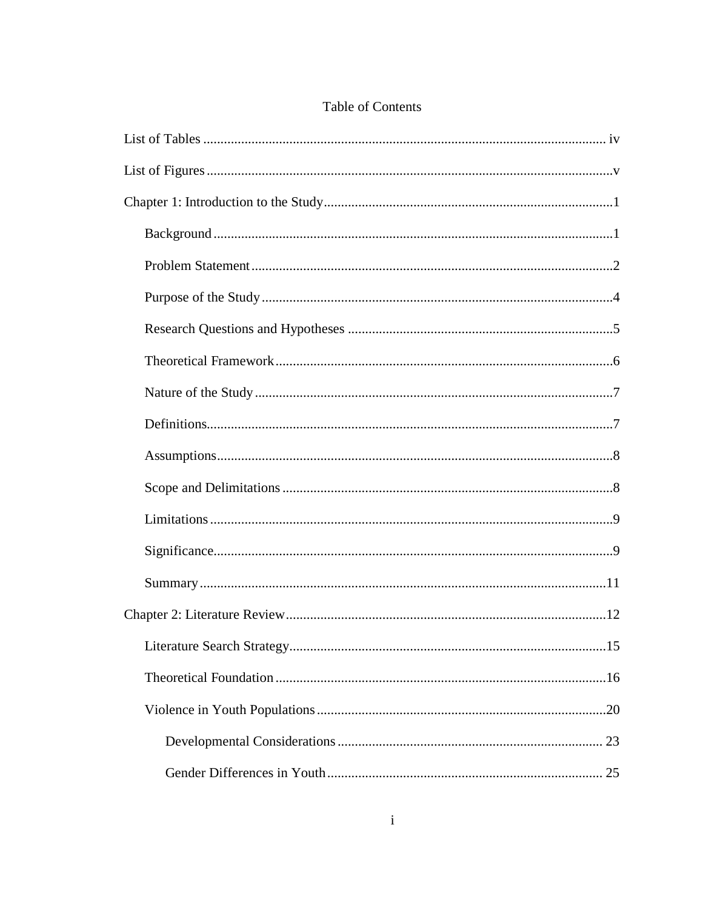# Table of Contents

List of Tables ..................................................................................................................... iv

List of Figures ......................................................................................................................v

Chapter 1: Introduction to the Study....................................................................................1

Background ....................................................................................................................1

Problem Statement .........................................................................................................2

Purpose of the Study ......................................................................................................4

Research Questions and Hypotheses .............................................................................5

Theoretical Framework ..................................................................................................6

Nature of the Study ........................................................................................................7

Definitions......................................................................................................................7

Assumptions...................................................................................................................8

Scope and Delimitations ................................................................................................8

Limitations .....................................................................................................................9

Significance....................................................................................................................9

Summary ......................................................................................................................11

Chapter 2: Literature Review.............................................................................................12

Literature Search Strategy............................................................................................15

Theoretical Foundation ................................................................................................16

Violence in Youth Populations ....................................................................................20

Developmental Considerations ............................................................................. 23

Gender Differences in Youth ................................................................................ 25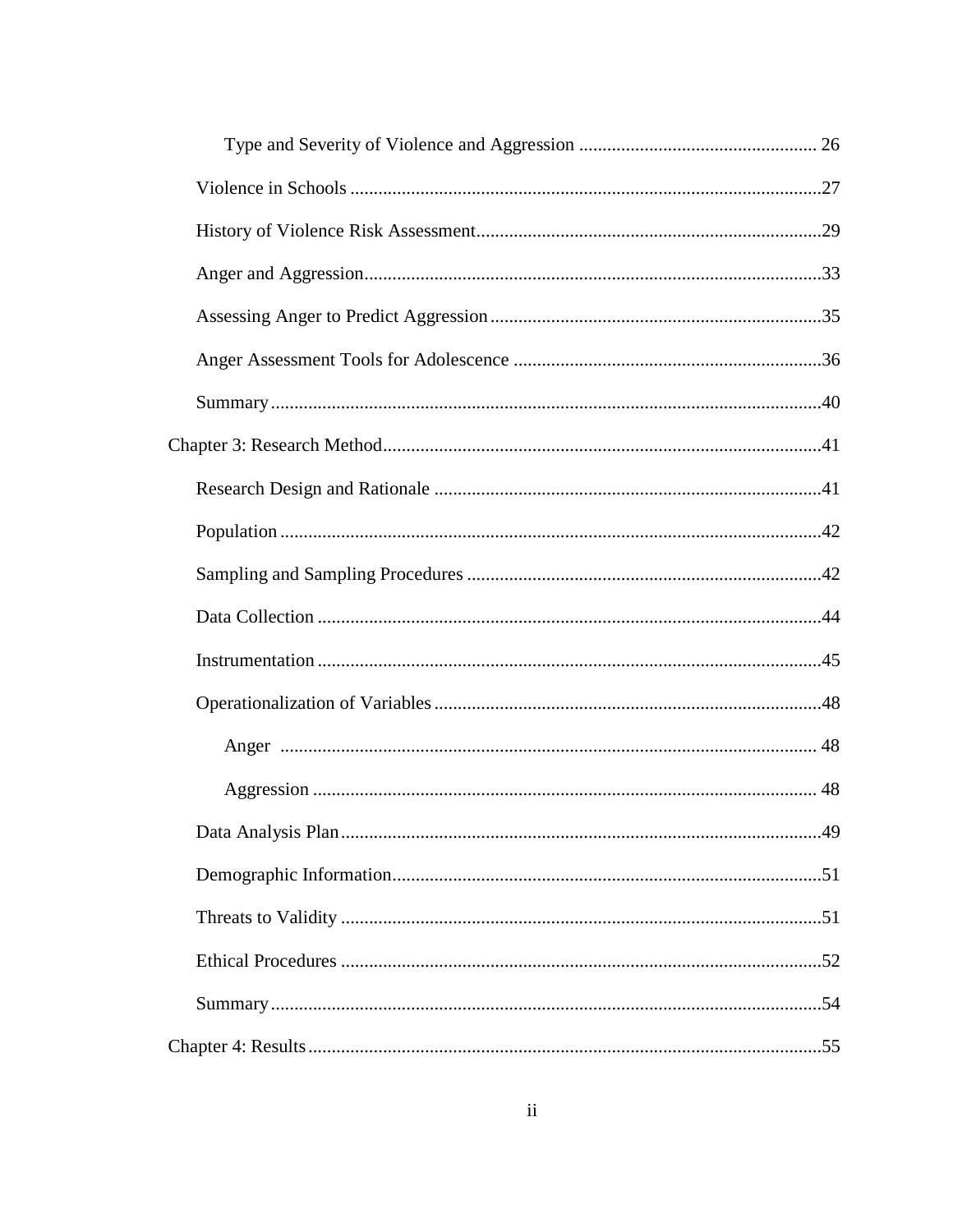Type and Severity of Violence and Aggression .................................................. 26

Violence in Schools ....................................................................................................27

History of Violence Risk Assessment.........................................................................29

Anger and Aggression.................................................................................................33

Assessing Anger to Predict Aggression......................................................................35

Anger Assessment Tools for Adolescence .................................................................36

Summary.....................................................................................................................40

Chapter 3: Research Method.............................................................................................41

Research Design and Rationale ..................................................................................41

Population ...................................................................................................................42

Sampling and Sampling Procedures ...........................................................................42

Data Collection ...........................................................................................................44

Instrumentation ...........................................................................................................45

Operationalization of Variables ..................................................................................48

Anger .................................................................................................................. 48

Aggression ........................................................................................................... 48

Data Analysis Plan......................................................................................................49

Demographic Information...........................................................................................51

Threats to Validity ......................................................................................................51

Ethical Procedures ......................................................................................................52

Summary.....................................................................................................................54

Chapter 4: Results.............................................................................................................55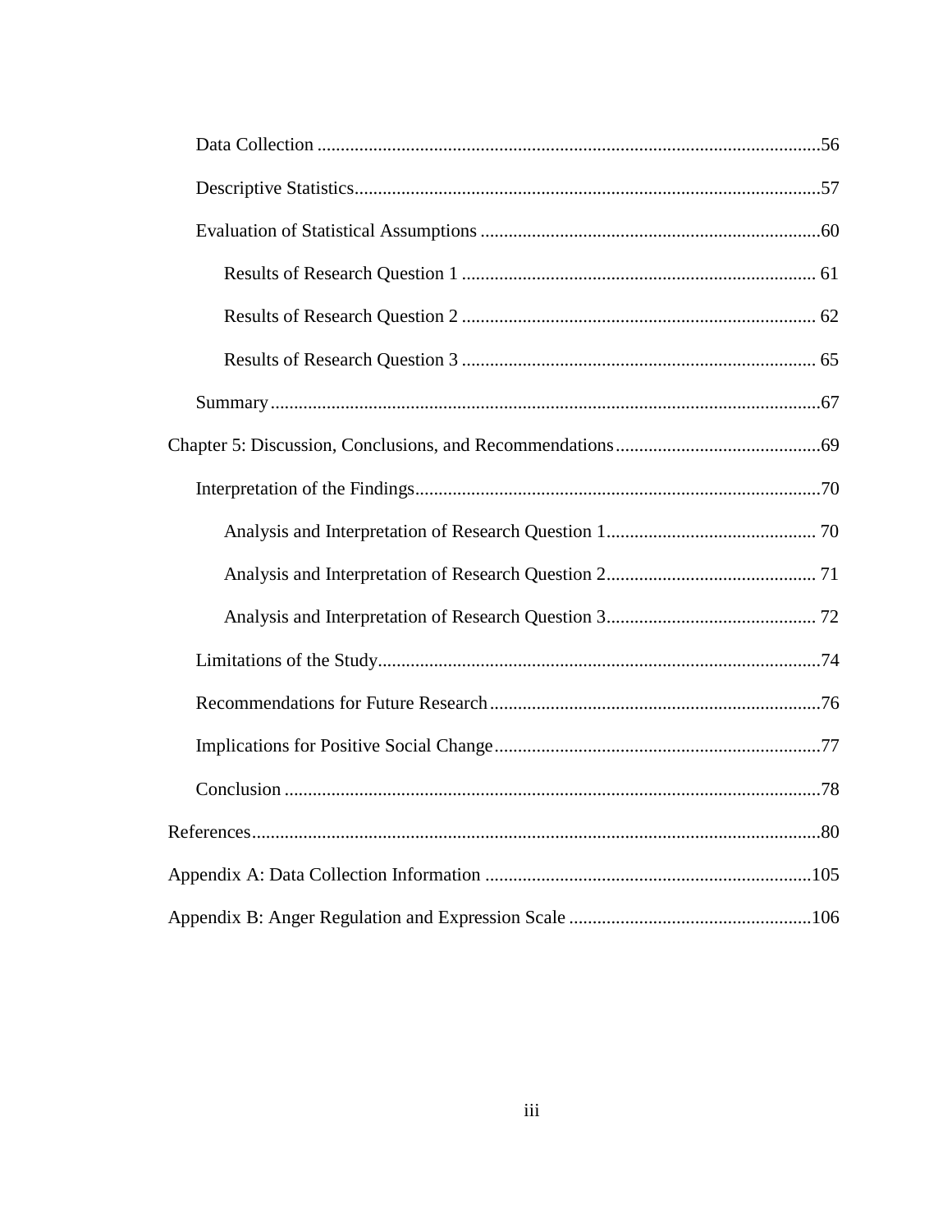Data Collection ....................................................................................................56

Descriptive Statistics............................................................................................57

Evaluation of Statistical Assumptions ..................................................................60

Results of Research Question 1 ...................................................................... 61

Results of Research Question 2 ...................................................................... 62

Results of Research Question 3 ...................................................................... 65

Summary..............................................................................................................67

Chapter 5: Discussion, Conclusions, and Recommendations ........................................69

Interpretation of the Findings................................................................................70

Analysis and Interpretation of Research Question 1......................................... 70

Analysis and Interpretation of Research Question 2......................................... 71

Analysis and Interpretation of Research Question 3......................................... 72

Limitations of the Study........................................................................................74

Recommendations for Future Research................................................................76

Implications for Positive Social Change................................................................77

Conclusion ............................................................................................................78

References....................................................................................................................80

Appendix A: Data Collection Information ................................................................105

Appendix B: Anger Regulation and Expression Scale ...............................................106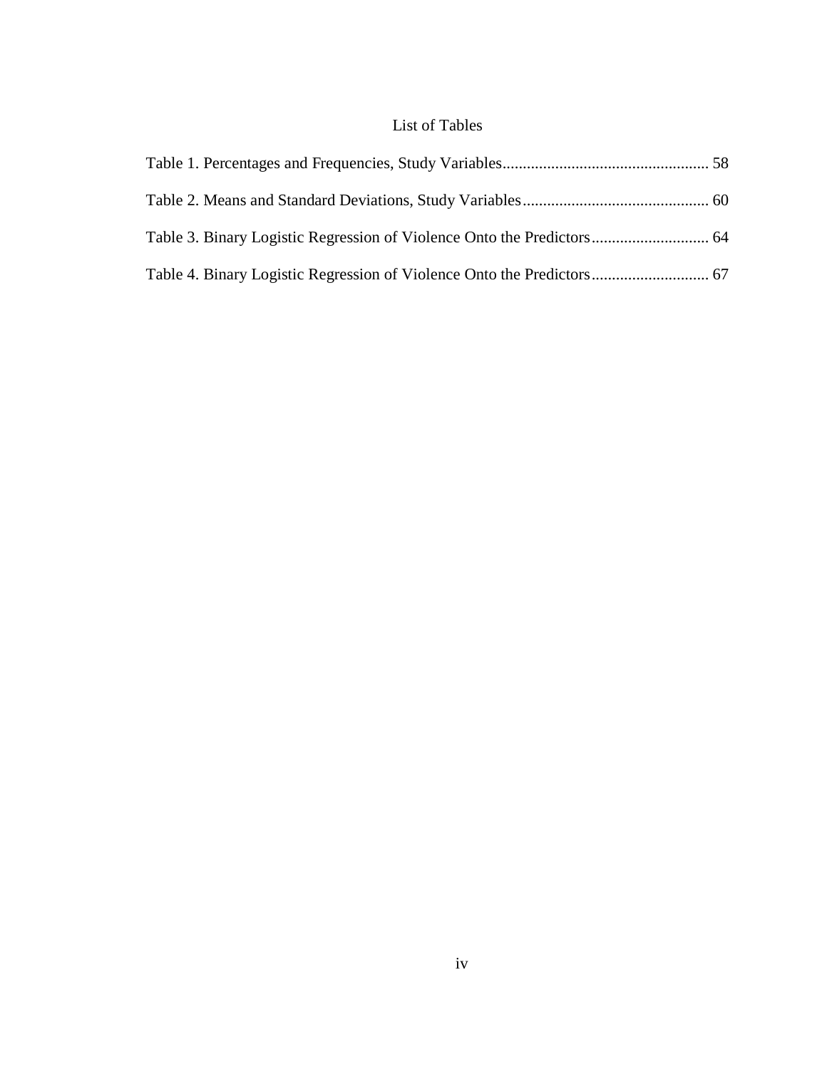# List of Tables

Table 1. Percentages and Frequencies, Study Variables .................................................. 58

Table 2. Means and Standard Deviations, Study Variables ............................................. 60

Table 3. Binary Logistic Regression of Violence Onto the Predictors ............................ 64

Table 4. Binary Logistic Regression of Violence Onto the Predictors ............................ 67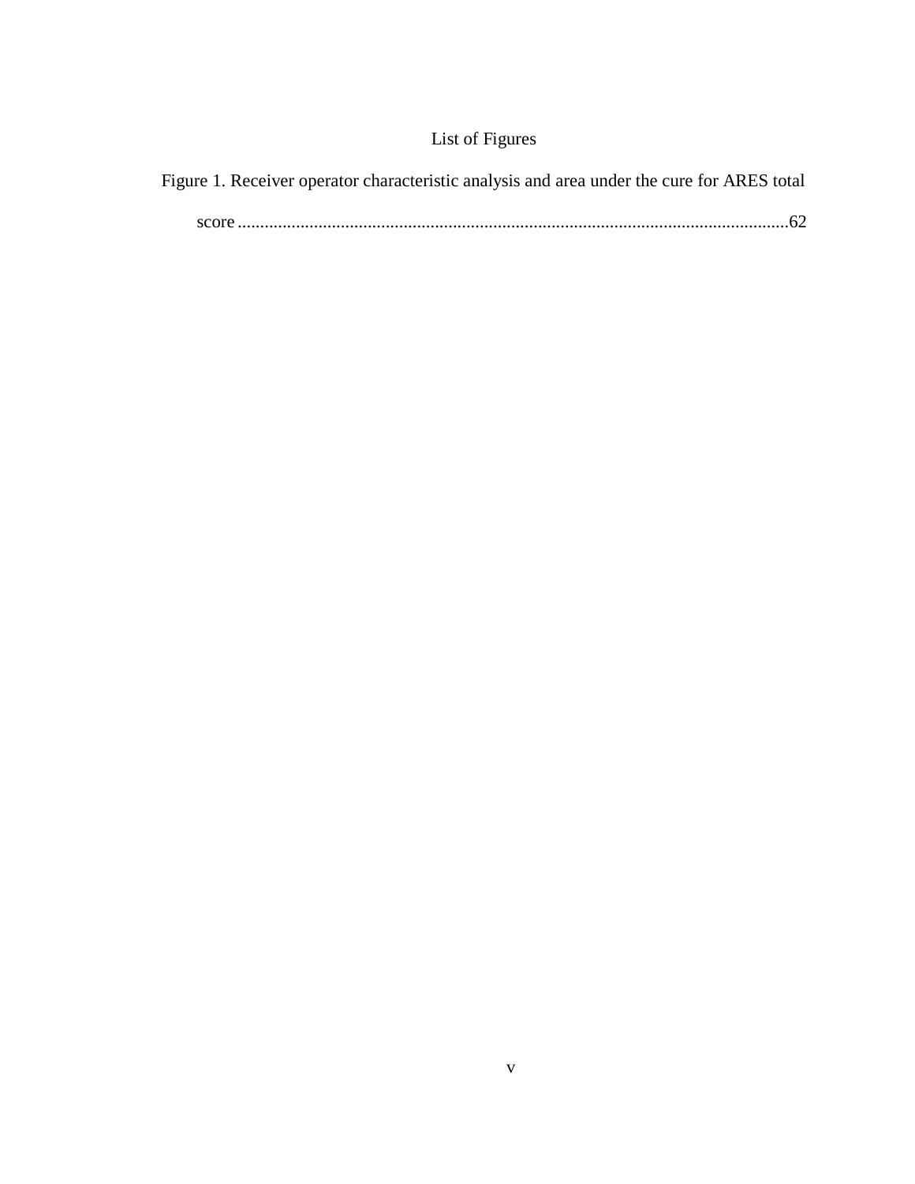# List of Figures

Figure 1. Receiver operator characteristic analysis and area under the cure for ARES total score ........................................................................................................................62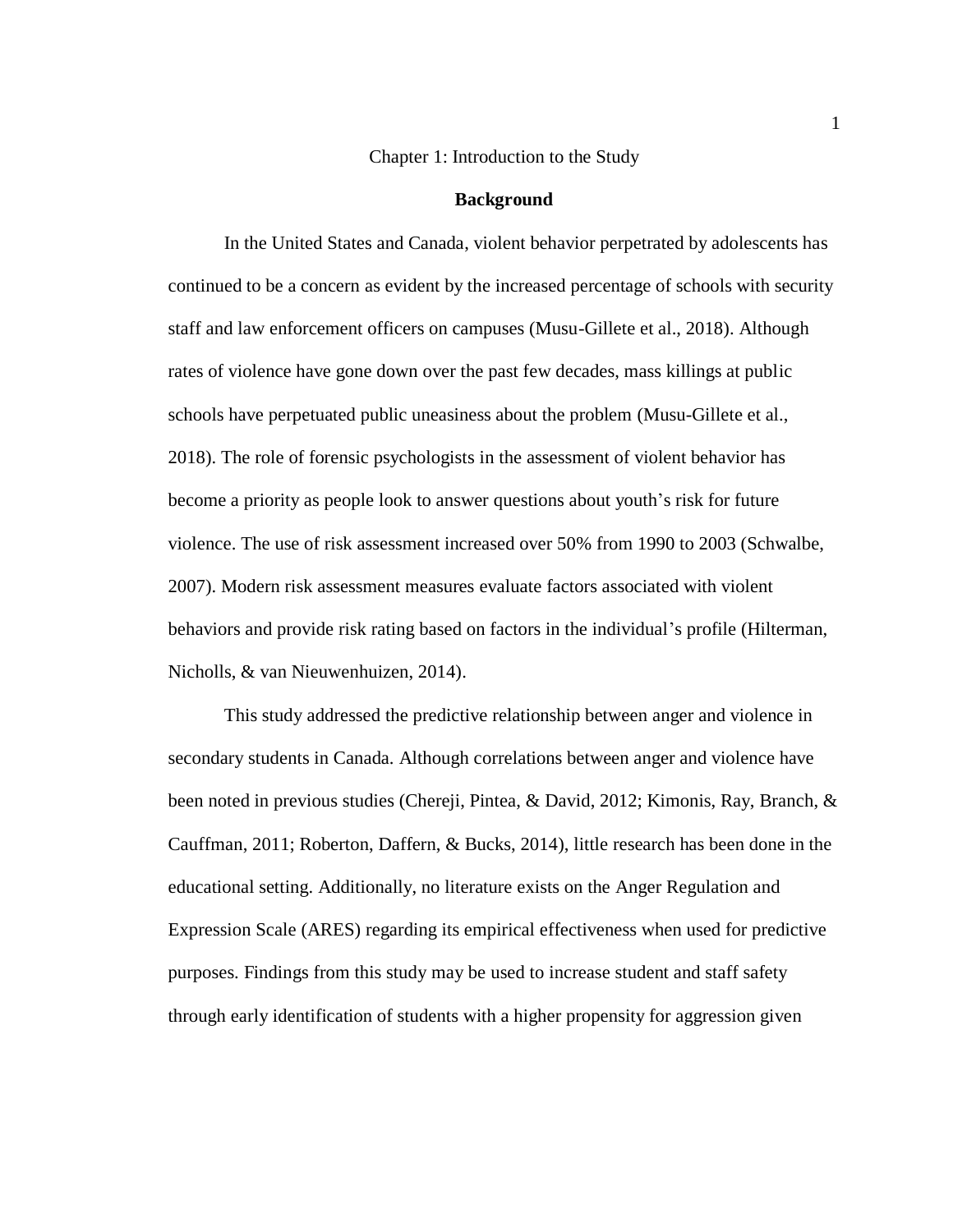# Chapter 1: Introduction to the Study

## Background

In the United States and Canada, violent behavior perpetrated by adolescents has continued to be a concern as evident by the increased percentage of schools with security staff and law enforcement officers on campuses (Musu-Gillete et al., 2018). Although rates of violence have gone down over the past few decades, mass killings at public schools have perpetuated public uneasiness about the problem (Musu-Gillete et al., 2018). The role of forensic psychologists in the assessment of violent behavior has become a priority as people look to answer questions about youth's risk for future violence. The use of risk assessment increased over 50% from 1990 to 2003 (Schwalbe, 2007). Modern risk assessment measures evaluate factors associated with violent behaviors and provide risk rating based on factors in the individual's profile (Hilterman, Nicholls, & van Nieuwenhuizen, 2014).

This study addressed the predictive relationship between anger and violence in secondary students in Canada. Although correlations between anger and violence have been noted in previous studies (Chereji, Pintea, & David, 2012; Kimonis, Ray, Branch, & Cauffman, 2011; Roberton, Daffern, & Bucks, 2014), little research has been done in the educational setting. Additionally, no literature exists on the Anger Regulation and Expression Scale (ARES) regarding its empirical effectiveness when used for predictive purposes. Findings from this study may be used to increase student and staff safety through early identification of students with a higher propensity for aggression given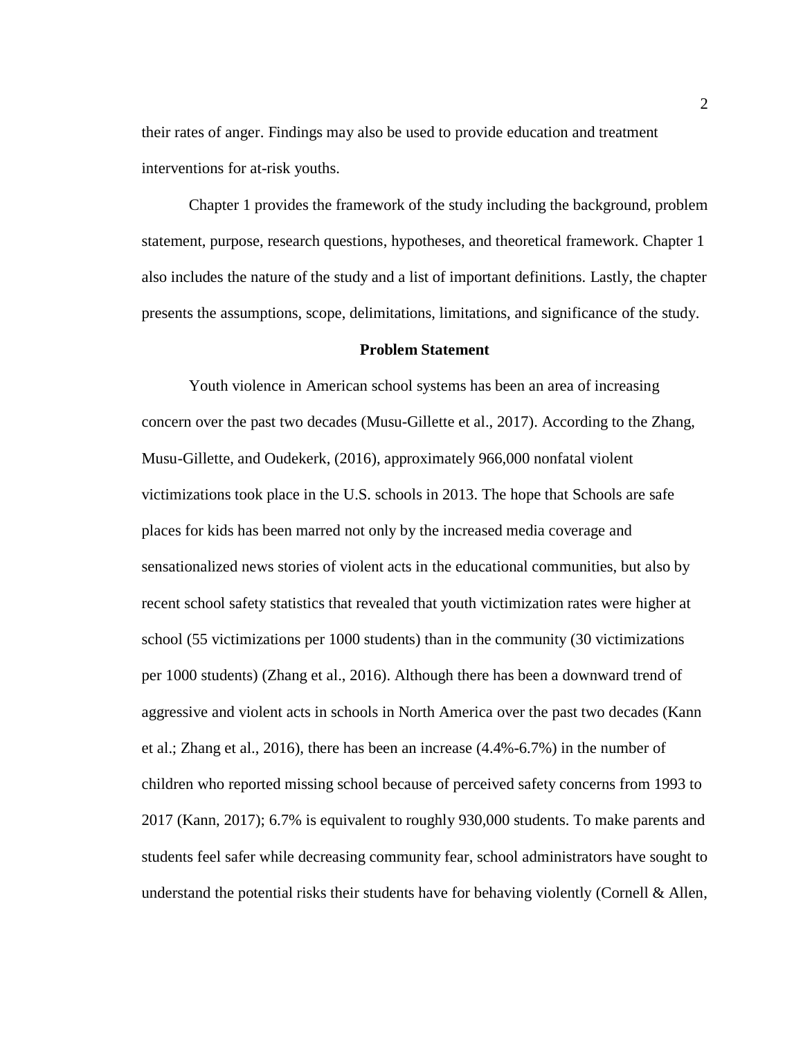their rates of anger. Findings may also be used to provide education and treatment interventions for at-risk youths.

Chapter 1 provides the framework of the study including the background, problem statement, purpose, research questions, hypotheses, and theoretical framework. Chapter 1 also includes the nature of the study and a list of important definitions. Lastly, the chapter presents the assumptions, scope, delimitations, limitations, and significance of the study.

## Problem Statement

Youth violence in American school systems has been an area of increasing concern over the past two decades (Musu-Gillette et al., 2017). According to the Zhang, Musu-Gillette, and Oudekerk, (2016), approximately 966,000 nonfatal violent victimizations took place in the U.S. schools in 2013. The hope that Schools are safe places for kids has been marred not only by the increased media coverage and sensationalized news stories of violent acts in the educational communities, but also by recent school safety statistics that revealed that youth victimization rates were higher at school (55 victimizations per 1000 students) than in the community (30 victimizations per 1000 students) (Zhang et al., 2016). Although there has been a downward trend of aggressive and violent acts in schools in North America over the past two decades (Kann et al.; Zhang et al., 2016), there has been an increase (4.4%-6.7%) in the number of children who reported missing school because of perceived safety concerns from 1993 to 2017 (Kann, 2017); 6.7% is equivalent to roughly 930,000 students. To make parents and students feel safer while decreasing community fear, school administrators have sought to understand the potential risks their students have for behaving violently (Cornell & Allen,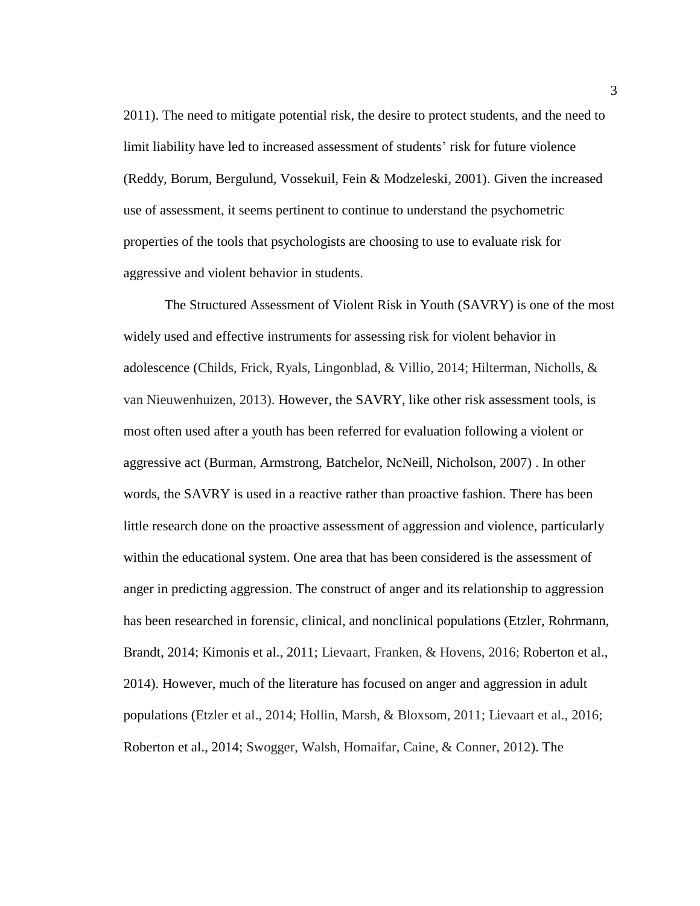2011). The need to mitigate potential risk, the desire to protect students, and the need to limit liability have led to increased assessment of students' risk for future violence (Reddy, Borum, Bergulund, Vossekuil, Fein & Modzeleski, 2001). Given the increased use of assessment, it seems pertinent to continue to understand the psychometric properties of the tools that psychologists are choosing to use to evaluate risk for aggressive and violent behavior in students.

The Structured Assessment of Violent Risk in Youth (SAVRY) is one of the most widely used and effective instruments for assessing risk for violent behavior in adolescence (Childs, Frick, Ryals, Lingonblad, & Villio, 2014; Hilterman, Nicholls, & van Nieuwenhuizen, 2013). However, the SAVRY, like other risk assessment tools, is most often used after a youth has been referred for evaluation following a violent or aggressive act (Burman, Armstrong, Batchelor, NcNeill, Nicholson, 2007) . In other words, the SAVRY is used in a reactive rather than proactive fashion. There has been little research done on the proactive assessment of aggression and violence, particularly within the educational system. One area that has been considered is the assessment of anger in predicting aggression. The construct of anger and its relationship to aggression has been researched in forensic, clinical, and nonclinical populations (Etzler, Rohrmann, Brandt, 2014; Kimonis et al., 2011; Lievaart, Franken, & Hovens, 2016; Roberton et al., 2014). However, much of the literature has focused on anger and aggression in adult populations (Etzler et al., 2014; Hollin, Marsh, & Bloxsom, 2011; Lievaart et al., 2016; Roberton et al., 2014; Swogger, Walsh, Homaifar, Caine, & Conner, 2012). The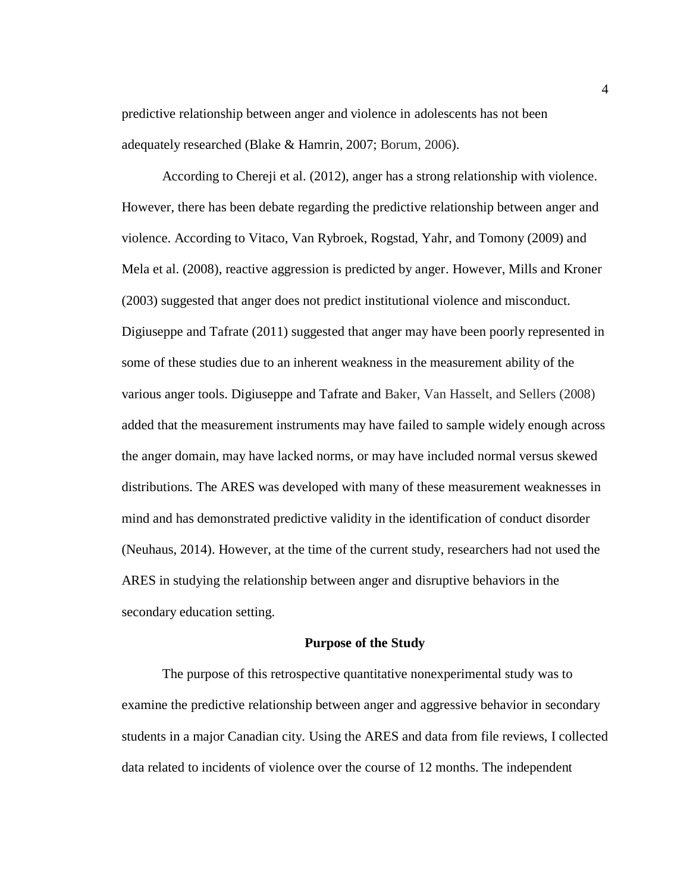predictive relationship between anger and violence in adolescents has not been adequately researched (Blake & Hamrin, 2007; Borum, 2006).

According to Chereji et al. (2012), anger has a strong relationship with violence. However, there has been debate regarding the predictive relationship between anger and violence. According to Vitaco, Van Rybroek, Rogstad, Yahr, and Tomony (2009) and Mela et al. (2008), reactive aggression is predicted by anger. However, Mills and Kroner (2003) suggested that anger does not predict institutional violence and misconduct. Digiuseppe and Tafrate (2011) suggested that anger may have been poorly represented in some of these studies due to an inherent weakness in the measurement ability of the various anger tools. Digiuseppe and Tafrate and Baker, Van Hasselt, and Sellers (2008) added that the measurement instruments may have failed to sample widely enough across the anger domain, may have lacked norms, or may have included normal versus skewed distributions. The ARES was developed with many of these measurement weaknesses in mind and has demonstrated predictive validity in the identification of conduct disorder (Neuhaus, 2014). However, at the time of the current study, researchers had not used the ARES in studying the relationship between anger and disruptive behaviors in the secondary education setting.

## Purpose of the Study

The purpose of this retrospective quantitative nonexperimental study was to examine the predictive relationship between anger and aggressive behavior in secondary students in a major Canadian city. Using the ARES and data from file reviews, I collected data related to incidents of violence over the course of 12 months. The independent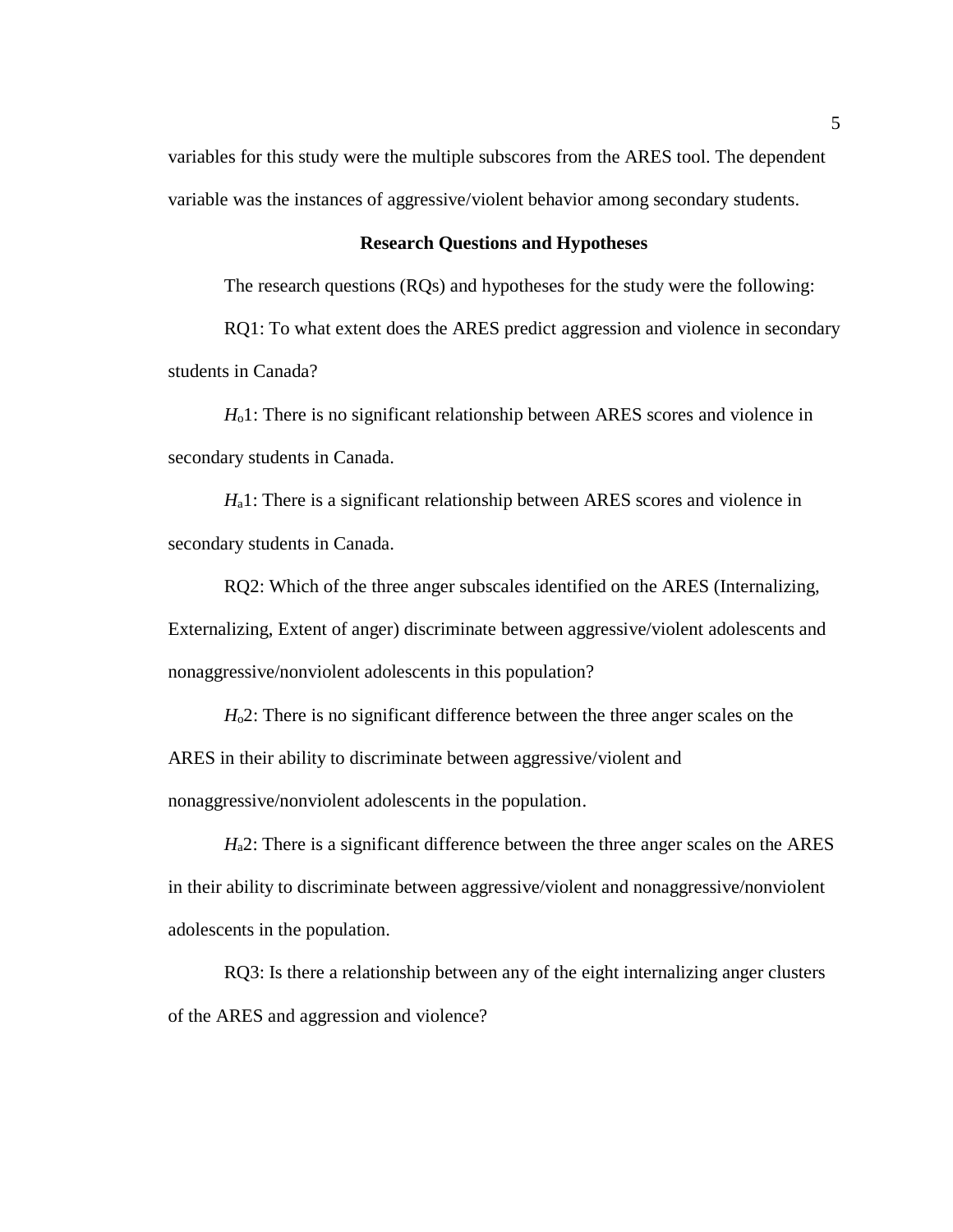variables for this study were the multiple subscores from the ARES tool. The dependent variable was the instances of aggressive/violent behavior among secondary students.

## Research Questions and Hypotheses

The research questions (RQs) and hypotheses for the study were the following:

RQ1: To what extent does the ARES predict aggression and violence in secondary students in Canada?

$H_o1$: There is no significant relationship between ARES scores and violence in secondary students in Canada.

$H_a1$: There is a significant relationship between ARES scores and violence in secondary students in Canada.

RQ2: Which of the three anger subscales identified on the ARES (Internalizing, Externalizing, Extent of anger) discriminate between aggressive/violent adolescents and nonaggressive/nonviolent adolescents in this population?

$H_o2$: There is no significant difference between the three anger scales on the ARES in their ability to discriminate between aggressive/violent and nonaggressive/nonviolent adolescents in the population.

$H_a2$: There is a significant difference between the three anger scales on the ARES in their ability to discriminate between aggressive/violent and nonaggressive/nonviolent adolescents in the population.

RQ3: Is there a relationship between any of the eight internalizing anger clusters of the ARES and aggression and violence?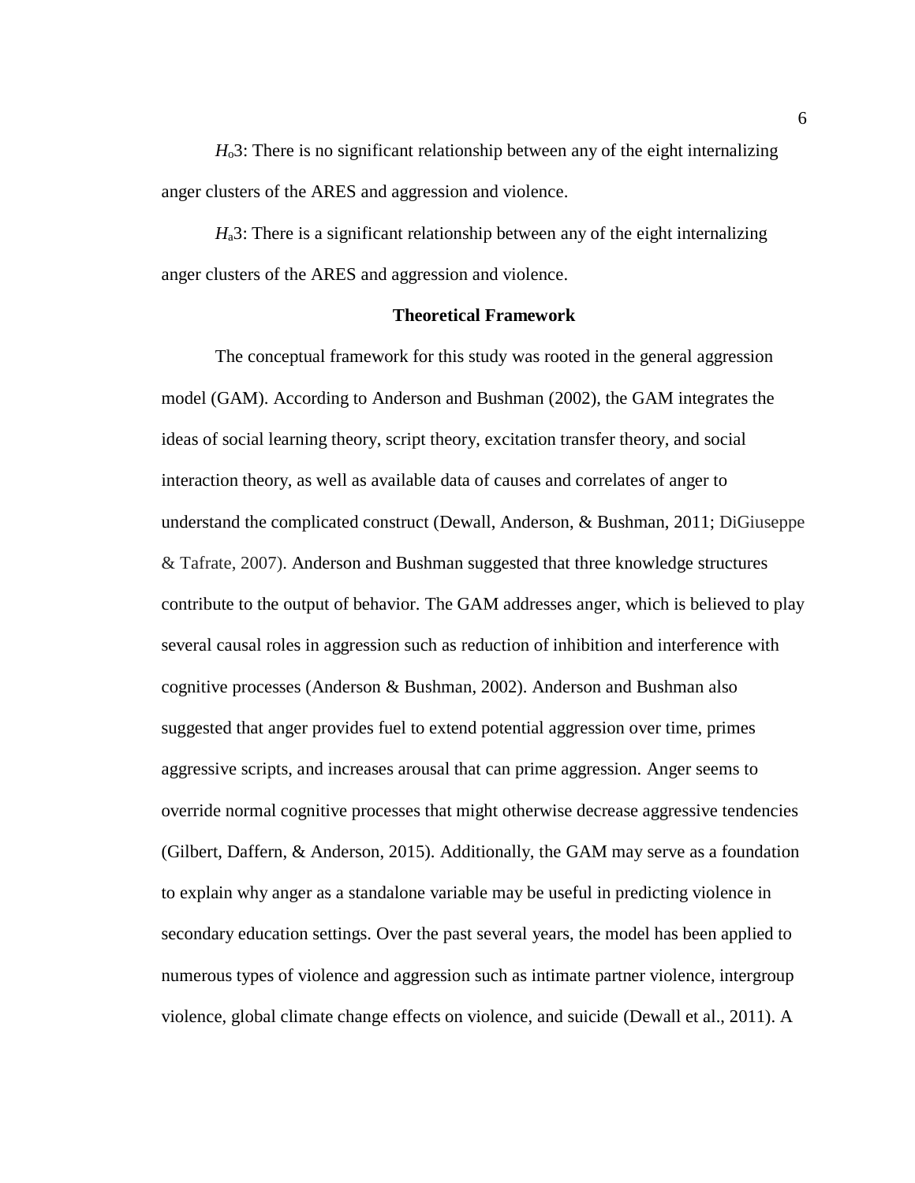*H*o3: There is no significant relationship between any of the eight internalizing anger clusters of the ARES and aggression and violence.

*H*a3: There is a significant relationship between any of the eight internalizing anger clusters of the ARES and aggression and violence.

## Theoretical Framework

The conceptual framework for this study was rooted in the general aggression model (GAM). According to Anderson and Bushman (2002), the GAM integrates the ideas of social learning theory, script theory, excitation transfer theory, and social interaction theory, as well as available data of causes and correlates of anger to understand the complicated construct (Dewall, Anderson, & Bushman, 2011; DiGiuseppe & Tafrate, 2007). Anderson and Bushman suggested that three knowledge structures contribute to the output of behavior. The GAM addresses anger, which is believed to play several causal roles in aggression such as reduction of inhibition and interference with cognitive processes (Anderson & Bushman, 2002). Anderson and Bushman also suggested that anger provides fuel to extend potential aggression over time, primes aggressive scripts, and increases arousal that can prime aggression. Anger seems to override normal cognitive processes that might otherwise decrease aggressive tendencies (Gilbert, Daffern, & Anderson, 2015). Additionally, the GAM may serve as a foundation to explain why anger as a standalone variable may be useful in predicting violence in secondary education settings. Over the past several years, the model has been applied to numerous types of violence and aggression such as intimate partner violence, intergroup violence, global climate change effects on violence, and suicide (Dewall et al., 2011). A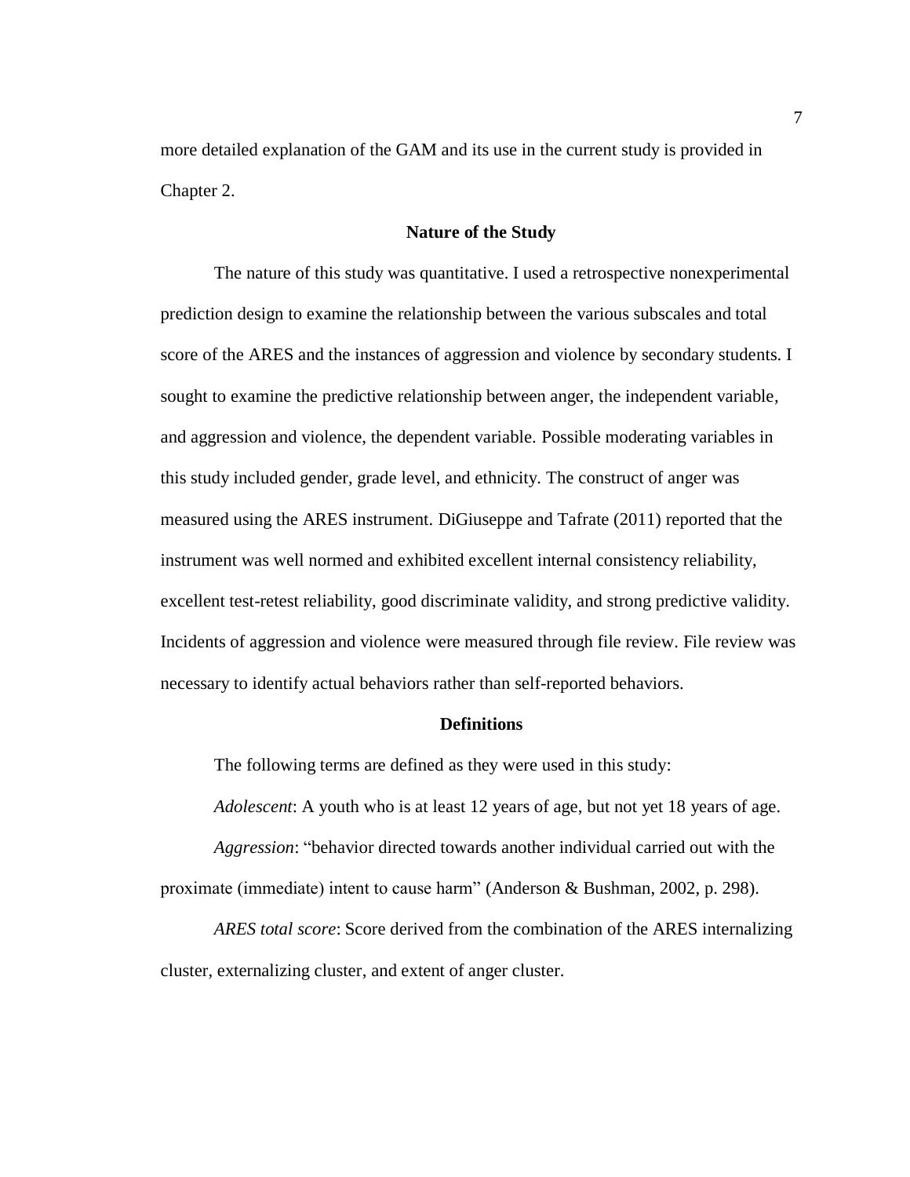more detailed explanation of the GAM and its use in the current study is provided in Chapter 2.

## Nature of the Study

The nature of this study was quantitative. I used a retrospective nonexperimental prediction design to examine the relationship between the various subscales and total score of the ARES and the instances of aggression and violence by secondary students. I sought to examine the predictive relationship between anger, the independent variable, and aggression and violence, the dependent variable. Possible moderating variables in this study included gender, grade level, and ethnicity. The construct of anger was measured using the ARES instrument. DiGiuseppe and Tafrate (2011) reported that the instrument was well normed and exhibited excellent internal consistency reliability, excellent test-retest reliability, good discriminate validity, and strong predictive validity. Incidents of aggression and violence were measured through file review. File review was necessary to identify actual behaviors rather than self-reported behaviors.

## Definitions

The following terms are defined as they were used in this study:

*Adolescent*: A youth who is at least 12 years of age, but not yet 18 years of age.

*Aggression*: "behavior directed towards another individual carried out with the proximate (immediate) intent to cause harm" (Anderson & Bushman, 2002, p. 298).

*ARES total score*: Score derived from the combination of the ARES internalizing cluster, externalizing cluster, and extent of anger cluster.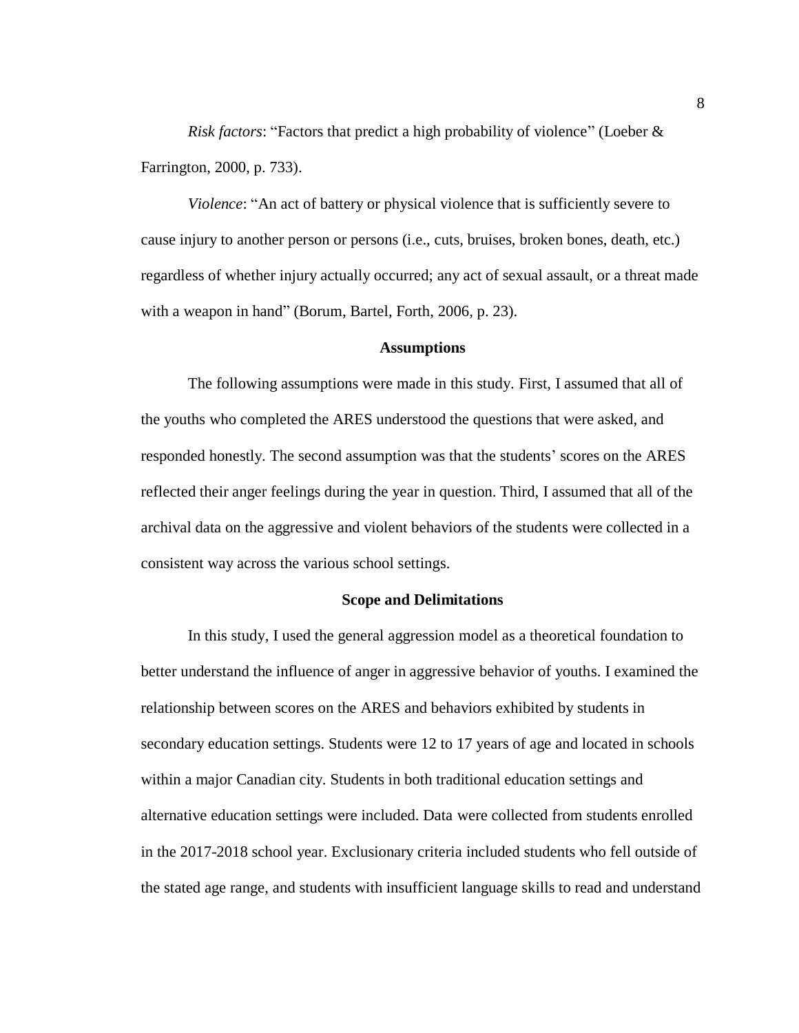*Risk factors*: "Factors that predict a high probability of violence" (Loeber & Farrington, 2000, p. 733).

*Violence*: "An act of battery or physical violence that is sufficiently severe to cause injury to another person or persons (i.e., cuts, bruises, broken bones, death, etc.) regardless of whether injury actually occurred; any act of sexual assault, or a threat made with a weapon in hand" (Borum, Bartel, Forth, 2006, p. 23).

## Assumptions

The following assumptions were made in this study. First, I assumed that all of the youths who completed the ARES understood the questions that were asked, and responded honestly. The second assumption was that the students' scores on the ARES reflected their anger feelings during the year in question. Third, I assumed that all of the archival data on the aggressive and violent behaviors of the students were collected in a consistent way across the various school settings.

## Scope and Delimitations

In this study, I used the general aggression model as a theoretical foundation to better understand the influence of anger in aggressive behavior of youths. I examined the relationship between scores on the ARES and behaviors exhibited by students in secondary education settings. Students were 12 to 17 years of age and located in schools within a major Canadian city. Students in both traditional education settings and alternative education settings were included. Data were collected from students enrolled in the 2017-2018 school year. Exclusionary criteria included students who fell outside of the stated age range, and students with insufficient language skills to read and understand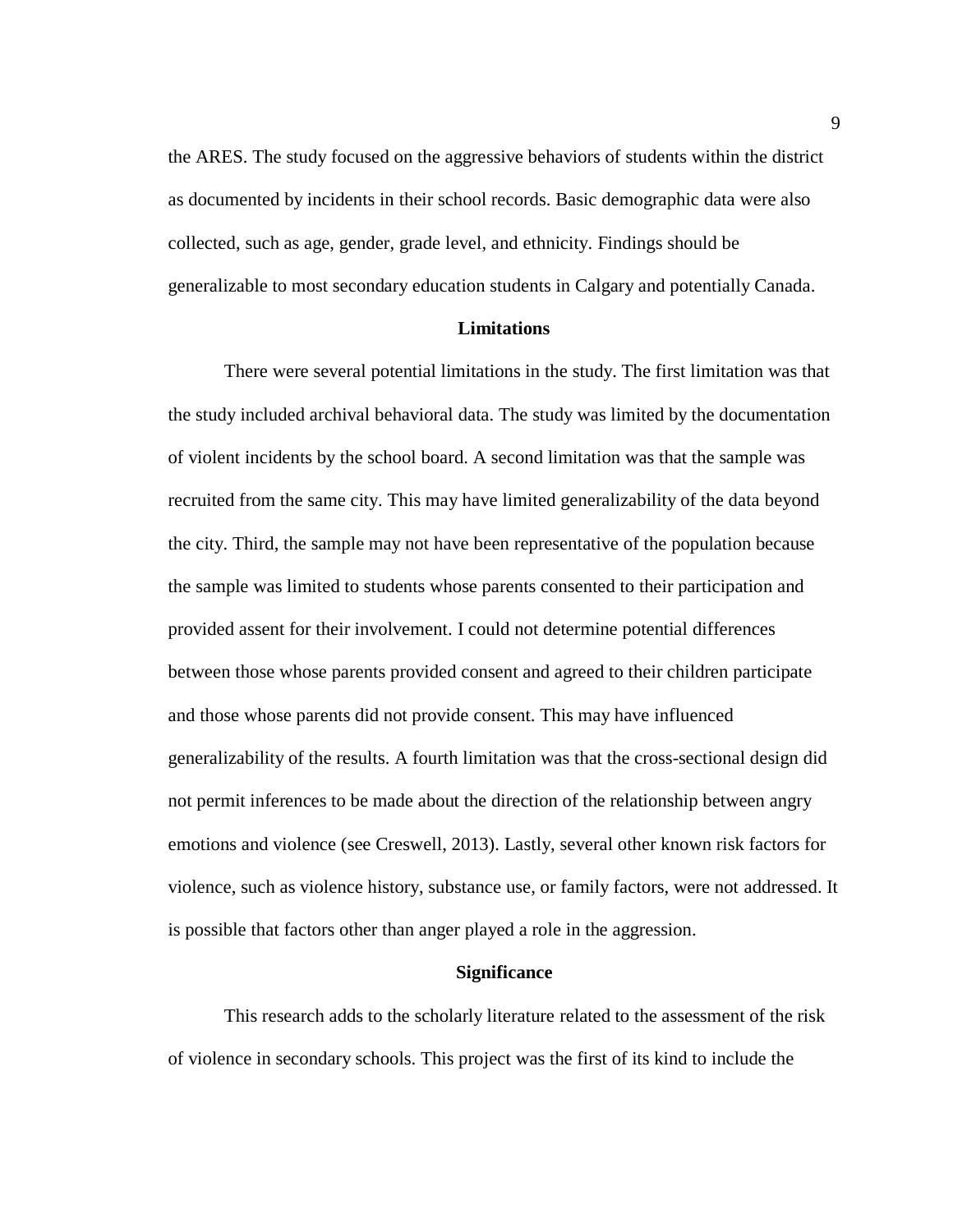the ARES. The study focused on the aggressive behaviors of students within the district as documented by incidents in their school records. Basic demographic data were also collected, such as age, gender, grade level, and ethnicity. Findings should be generalizable to most secondary education students in Calgary and potentially Canada.

## Limitations

There were several potential limitations in the study. The first limitation was that the study included archival behavioral data. The study was limited by the documentation of violent incidents by the school board. A second limitation was that the sample was recruited from the same city. This may have limited generalizability of the data beyond the city. Third, the sample may not have been representative of the population because the sample was limited to students whose parents consented to their participation and provided assent for their involvement. I could not determine potential differences between those whose parents provided consent and agreed to their children participate and those whose parents did not provide consent. This may have influenced generalizability of the results. A fourth limitation was that the cross-sectional design did not permit inferences to be made about the direction of the relationship between angry emotions and violence (see Creswell, 2013). Lastly, several other known risk factors for violence, such as violence history, substance use, or family factors, were not addressed. It is possible that factors other than anger played a role in the aggression.

## Significance

This research adds to the scholarly literature related to the assessment of the risk of violence in secondary schools. This project was the first of its kind to include the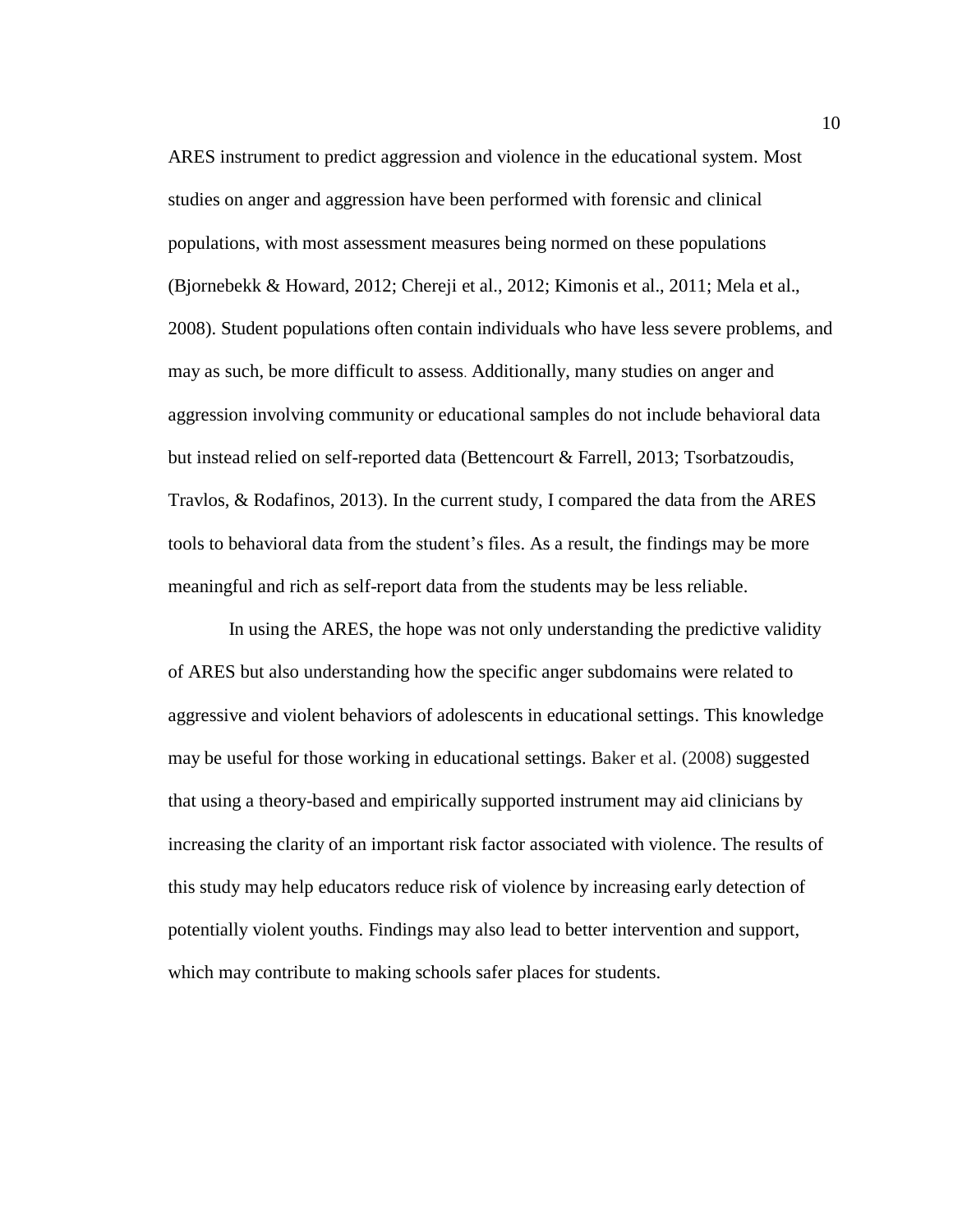ARES instrument to predict aggression and violence in the educational system. Most studies on anger and aggression have been performed with forensic and clinical populations, with most assessment measures being normed on these populations (Bjornebekk & Howard, 2012; Chereji et al., 2012; Kimonis et al., 2011; Mela et al., 2008). Student populations often contain individuals who have less severe problems, and may as such, be more difficult to assess. Additionally, many studies on anger and aggression involving community or educational samples do not include behavioral data but instead relied on self-reported data (Bettencourt & Farrell, 2013; Tsorbatzoudis, Travlos, & Rodafinos, 2013). In the current study, I compared the data from the ARES tools to behavioral data from the student's files. As a result, the findings may be more meaningful and rich as self-report data from the students may be less reliable.

In using the ARES, the hope was not only understanding the predictive validity of ARES but also understanding how the specific anger subdomains were related to aggressive and violent behaviors of adolescents in educational settings. This knowledge may be useful for those working in educational settings. Baker et al. (2008) suggested that using a theory-based and empirically supported instrument may aid clinicians by increasing the clarity of an important risk factor associated with violence. The results of this study may help educators reduce risk of violence by increasing early detection of potentially violent youths. Findings may also lead to better intervention and support, which may contribute to making schools safer places for students.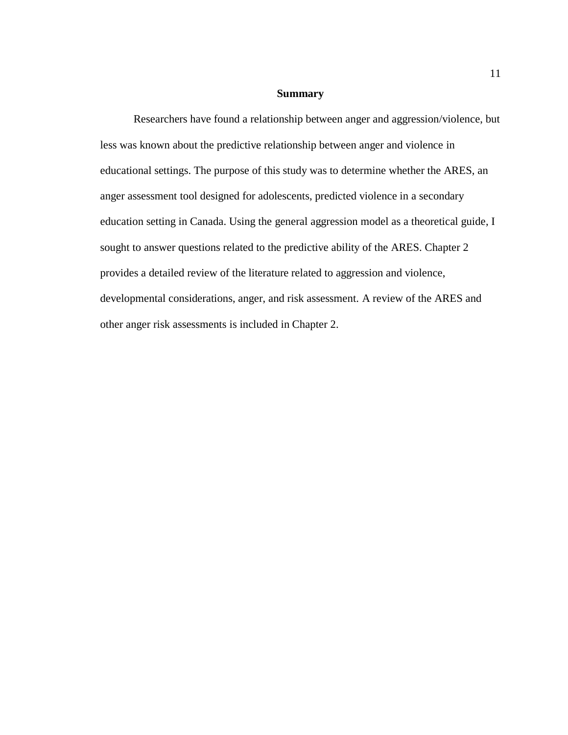## Summary

Researchers have found a relationship between anger and aggression/violence, but less was known about the predictive relationship between anger and violence in educational settings. The purpose of this study was to determine whether the ARES, an anger assessment tool designed for adolescents, predicted violence in a secondary education setting in Canada. Using the general aggression model as a theoretical guide, I sought to answer questions related to the predictive ability of the ARES. Chapter 2 provides a detailed review of the literature related to aggression and violence, developmental considerations, anger, and risk assessment. A review of the ARES and other anger risk assessments is included in Chapter 2.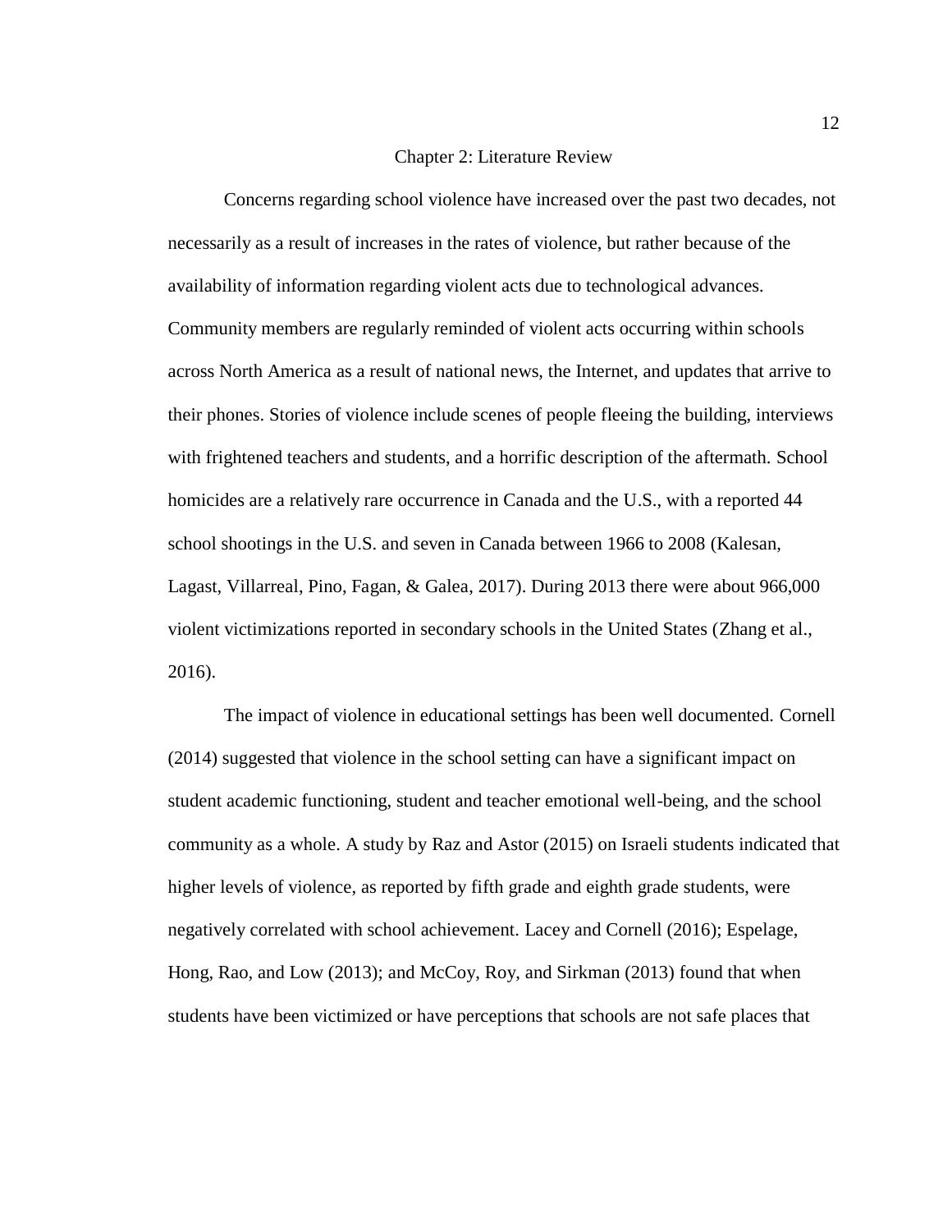# Chapter 2: Literature Review

Concerns regarding school violence have increased over the past two decades, not necessarily as a result of increases in the rates of violence, but rather because of the availability of information regarding violent acts due to technological advances. Community members are regularly reminded of violent acts occurring within schools across North America as a result of national news, the Internet, and updates that arrive to their phones. Stories of violence include scenes of people fleeing the building, interviews with frightened teachers and students, and a horrific description of the aftermath. School homicides are a relatively rare occurrence in Canada and the U.S., with a reported 44 school shootings in the U.S. and seven in Canada between 1966 to 2008 (Kalesan, Lagast, Villarreal, Pino, Fagan, & Galea, 2017). During 2013 there were about 966,000 violent victimizations reported in secondary schools in the United States (Zhang et al., 2016).

The impact of violence in educational settings has been well documented. Cornell (2014) suggested that violence in the school setting can have a significant impact on student academic functioning, student and teacher emotional well-being, and the school community as a whole. A study by Raz and Astor (2015) on Israeli students indicated that higher levels of violence, as reported by fifth grade and eighth grade students, were negatively correlated with school achievement. Lacey and Cornell (2016); Espelage, Hong, Rao, and Low (2013); and McCoy, Roy, and Sirkman (2013) found that when students have been victimized or have perceptions that schools are not safe places that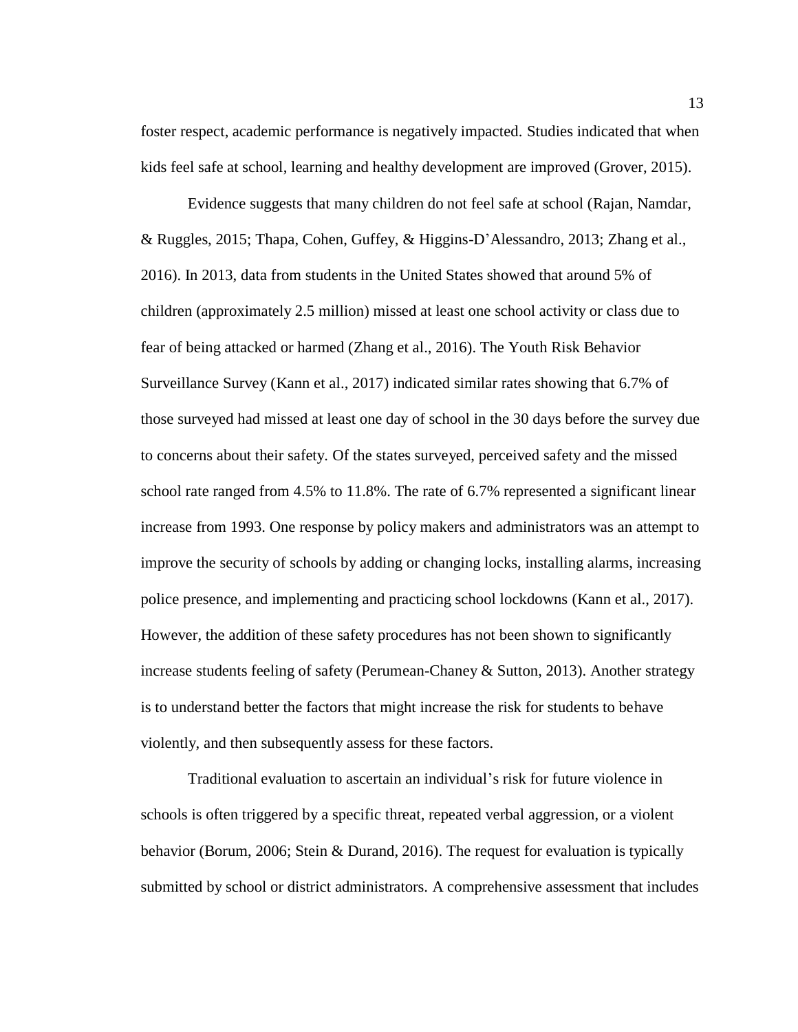foster respect, academic performance is negatively impacted. Studies indicated that when kids feel safe at school, learning and healthy development are improved (Grover, 2015).

Evidence suggests that many children do not feel safe at school (Rajan, Namdar, & Ruggles, 2015; Thapa, Cohen, Guffey, & Higgins-D'Alessandro, 2013; Zhang et al., 2016). In 2013, data from students in the United States showed that around 5% of children (approximately 2.5 million) missed at least one school activity or class due to fear of being attacked or harmed (Zhang et al., 2016). The Youth Risk Behavior Surveillance Survey (Kann et al., 2017) indicated similar rates showing that 6.7% of those surveyed had missed at least one day of school in the 30 days before the survey due to concerns about their safety. Of the states surveyed, perceived safety and the missed school rate ranged from 4.5% to 11.8%. The rate of 6.7% represented a significant linear increase from 1993. One response by policy makers and administrators was an attempt to improve the security of schools by adding or changing locks, installing alarms, increasing police presence, and implementing and practicing school lockdowns (Kann et al., 2017). However, the addition of these safety procedures has not been shown to significantly increase students feeling of safety (Perumean-Chaney & Sutton, 2013). Another strategy is to understand better the factors that might increase the risk for students to behave violently, and then subsequently assess for these factors.

Traditional evaluation to ascertain an individual's risk for future violence in schools is often triggered by a specific threat, repeated verbal aggression, or a violent behavior (Borum, 2006; Stein & Durand, 2016). The request for evaluation is typically submitted by school or district administrators. A comprehensive assessment that includes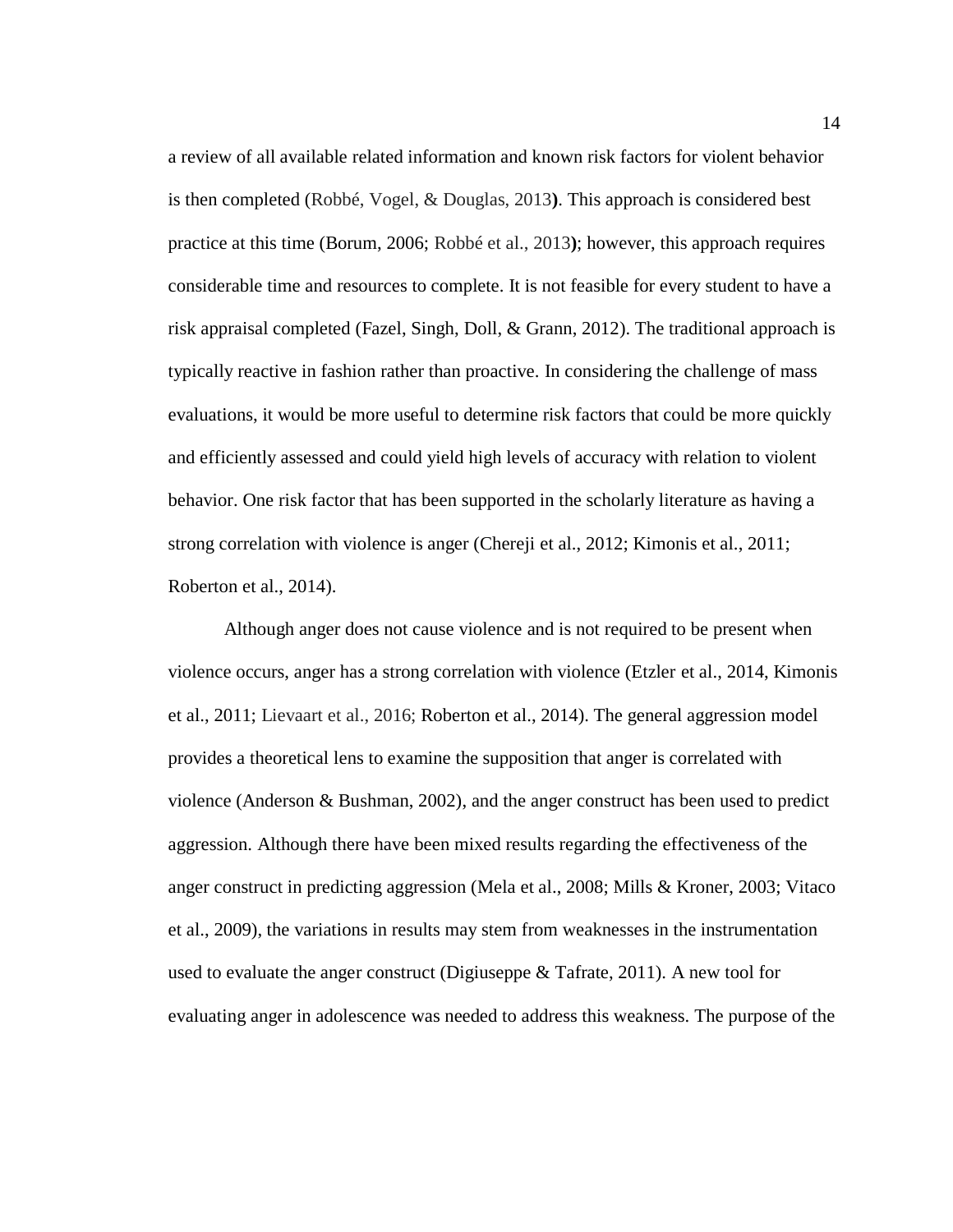a review of all available related information and known risk factors for violent behavior is then completed (Robbé, Vogel, & Douglas, 2013**)**. This approach is considered best practice at this time (Borum, 2006; Robbé et al., 2013**)**; however, this approach requires considerable time and resources to complete. It is not feasible for every student to have a risk appraisal completed (Fazel, Singh, Doll, & Grann, 2012). The traditional approach is typically reactive in fashion rather than proactive. In considering the challenge of mass evaluations, it would be more useful to determine risk factors that could be more quickly and efficiently assessed and could yield high levels of accuracy with relation to violent behavior. One risk factor that has been supported in the scholarly literature as having a strong correlation with violence is anger (Chereji et al., 2012; Kimonis et al., 2011; Roberton et al., 2014).

Although anger does not cause violence and is not required to be present when violence occurs, anger has a strong correlation with violence (Etzler et al., 2014, Kimonis et al., 2011; Lievaart et al., 2016; Roberton et al., 2014). The general aggression model provides a theoretical lens to examine the supposition that anger is correlated with violence (Anderson & Bushman, 2002), and the anger construct has been used to predict aggression. Although there have been mixed results regarding the effectiveness of the anger construct in predicting aggression (Mela et al., 2008; Mills & Kroner, 2003; Vitaco et al., 2009), the variations in results may stem from weaknesses in the instrumentation used to evaluate the anger construct (Digiuseppe & Tafrate, 2011). A new tool for evaluating anger in adolescence was needed to address this weakness. The purpose of the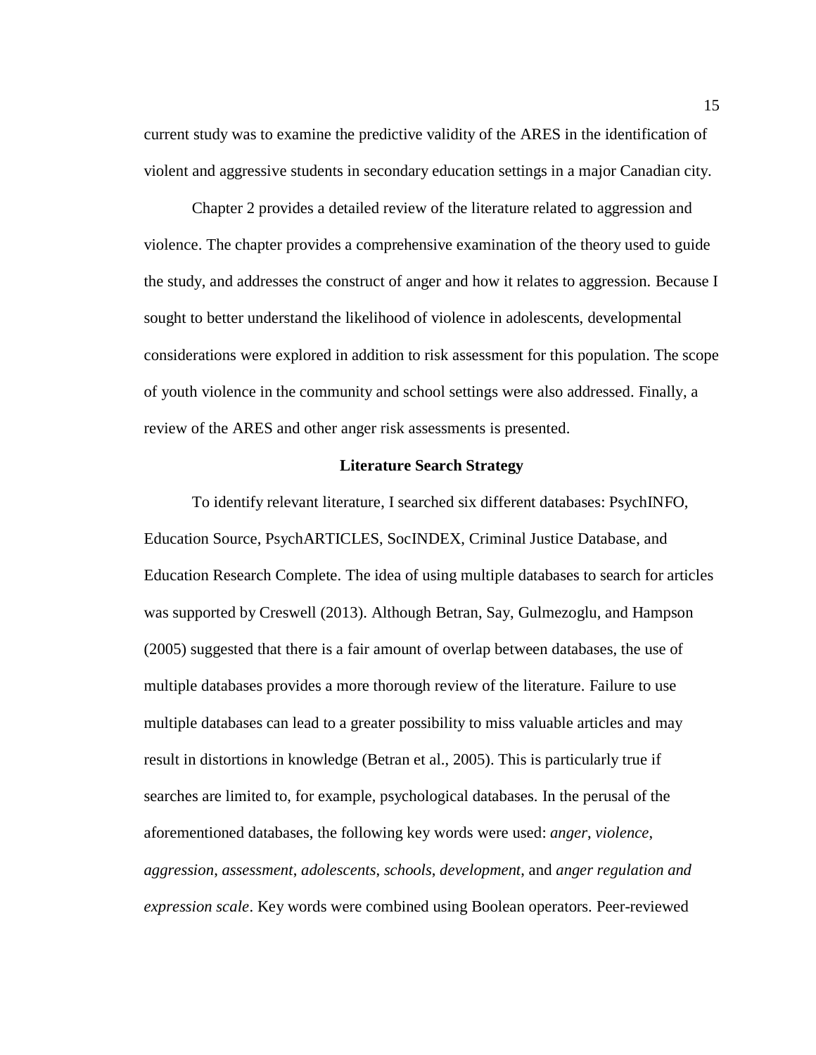current study was to examine the predictive validity of the ARES in the identification of violent and aggressive students in secondary education settings in a major Canadian city.

Chapter 2 provides a detailed review of the literature related to aggression and violence. The chapter provides a comprehensive examination of the theory used to guide the study, and addresses the construct of anger and how it relates to aggression. Because I sought to better understand the likelihood of violence in adolescents, developmental considerations were explored in addition to risk assessment for this population. The scope of youth violence in the community and school settings were also addressed. Finally, a review of the ARES and other anger risk assessments is presented.

## Literature Search Strategy

To identify relevant literature, I searched six different databases: PsychINFO, Education Source, PsychARTICLES, SocINDEX, Criminal Justice Database, and Education Research Complete. The idea of using multiple databases to search for articles was supported by Creswell (2013). Although Betran, Say, Gulmezoglu, and Hampson (2005) suggested that there is a fair amount of overlap between databases, the use of multiple databases provides a more thorough review of the literature. Failure to use multiple databases can lead to a greater possibility to miss valuable articles and may result in distortions in knowledge (Betran et al., 2005). This is particularly true if searches are limited to, for example, psychological databases. In the perusal of the aforementioned databases, the following key words were used: *anger*, *violence*, *aggression*, *assessment*, *adolescents*, *schools*, *development*, and *anger regulation and expression scale*. Key words were combined using Boolean operators. Peer-reviewed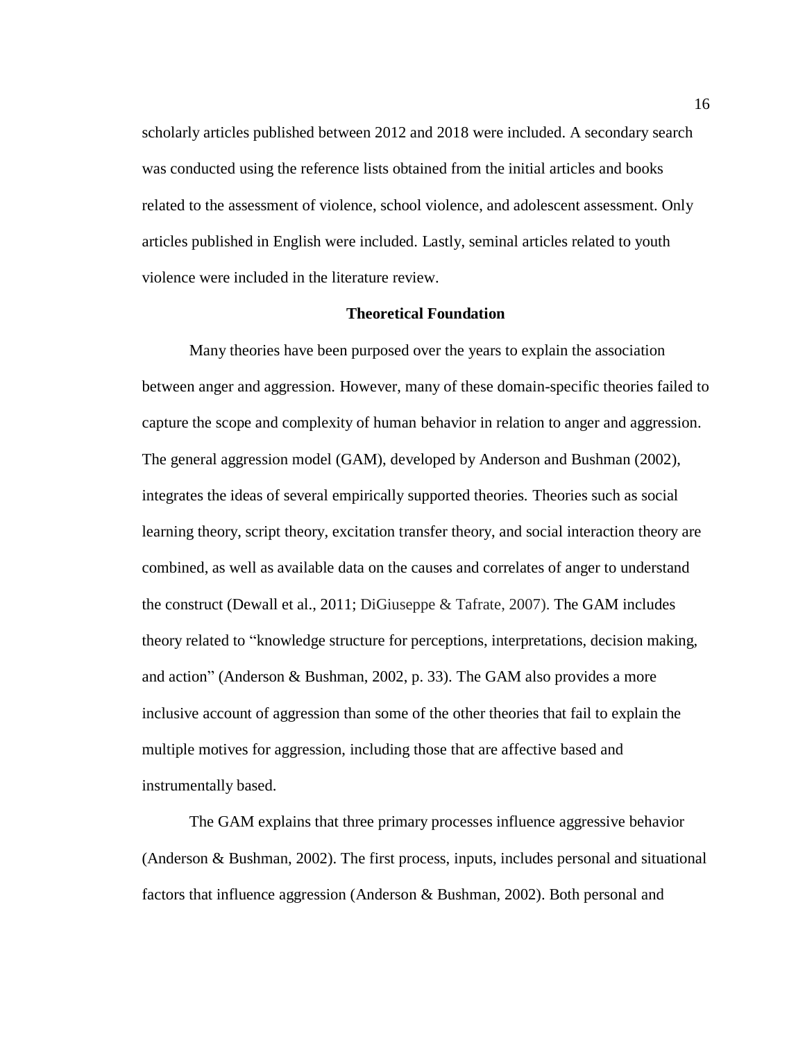scholarly articles published between 2012 and 2018 were included. A secondary search was conducted using the reference lists obtained from the initial articles and books related to the assessment of violence, school violence, and adolescent assessment. Only articles published in English were included. Lastly, seminal articles related to youth violence were included in the literature review.

## Theoretical Foundation

Many theories have been purposed over the years to explain the association between anger and aggression. However, many of these domain-specific theories failed to capture the scope and complexity of human behavior in relation to anger and aggression. The general aggression model (GAM), developed by Anderson and Bushman (2002), integrates the ideas of several empirically supported theories. Theories such as social learning theory, script theory, excitation transfer theory, and social interaction theory are combined, as well as available data on the causes and correlates of anger to understand the construct (Dewall et al., 2011; DiGiuseppe & Tafrate, 2007). The GAM includes theory related to "knowledge structure for perceptions, interpretations, decision making, and action" (Anderson & Bushman, 2002, p. 33). The GAM also provides a more inclusive account of aggression than some of the other theories that fail to explain the multiple motives for aggression, including those that are affective based and instrumentally based.

The GAM explains that three primary processes influence aggressive behavior (Anderson & Bushman, 2002). The first process, inputs, includes personal and situational factors that influence aggression (Anderson & Bushman, 2002). Both personal and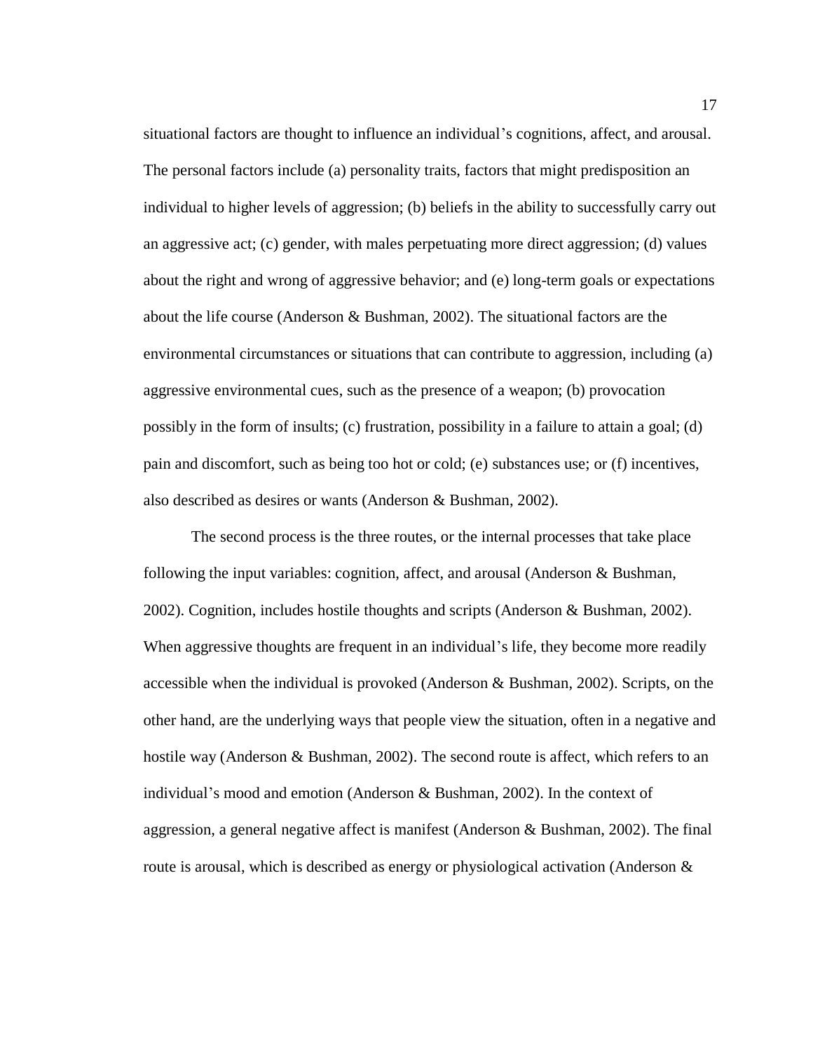situational factors are thought to influence an individual's cognitions, affect, and arousal. The personal factors include (a) personality traits, factors that might predisposition an individual to higher levels of aggression; (b) beliefs in the ability to successfully carry out an aggressive act; (c) gender, with males perpetuating more direct aggression; (d) values about the right and wrong of aggressive behavior; and (e) long-term goals or expectations about the life course (Anderson & Bushman, 2002). The situational factors are the environmental circumstances or situations that can contribute to aggression, including (a) aggressive environmental cues, such as the presence of a weapon; (b) provocation possibly in the form of insults; (c) frustration, possibility in a failure to attain a goal; (d) pain and discomfort, such as being too hot or cold; (e) substances use; or (f) incentives, also described as desires or wants (Anderson & Bushman, 2002).

The second process is the three routes, or the internal processes that take place following the input variables: cognition, affect, and arousal (Anderson & Bushman, 2002). Cognition, includes hostile thoughts and scripts (Anderson & Bushman, 2002). When aggressive thoughts are frequent in an individual's life, they become more readily accessible when the individual is provoked (Anderson & Bushman, 2002). Scripts, on the other hand, are the underlying ways that people view the situation, often in a negative and hostile way (Anderson & Bushman, 2002). The second route is affect, which refers to an individual's mood and emotion (Anderson & Bushman, 2002). In the context of aggression, a general negative affect is manifest (Anderson & Bushman, 2002). The final route is arousal, which is described as energy or physiological activation (Anderson &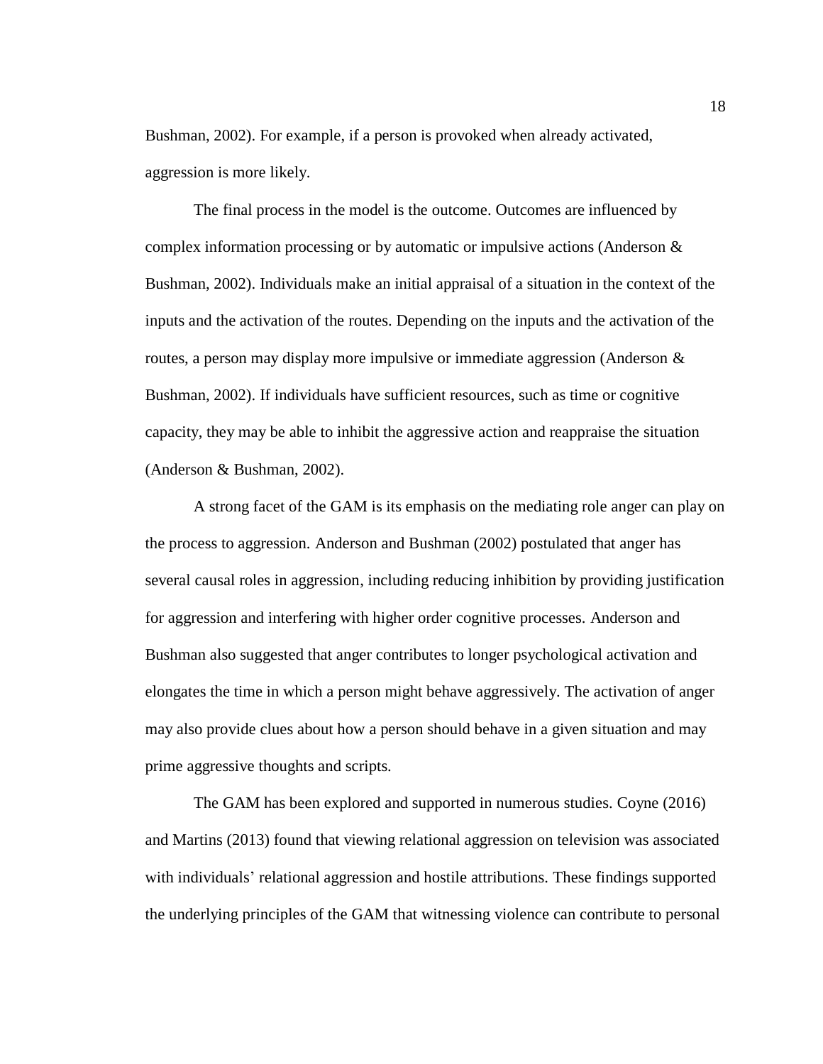Bushman, 2002). For example, if a person is provoked when already activated, aggression is more likely.

The final process in the model is the outcome. Outcomes are influenced by complex information processing or by automatic or impulsive actions (Anderson & Bushman, 2002). Individuals make an initial appraisal of a situation in the context of the inputs and the activation of the routes. Depending on the inputs and the activation of the routes, a person may display more impulsive or immediate aggression (Anderson & Bushman, 2002). If individuals have sufficient resources, such as time or cognitive capacity, they may be able to inhibit the aggressive action and reappraise the situation (Anderson & Bushman, 2002).

A strong facet of the GAM is its emphasis on the mediating role anger can play on the process to aggression. Anderson and Bushman (2002) postulated that anger has several causal roles in aggression, including reducing inhibition by providing justification for aggression and interfering with higher order cognitive processes. Anderson and Bushman also suggested that anger contributes to longer psychological activation and elongates the time in which a person might behave aggressively. The activation of anger may also provide clues about how a person should behave in a given situation and may prime aggressive thoughts and scripts.

The GAM has been explored and supported in numerous studies. Coyne (2016) and Martins (2013) found that viewing relational aggression on television was associated with individuals' relational aggression and hostile attributions. These findings supported the underlying principles of the GAM that witnessing violence can contribute to personal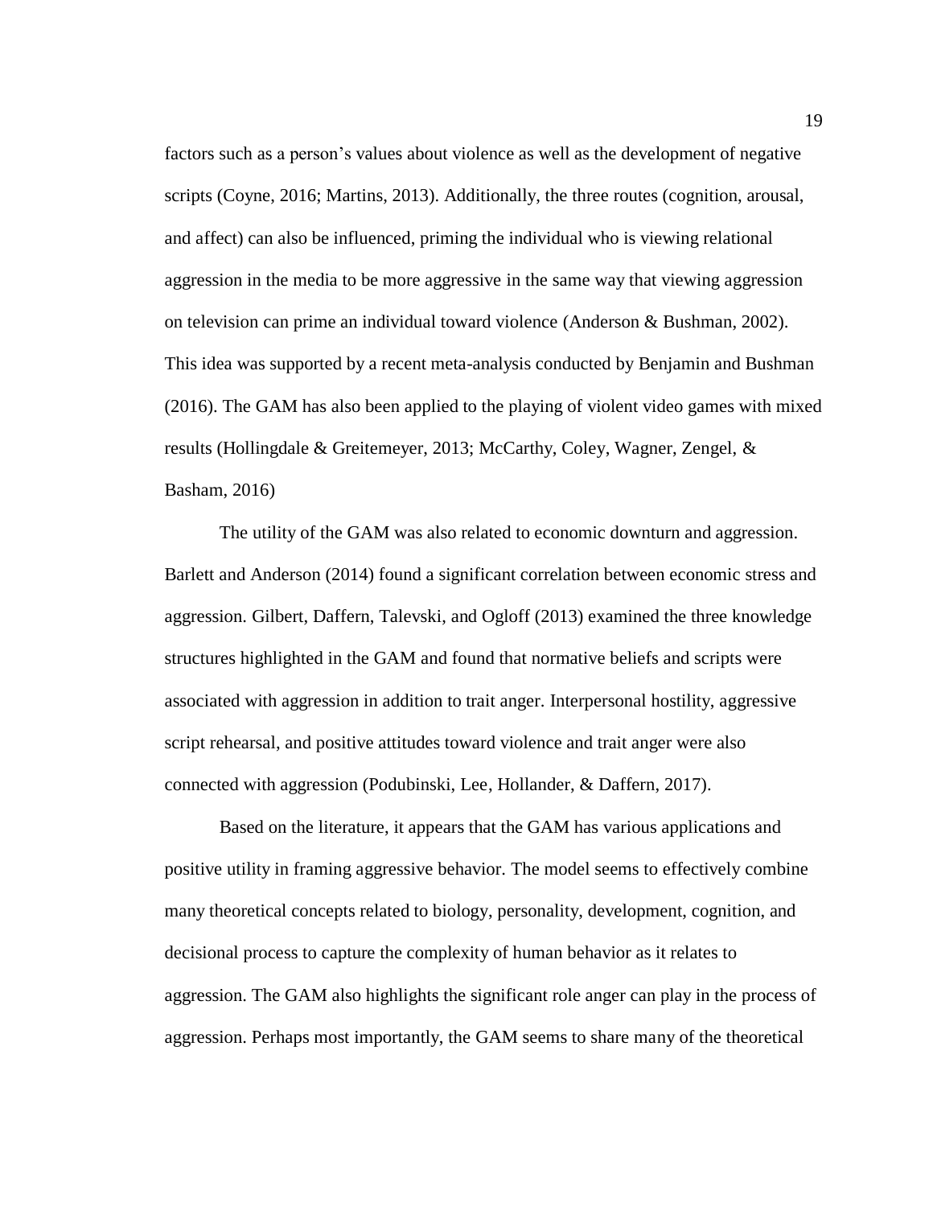factors such as a person's values about violence as well as the development of negative scripts (Coyne, 2016; Martins, 2013). Additionally, the three routes (cognition, arousal, and affect) can also be influenced, priming the individual who is viewing relational aggression in the media to be more aggressive in the same way that viewing aggression on television can prime an individual toward violence (Anderson & Bushman, 2002). This idea was supported by a recent meta-analysis conducted by Benjamin and Bushman (2016). The GAM has also been applied to the playing of violent video games with mixed results (Hollingdale & Greitemeyer, 2013; McCarthy, Coley, Wagner, Zengel, & Basham, 2016)

The utility of the GAM was also related to economic downturn and aggression. Barlett and Anderson (2014) found a significant correlation between economic stress and aggression. Gilbert, Daffern, Talevski, and Ogloff (2013) examined the three knowledge structures highlighted in the GAM and found that normative beliefs and scripts were associated with aggression in addition to trait anger. Interpersonal hostility, aggressive script rehearsal, and positive attitudes toward violence and trait anger were also connected with aggression (Podubinski, Lee, Hollander, & Daffern, 2017).

Based on the literature, it appears that the GAM has various applications and positive utility in framing aggressive behavior. The model seems to effectively combine many theoretical concepts related to biology, personality, development, cognition, and decisional process to capture the complexity of human behavior as it relates to aggression. The GAM also highlights the significant role anger can play in the process of aggression. Perhaps most importantly, the GAM seems to share many of the theoretical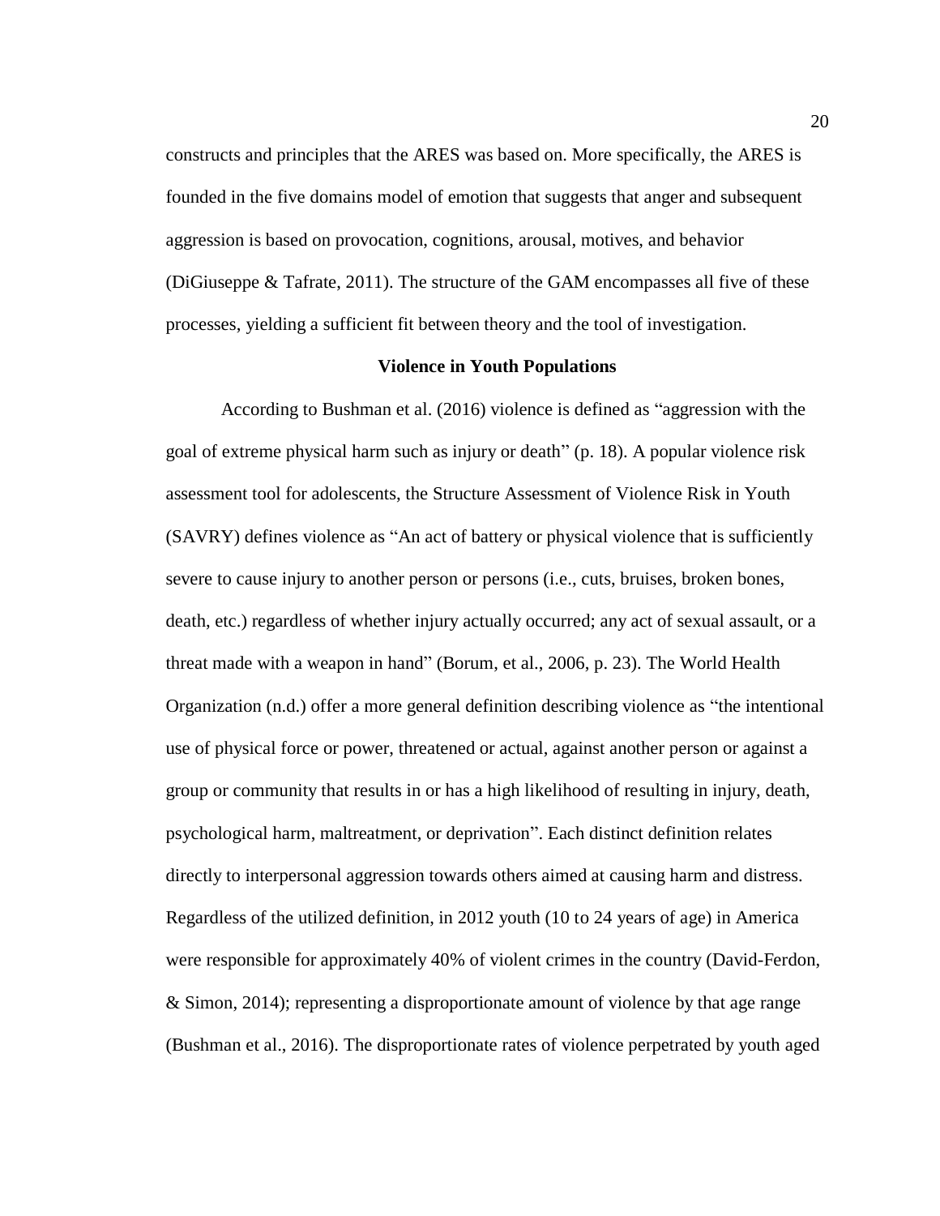constructs and principles that the ARES was based on. More specifically, the ARES is founded in the five domains model of emotion that suggests that anger and subsequent aggression is based on provocation, cognitions, arousal, motives, and behavior (DiGiuseppe & Tafrate, 2011). The structure of the GAM encompasses all five of these processes, yielding a sufficient fit between theory and the tool of investigation.

## Violence in Youth Populations

According to Bushman et al. (2016) violence is defined as "aggression with the goal of extreme physical harm such as injury or death" (p. 18). A popular violence risk assessment tool for adolescents, the Structure Assessment of Violence Risk in Youth (SAVRY) defines violence as "An act of battery or physical violence that is sufficiently severe to cause injury to another person or persons (i.e., cuts, bruises, broken bones, death, etc.) regardless of whether injury actually occurred; any act of sexual assault, or a threat made with a weapon in hand" (Borum, et al., 2006, p. 23). The World Health Organization (n.d.) offer a more general definition describing violence as "the intentional use of physical force or power, threatened or actual, against another person or against a group or community that results in or has a high likelihood of resulting in injury, death, psychological harm, maltreatment, or deprivation". Each distinct definition relates directly to interpersonal aggression towards others aimed at causing harm and distress. Regardless of the utilized definition, in 2012 youth (10 to 24 years of age) in America were responsible for approximately 40% of violent crimes in the country (David-Ferdon, & Simon, 2014); representing a disproportionate amount of violence by that age range (Bushman et al., 2016). The disproportionate rates of violence perpetrated by youth aged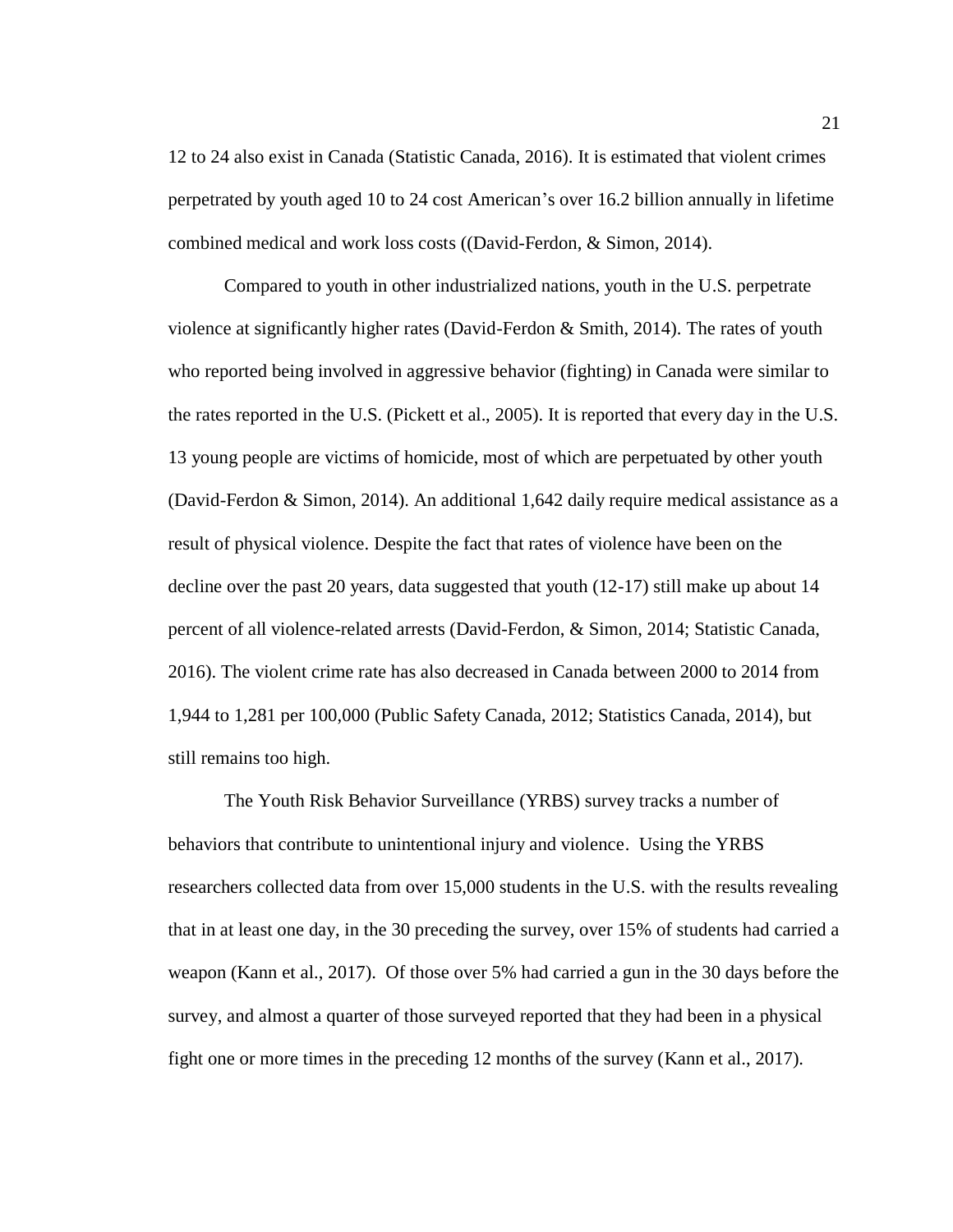12 to 24 also exist in Canada (Statistic Canada, 2016). It is estimated that violent crimes perpetrated by youth aged 10 to 24 cost American's over 16.2 billion annually in lifetime combined medical and work loss costs ((David-Ferdon, & Simon, 2014).

Compared to youth in other industrialized nations, youth in the U.S. perpetrate violence at significantly higher rates (David-Ferdon & Smith, 2014). The rates of youth who reported being involved in aggressive behavior (fighting) in Canada were similar to the rates reported in the U.S. (Pickett et al., 2005). It is reported that every day in the U.S. 13 young people are victims of homicide, most of which are perpetuated by other youth (David-Ferdon & Simon, 2014). An additional 1,642 daily require medical assistance as a result of physical violence. Despite the fact that rates of violence have been on the decline over the past 20 years, data suggested that youth (12-17) still make up about 14 percent of all violence-related arrests (David-Ferdon, & Simon, 2014; Statistic Canada, 2016). The violent crime rate has also decreased in Canada between 2000 to 2014 from 1,944 to 1,281 per 100,000 (Public Safety Canada, 2012; Statistics Canada, 2014), but still remains too high.

The Youth Risk Behavior Surveillance (YRBS) survey tracks a number of behaviors that contribute to unintentional injury and violence. Using the YRBS researchers collected data from over 15,000 students in the U.S. with the results revealing that in at least one day, in the 30 preceding the survey, over 15% of students had carried a weapon (Kann et al., 2017). Of those over 5% had carried a gun in the 30 days before the survey, and almost a quarter of those surveyed reported that they had been in a physical fight one or more times in the preceding 12 months of the survey (Kann et al., 2017).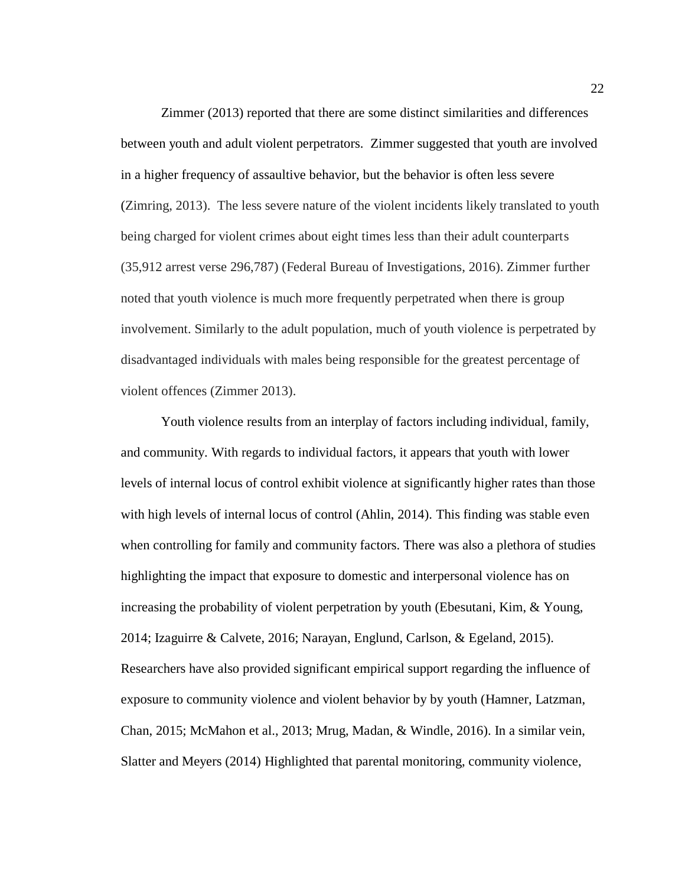Zimmer (2013) reported that there are some distinct similarities and differences between youth and adult violent perpetrators. Zimmer suggested that youth are involved in a higher frequency of assaultive behavior, but the behavior is often less severe (Zimring, 2013). The less severe nature of the violent incidents likely translated to youth being charged for violent crimes about eight times less than their adult counterparts (35,912 arrest verse 296,787) (Federal Bureau of Investigations, 2016). Zimmer further noted that youth violence is much more frequently perpetrated when there is group involvement. Similarly to the adult population, much of youth violence is perpetrated by disadvantaged individuals with males being responsible for the greatest percentage of violent offences (Zimmer 2013).

Youth violence results from an interplay of factors including individual, family, and community. With regards to individual factors, it appears that youth with lower levels of internal locus of control exhibit violence at significantly higher rates than those with high levels of internal locus of control (Ahlin, 2014). This finding was stable even when controlling for family and community factors. There was also a plethora of studies highlighting the impact that exposure to domestic and interpersonal violence has on increasing the probability of violent perpetration by youth (Ebesutani, Kim, & Young, 2014; Izaguirre & Calvete, 2016; Narayan, Englund, Carlson, & Egeland, 2015). Researchers have also provided significant empirical support regarding the influence of exposure to community violence and violent behavior by by youth (Hamner, Latzman, Chan, 2015; McMahon et al., 2013; Mrug, Madan, & Windle, 2016). In a similar vein, Slatter and Meyers (2014) Highlighted that parental monitoring, community violence,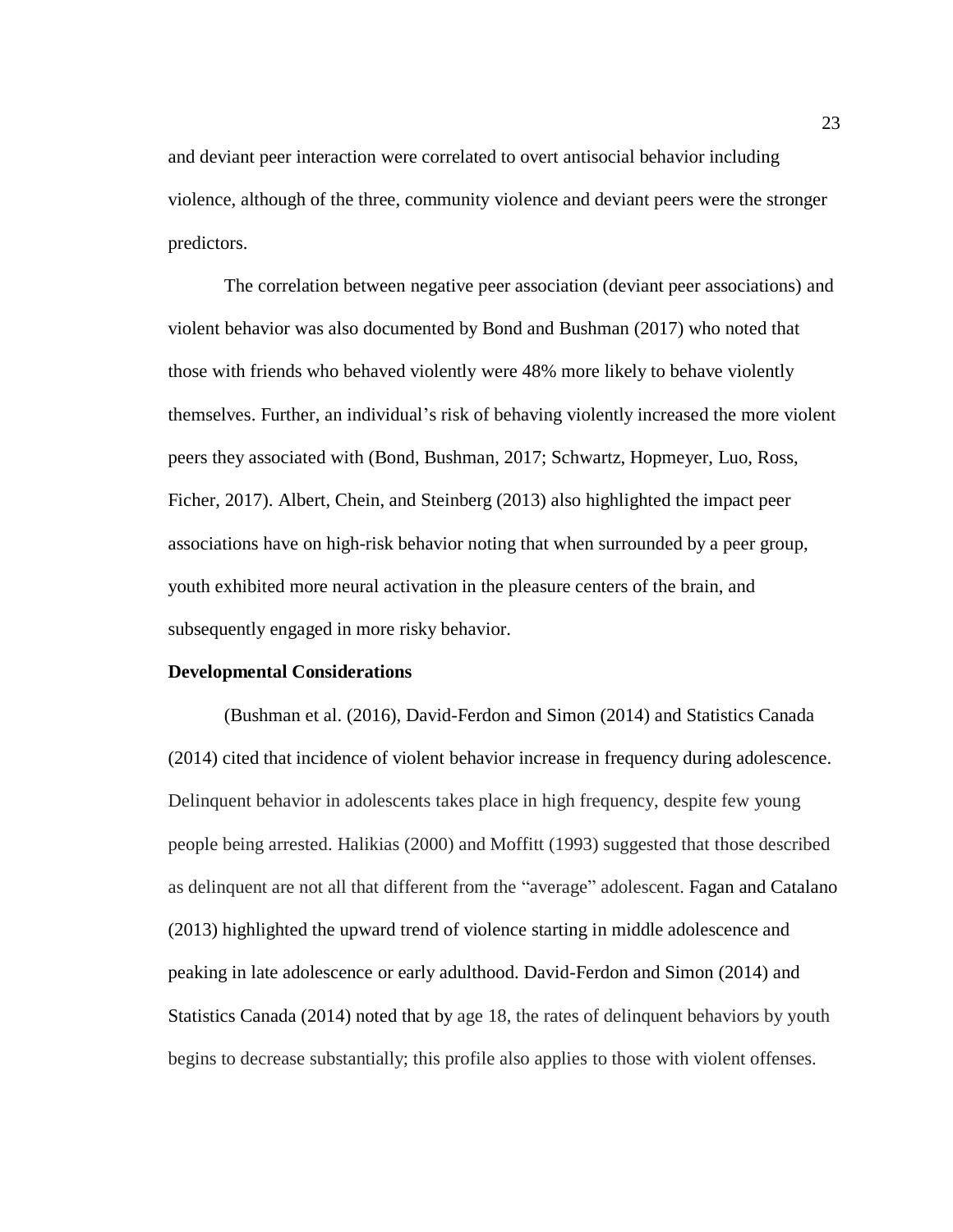and deviant peer interaction were correlated to overt antisocial behavior including violence, although of the three, community violence and deviant peers were the stronger predictors.

The correlation between negative peer association (deviant peer associations) and violent behavior was also documented by Bond and Bushman (2017) who noted that those with friends who behaved violently were 48% more likely to behave violently themselves. Further, an individual's risk of behaving violently increased the more violent peers they associated with (Bond, Bushman, 2017; Schwartz, Hopmeyer, Luo, Ross, Ficher, 2017). Albert, Chein, and Steinberg (2013) also highlighted the impact peer associations have on high-risk behavior noting that when surrounded by a peer group, youth exhibited more neural activation in the pleasure centers of the brain, and subsequently engaged in more risky behavior.

**Developmental Considerations**

(Bushman et al. (2016), David-Ferdon and Simon (2014) and Statistics Canada (2014) cited that incidence of violent behavior increase in frequency during adolescence. Delinquent behavior in adolescents takes place in high frequency, despite few young people being arrested. Halikias (2000) and Moffitt (1993) suggested that those described as delinquent are not all that different from the "average" adolescent. Fagan and Catalano (2013) highlighted the upward trend of violence starting in middle adolescence and peaking in late adolescence or early adulthood. David-Ferdon and Simon (2014) and Statistics Canada (2014) noted that by age 18, the rates of delinquent behaviors by youth begins to decrease substantially; this profile also applies to those with violent offenses.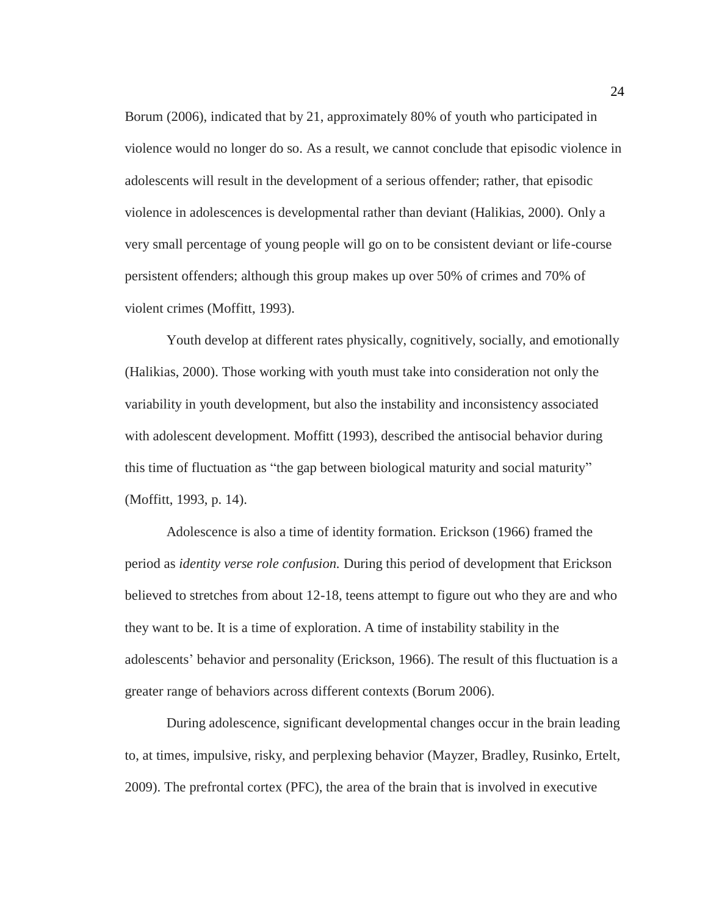Borum (2006), indicated that by 21, approximately 80% of youth who participated in violence would no longer do so. As a result, we cannot conclude that episodic violence in adolescents will result in the development of a serious offender; rather, that episodic violence in adolescences is developmental rather than deviant (Halikias, 2000). Only a very small percentage of young people will go on to be consistent deviant or life-course persistent offenders; although this group makes up over 50% of crimes and 70% of violent crimes (Moffitt, 1993).

Youth develop at different rates physically, cognitively, socially, and emotionally (Halikias, 2000). Those working with youth must take into consideration not only the variability in youth development, but also the instability and inconsistency associated with adolescent development. Moffitt (1993), described the antisocial behavior during this time of fluctuation as "the gap between biological maturity and social maturity" (Moffitt, 1993, p. 14).

Adolescence is also a time of identity formation. Erickson (1966) framed the period as *identity verse role confusion.* During this period of development that Erickson believed to stretches from about 12-18, teens attempt to figure out who they are and who they want to be. It is a time of exploration. A time of instability stability in the adolescents' behavior and personality (Erickson, 1966). The result of this fluctuation is a greater range of behaviors across different contexts (Borum 2006).

During adolescence, significant developmental changes occur in the brain leading to, at times, impulsive, risky, and perplexing behavior (Mayzer, Bradley, Rusinko, Ertelt, 2009). The prefrontal cortex (PFC), the area of the brain that is involved in executive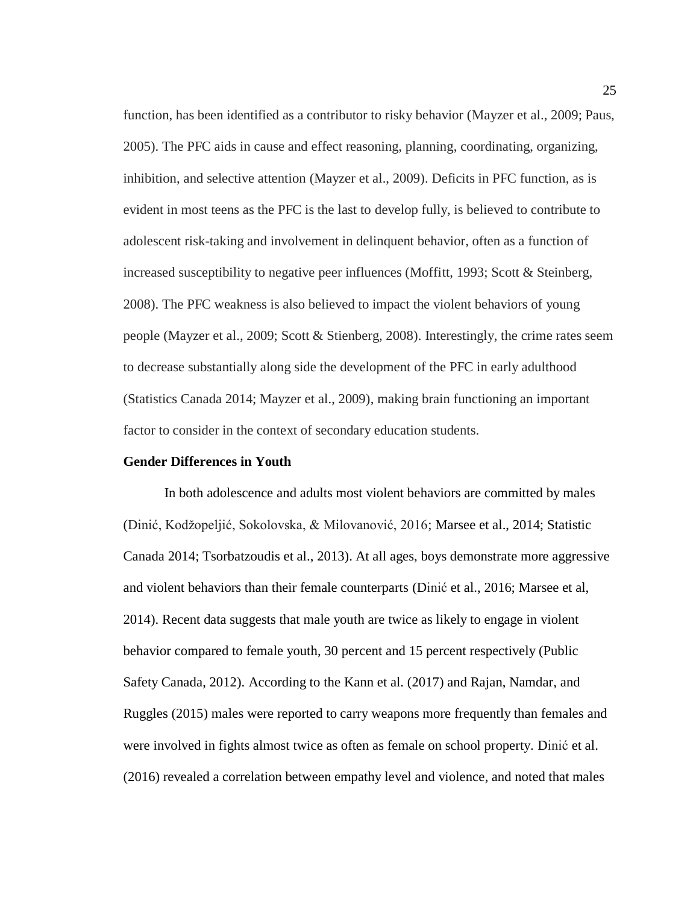function, has been identified as a contributor to risky behavior (Mayzer et al., 2009; Paus, 2005). The PFC aids in cause and effect reasoning, planning, coordinating, organizing, inhibition, and selective attention (Mayzer et al., 2009). Deficits in PFC function, as is evident in most teens as the PFC is the last to develop fully, is believed to contribute to adolescent risk-taking and involvement in delinquent behavior, often as a function of increased susceptibility to negative peer influences (Moffitt, 1993; Scott & Steinberg, 2008). The PFC weakness is also believed to impact the violent behaviors of young people (Mayzer et al., 2009; Scott & Stienberg, 2008). Interestingly, the crime rates seem to decrease substantially along side the development of the PFC in early adulthood (Statistics Canada 2014; Mayzer et al., 2009), making brain functioning an important factor to consider in the context of secondary education students.

**Gender Differences in Youth**

In both adolescence and adults most violent behaviors are committed by males (Dinić, Kodžopeljić, Sokolovska, & Milovanović, 2016; Marsee et al., 2014; Statistic Canada 2014; Tsorbatzoudis et al., 2013). At all ages, boys demonstrate more aggressive and violent behaviors than their female counterparts (Dinić et al., 2016; Marsee et al, 2014). Recent data suggests that male youth are twice as likely to engage in violent behavior compared to female youth, 30 percent and 15 percent respectively (Public Safety Canada, 2012). According to the Kann et al. (2017) and Rajan, Namdar, and Ruggles (2015) males were reported to carry weapons more frequently than females and were involved in fights almost twice as often as female on school property. Dinić et al. (2016) revealed a correlation between empathy level and violence, and noted that males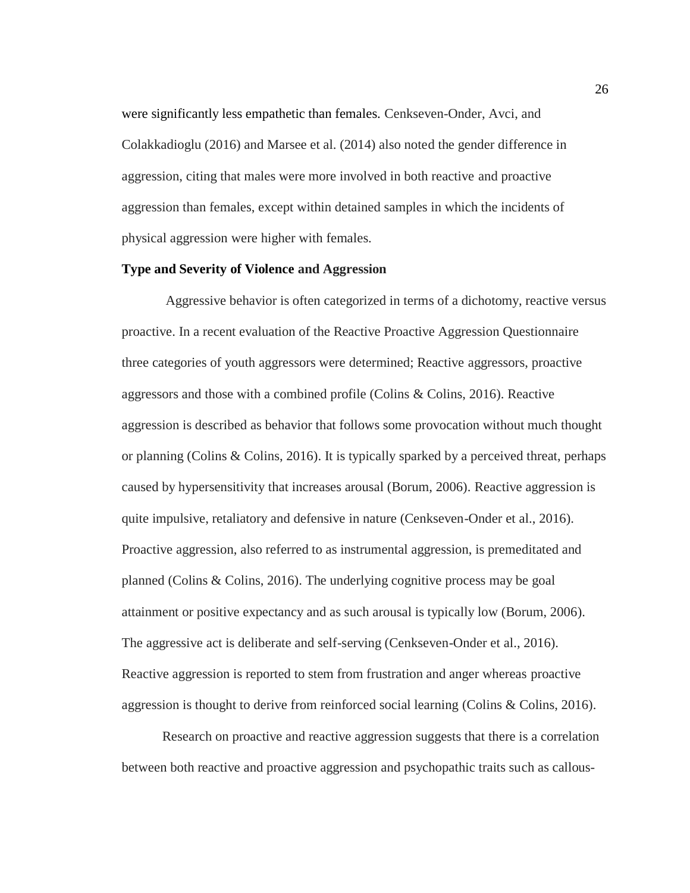were significantly less empathetic than females. Cenkseven-Onder, Avci, and Colakkadioglu (2016) and Marsee et al. (2014) also noted the gender difference in aggression, citing that males were more involved in both reactive and proactive aggression than females, except within detained samples in which the incidents of physical aggression were higher with females.

**Type and Severity of Violence and Aggression**

Aggressive behavior is often categorized in terms of a dichotomy, reactive versus proactive. In a recent evaluation of the Reactive Proactive Aggression Questionnaire three categories of youth aggressors were determined; Reactive aggressors, proactive aggressors and those with a combined profile (Colins & Colins, 2016). Reactive aggression is described as behavior that follows some provocation without much thought or planning (Colins & Colins, 2016). It is typically sparked by a perceived threat, perhaps caused by hypersensitivity that increases arousal (Borum, 2006). Reactive aggression is quite impulsive, retaliatory and defensive in nature (Cenkseven-Onder et al., 2016). Proactive aggression, also referred to as instrumental aggression, is premeditated and planned (Colins & Colins, 2016). The underlying cognitive process may be goal attainment or positive expectancy and as such arousal is typically low (Borum, 2006). The aggressive act is deliberate and self-serving (Cenkseven-Onder et al., 2016). Reactive aggression is reported to stem from frustration and anger whereas proactive aggression is thought to derive from reinforced social learning (Colins & Colins, 2016).

Research on proactive and reactive aggression suggests that there is a correlation between both reactive and proactive aggression and psychopathic traits such as callous-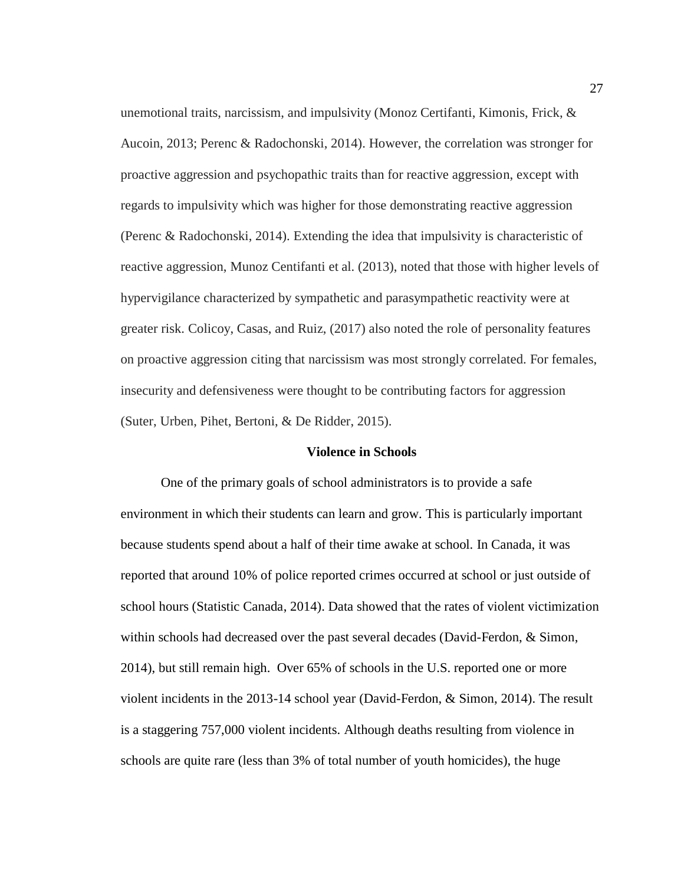unemotional traits, narcissism, and impulsivity (Monoz Certifanti, Kimonis, Frick, & Aucoin, 2013; Perenc & Radochonski, 2014). However, the correlation was stronger for proactive aggression and psychopathic traits than for reactive aggression, except with regards to impulsivity which was higher for those demonstrating reactive aggression (Perenc & Radochonski, 2014). Extending the idea that impulsivity is characteristic of reactive aggression, Munoz Centifanti et al. (2013), noted that those with higher levels of hypervigilance characterized by sympathetic and parasympathetic reactivity were at greater risk. Colicoy, Casas, and Ruiz, (2017) also noted the role of personality features on proactive aggression citing that narcissism was most strongly correlated. For females, insecurity and defensiveness were thought to be contributing factors for aggression (Suter, Urben, Pihet, Bertoni, & De Ridder, 2015).

## Violence in Schools

One of the primary goals of school administrators is to provide a safe environment in which their students can learn and grow. This is particularly important because students spend about a half of their time awake at school. In Canada, it was reported that around 10% of police reported crimes occurred at school or just outside of school hours (Statistic Canada, 2014). Data showed that the rates of violent victimization within schools had decreased over the past several decades (David-Ferdon, & Simon, 2014), but still remain high.  Over 65% of schools in the U.S. reported one or more violent incidents in the 2013-14 school year (David-Ferdon, & Simon, 2014). The result is a staggering 757,000 violent incidents. Although deaths resulting from violence in schools are quite rare (less than 3% of total number of youth homicides), the huge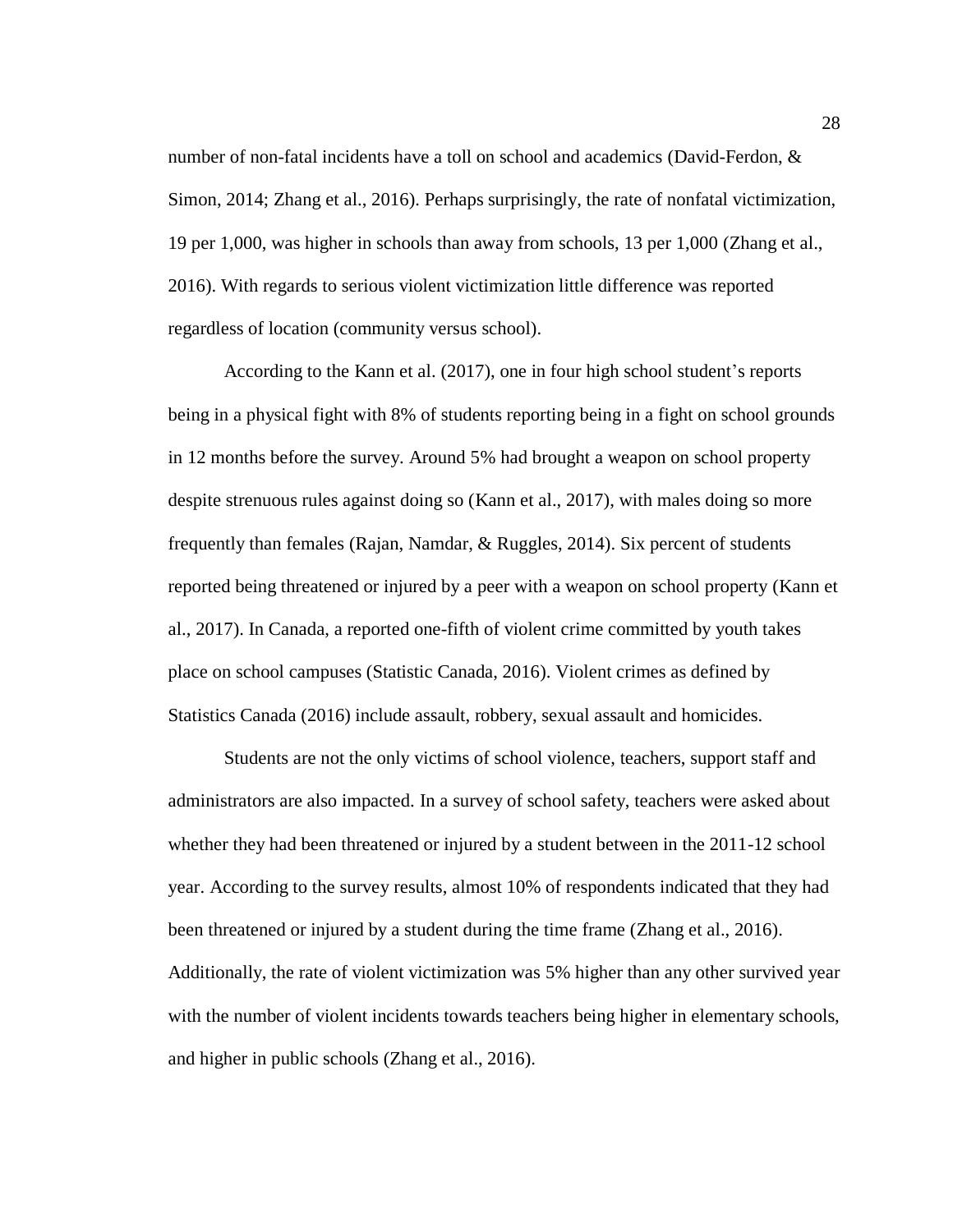number of non-fatal incidents have a toll on school and academics (David-Ferdon, & Simon, 2014; Zhang et al., 2016). Perhaps surprisingly, the rate of nonfatal victimization, 19 per 1,000, was higher in schools than away from schools, 13 per 1,000 (Zhang et al., 2016). With regards to serious violent victimization little difference was reported regardless of location (community versus school).

According to the Kann et al. (2017), one in four high school student's reports being in a physical fight with 8% of students reporting being in a fight on school grounds in 12 months before the survey. Around 5% had brought a weapon on school property despite strenuous rules against doing so (Kann et al., 2017), with males doing so more frequently than females (Rajan, Namdar, & Ruggles, 2014). Six percent of students reported being threatened or injured by a peer with a weapon on school property (Kann et al., 2017). In Canada, a reported one-fifth of violent crime committed by youth takes place on school campuses (Statistic Canada, 2016). Violent crimes as defined by Statistics Canada (2016) include assault, robbery, sexual assault and homicides.

Students are not the only victims of school violence, teachers, support staff and administrators are also impacted. In a survey of school safety, teachers were asked about whether they had been threatened or injured by a student between in the 2011-12 school year. According to the survey results, almost 10% of respondents indicated that they had been threatened or injured by a student during the time frame (Zhang et al., 2016). Additionally, the rate of violent victimization was 5% higher than any other survived year with the number of violent incidents towards teachers being higher in elementary schools, and higher in public schools (Zhang et al., 2016).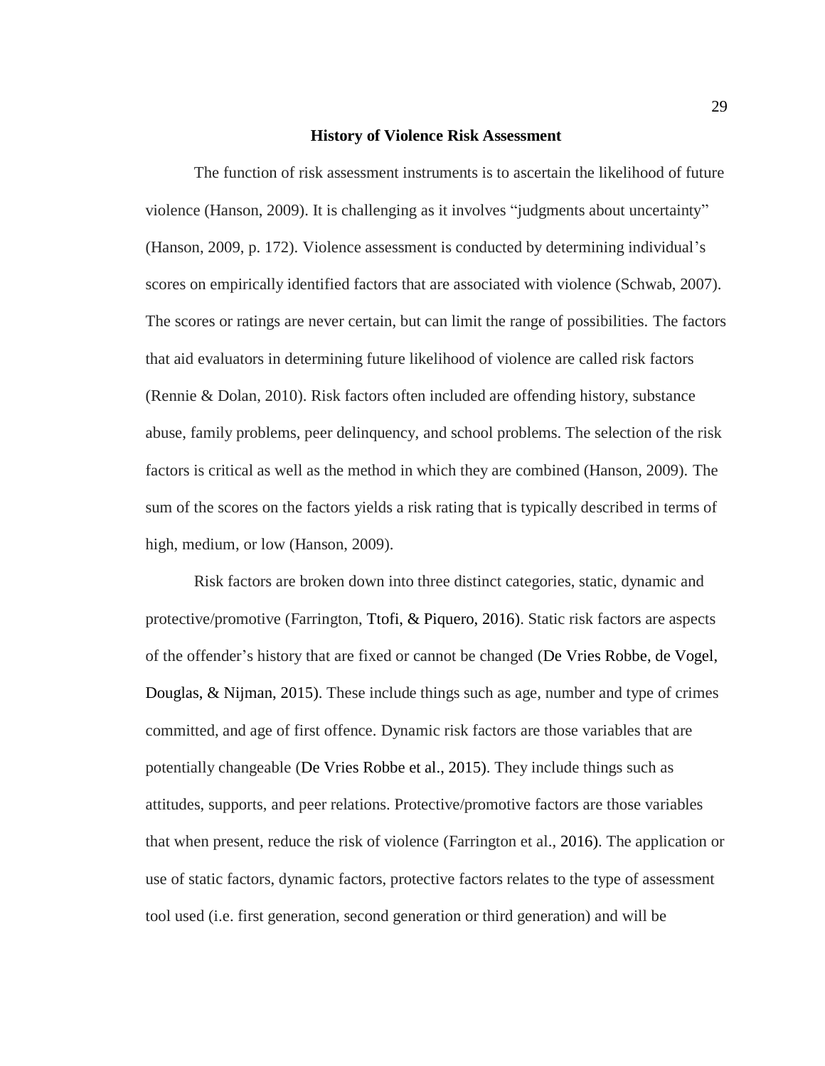## History of Violence Risk Assessment

The function of risk assessment instruments is to ascertain the likelihood of future violence (Hanson, 2009). It is challenging as it involves "judgments about uncertainty" (Hanson, 2009, p. 172). Violence assessment is conducted by determining individual's scores on empirically identified factors that are associated with violence (Schwab, 2007). The scores or ratings are never certain, but can limit the range of possibilities. The factors that aid evaluators in determining future likelihood of violence are called risk factors (Rennie & Dolan, 2010). Risk factors often included are offending history, substance abuse, family problems, peer delinquency, and school problems. The selection of the risk factors is critical as well as the method in which they are combined (Hanson, 2009). The sum of the scores on the factors yields a risk rating that is typically described in terms of high, medium, or low (Hanson, 2009).

Risk factors are broken down into three distinct categories, static, dynamic and protective/promotive (Farrington, Ttofi, & Piquero, 2016). Static risk factors are aspects of the offender's history that are fixed or cannot be changed (De Vries Robbe, de Vogel, Douglas, & Nijman, 2015). These include things such as age, number and type of crimes committed, and age of first offence. Dynamic risk factors are those variables that are potentially changeable (De Vries Robbe et al., 2015). They include things such as attitudes, supports, and peer relations. Protective/promotive factors are those variables that when present, reduce the risk of violence (Farrington et al., 2016). The application or use of static factors, dynamic factors, protective factors relates to the type of assessment tool used (i.e. first generation, second generation or third generation) and will be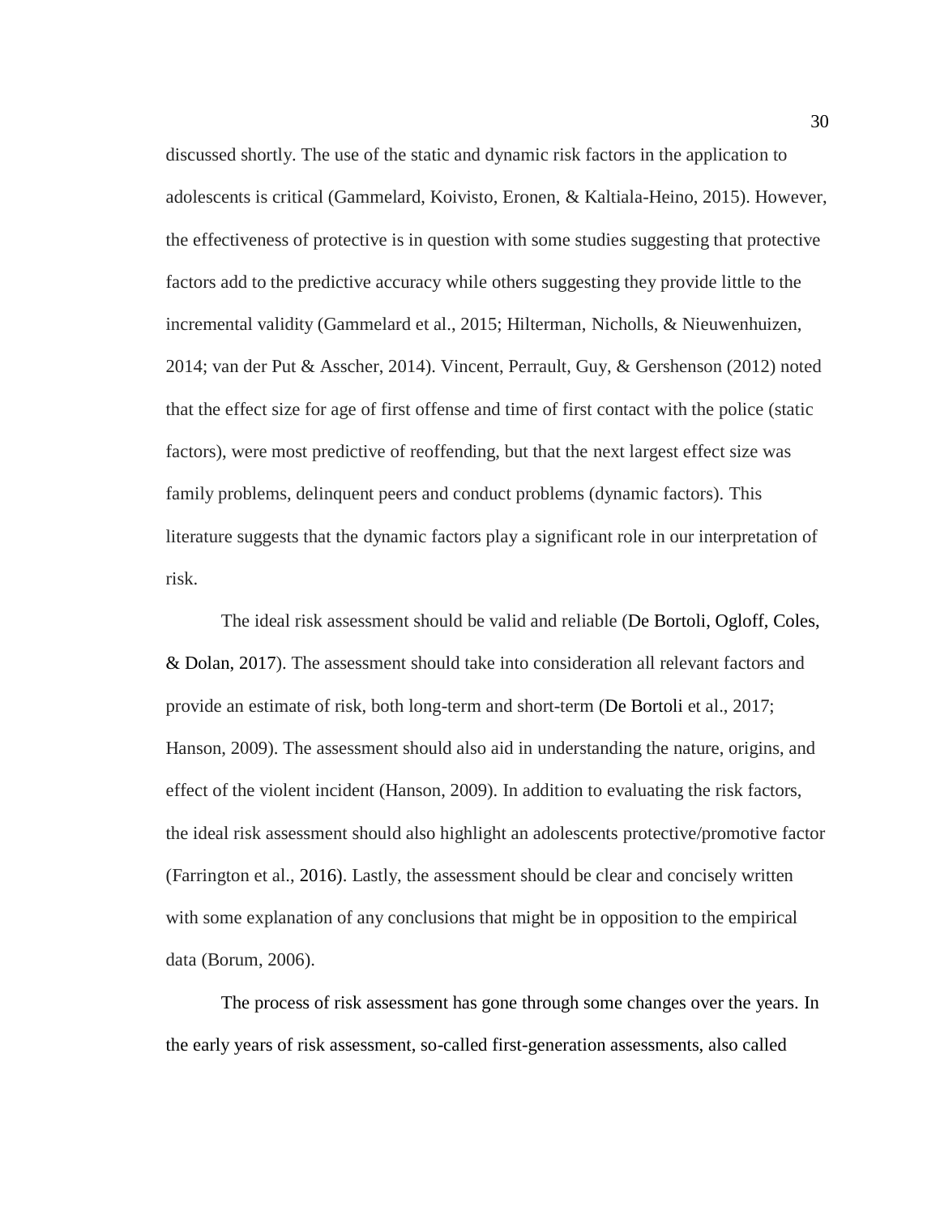discussed shortly. The use of the static and dynamic risk factors in the application to adolescents is critical (Gammelard, Koivisto, Eronen, & Kaltiala-Heino, 2015). However, the effectiveness of protective is in question with some studies suggesting that protective factors add to the predictive accuracy while others suggesting they provide little to the incremental validity (Gammelard et al., 2015; Hilterman, Nicholls, & Nieuwenhuizen, 2014; van der Put & Asscher, 2014). Vincent, Perrault, Guy, & Gershenson (2012) noted that the effect size for age of first offense and time of first contact with the police (static factors), were most predictive of reoffending, but that the next largest effect size was family problems, delinquent peers and conduct problems (dynamic factors). This literature suggests that the dynamic factors play a significant role in our interpretation of risk.

The ideal risk assessment should be valid and reliable (De Bortoli, Ogloff, Coles, & Dolan, 2017). The assessment should take into consideration all relevant factors and provide an estimate of risk, both long-term and short-term (De Bortoli et al., 2017; Hanson, 2009). The assessment should also aid in understanding the nature, origins, and effect of the violent incident (Hanson, 2009). In addition to evaluating the risk factors, the ideal risk assessment should also highlight an adolescents protective/promotive factor (Farrington et al., 2016). Lastly, the assessment should be clear and concisely written with some explanation of any conclusions that might be in opposition to the empirical data (Borum, 2006).

The process of risk assessment has gone through some changes over the years. In the early years of risk assessment, so-called first-generation assessments, also called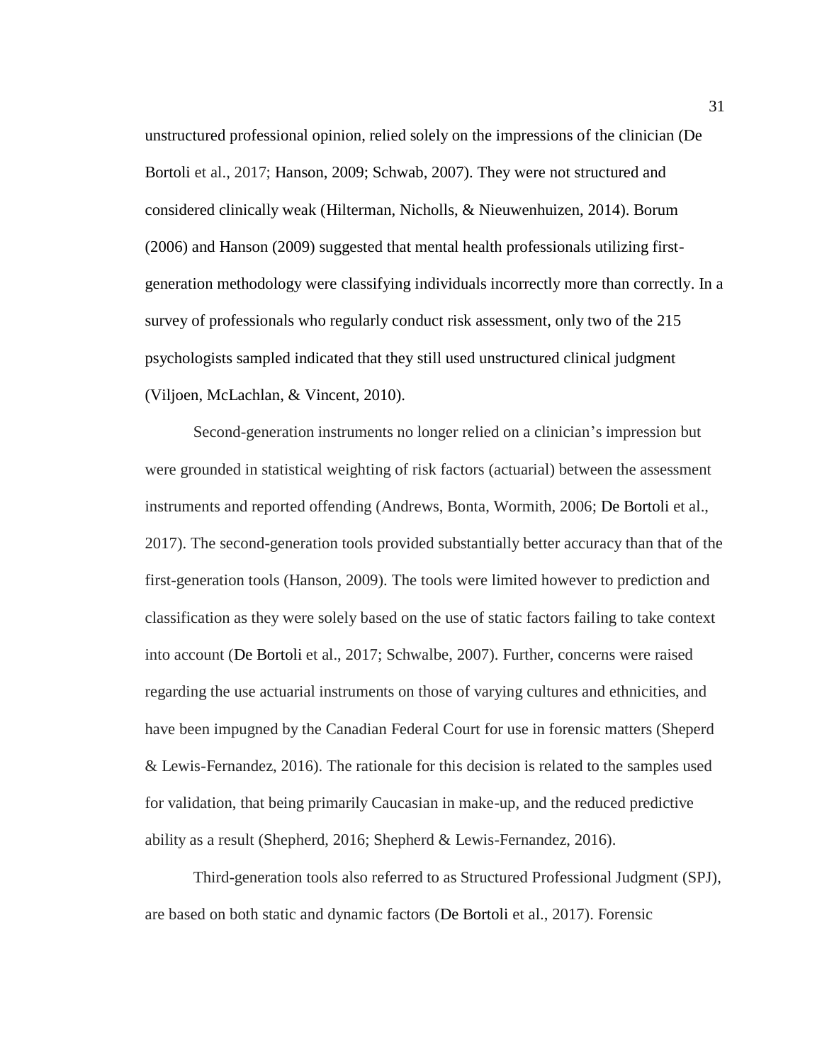unstructured professional opinion, relied solely on the impressions of the clinician (De Bortoli et al., 2017; Hanson, 2009; Schwab, 2007). They were not structured and considered clinically weak (Hilterman, Nicholls, & Nieuwenhuizen, 2014). Borum (2006) and Hanson (2009) suggested that mental health professionals utilizing first-generation methodology were classifying individuals incorrectly more than correctly. In a survey of professionals who regularly conduct risk assessment, only two of the 215 psychologists sampled indicated that they still used unstructured clinical judgment (Viljoen, McLachlan, & Vincent, 2010).

Second-generation instruments no longer relied on a clinician's impression but were grounded in statistical weighting of risk factors (actuarial) between the assessment instruments and reported offending (Andrews, Bonta, Wormith, 2006; De Bortoli et al., 2017). The second-generation tools provided substantially better accuracy than that of the first-generation tools (Hanson, 2009). The tools were limited however to prediction and classification as they were solely based on the use of static factors failing to take context into account (De Bortoli et al., 2017; Schwalbe, 2007). Further, concerns were raised regarding the use actuarial instruments on those of varying cultures and ethnicities, and have been impugned by the Canadian Federal Court for use in forensic matters (Sheperd & Lewis-Fernandez, 2016). The rationale for this decision is related to the samples used for validation, that being primarily Caucasian in make-up, and the reduced predictive ability as a result (Shepherd, 2016; Shepherd & Lewis-Fernandez, 2016).

Third-generation tools also referred to as Structured Professional Judgment (SPJ), are based on both static and dynamic factors (De Bortoli et al., 2017). Forensic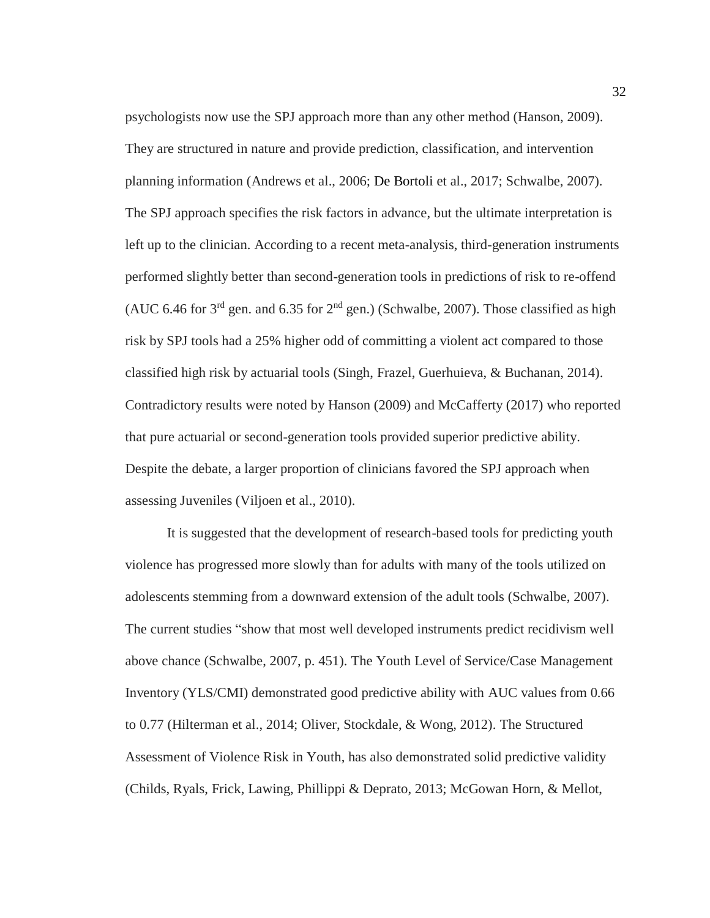psychologists now use the SPJ approach more than any other method (Hanson, 2009). They are structured in nature and provide prediction, classification, and intervention planning information (Andrews et al., 2006; De Bortoli et al., 2017; Schwalbe, 2007). The SPJ approach specifies the risk factors in advance, but the ultimate interpretation is left up to the clinician. According to a recent meta-analysis, third-generation instruments performed slightly better than second-generation tools in predictions of risk to re-offend (AUC 6.46 for 3rd gen. and 6.35 for 2nd gen.) (Schwalbe, 2007). Those classified as high risk by SPJ tools had a 25% higher odd of committing a violent act compared to those classified high risk by actuarial tools (Singh, Frazel, Guerhuieva, & Buchanan, 2014). Contradictory results were noted by Hanson (2009) and McCafferty (2017) who reported that pure actuarial or second-generation tools provided superior predictive ability. Despite the debate, a larger proportion of clinicians favored the SPJ approach when assessing Juveniles (Viljoen et al., 2010).

It is suggested that the development of research-based tools for predicting youth violence has progressed more slowly than for adults with many of the tools utilized on adolescents stemming from a downward extension of the adult tools (Schwalbe, 2007). The current studies "show that most well developed instruments predict recidivism well above chance (Schwalbe, 2007, p. 451). The Youth Level of Service/Case Management Inventory (YLS/CMI) demonstrated good predictive ability with AUC values from 0.66 to 0.77 (Hilterman et al., 2014; Oliver, Stockdale, & Wong, 2012). The Structured Assessment of Violence Risk in Youth, has also demonstrated solid predictive validity (Childs, Ryals, Frick, Lawing, Phillippi & Deprato, 2013; McGowan Horn, & Mellot,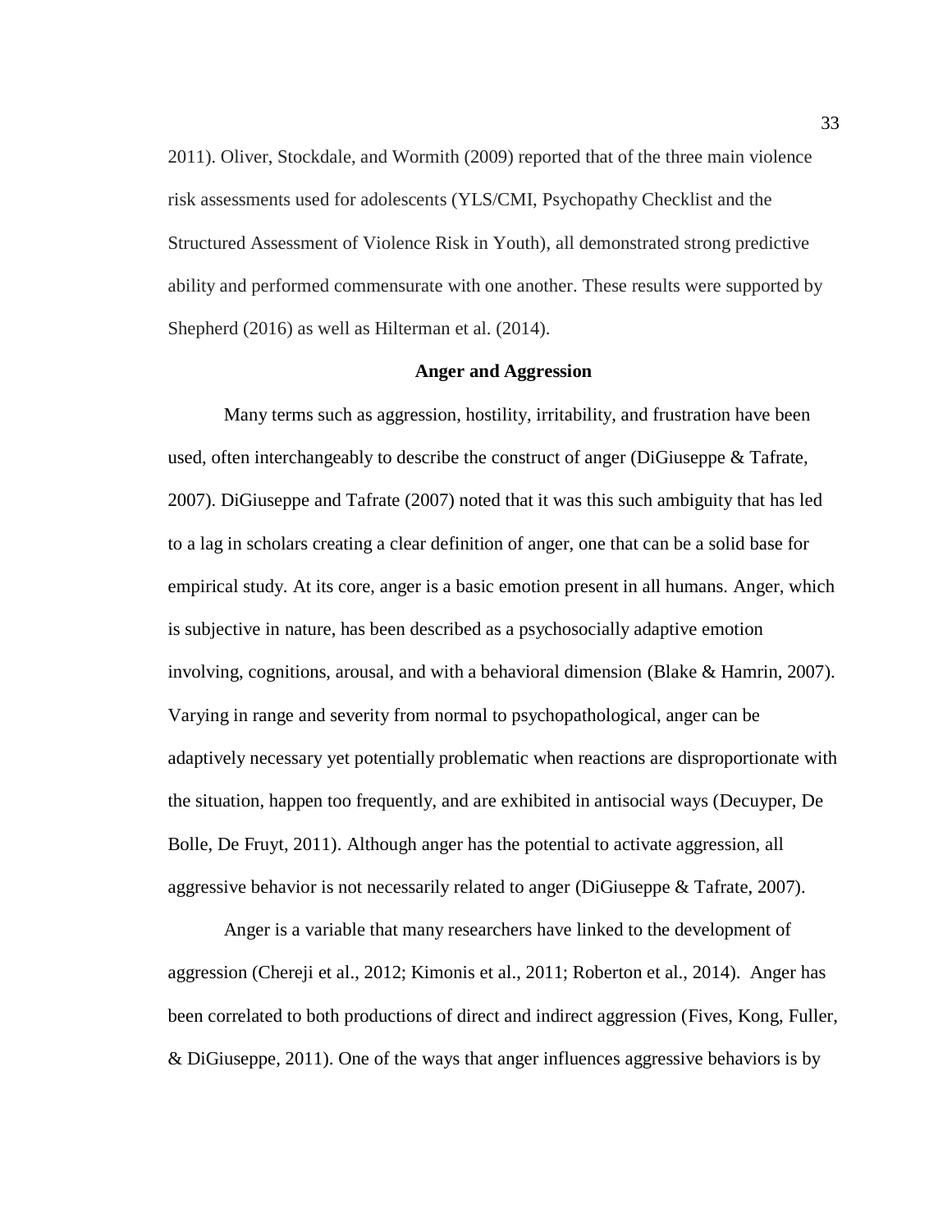2011). Oliver, Stockdale, and Wormith (2009) reported that of the three main violence risk assessments used for adolescents (YLS/CMI, Psychopathy Checklist and the Structured Assessment of Violence Risk in Youth), all demonstrated strong predictive ability and performed commensurate with one another. These results were supported by Shepherd (2016) as well as Hilterman et al. (2014).

## Anger and Aggression

Many terms such as aggression, hostility, irritability, and frustration have been used, often interchangeably to describe the construct of anger (DiGiuseppe & Tafrate, 2007). DiGiuseppe and Tafrate (2007) noted that it was this such ambiguity that has led to a lag in scholars creating a clear definition of anger, one that can be a solid base for empirical study. At its core, anger is a basic emotion present in all humans. Anger, which is subjective in nature, has been described as a psychosocially adaptive emotion involving, cognitions, arousal, and with a behavioral dimension (Blake & Hamrin, 2007). Varying in range and severity from normal to psychopathological, anger can be adaptively necessary yet potentially problematic when reactions are disproportionate with the situation, happen too frequently, and are exhibited in antisocial ways (Decuyper, De Bolle, De Fruyt, 2011). Although anger has the potential to activate aggression, all aggressive behavior is not necessarily related to anger (DiGiuseppe & Tafrate, 2007).

Anger is a variable that many researchers have linked to the development of aggression (Chereji et al., 2012; Kimonis et al., 2011; Roberton et al., 2014). Anger has been correlated to both productions of direct and indirect aggression (Fives, Kong, Fuller, & DiGiuseppe, 2011). One of the ways that anger influences aggressive behaviors is by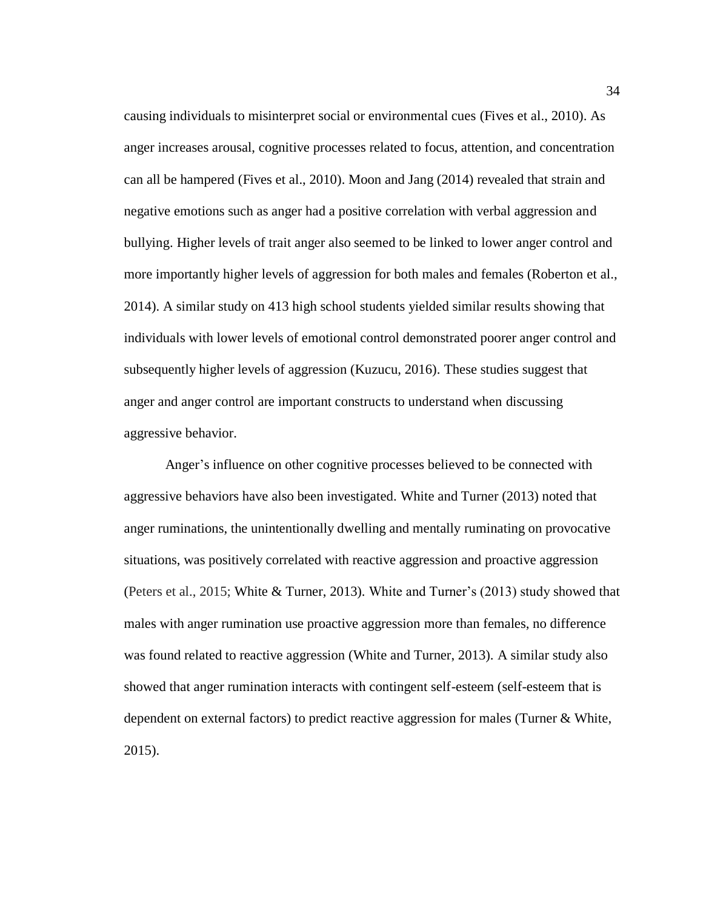causing individuals to misinterpret social or environmental cues (Fives et al., 2010). As anger increases arousal, cognitive processes related to focus, attention, and concentration can all be hampered (Fives et al., 2010). Moon and Jang (2014) revealed that strain and negative emotions such as anger had a positive correlation with verbal aggression and bullying. Higher levels of trait anger also seemed to be linked to lower anger control and more importantly higher levels of aggression for both males and females (Roberton et al., 2014). A similar study on 413 high school students yielded similar results showing that individuals with lower levels of emotional control demonstrated poorer anger control and subsequently higher levels of aggression (Kuzucu, 2016). These studies suggest that anger and anger control are important constructs to understand when discussing aggressive behavior.

Anger's influence on other cognitive processes believed to be connected with aggressive behaviors have also been investigated. White and Turner (2013) noted that anger ruminations, the unintentionally dwelling and mentally ruminating on provocative situations, was positively correlated with reactive aggression and proactive aggression (Peters et al., 2015; White & Turner, 2013). White and Turner's (2013) study showed that males with anger rumination use proactive aggression more than females, no difference was found related to reactive aggression (White and Turner, 2013). A similar study also showed that anger rumination interacts with contingent self-esteem (self-esteem that is dependent on external factors) to predict reactive aggression for males (Turner & White, 2015).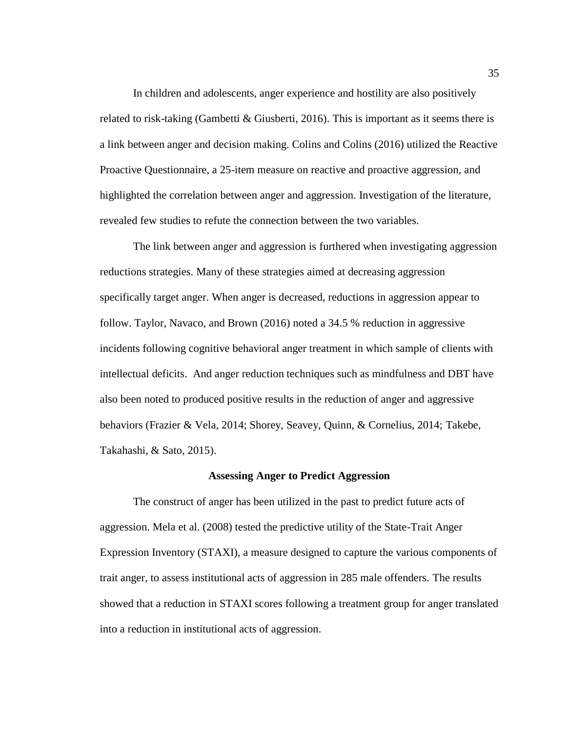In children and adolescents, anger experience and hostility are also positively related to risk-taking (Gambetti & Giusberti, 2016). This is important as it seems there is a link between anger and decision making. Colins and Colins (2016) utilized the Reactive Proactive Questionnaire, a 25-item measure on reactive and proactive aggression, and highlighted the correlation between anger and aggression. Investigation of the literature, revealed few studies to refute the connection between the two variables.

The link between anger and aggression is furthered when investigating aggression reductions strategies. Many of these strategies aimed at decreasing aggression specifically target anger. When anger is decreased, reductions in aggression appear to follow. Taylor, Navaco, and Brown (2016) noted a 34.5 % reduction in aggressive incidents following cognitive behavioral anger treatment in which sample of clients with intellectual deficits. And anger reduction techniques such as mindfulness and DBT have also been noted to produced positive results in the reduction of anger and aggressive behaviors (Frazier & Vela, 2014; Shorey, Seavey, Quinn, & Cornelius, 2014; Takebe, Takahashi, & Sato, 2015).

## Assessing Anger to Predict Aggression

The construct of anger has been utilized in the past to predict future acts of aggression. Mela et al. (2008) tested the predictive utility of the State-Trait Anger Expression Inventory (STAXI), a measure designed to capture the various components of trait anger, to assess institutional acts of aggression in 285 male offenders. The results showed that a reduction in STAXI scores following a treatment group for anger translated into a reduction in institutional acts of aggression.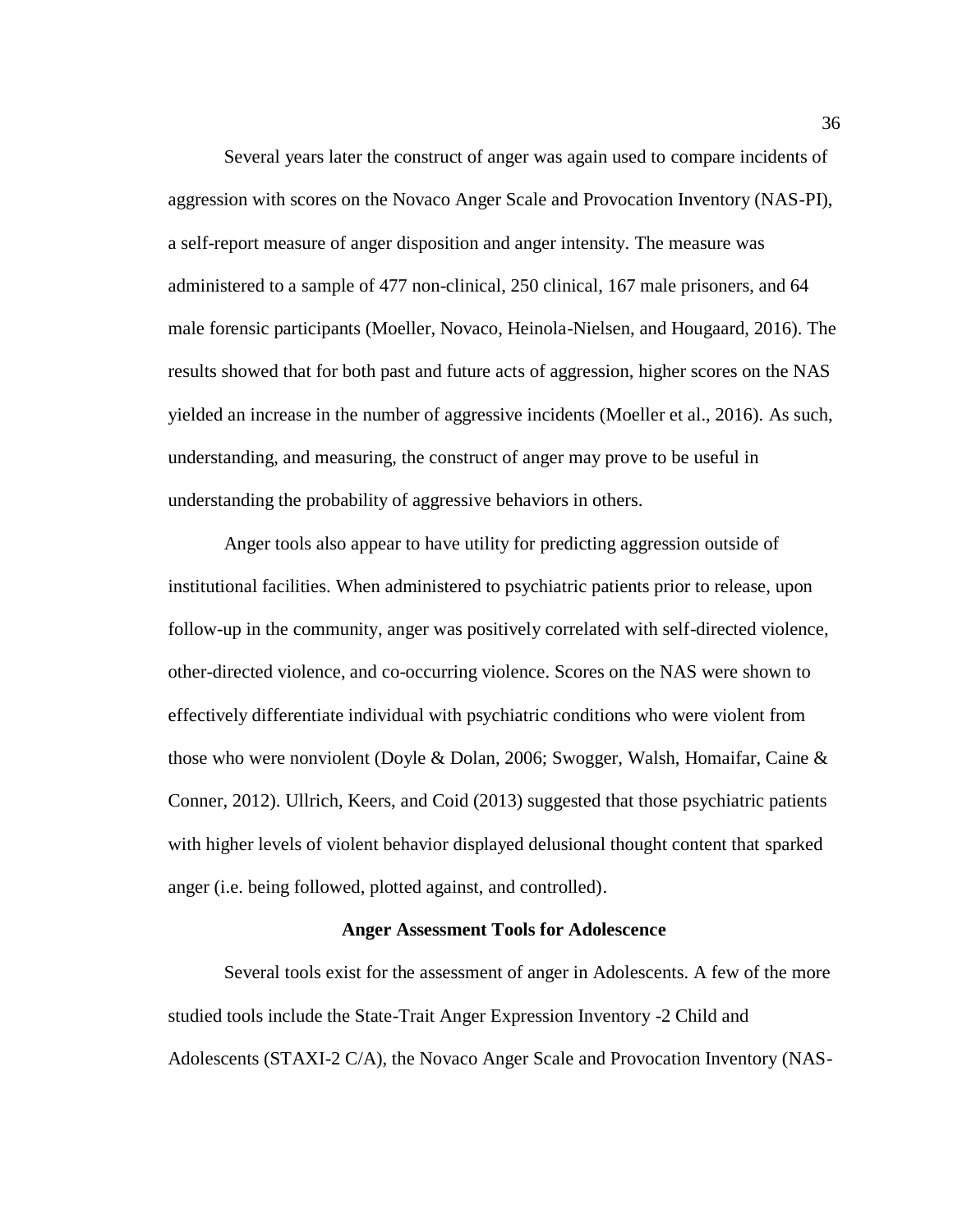Several years later the construct of anger was again used to compare incidents of aggression with scores on the Novaco Anger Scale and Provocation Inventory (NAS-PI), a self-report measure of anger disposition and anger intensity. The measure was administered to a sample of 477 non-clinical, 250 clinical, 167 male prisoners, and 64 male forensic participants (Moeller, Novaco, Heinola-Nielsen, and Hougaard, 2016). The results showed that for both past and future acts of aggression, higher scores on the NAS yielded an increase in the number of aggressive incidents (Moeller et al., 2016). As such, understanding, and measuring, the construct of anger may prove to be useful in understanding the probability of aggressive behaviors in others.

Anger tools also appear to have utility for predicting aggression outside of institutional facilities. When administered to psychiatric patients prior to release, upon follow-up in the community, anger was positively correlated with self-directed violence, other-directed violence, and co-occurring violence. Scores on the NAS were shown to effectively differentiate individual with psychiatric conditions who were violent from those who were nonviolent (Doyle & Dolan, 2006; Swogger, Walsh, Homaifar, Caine & Conner, 2012). Ullrich, Keers, and Coid (2013) suggested that those psychiatric patients with higher levels of violent behavior displayed delusional thought content that sparked anger (i.e. being followed, plotted against, and controlled).

**Anger Assessment Tools for Adolescence**

Several tools exist for the assessment of anger in Adolescents. A few of the more studied tools include the State-Trait Anger Expression Inventory -2 Child and Adolescents (STAXI-2 C/A), the Novaco Anger Scale and Provocation Inventory (NAS-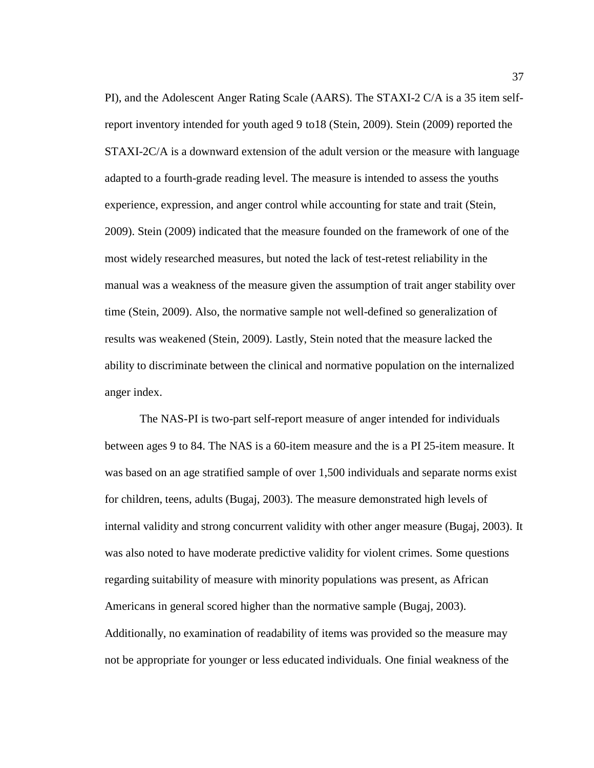PI), and the Adolescent Anger Rating Scale (AARS). The STAXI-2 C/A is a 35 item self-report inventory intended for youth aged 9 to18 (Stein, 2009). Stein (2009) reported the STAXI-2C/A is a downward extension of the adult version or the measure with language adapted to a fourth-grade reading level. The measure is intended to assess the youths experience, expression, and anger control while accounting for state and trait (Stein, 2009). Stein (2009) indicated that the measure founded on the framework of one of the most widely researched measures, but noted the lack of test-retest reliability in the manual was a weakness of the measure given the assumption of trait anger stability over time (Stein, 2009). Also, the normative sample not well-defined so generalization of results was weakened (Stein, 2009). Lastly, Stein noted that the measure lacked the ability to discriminate between the clinical and normative population on the internalized anger index.

The NAS-PI is two-part self-report measure of anger intended for individuals between ages 9 to 84. The NAS is a 60-item measure and the is a PI 25-item measure. It was based on an age stratified sample of over 1,500 individuals and separate norms exist for children, teens, adults (Bugaj, 2003). The measure demonstrated high levels of internal validity and strong concurrent validity with other anger measure (Bugaj, 2003). It was also noted to have moderate predictive validity for violent crimes. Some questions regarding suitability of measure with minority populations was present, as African Americans in general scored higher than the normative sample (Bugaj, 2003). Additionally, no examination of readability of items was provided so the measure may not be appropriate for younger or less educated individuals. One finial weakness of the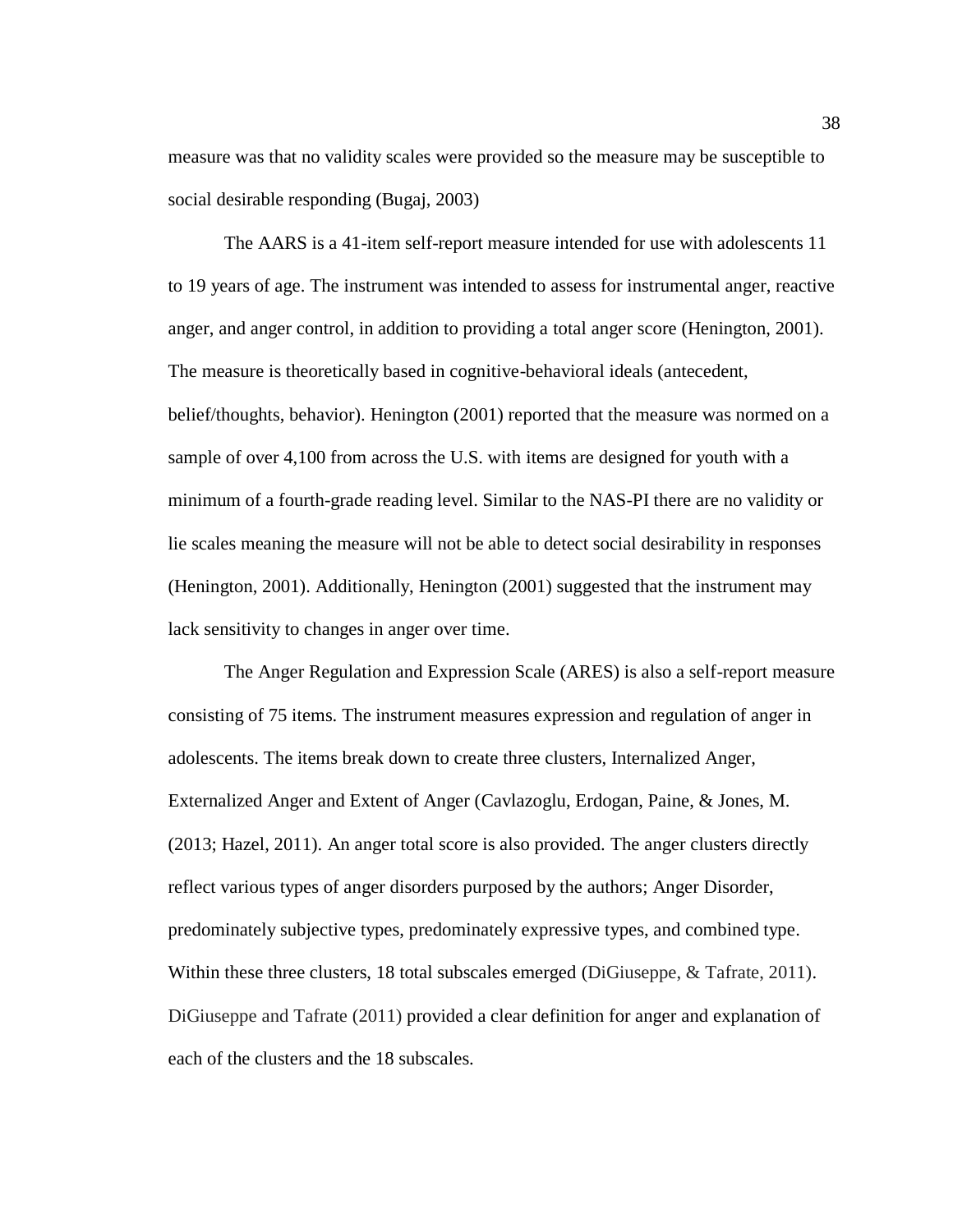measure was that no validity scales were provided so the measure may be susceptible to social desirable responding (Bugaj, 2003)

The AARS is a 41-item self-report measure intended for use with adolescents 11 to 19 years of age. The instrument was intended to assess for instrumental anger, reactive anger, and anger control, in addition to providing a total anger score (Henington, 2001). The measure is theoretically based in cognitive-behavioral ideals (antecedent, belief/thoughts, behavior). Henington (2001) reported that the measure was normed on a sample of over 4,100 from across the U.S. with items are designed for youth with a minimum of a fourth-grade reading level. Similar to the NAS-PI there are no validity or lie scales meaning the measure will not be able to detect social desirability in responses (Henington, 2001). Additionally, Henington (2001) suggested that the instrument may lack sensitivity to changes in anger over time.

The Anger Regulation and Expression Scale (ARES) is also a self-report measure consisting of 75 items. The instrument measures expression and regulation of anger in adolescents. The items break down to create three clusters, Internalized Anger, Externalized Anger and Extent of Anger (Cavlazoglu, Erdogan, Paine, & Jones, M. (2013; Hazel, 2011). An anger total score is also provided. The anger clusters directly reflect various types of anger disorders purposed by the authors; Anger Disorder, predominately subjective types, predominately expressive types, and combined type. Within these three clusters, 18 total subscales emerged (DiGiuseppe, & Tafrate, 2011). DiGiuseppe and Tafrate (2011) provided a clear definition for anger and explanation of each of the clusters and the 18 subscales.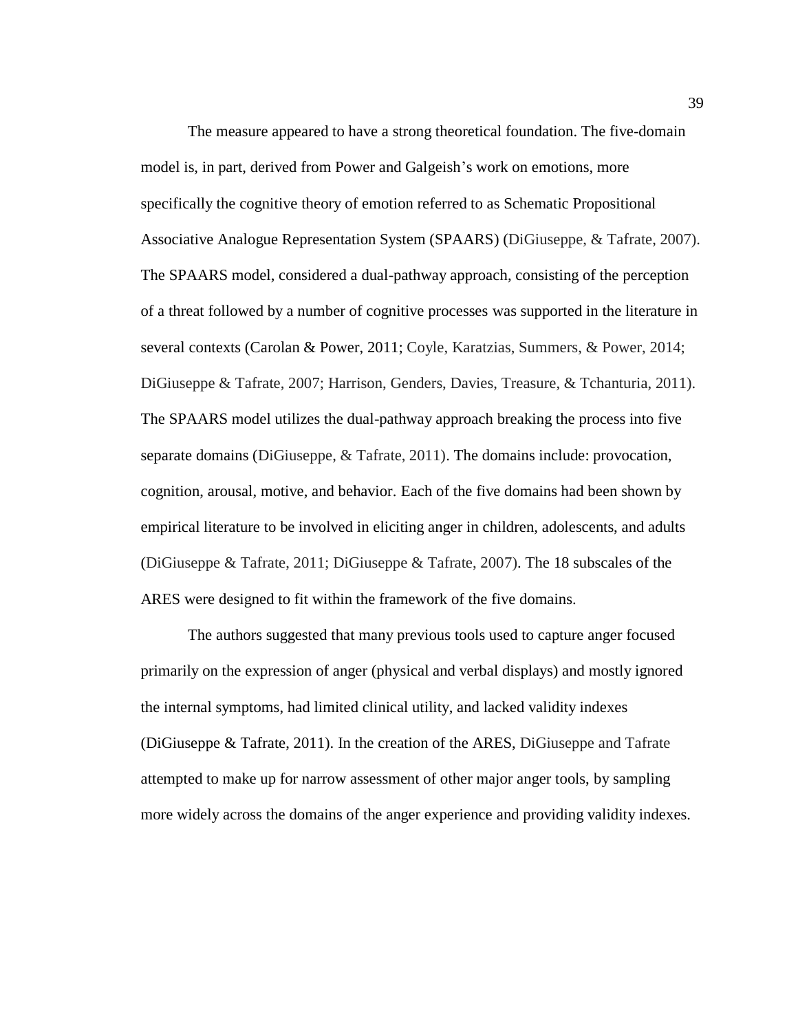The measure appeared to have a strong theoretical foundation. The five-domain model is, in part, derived from Power and Galgeish's work on emotions, more specifically the cognitive theory of emotion referred to as Schematic Propositional Associative Analogue Representation System (SPAARS) (DiGiuseppe, & Tafrate, 2007). The SPAARS model, considered a dual-pathway approach, consisting of the perception of a threat followed by a number of cognitive processes was supported in the literature in several contexts (Carolan & Power, 2011; Coyle, Karatzias, Summers, & Power, 2014; DiGiuseppe & Tafrate, 2007; Harrison, Genders, Davies, Treasure, & Tchanturia, 2011). The SPAARS model utilizes the dual-pathway approach breaking the process into five separate domains (DiGiuseppe, & Tafrate, 2011). The domains include: provocation, cognition, arousal, motive, and behavior. Each of the five domains had been shown by empirical literature to be involved in eliciting anger in children, adolescents, and adults (DiGiuseppe & Tafrate, 2011; DiGiuseppe & Tafrate, 2007). The 18 subscales of the ARES were designed to fit within the framework of the five domains.

The authors suggested that many previous tools used to capture anger focused primarily on the expression of anger (physical and verbal displays) and mostly ignored the internal symptoms, had limited clinical utility, and lacked validity indexes (DiGiuseppe & Tafrate, 2011). In the creation of the ARES, DiGiuseppe and Tafrate attempted to make up for narrow assessment of other major anger tools, by sampling more widely across the domains of the anger experience and providing validity indexes.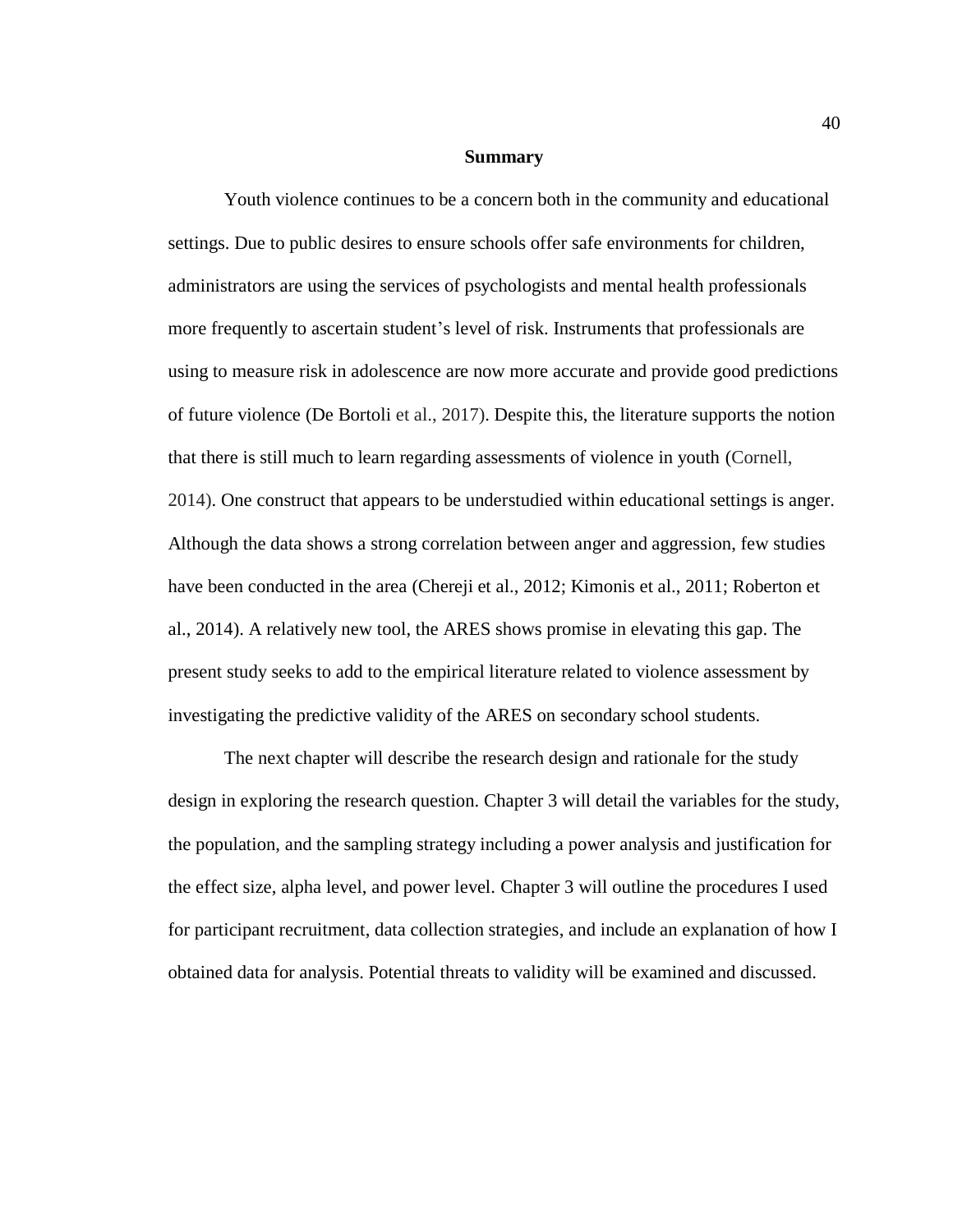## Summary

Youth violence continues to be a concern both in the community and educational settings. Due to public desires to ensure schools offer safe environments for children, administrators are using the services of psychologists and mental health professionals more frequently to ascertain student's level of risk. Instruments that professionals are using to measure risk in adolescence are now more accurate and provide good predictions of future violence (De Bortoli et al., 2017). Despite this, the literature supports the notion that there is still much to learn regarding assessments of violence in youth (Cornell, 2014). One construct that appears to be understudied within educational settings is anger. Although the data shows a strong correlation between anger and aggression, few studies have been conducted in the area (Chereji et al., 2012; Kimonis et al., 2011; Roberton et al., 2014). A relatively new tool, the ARES shows promise in elevating this gap. The present study seeks to add to the empirical literature related to violence assessment by investigating the predictive validity of the ARES on secondary school students.

The next chapter will describe the research design and rationale for the study design in exploring the research question. Chapter 3 will detail the variables for the study, the population, and the sampling strategy including a power analysis and justification for the effect size, alpha level, and power level. Chapter 3 will outline the procedures I used for participant recruitment, data collection strategies, and include an explanation of how I obtained data for analysis. Potential threats to validity will be examined and discussed.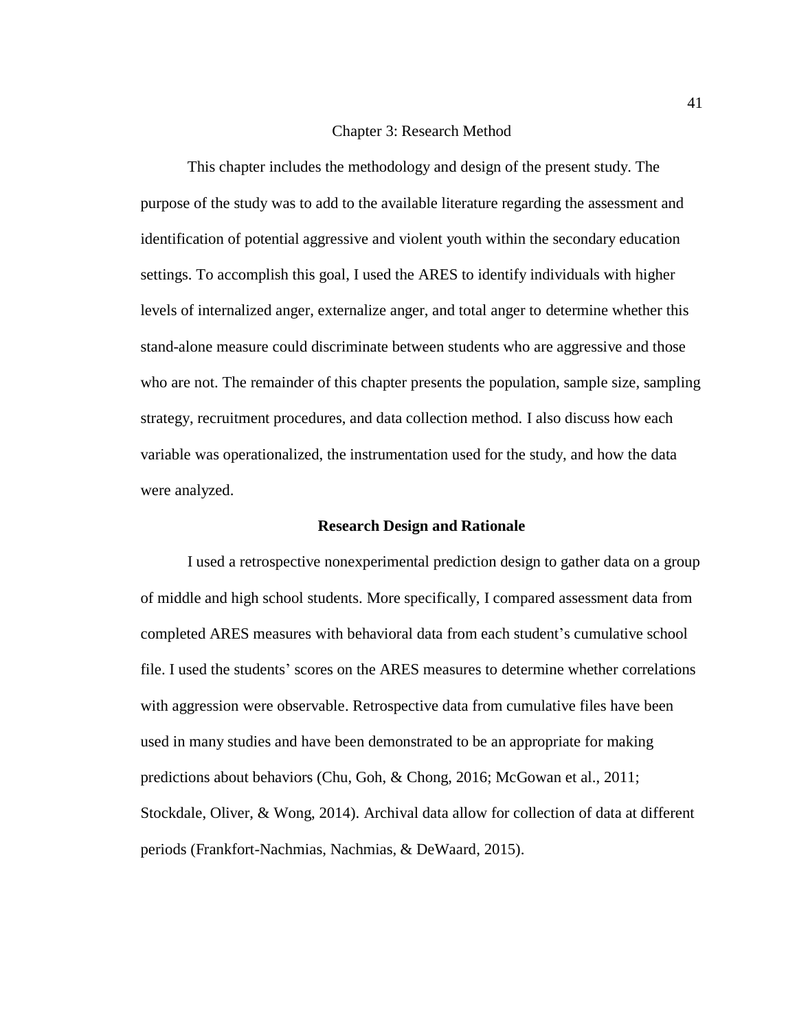# Chapter 3: Research Method

This chapter includes the methodology and design of the present study. The purpose of the study was to add to the available literature regarding the assessment and identification of potential aggressive and violent youth within the secondary education settings. To accomplish this goal, I used the ARES to identify individuals with higher levels of internalized anger, externalize anger, and total anger to determine whether this stand-alone measure could discriminate between students who are aggressive and those who are not. The remainder of this chapter presents the population, sample size, sampling strategy, recruitment procedures, and data collection method. I also discuss how each variable was operationalized, the instrumentation used for the study, and how the data were analyzed.

## Research Design and Rationale

I used a retrospective nonexperimental prediction design to gather data on a group of middle and high school students. More specifically, I compared assessment data from completed ARES measures with behavioral data from each student's cumulative school file. I used the students' scores on the ARES measures to determine whether correlations with aggression were observable. Retrospective data from cumulative files have been used in many studies and have been demonstrated to be an appropriate for making predictions about behaviors (Chu, Goh, & Chong, 2016; McGowan et al., 2011; Stockdale, Oliver, & Wong, 2014). Archival data allow for collection of data at different periods (Frankfort-Nachmias, Nachmias, & DeWaard, 2015).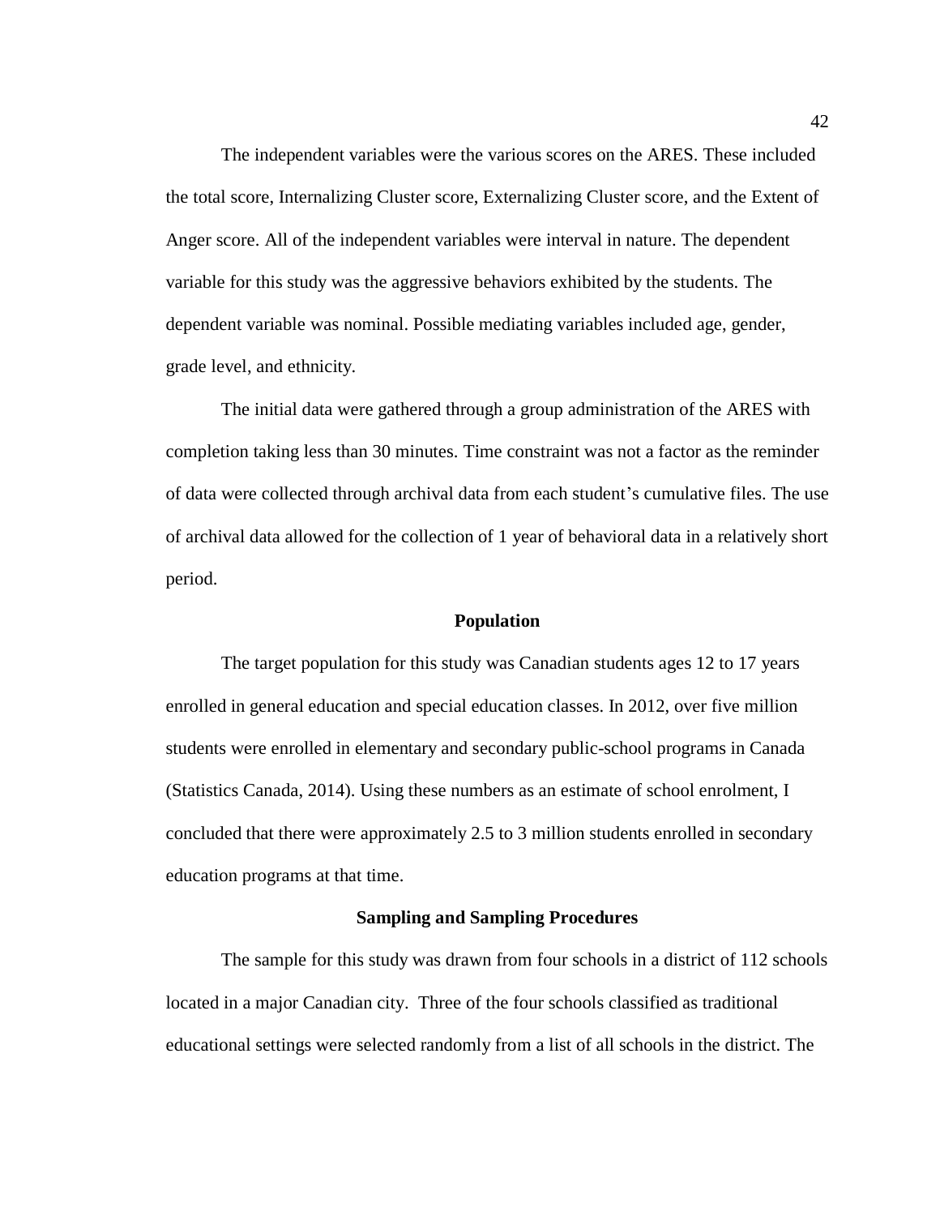The independent variables were the various scores on the ARES. These included the total score, Internalizing Cluster score, Externalizing Cluster score, and the Extent of Anger score. All of the independent variables were interval in nature. The dependent variable for this study was the aggressive behaviors exhibited by the students. The dependent variable was nominal. Possible mediating variables included age, gender, grade level, and ethnicity.

The initial data were gathered through a group administration of the ARES with completion taking less than 30 minutes. Time constraint was not a factor as the reminder of data were collected through archival data from each student's cumulative files. The use of archival data allowed for the collection of 1 year of behavioral data in a relatively short period.

## Population

The target population for this study was Canadian students ages 12 to 17 years enrolled in general education and special education classes. In 2012, over five million students were enrolled in elementary and secondary public-school programs in Canada (Statistics Canada, 2014). Using these numbers as an estimate of school enrolment, I concluded that there were approximately 2.5 to 3 million students enrolled in secondary education programs at that time.

## Sampling and Sampling Procedures

The sample for this study was drawn from four schools in a district of 112 schools located in a major Canadian city. Three of the four schools classified as traditional educational settings were selected randomly from a list of all schools in the district. The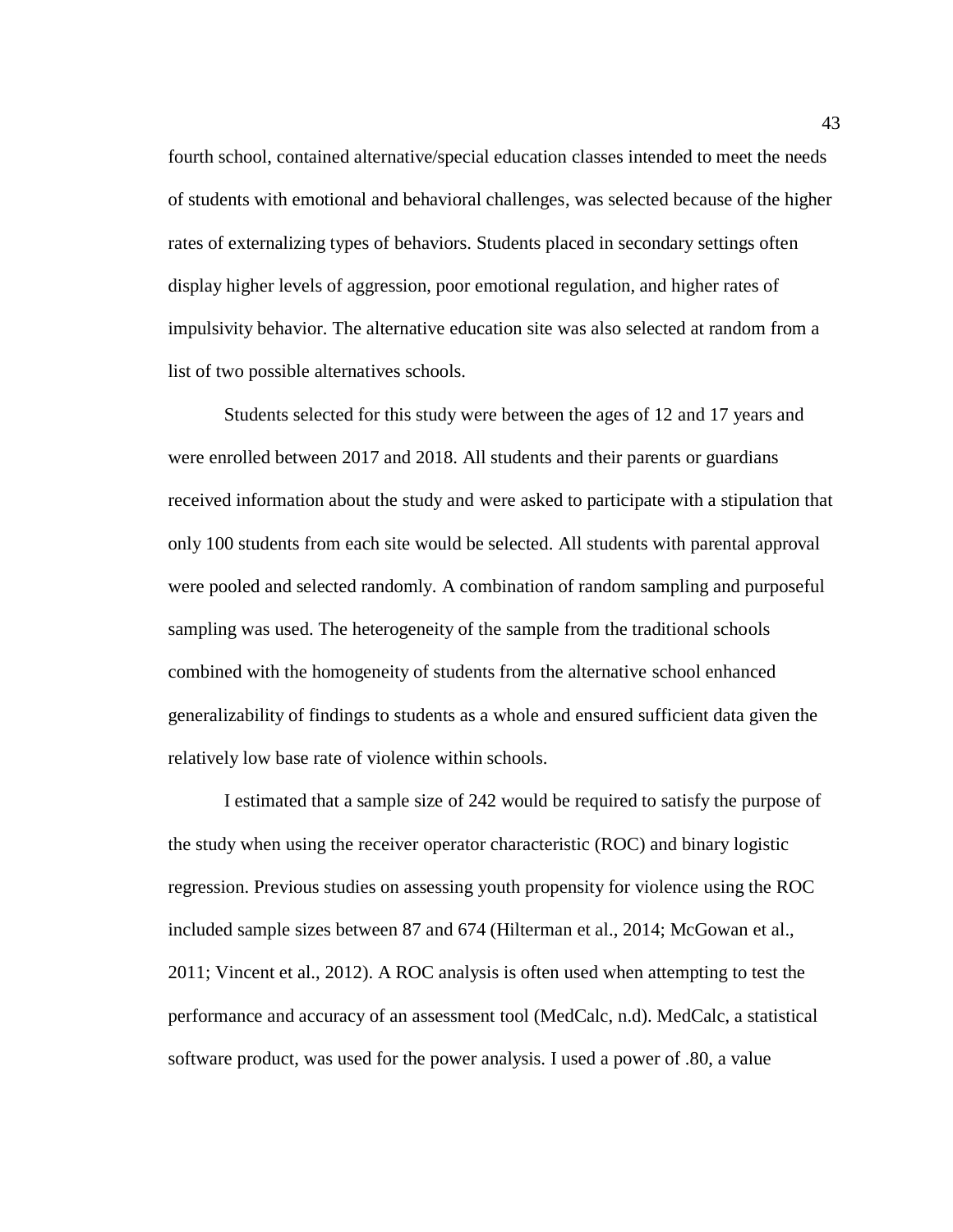fourth school, contained alternative/special education classes intended to meet the needs of students with emotional and behavioral challenges, was selected because of the higher rates of externalizing types of behaviors. Students placed in secondary settings often display higher levels of aggression, poor emotional regulation, and higher rates of impulsivity behavior. The alternative education site was also selected at random from a list of two possible alternatives schools.

Students selected for this study were between the ages of 12 and 17 years and were enrolled between 2017 and 2018. All students and their parents or guardians received information about the study and were asked to participate with a stipulation that only 100 students from each site would be selected. All students with parental approval were pooled and selected randomly. A combination of random sampling and purposeful sampling was used. The heterogeneity of the sample from the traditional schools combined with the homogeneity of students from the alternative school enhanced generalizability of findings to students as a whole and ensured sufficient data given the relatively low base rate of violence within schools.

I estimated that a sample size of 242 would be required to satisfy the purpose of the study when using the receiver operator characteristic (ROC) and binary logistic regression. Previous studies on assessing youth propensity for violence using the ROC included sample sizes between 87 and 674 (Hilterman et al., 2014; McGowan et al., 2011; Vincent et al., 2012). A ROC analysis is often used when attempting to test the performance and accuracy of an assessment tool (MedCalc, n.d). MedCalc, a statistical software product, was used for the power analysis. I used a power of .80, a value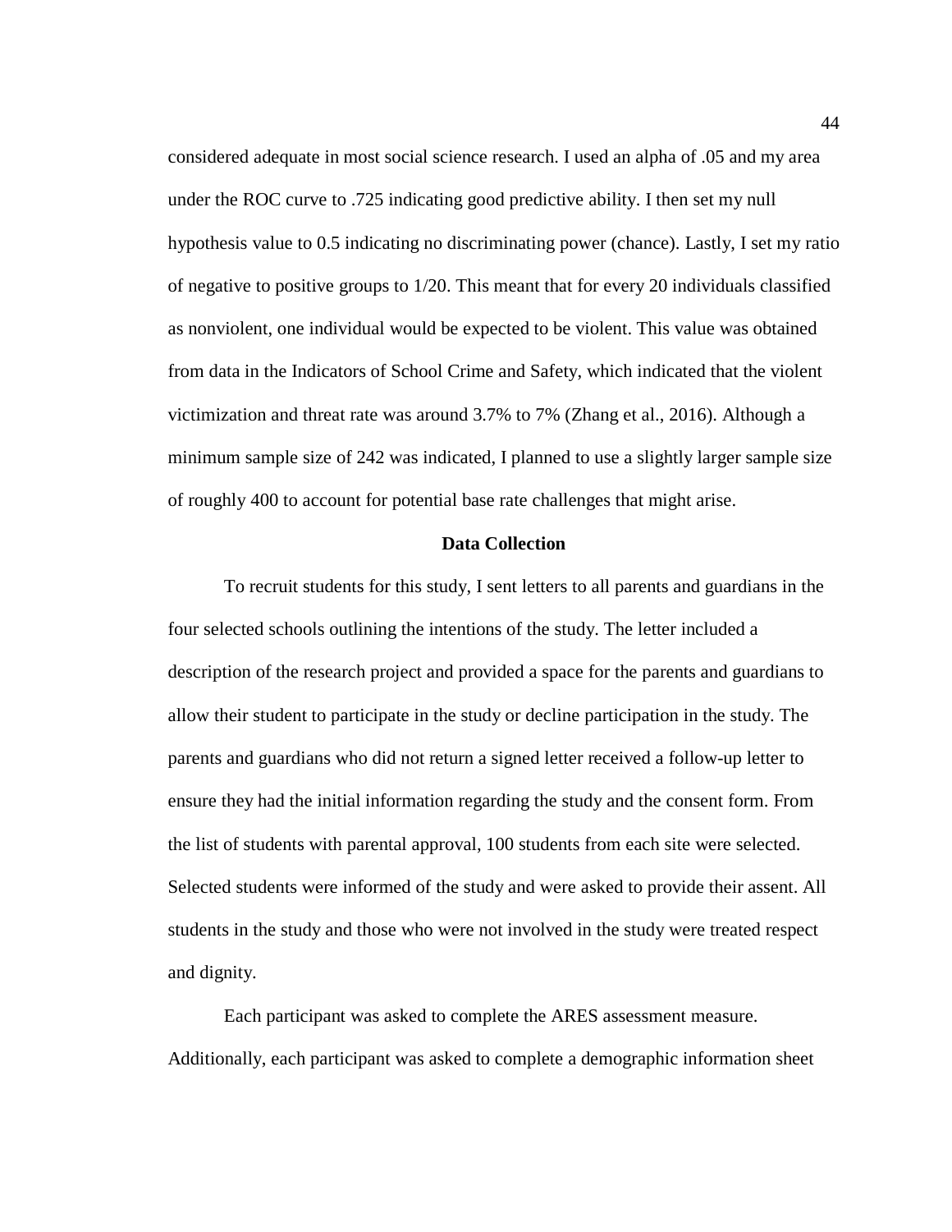considered adequate in most social science research. I used an alpha of .05 and my area under the ROC curve to .725 indicating good predictive ability. I then set my null hypothesis value to 0.5 indicating no discriminating power (chance). Lastly, I set my ratio of negative to positive groups to 1/20. This meant that for every 20 individuals classified as nonviolent, one individual would be expected to be violent. This value was obtained from data in the Indicators of School Crime and Safety, which indicated that the violent victimization and threat rate was around 3.7% to 7% (Zhang et al., 2016). Although a minimum sample size of 242 was indicated, I planned to use a slightly larger sample size of roughly 400 to account for potential base rate challenges that might arise.

## Data Collection

To recruit students for this study, I sent letters to all parents and guardians in the four selected schools outlining the intentions of the study. The letter included a description of the research project and provided a space for the parents and guardians to allow their student to participate in the study or decline participation in the study. The parents and guardians who did not return a signed letter received a follow-up letter to ensure they had the initial information regarding the study and the consent form. From the list of students with parental approval, 100 students from each site were selected. Selected students were informed of the study and were asked to provide their assent. All students in the study and those who were not involved in the study were treated respect and dignity.

Each participant was asked to complete the ARES assessment measure. Additionally, each participant was asked to complete a demographic information sheet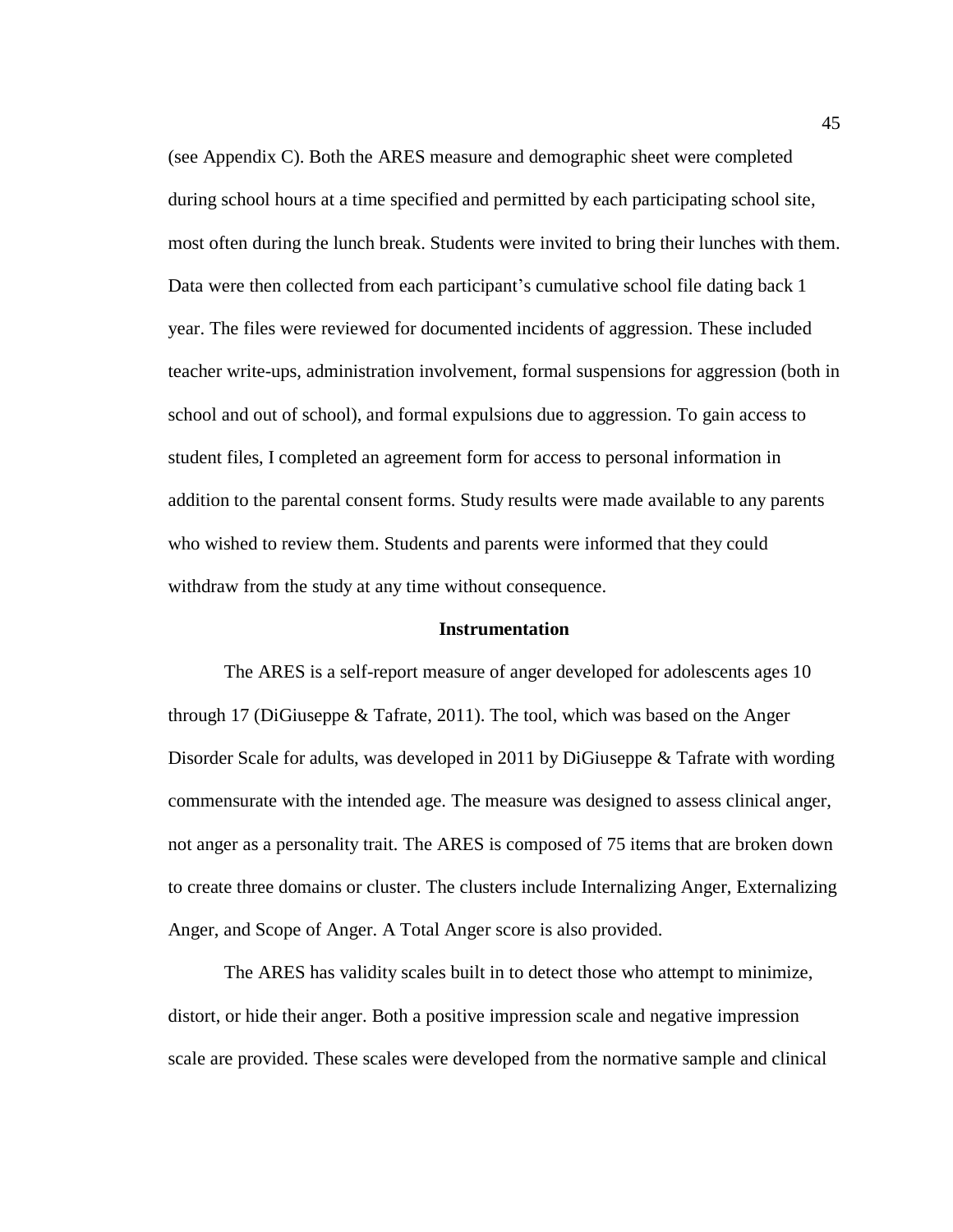(see Appendix C). Both the ARES measure and demographic sheet were completed during school hours at a time specified and permitted by each participating school site, most often during the lunch break. Students were invited to bring their lunches with them. Data were then collected from each participant's cumulative school file dating back 1 year. The files were reviewed for documented incidents of aggression. These included teacher write-ups, administration involvement, formal suspensions for aggression (both in school and out of school), and formal expulsions due to aggression. To gain access to student files, I completed an agreement form for access to personal information in addition to the parental consent forms. Study results were made available to any parents who wished to review them. Students and parents were informed that they could withdraw from the study at any time without consequence.

## Instrumentation

The ARES is a self-report measure of anger developed for adolescents ages 10 through 17 (DiGiuseppe & Tafrate, 2011). The tool, which was based on the Anger Disorder Scale for adults, was developed in 2011 by DiGiuseppe & Tafrate with wording commensurate with the intended age. The measure was designed to assess clinical anger, not anger as a personality trait. The ARES is composed of 75 items that are broken down to create three domains or cluster. The clusters include Internalizing Anger, Externalizing Anger, and Scope of Anger. A Total Anger score is also provided.

The ARES has validity scales built in to detect those who attempt to minimize, distort, or hide their anger. Both a positive impression scale and negative impression scale are provided. These scales were developed from the normative sample and clinical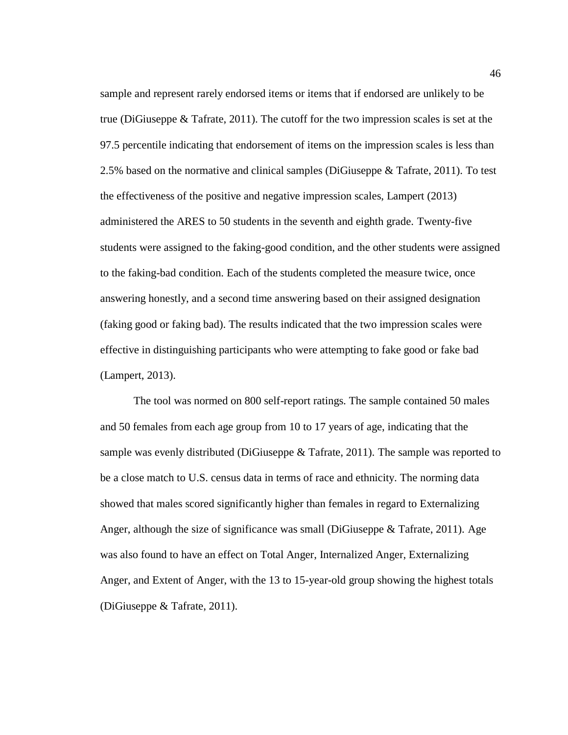sample and represent rarely endorsed items or items that if endorsed are unlikely to be true (DiGiuseppe & Tafrate, 2011). The cutoff for the two impression scales is set at the 97.5 percentile indicating that endorsement of items on the impression scales is less than 2.5% based on the normative and clinical samples (DiGiuseppe & Tafrate, 2011). To test the effectiveness of the positive and negative impression scales, Lampert (2013) administered the ARES to 50 students in the seventh and eighth grade. Twenty-five students were assigned to the faking-good condition, and the other students were assigned to the faking-bad condition. Each of the students completed the measure twice, once answering honestly, and a second time answering based on their assigned designation (faking good or faking bad). The results indicated that the two impression scales were effective in distinguishing participants who were attempting to fake good or fake bad (Lampert, 2013).

The tool was normed on 800 self-report ratings. The sample contained 50 males and 50 females from each age group from 10 to 17 years of age, indicating that the sample was evenly distributed (DiGiuseppe & Tafrate, 2011). The sample was reported to be a close match to U.S. census data in terms of race and ethnicity. The norming data showed that males scored significantly higher than females in regard to Externalizing Anger, although the size of significance was small (DiGiuseppe & Tafrate, 2011). Age was also found to have an effect on Total Anger, Internalized Anger, Externalizing Anger, and Extent of Anger, with the 13 to 15-year-old group showing the highest totals (DiGiuseppe & Tafrate, 2011).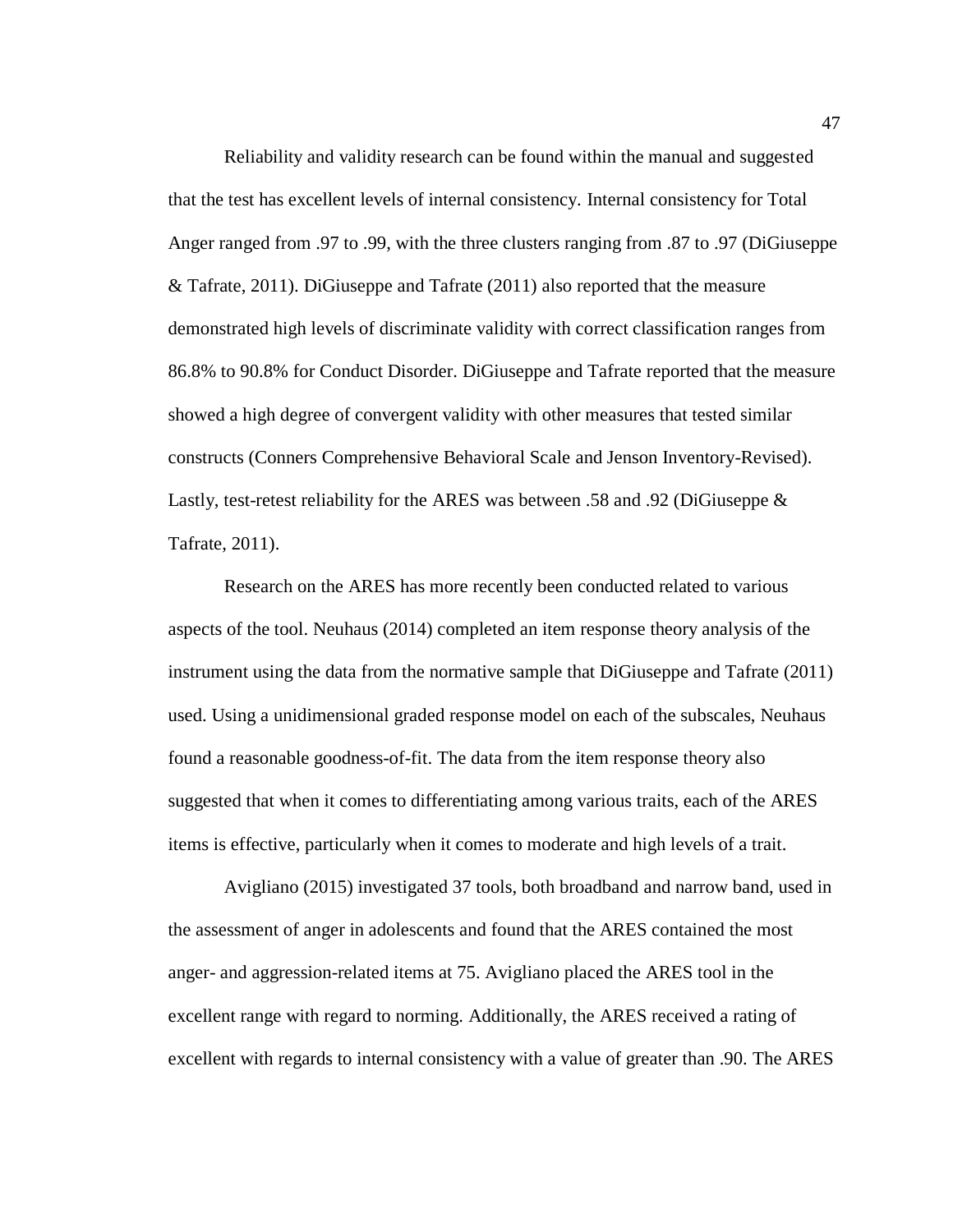Reliability and validity research can be found within the manual and suggested that the test has excellent levels of internal consistency. Internal consistency for Total Anger ranged from .97 to .99, with the three clusters ranging from .87 to .97 (DiGiuseppe & Tafrate, 2011). DiGiuseppe and Tafrate (2011) also reported that the measure demonstrated high levels of discriminate validity with correct classification ranges from 86.8% to 90.8% for Conduct Disorder. DiGiuseppe and Tafrate reported that the measure showed a high degree of convergent validity with other measures that tested similar constructs (Conners Comprehensive Behavioral Scale and Jenson Inventory-Revised). Lastly, test-retest reliability for the ARES was between .58 and .92 (DiGiuseppe & Tafrate, 2011).

Research on the ARES has more recently been conducted related to various aspects of the tool. Neuhaus (2014) completed an item response theory analysis of the instrument using the data from the normative sample that DiGiuseppe and Tafrate (2011) used. Using a unidimensional graded response model on each of the subscales, Neuhaus found a reasonable goodness-of-fit. The data from the item response theory also suggested that when it comes to differentiating among various traits, each of the ARES items is effective, particularly when it comes to moderate and high levels of a trait.

Avigliano (2015) investigated 37 tools, both broadband and narrow band, used in the assessment of anger in adolescents and found that the ARES contained the most anger- and aggression-related items at 75. Avigliano placed the ARES tool in the excellent range with regard to norming. Additionally, the ARES received a rating of excellent with regards to internal consistency with a value of greater than .90. The ARES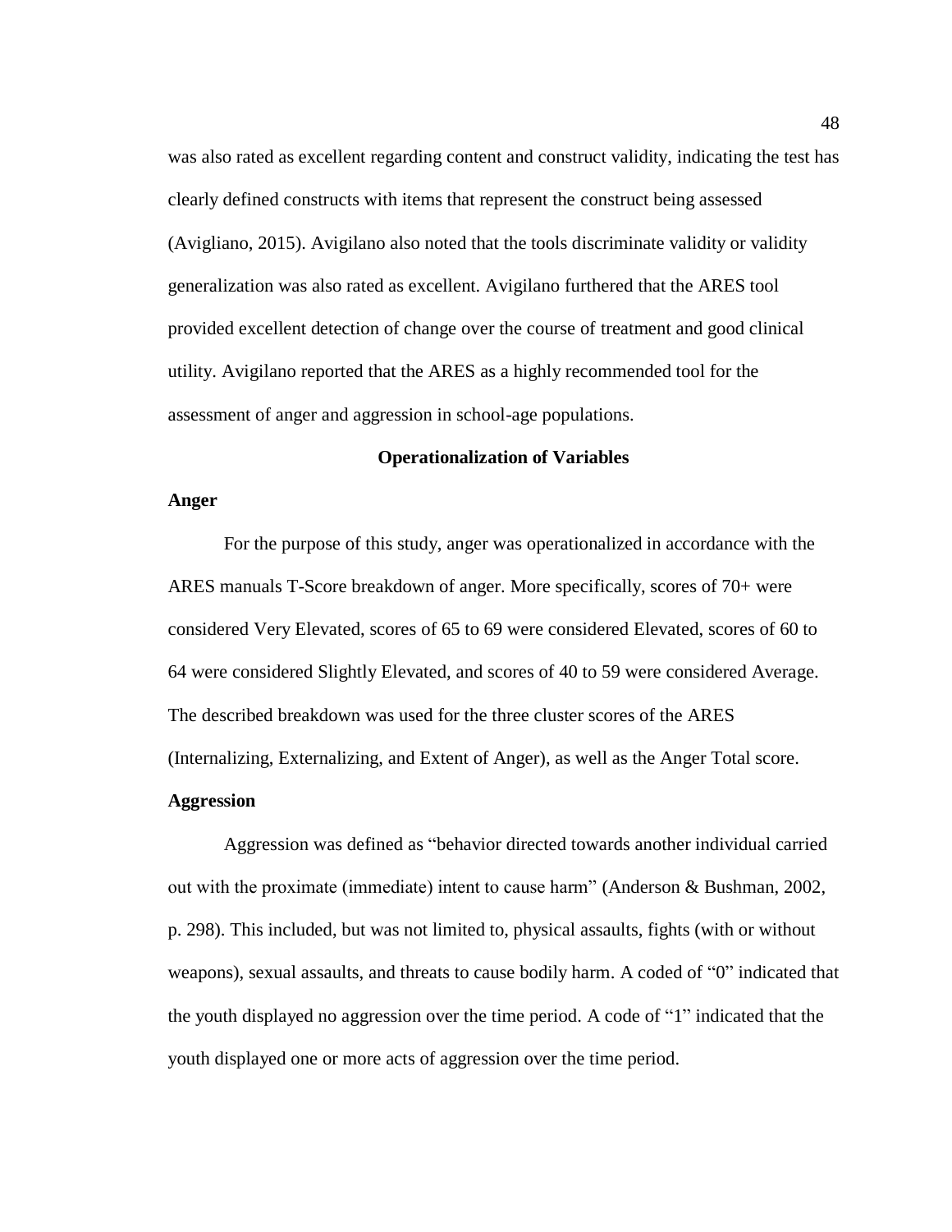was also rated as excellent regarding content and construct validity, indicating the test has clearly defined constructs with items that represent the construct being assessed (Avigliano, 2015). Avigilano also noted that the tools discriminate validity or validity generalization was also rated as excellent. Avigilano furthered that the ARES tool provided excellent detection of change over the course of treatment and good clinical utility. Avigilano reported that the ARES as a highly recommended tool for the assessment of anger and aggression in school-age populations.

## Operationalization of Variables

### Anger

For the purpose of this study, anger was operationalized in accordance with the ARES manuals T-Score breakdown of anger. More specifically, scores of 70+ were considered Very Elevated, scores of 65 to 69 were considered Elevated, scores of 60 to 64 were considered Slightly Elevated, and scores of 40 to 59 were considered Average. The described breakdown was used for the three cluster scores of the ARES (Internalizing, Externalizing, and Extent of Anger), as well as the Anger Total score.

### Aggression

Aggression was defined as "behavior directed towards another individual carried out with the proximate (immediate) intent to cause harm" (Anderson & Bushman, 2002, p. 298). This included, but was not limited to, physical assaults, fights (with or without weapons), sexual assaults, and threats to cause bodily harm. A coded of "0" indicated that the youth displayed no aggression over the time period. A code of "1" indicated that the youth displayed one or more acts of aggression over the time period.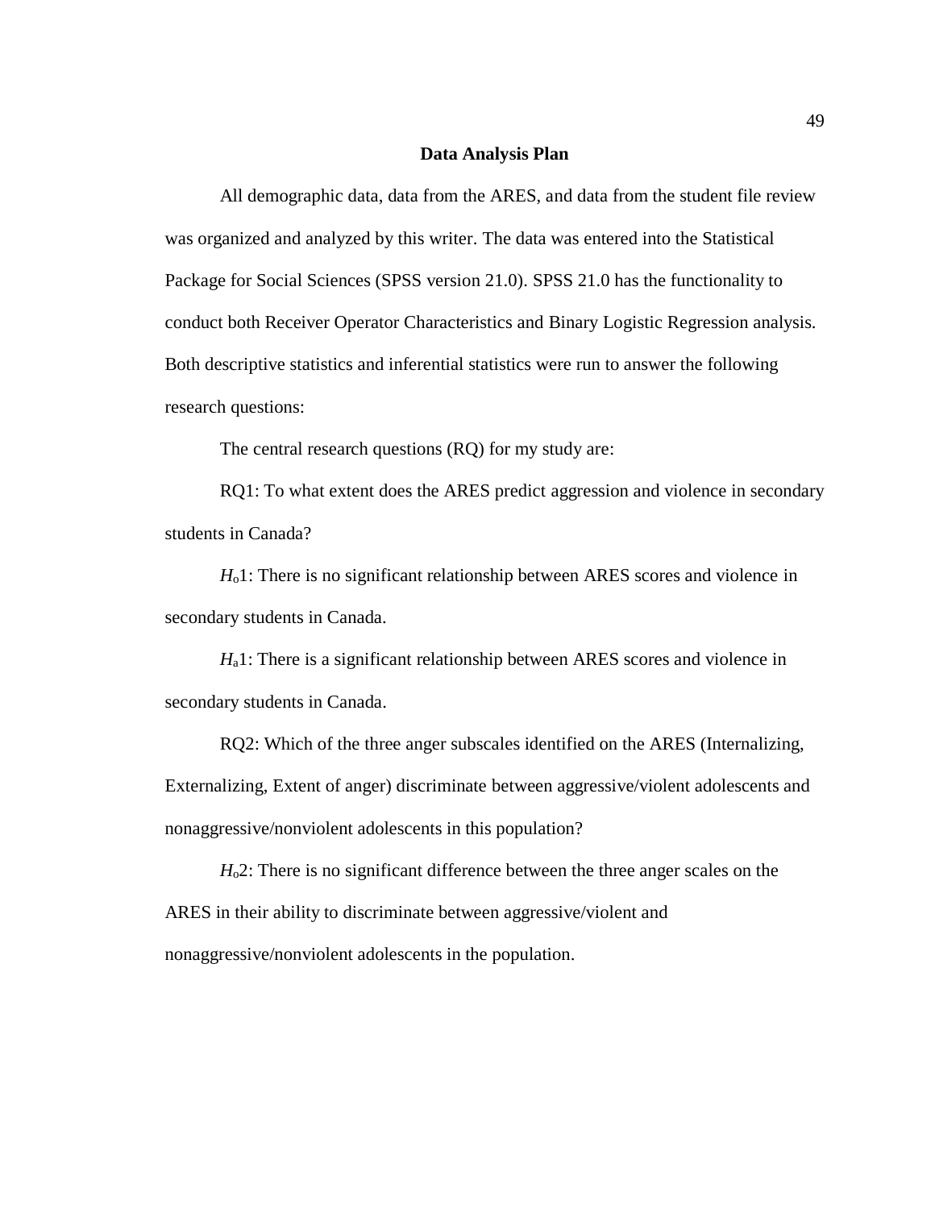## Data Analysis Plan

All demographic data, data from the ARES, and data from the student file review was organized and analyzed by this writer. The data was entered into the Statistical Package for Social Sciences (SPSS version 21.0). SPSS 21.0 has the functionality to conduct both Receiver Operator Characteristics and Binary Logistic Regression analysis. Both descriptive statistics and inferential statistics were run to answer the following research questions:

The central research questions (RQ) for my study are:

RQ1: To what extent does the ARES predict aggression and violence in secondary students in Canada?

$H_o1$: There is no significant relationship between ARES scores and violence in secondary students in Canada.

$H_a1$: There is a significant relationship between ARES scores and violence in secondary students in Canada.

RQ2: Which of the three anger subscales identified on the ARES (Internalizing, Externalizing, Extent of anger) discriminate between aggressive/violent adolescents and nonaggressive/nonviolent adolescents in this population?

$H_o2$: There is no significant difference between the three anger scales on the ARES in their ability to discriminate between aggressive/violent and nonaggressive/nonviolent adolescents in the population.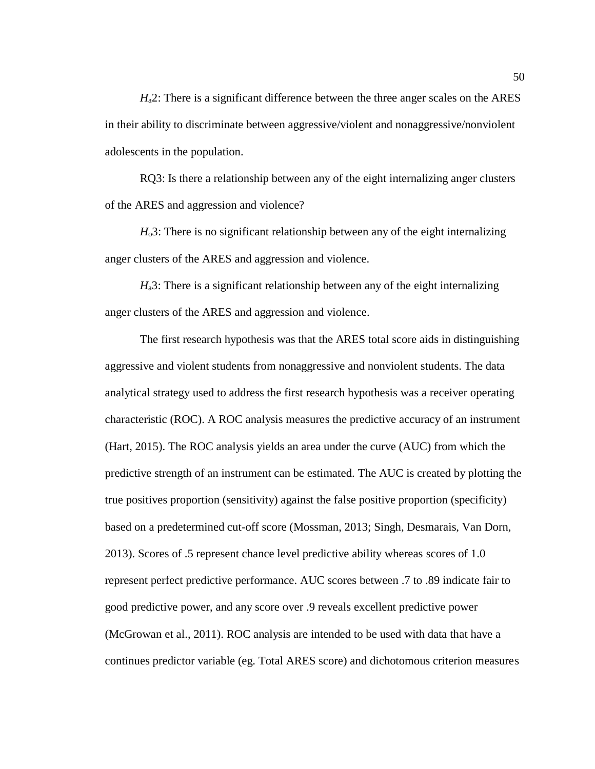$H_a2$: There is a significant difference between the three anger scales on the ARES in their ability to discriminate between aggressive/violent and nonaggressive/nonviolent adolescents in the population.

RQ3: Is there a relationship between any of the eight internalizing anger clusters of the ARES and aggression and violence?

$H_o3$: There is no significant relationship between any of the eight internalizing anger clusters of the ARES and aggression and violence.

$H_a3$: There is a significant relationship between any of the eight internalizing anger clusters of the ARES and aggression and violence.

The first research hypothesis was that the ARES total score aids in distinguishing aggressive and violent students from nonaggressive and nonviolent students. The data analytical strategy used to address the first research hypothesis was a receiver operating characteristic (ROC). A ROC analysis measures the predictive accuracy of an instrument (Hart, 2015). The ROC analysis yields an area under the curve (AUC) from which the predictive strength of an instrument can be estimated. The AUC is created by plotting the true positives proportion (sensitivity) against the false positive proportion (specificity) based on a predetermined cut-off score (Mossman, 2013; Singh, Desmarais, Van Dorn, 2013). Scores of .5 represent chance level predictive ability whereas scores of 1.0 represent perfect predictive performance. AUC scores between .7 to .89 indicate fair to good predictive power, and any score over .9 reveals excellent predictive power (McGrowan et al., 2011). ROC analysis are intended to be used with data that have a continues predictor variable (eg. Total ARES score) and dichotomous criterion measures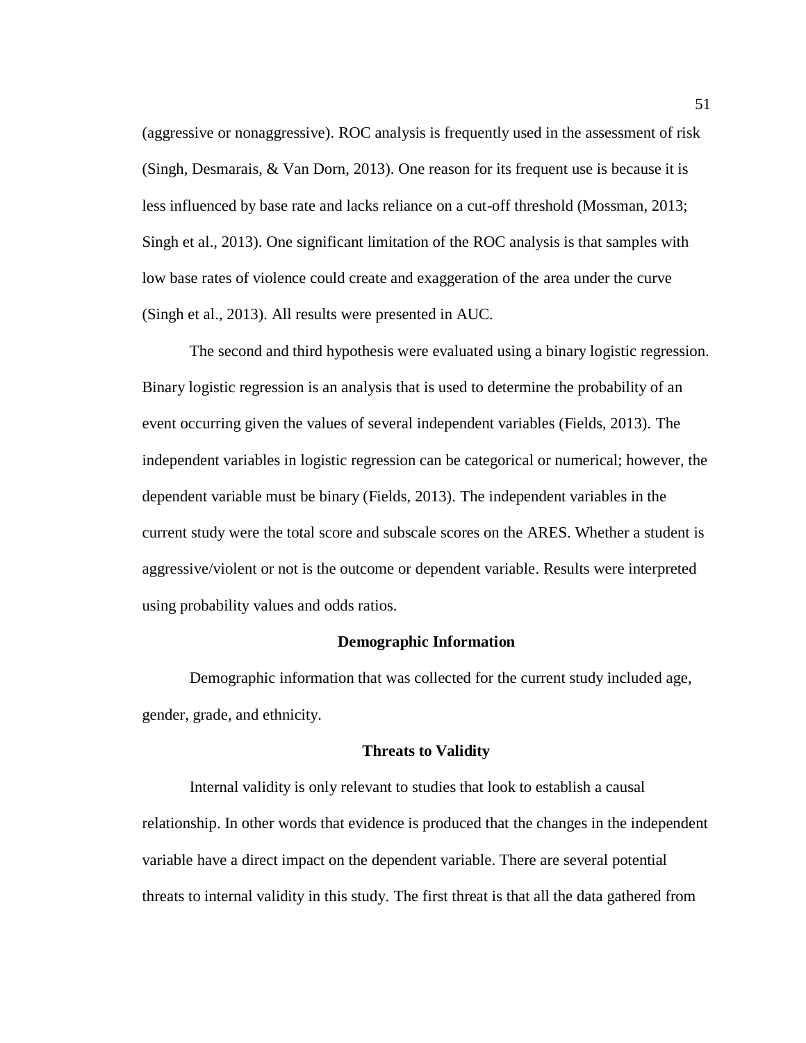(aggressive or nonaggressive). ROC analysis is frequently used in the assessment of risk (Singh, Desmarais, & Van Dorn, 2013). One reason for its frequent use is because it is less influenced by base rate and lacks reliance on a cut-off threshold (Mossman, 2013; Singh et al., 2013). One significant limitation of the ROC analysis is that samples with low base rates of violence could create and exaggeration of the area under the curve (Singh et al., 2013). All results were presented in AUC.

The second and third hypothesis were evaluated using a binary logistic regression. Binary logistic regression is an analysis that is used to determine the probability of an event occurring given the values of several independent variables (Fields, 2013). The independent variables in logistic regression can be categorical or numerical; however, the dependent variable must be binary (Fields, 2013). The independent variables in the current study were the total score and subscale scores on the ARES. Whether a student is aggressive/violent or not is the outcome or dependent variable. Results were interpreted using probability values and odds ratios.

## Demographic Information

Demographic information that was collected for the current study included age, gender, grade, and ethnicity.

## Threats to Validity

Internal validity is only relevant to studies that look to establish a causal relationship. In other words that evidence is produced that the changes in the independent variable have a direct impact on the dependent variable. There are several potential threats to internal validity in this study. The first threat is that all the data gathered from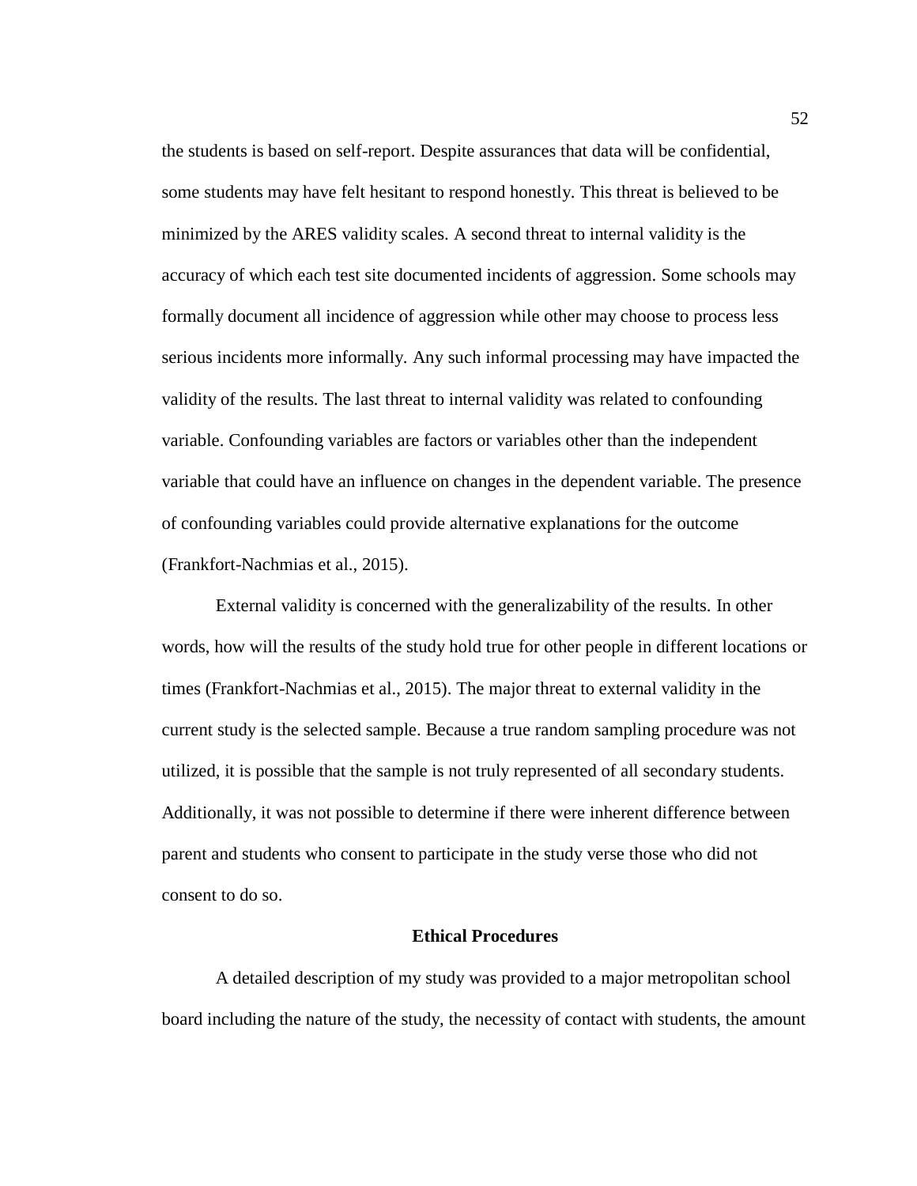the students is based on self-report. Despite assurances that data will be confidential, some students may have felt hesitant to respond honestly. This threat is believed to be minimized by the ARES validity scales. A second threat to internal validity is the accuracy of which each test site documented incidents of aggression. Some schools may formally document all incidence of aggression while other may choose to process less serious incidents more informally. Any such informal processing may have impacted the validity of the results. The last threat to internal validity was related to confounding variable. Confounding variables are factors or variables other than the independent variable that could have an influence on changes in the dependent variable. The presence of confounding variables could provide alternative explanations for the outcome (Frankfort-Nachmias et al., 2015).

External validity is concerned with the generalizability of the results. In other words, how will the results of the study hold true for other people in different locations or times (Frankfort-Nachmias et al., 2015). The major threat to external validity in the current study is the selected sample. Because a true random sampling procedure was not utilized, it is possible that the sample is not truly represented of all secondary students. Additionally, it was not possible to determine if there were inherent difference between parent and students who consent to participate in the study verse those who did not consent to do so.

## Ethical Procedures

A detailed description of my study was provided to a major metropolitan school board including the nature of the study, the necessity of contact with students, the amount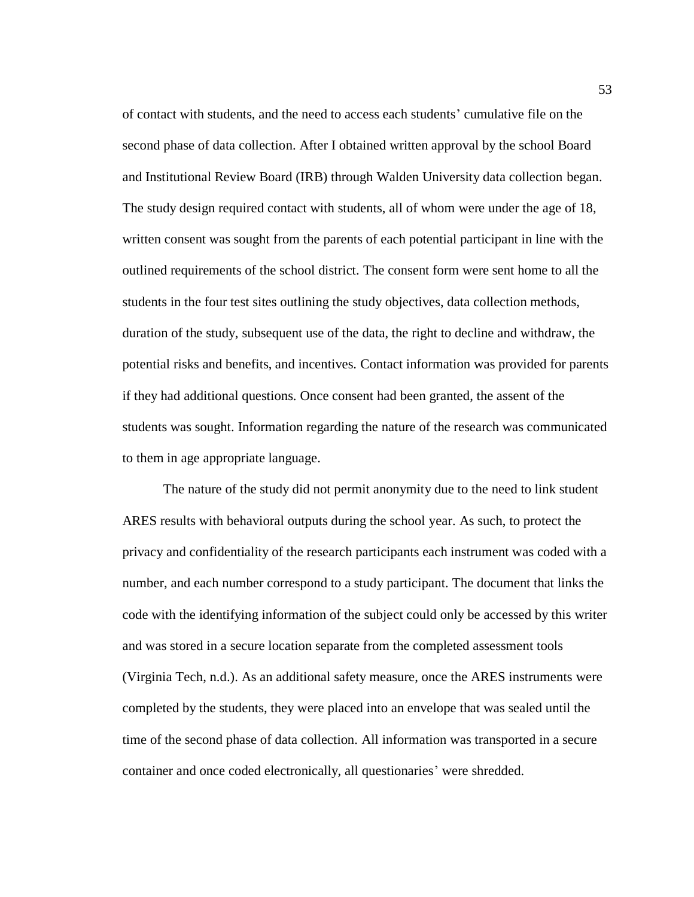of contact with students, and the need to access each students' cumulative file on the second phase of data collection. After I obtained written approval by the school Board and Institutional Review Board (IRB) through Walden University data collection began. The study design required contact with students, all of whom were under the age of 18, written consent was sought from the parents of each potential participant in line with the outlined requirements of the school district. The consent form were sent home to all the students in the four test sites outlining the study objectives, data collection methods, duration of the study, subsequent use of the data, the right to decline and withdraw, the potential risks and benefits, and incentives. Contact information was provided for parents if they had additional questions. Once consent had been granted, the assent of the students was sought. Information regarding the nature of the research was communicated to them in age appropriate language.

The nature of the study did not permit anonymity due to the need to link student ARES results with behavioral outputs during the school year. As such, to protect the privacy and confidentiality of the research participants each instrument was coded with a number, and each number correspond to a study participant. The document that links the code with the identifying information of the subject could only be accessed by this writer and was stored in a secure location separate from the completed assessment tools (Virginia Tech, n.d.). As an additional safety measure, once the ARES instruments were completed by the students, they were placed into an envelope that was sealed until the time of the second phase of data collection. All information was transported in a secure container and once coded electronically, all questionaries' were shredded.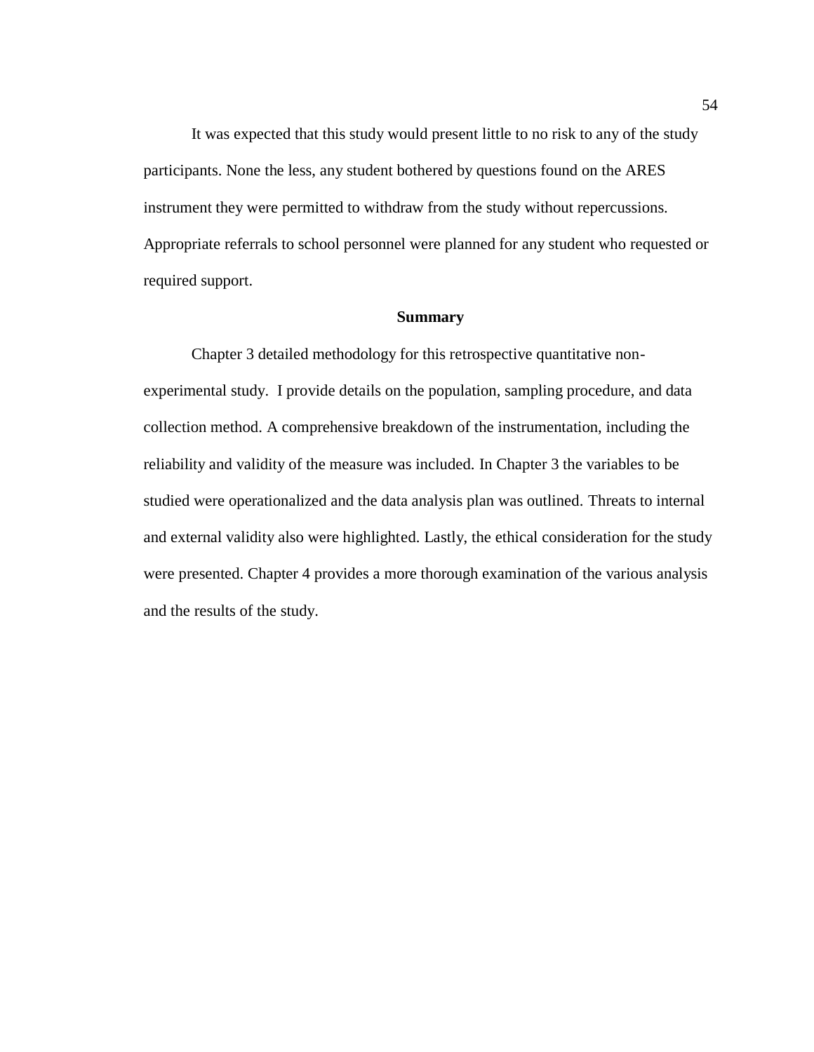It was expected that this study would present little to no risk to any of the study participants. None the less, any student bothered by questions found on the ARES instrument they were permitted to withdraw from the study without repercussions. Appropriate referrals to school personnel were planned for any student who requested or required support.

## Summary

Chapter 3 detailed methodology for this retrospective quantitative non-experimental study. I provide details on the population, sampling procedure, and data collection method. A comprehensive breakdown of the instrumentation, including the reliability and validity of the measure was included. In Chapter 3 the variables to be studied were operationalized and the data analysis plan was outlined. Threats to internal and external validity also were highlighted. Lastly, the ethical consideration for the study were presented. Chapter 4 provides a more thorough examination of the various analysis and the results of the study.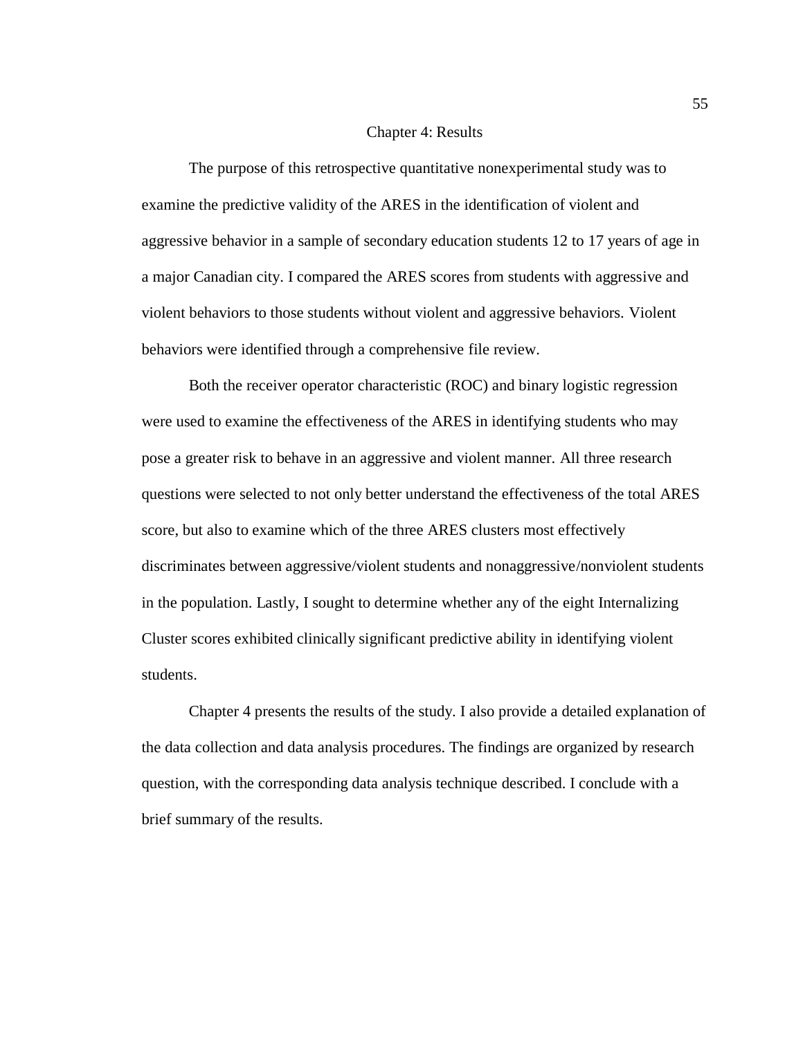# Chapter 4: Results

The purpose of this retrospective quantitative nonexperimental study was to examine the predictive validity of the ARES in the identification of violent and aggressive behavior in a sample of secondary education students 12 to 17 years of age in a major Canadian city. I compared the ARES scores from students with aggressive and violent behaviors to those students without violent and aggressive behaviors. Violent behaviors were identified through a comprehensive file review.

Both the receiver operator characteristic (ROC) and binary logistic regression were used to examine the effectiveness of the ARES in identifying students who may pose a greater risk to behave in an aggressive and violent manner. All three research questions were selected to not only better understand the effectiveness of the total ARES score, but also to examine which of the three ARES clusters most effectively discriminates between aggressive/violent students and nonaggressive/nonviolent students in the population. Lastly, I sought to determine whether any of the eight Internalizing Cluster scores exhibited clinically significant predictive ability in identifying violent students.

Chapter 4 presents the results of the study. I also provide a detailed explanation of the data collection and data analysis procedures. The findings are organized by research question, with the corresponding data analysis technique described. I conclude with a brief summary of the results.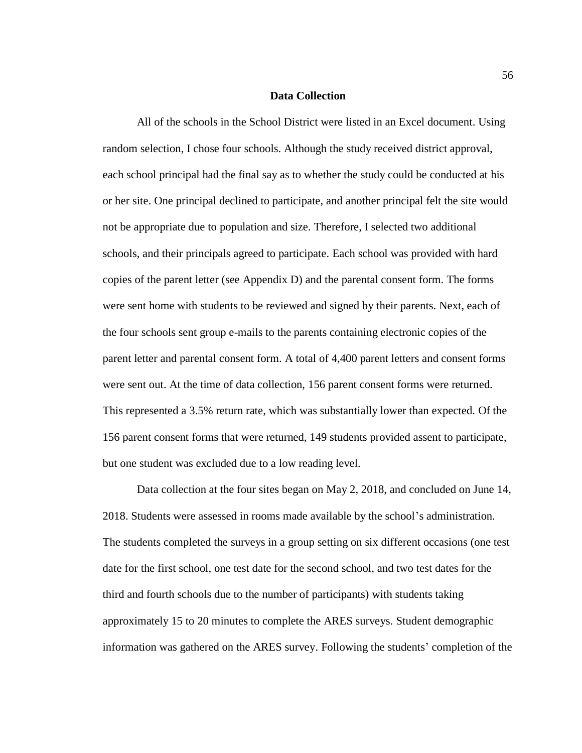## Data Collection

All of the schools in the School District were listed in an Excel document. Using random selection, I chose four schools. Although the study received district approval, each school principal had the final say as to whether the study could be conducted at his or her site. One principal declined to participate, and another principal felt the site would not be appropriate due to population and size. Therefore, I selected two additional schools, and their principals agreed to participate. Each school was provided with hard copies of the parent letter (see Appendix D) and the parental consent form. The forms were sent home with students to be reviewed and signed by their parents. Next, each of the four schools sent group e-mails to the parents containing electronic copies of the parent letter and parental consent form. A total of 4,400 parent letters and consent forms were sent out. At the time of data collection, 156 parent consent forms were returned. This represented a 3.5% return rate, which was substantially lower than expected. Of the 156 parent consent forms that were returned, 149 students provided assent to participate, but one student was excluded due to a low reading level.

Data collection at the four sites began on May 2, 2018, and concluded on June 14, 2018. Students were assessed in rooms made available by the school's administration. The students completed the surveys in a group setting on six different occasions (one test date for the first school, one test date for the second school, and two test dates for the third and fourth schools due to the number of participants) with students taking approximately 15 to 20 minutes to complete the ARES surveys. Student demographic information was gathered on the ARES survey. Following the students' completion of the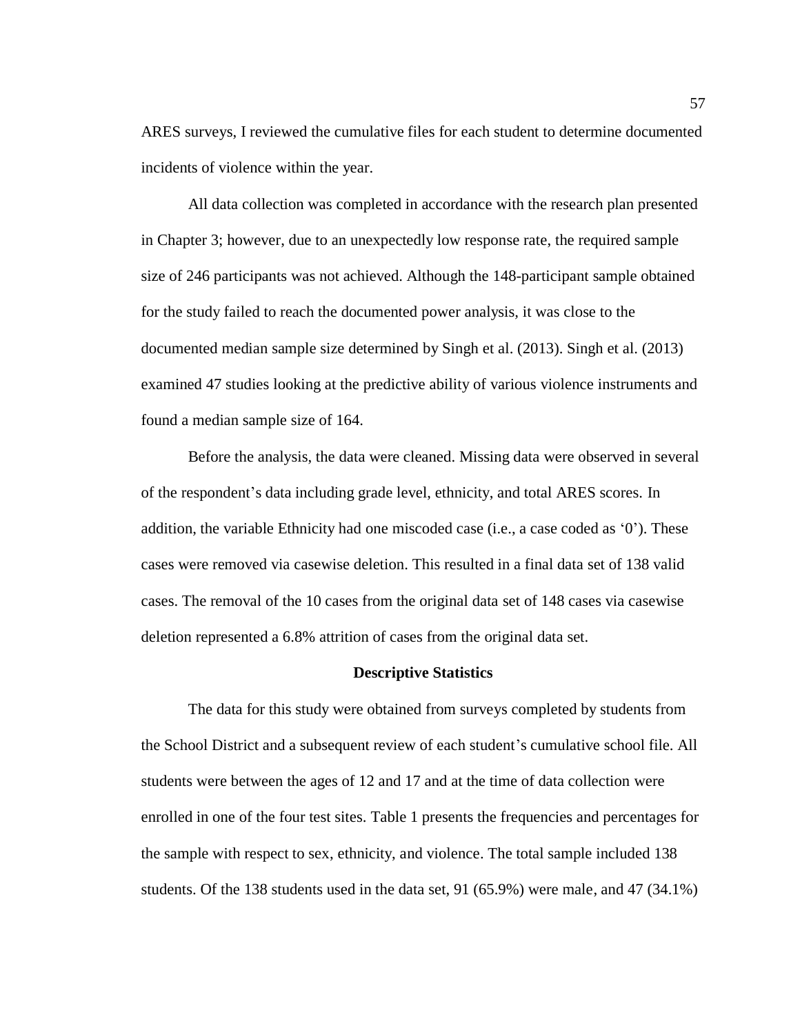ARES surveys, I reviewed the cumulative files for each student to determine documented incidents of violence within the year.

All data collection was completed in accordance with the research plan presented in Chapter 3; however, due to an unexpectedly low response rate, the required sample size of 246 participants was not achieved. Although the 148-participant sample obtained for the study failed to reach the documented power analysis, it was close to the documented median sample size determined by Singh et al. (2013). Singh et al. (2013) examined 47 studies looking at the predictive ability of various violence instruments and found a median sample size of 164.

Before the analysis, the data were cleaned. Missing data were observed in several of the respondent's data including grade level, ethnicity, and total ARES scores. In addition, the variable Ethnicity had one miscoded case (i.e., a case coded as '0'). These cases were removed via casewise deletion. This resulted in a final data set of 138 valid cases. The removal of the 10 cases from the original data set of 148 cases via casewise deletion represented a 6.8% attrition of cases from the original data set.

## Descriptive Statistics

The data for this study were obtained from surveys completed by students from the School District and a subsequent review of each student's cumulative school file. All students were between the ages of 12 and 17 and at the time of data collection were enrolled in one of the four test sites. Table 1 presents the frequencies and percentages for the sample with respect to sex, ethnicity, and violence. The total sample included 138 students. Of the 138 students used in the data set, 91 (65.9%) were male, and 47 (34.1%)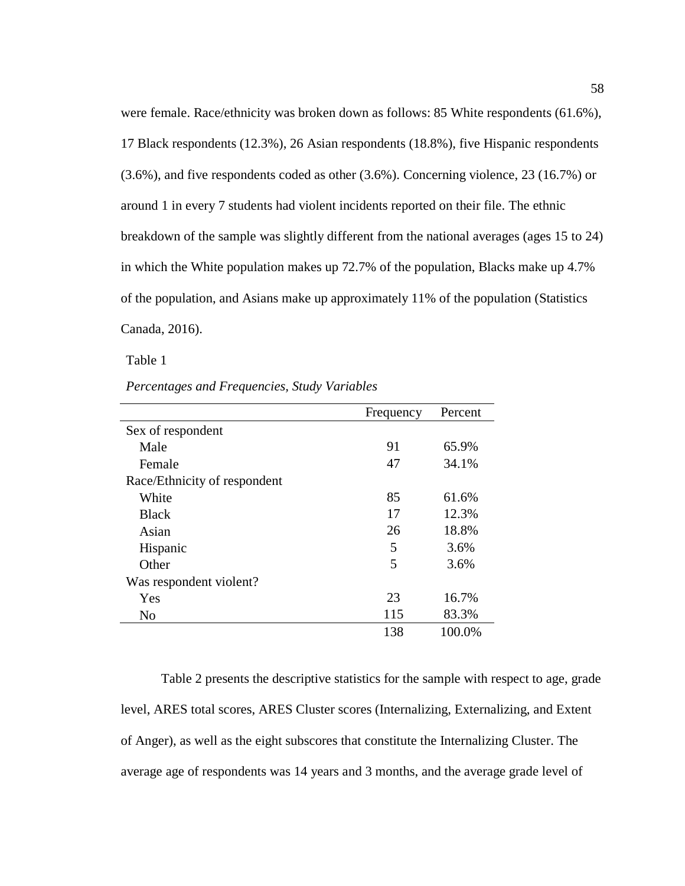were female. Race/ethnicity was broken down as follows: 85 White respondents (61.6%), 17 Black respondents (12.3%), 26 Asian respondents (18.8%), five Hispanic respondents (3.6%), and five respondents coded as other (3.6%). Concerning violence, 23 (16.7%) or around 1 in every 7 students had violent incidents reported on their file. The ethnic breakdown of the sample was slightly different from the national averages (ages 15 to 24) in which the White population makes up 72.7% of the population, Blacks make up 4.7% of the population, and Asians make up approximately 11% of the population (Statistics Canada, 2016).

Table 1

*Percentages and Frequencies, Study Variables*

| | Frequency | Percent |
|---|---|---|
| Sex of respondent | | |
| Male | 91 | 65.9% |
| Female | 47 | 34.1% |
| Race/Ethnicity of respondent | | |
| White | 85 | 61.6% |
| Black | 17 | 12.3% |
| Asian | 26 | 18.8% |
| Hispanic | 5 | 3.6% |
| Other | 5 | 3.6% |
| Was respondent violent? | | |
| Yes | 23 | 16.7% |
| No | 115 | 83.3% |
| | 138 | 100.0% |

Table 2 presents the descriptive statistics for the sample with respect to age, grade level, ARES total scores, ARES Cluster scores (Internalizing, Externalizing, and Extent of Anger), as well as the eight subscores that constitute the Internalizing Cluster. The average age of respondents was 14 years and 3 months, and the average grade level of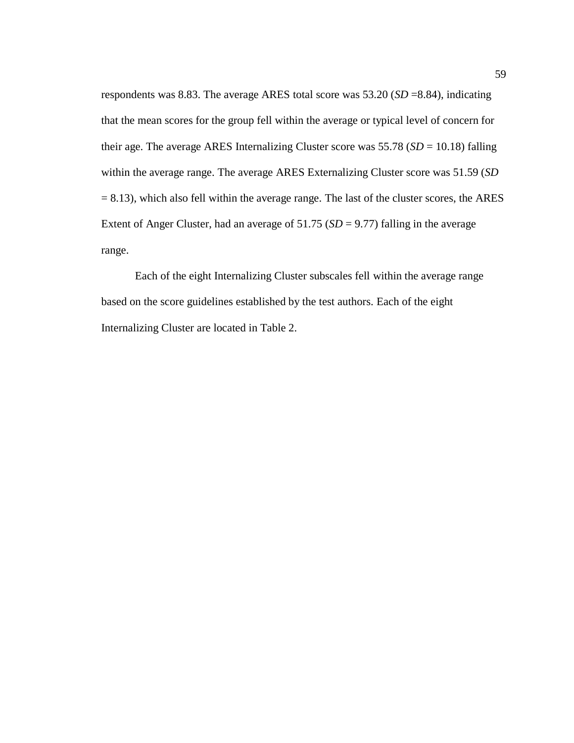respondents was 8.83. The average ARES total score was 53.20 (*SD* =8.84), indicating that the mean scores for the group fell within the average or typical level of concern for their age. The average ARES Internalizing Cluster score was 55.78 (*SD* = 10.18) falling within the average range. The average ARES Externalizing Cluster score was 51.59 (*SD* = 8.13), which also fell within the average range. The last of the cluster scores, the ARES Extent of Anger Cluster, had an average of 51.75 (*SD* = 9.77) falling in the average range.

Each of the eight Internalizing Cluster subscales fell within the average range based on the score guidelines established by the test authors. Each of the eight Internalizing Cluster are located in Table 2.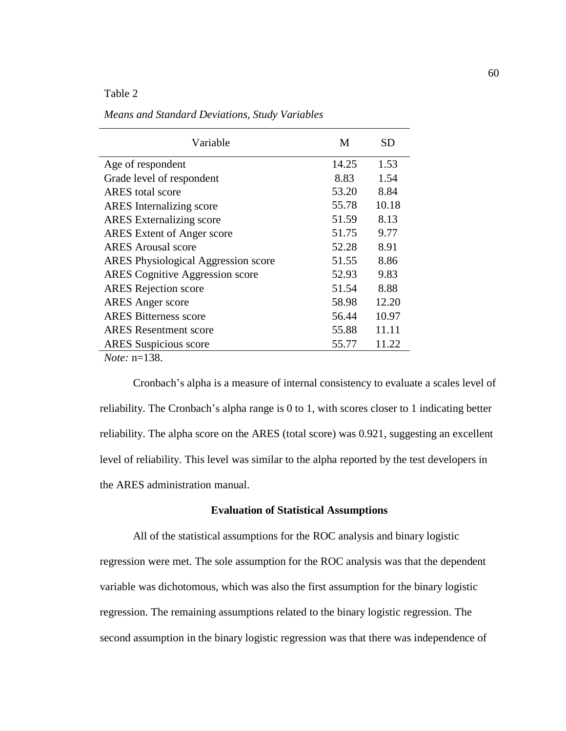Table 2

*Means and Standard Deviations, Study Variables*

| Variable | M | SD |
|---|---|---|
| Age of respondent | 14.25 | 1.53 |
| Grade level of respondent | 8.83 | 1.54 |
| ARES total score | 53.20 | 8.84 |
| ARES Internalizing score | 55.78 | 10.18 |
| ARES Externalizing score | 51.59 | 8.13 |
| ARES Extent of Anger score | 51.75 | 9.77 |
| ARES Arousal score | 52.28 | 8.91 |
| ARES Physiological Aggression score | 51.55 | 8.86 |
| ARES Cognitive Aggression score | 52.93 | 9.83 |
| ARES Rejection score | 51.54 | 8.88 |
| ARES Anger score | 58.98 | 12.20 |
| ARES Bitterness score | 56.44 | 10.97 |
| ARES Resentment score | 55.88 | 11.11 |
| ARES Suspicious score | 55.77 | 11.22 |

*Note:* n=138.

Cronbach's alpha is a measure of internal consistency to evaluate a scales level of reliability. The Cronbach's alpha range is 0 to 1, with scores closer to 1 indicating better reliability. The alpha score on the ARES (total score) was 0.921, suggesting an excellent level of reliability. This level was similar to the alpha reported by the test developers in the ARES administration manual.

**Evaluation of Statistical Assumptions**

All of the statistical assumptions for the ROC analysis and binary logistic regression were met. The sole assumption for the ROC analysis was that the dependent variable was dichotomous, which was also the first assumption for the binary logistic regression. The remaining assumptions related to the binary logistic regression. The second assumption in the binary logistic regression was that there was independence of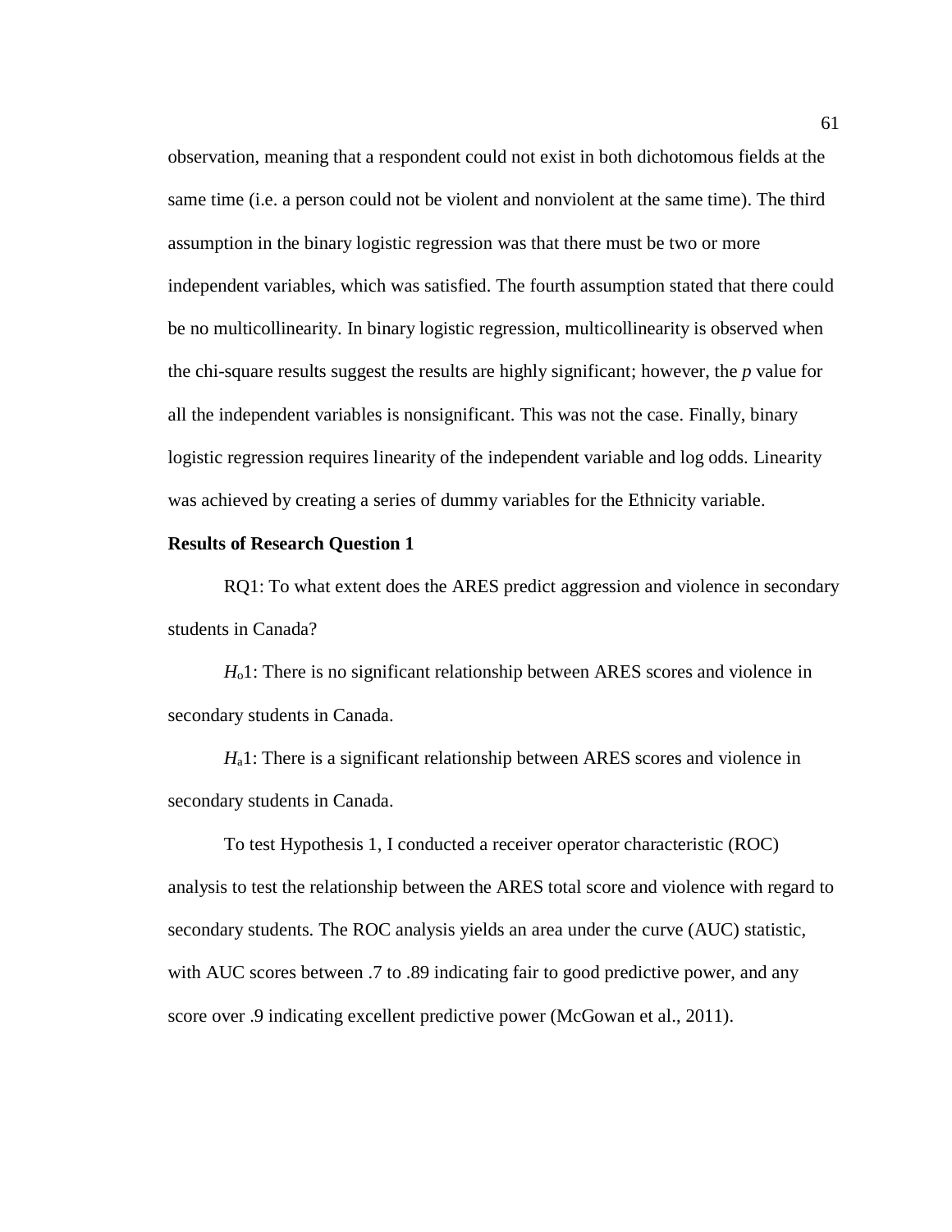observation, meaning that a respondent could not exist in both dichotomous fields at the same time (i.e. a person could not be violent and nonviolent at the same time). The third assumption in the binary logistic regression was that there must be two or more independent variables, which was satisfied. The fourth assumption stated that there could be no multicollinearity. In binary logistic regression, multicollinearity is observed when the chi-square results suggest the results are highly significant; however, the *p* value for all the independent variables is nonsignificant. This was not the case. Finally, binary logistic regression requires linearity of the independent variable and log odds. Linearity was achieved by creating a series of dummy variables for the Ethnicity variable.

**Results of Research Question 1**

RQ1: To what extent does the ARES predict aggression and violence in secondary students in Canada?

$H_o1$: There is no significant relationship between ARES scores and violence in secondary students in Canada.

$H_a1$: There is a significant relationship between ARES scores and violence in secondary students in Canada.

To test Hypothesis 1, I conducted a receiver operator characteristic (ROC) analysis to test the relationship between the ARES total score and violence with regard to secondary students. The ROC analysis yields an area under the curve (AUC) statistic, with AUC scores between .7 to .89 indicating fair to good predictive power, and any score over .9 indicating excellent predictive power (McGowan et al., 2011).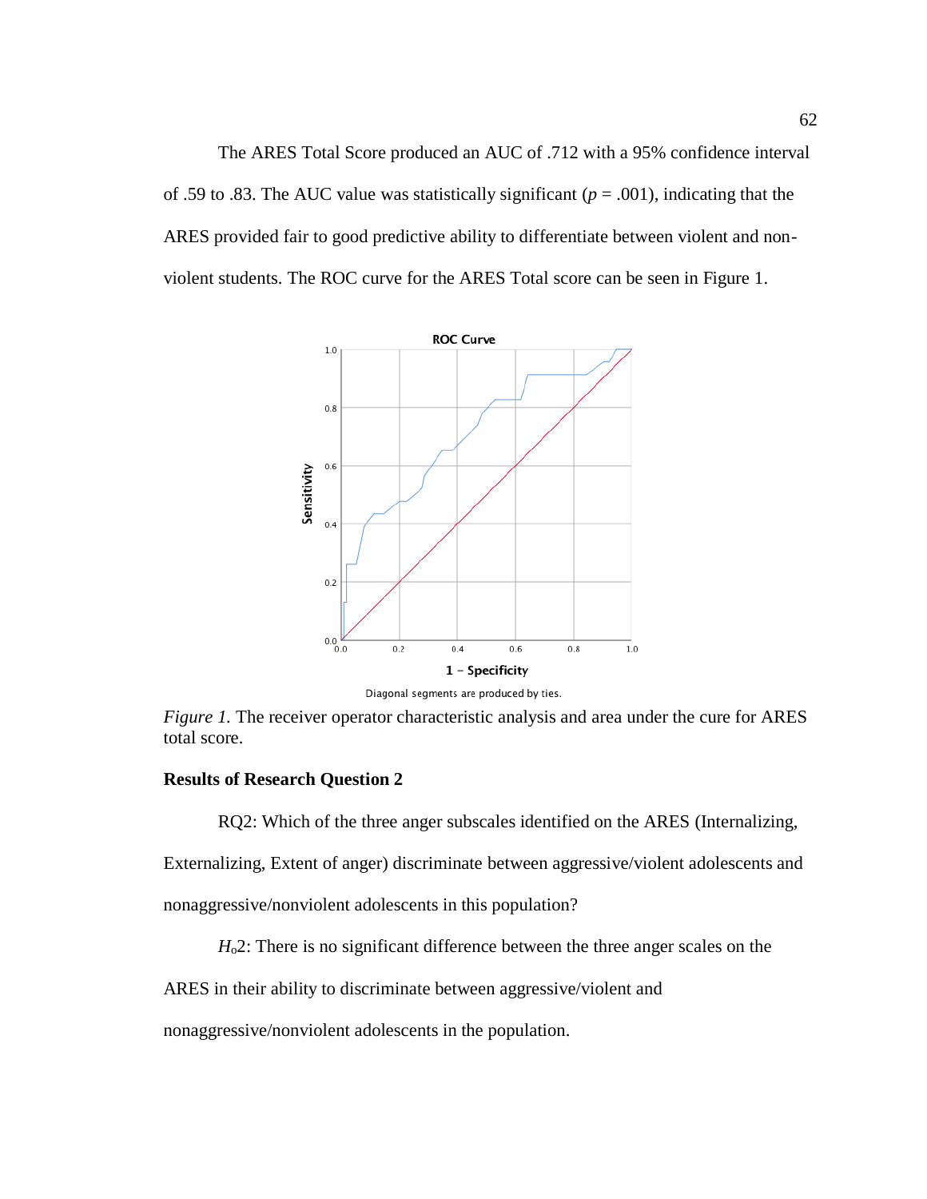The ARES Total Score produced an AUC of .712 with a 95% confidence interval of .59 to .83. The AUC value was statistically significant ($p$ = .001), indicating that the ARES provided fair to good predictive ability to differentiate between violent and non-violent students. The ROC curve for the ARES Total score can be seen in Figure 1.

*Figure 1.* The receiver operator characteristic analysis and area under the cure for ARES total score.

### Results of Research Question 2

RQ2: Which of the three anger subscales identified on the ARES (Internalizing, Externalizing, Extent of anger) discriminate between aggressive/violent adolescents and nonaggressive/nonviolent adolescents in this population?

$H_o2$: There is no significant difference between the three anger scales on the ARES in their ability to discriminate between aggressive/violent and nonaggressive/nonviolent adolescents in the population.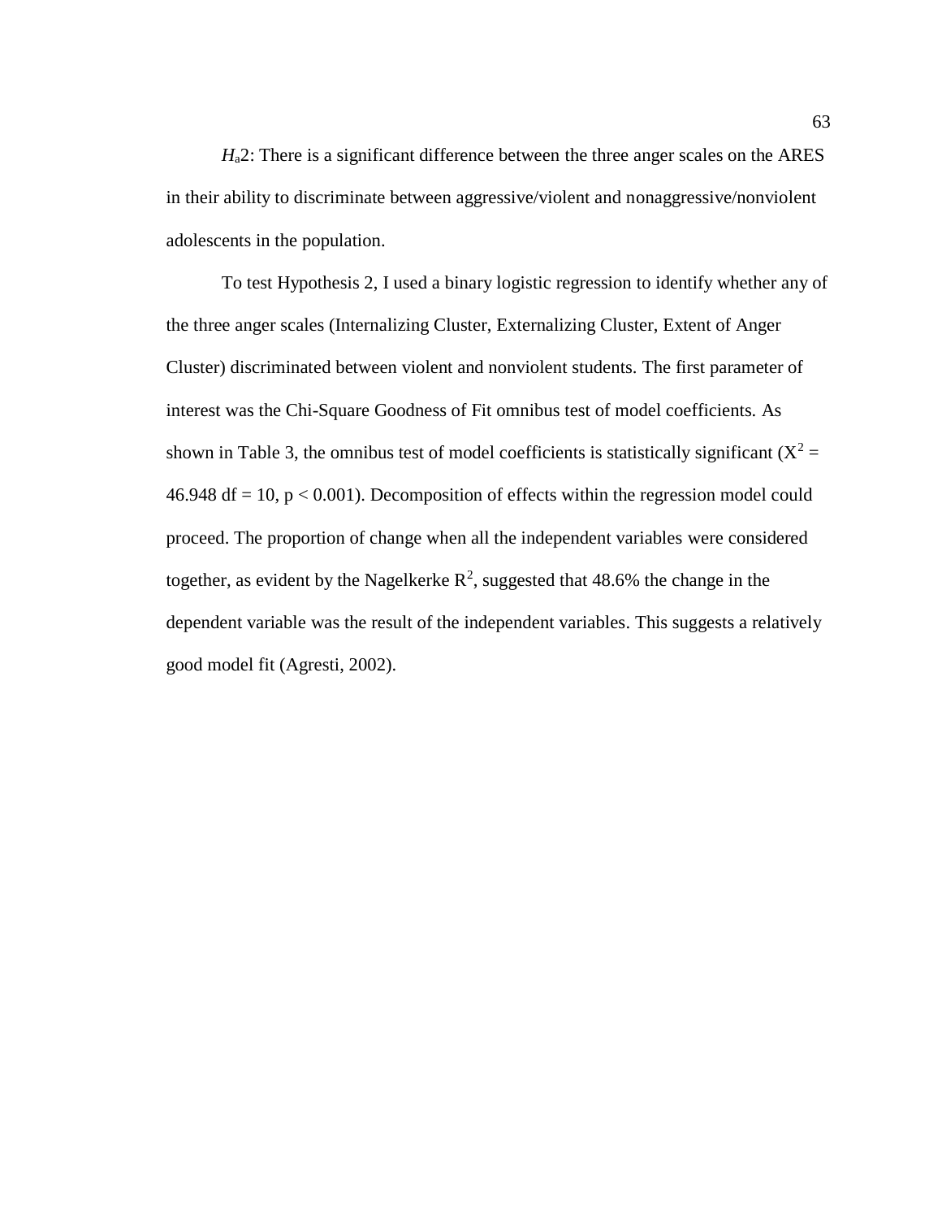*H*$_a$2: There is a significant difference between the three anger scales on the ARES in their ability to discriminate between aggressive/violent and nonaggressive/nonviolent adolescents in the population.

To test Hypothesis 2, I used a binary logistic regression to identify whether any of the three anger scales (Internalizing Cluster, Externalizing Cluster, Extent of Anger Cluster) discriminated between violent and nonviolent students. The first parameter of interest was the Chi-Square Goodness of Fit omnibus test of model coefficients. As shown in Table 3, the omnibus test of model coefficients is statistically significant ($X^2$ = 46.948 df = 10, $p < 0.001$). Decomposition of effects within the regression model could proceed. The proportion of change when all the independent variables were considered together, as evident by the Nagelkerke $R^2$, suggested that 48.6% the change in the dependent variable was the result of the independent variables. This suggests a relatively good model fit (Agresti, 2002).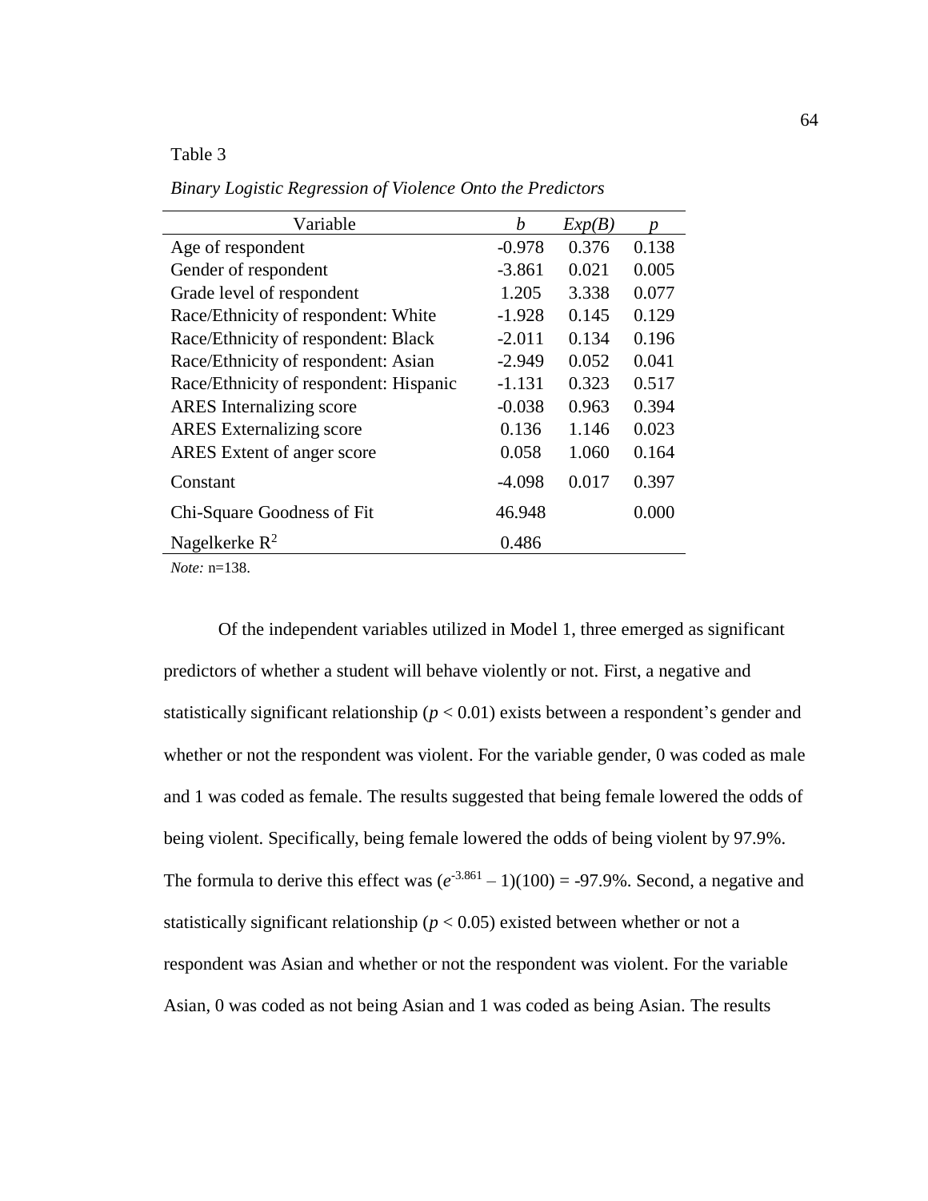Table 3

*Binary Logistic Regression of Violence Onto the Predictors*

| Variable | *b* | *Exp(B)* | *p* |
|---|---|---|---|
| Age of respondent | -0.978 | 0.376 | 0.138 |
| Gender of respondent | -3.861 | 0.021 | 0.005 |
| Grade level of respondent | 1.205 | 3.338 | 0.077 |
| Race/Ethnicity of respondent: White | -1.928 | 0.145 | 0.129 |
| Race/Ethnicity of respondent: Black | -2.011 | 0.134 | 0.196 |
| Race/Ethnicity of respondent: Asian | -2.949 | 0.052 | 0.041 |
| Race/Ethnicity of respondent: Hispanic | -1.131 | 0.323 | 0.517 |
| ARES Internalizing score | -0.038 | 0.963 | 0.394 |
| ARES Externalizing score | 0.136 | 1.146 | 0.023 |
| ARES Extent of anger score | 0.058 | 1.060 | 0.164 |
| Constant | -4.098 | 0.017 | 0.397 |
| Chi-Square Goodness of Fit | 46.948 | | 0.000 |
| Nagelkerke $R^2$ | 0.486 | | |

*Note:* n=138.

Of the independent variables utilized in Model 1, three emerged as significant predictors of whether a student will behave violently or not. First, a negative and statistically significant relationship ($p < 0.01$) exists between a respondent's gender and whether or not the respondent was violent. For the variable gender, 0 was coded as male and 1 was coded as female. The results suggested that being female lowered the odds of being violent. Specifically, being female lowered the odds of being violent by 97.9%. The formula to derive this effect was $(e^{-3.861} - 1)(100) = -97.9\%$. Second, a negative and statistically significant relationship ($p < 0.05$) existed between whether or not a respondent was Asian and whether or not the respondent was violent. For the variable Asian, 0 was coded as not being Asian and 1 was coded as being Asian. The results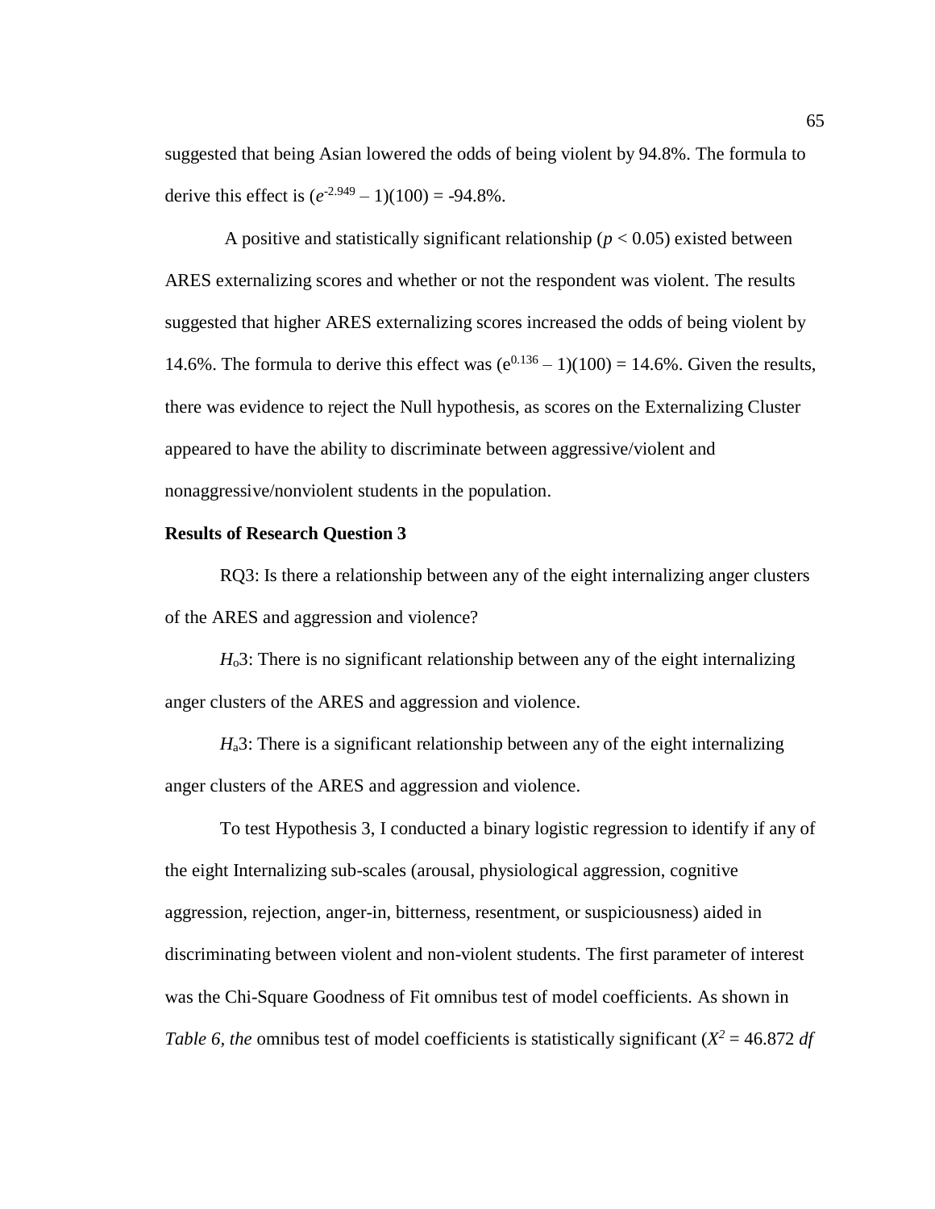suggested that being Asian lowered the odds of being violent by 94.8%. The formula to derive this effect is $(e^{-2.949} - 1)(100) = -94.8\%$.

A positive and statistically significant relationship ($p < 0.05$) existed between ARES externalizing scores and whether or not the respondent was violent. The results suggested that higher ARES externalizing scores increased the odds of being violent by 14.6%. The formula to derive this effect was $(e^{0.136} - 1)(100) = 14.6\%$. Given the results, there was evidence to reject the Null hypothesis, as scores on the Externalizing Cluster appeared to have the ability to discriminate between aggressive/violent and nonaggressive/nonviolent students in the population.

**Results of Research Question 3**

RQ3: Is there a relationship between any of the eight internalizing anger clusters of the ARES and aggression and violence?

$H_o3$: There is no significant relationship between any of the eight internalizing anger clusters of the ARES and aggression and violence.

$H_a3$: There is a significant relationship between any of the eight internalizing anger clusters of the ARES and aggression and violence.

To test Hypothesis 3, I conducted a binary logistic regression to identify if any of the eight Internalizing sub-scales (arousal, physiological aggression, cognitive aggression, rejection, anger-in, bitterness, resentment, or suspiciousness) aided in discriminating between violent and non-violent students. The first parameter of interest was the Chi-Square Goodness of Fit omnibus test of model coefficients. As shown in *Table 6, the* omnibus test of model coefficients is statistically significant ($X^2 = 46.872$ *df*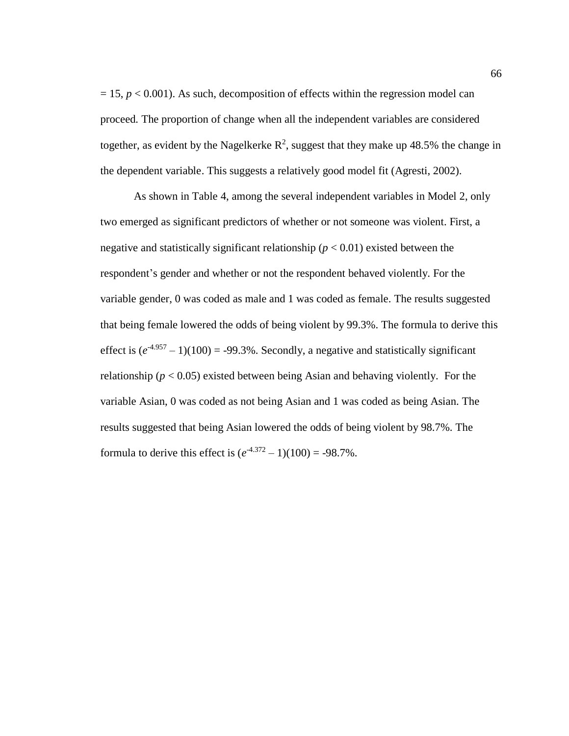$= 15$, $p < 0.001$). As such, decomposition of effects within the regression model can proceed. The proportion of change when all the independent variables are considered together, as evident by the Nagelkerke $R^2$, suggest that they make up 48.5% the change in the dependent variable. This suggests a relatively good model fit (Agresti, 2002).

As shown in Table 4, among the several independent variables in Model 2, only two emerged as significant predictors of whether or not someone was violent. First, a negative and statistically significant relationship ($p < 0.01$) existed between the respondent's gender and whether or not the respondent behaved violently. For the variable gender, 0 was coded as male and 1 was coded as female. The results suggested that being female lowered the odds of being violent by 99.3%. The formula to derive this effect is $(e^{-4.957} - 1)(100) = -99.3\%$. Secondly, a negative and statistically significant relationship ($p < 0.05$) existed between being Asian and behaving violently. For the variable Asian, 0 was coded as not being Asian and 1 was coded as being Asian. The results suggested that being Asian lowered the odds of being violent by 98.7%. The formula to derive this effect is $(e^{-4.372} - 1)(100) = -98.7\%$.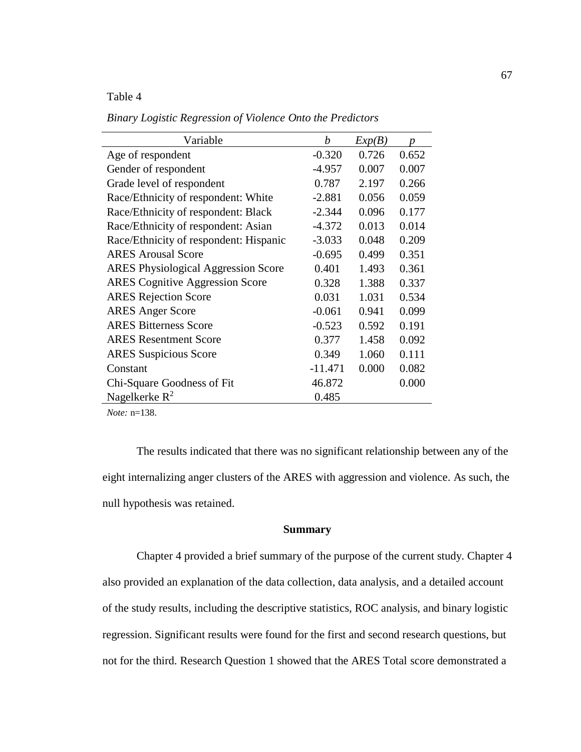Table 4

*Binary Logistic Regression of Violence Onto the Predictors*

| Variable | *b* | *Exp(B)* | *p* |
|---|---|---|---|
| Age of respondent | -0.320 | 0.726 | 0.652 |
| Gender of respondent | -4.957 | 0.007 | 0.007 |
| Grade level of respondent | 0.787 | 2.197 | 0.266 |
| Race/Ethnicity of respondent: White | -2.881 | 0.056 | 0.059 |
| Race/Ethnicity of respondent: Black | -2.344 | 0.096 | 0.177 |
| Race/Ethnicity of respondent: Asian | -4.372 | 0.013 | 0.014 |
| Race/Ethnicity of respondent: Hispanic | -3.033 | 0.048 | 0.209 |
| ARES Arousal Score | -0.695 | 0.499 | 0.351 |
| ARES Physiological Aggression Score | 0.401 | 1.493 | 0.361 |
| ARES Cognitive Aggression Score | 0.328 | 1.388 | 0.337 |
| ARES Rejection Score | 0.031 | 1.031 | 0.534 |
| ARES Anger Score | -0.061 | 0.941 | 0.099 |
| ARES Bitterness Score | -0.523 | 0.592 | 0.191 |
| ARES Resentment Score | 0.377 | 1.458 | 0.092 |
| ARES Suspicious Score | 0.349 | 1.060 | 0.111 |
| Constant | -11.471 | 0.000 | 0.082 |
| Chi-Square Goodness of Fit | 46.872 | | 0.000 |
| Nagelkerke $R^2$ | 0.485 | | |

*Note:* n=138.

The results indicated that there was no significant relationship between any of the eight internalizing anger clusters of the ARES with aggression and violence. As such, the null hypothesis was retained.

**Summary**

Chapter 4 provided a brief summary of the purpose of the current study. Chapter 4 also provided an explanation of the data collection, data analysis, and a detailed account of the study results, including the descriptive statistics, ROC analysis, and binary logistic regression. Significant results were found for the first and second research questions, but not for the third. Research Question 1 showed that the ARES Total score demonstrated a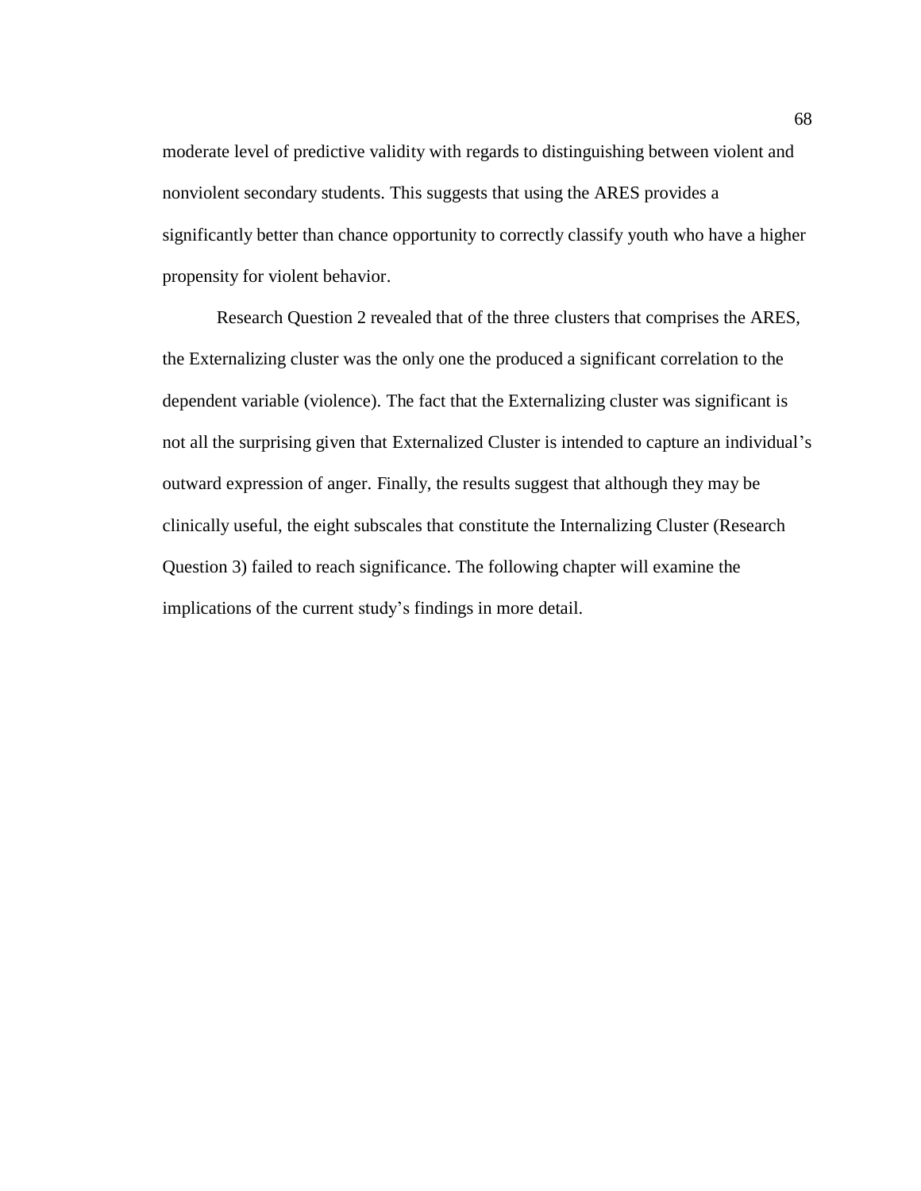moderate level of predictive validity with regards to distinguishing between violent and nonviolent secondary students. This suggests that using the ARES provides a significantly better than chance opportunity to correctly classify youth who have a higher propensity for violent behavior.

Research Question 2 revealed that of the three clusters that comprises the ARES, the Externalizing cluster was the only one the produced a significant correlation to the dependent variable (violence). The fact that the Externalizing cluster was significant is not all the surprising given that Externalized Cluster is intended to capture an individual's outward expression of anger. Finally, the results suggest that although they may be clinically useful, the eight subscales that constitute the Internalizing Cluster (Research Question 3) failed to reach significance. The following chapter will examine the implications of the current study's findings in more detail.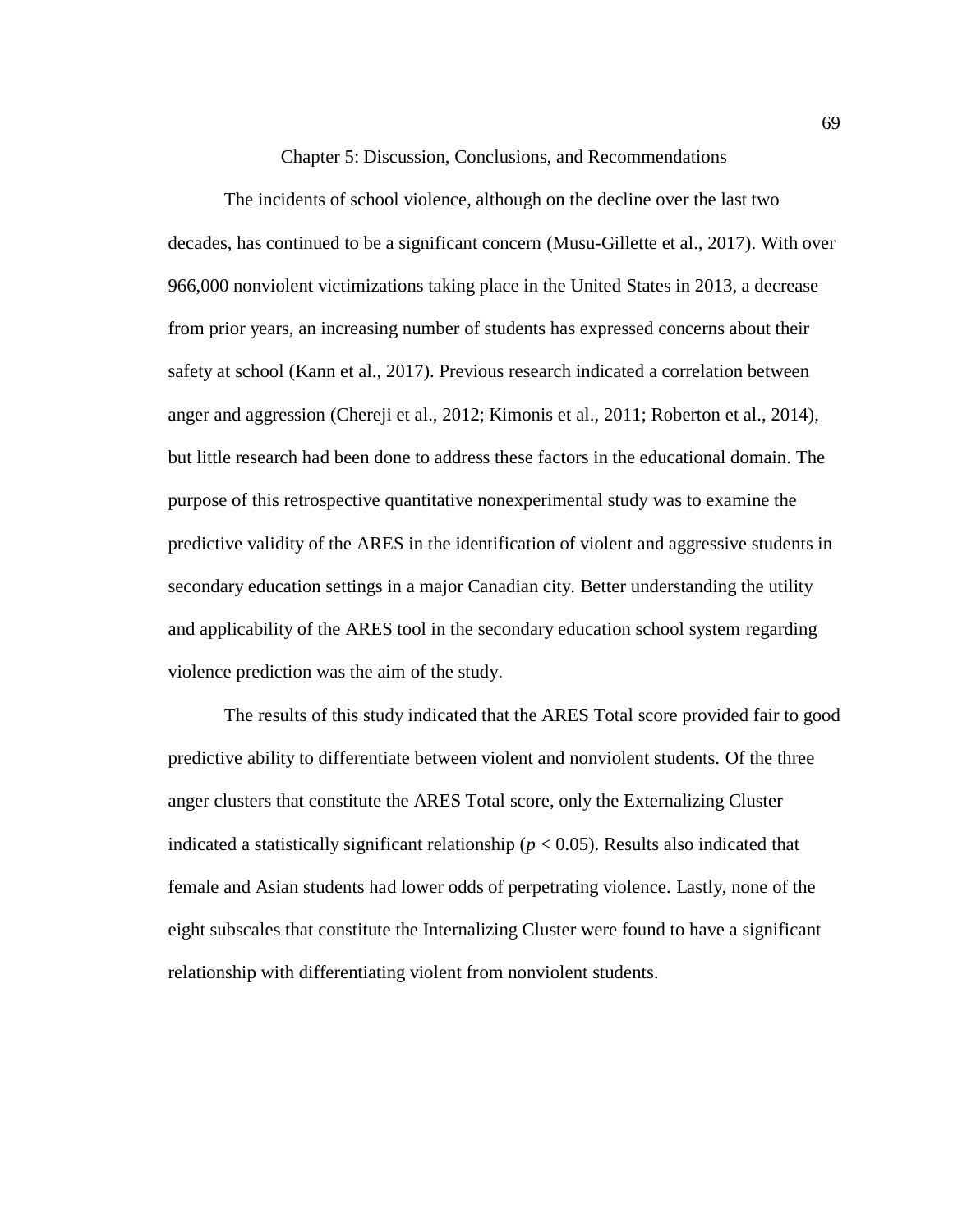# Chapter 5: Discussion, Conclusions, and Recommendations

The incidents of school violence, although on the decline over the last two decades, has continued to be a significant concern (Musu-Gillette et al., 2017). With over 966,000 nonviolent victimizations taking place in the United States in 2013, a decrease from prior years, an increasing number of students has expressed concerns about their safety at school (Kann et al., 2017). Previous research indicated a correlation between anger and aggression (Chereji et al., 2012; Kimonis et al., 2011; Roberton et al., 2014), but little research had been done to address these factors in the educational domain. The purpose of this retrospective quantitative nonexperimental study was to examine the predictive validity of the ARES in the identification of violent and aggressive students in secondary education settings in a major Canadian city. Better understanding the utility and applicability of the ARES tool in the secondary education school system regarding violence prediction was the aim of the study.

The results of this study indicated that the ARES Total score provided fair to good predictive ability to differentiate between violent and nonviolent students. Of the three anger clusters that constitute the ARES Total score, only the Externalizing Cluster indicated a statistically significant relationship ($p < 0.05$). Results also indicated that female and Asian students had lower odds of perpetrating violence. Lastly, none of the eight subscales that constitute the Internalizing Cluster were found to have a significant relationship with differentiating violent from nonviolent students.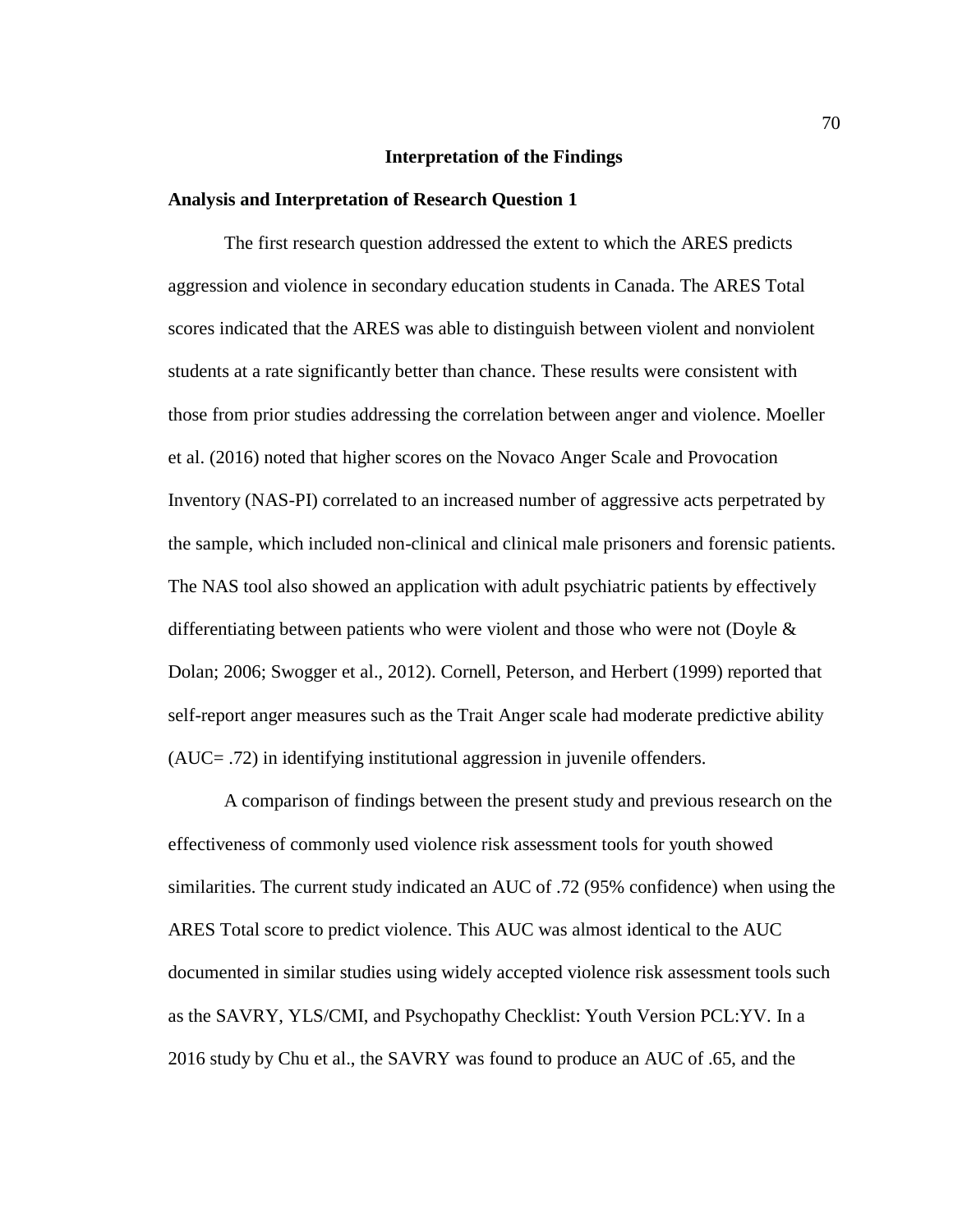## Interpretation of the Findings

### Analysis and Interpretation of Research Question 1

The first research question addressed the extent to which the ARES predicts aggression and violence in secondary education students in Canada. The ARES Total scores indicated that the ARES was able to distinguish between violent and nonviolent students at a rate significantly better than chance. These results were consistent with those from prior studies addressing the correlation between anger and violence. Moeller et al. (2016) noted that higher scores on the Novaco Anger Scale and Provocation Inventory (NAS-PI) correlated to an increased number of aggressive acts perpetrated by the sample, which included non-clinical and clinical male prisoners and forensic patients. The NAS tool also showed an application with adult psychiatric patients by effectively differentiating between patients who were violent and those who were not (Doyle & Dolan; 2006; Swogger et al., 2012). Cornell, Peterson, and Herbert (1999) reported that self-report anger measures such as the Trait Anger scale had moderate predictive ability (AUC= .72) in identifying institutional aggression in juvenile offenders.

A comparison of findings between the present study and previous research on the effectiveness of commonly used violence risk assessment tools for youth showed similarities. The current study indicated an AUC of .72 (95% confidence) when using the ARES Total score to predict violence. This AUC was almost identical to the AUC documented in similar studies using widely accepted violence risk assessment tools such as the SAVRY, YLS/CMI, and Psychopathy Checklist: Youth Version PCL:YV. In a 2016 study by Chu et al., the SAVRY was found to produce an AUC of .65, and the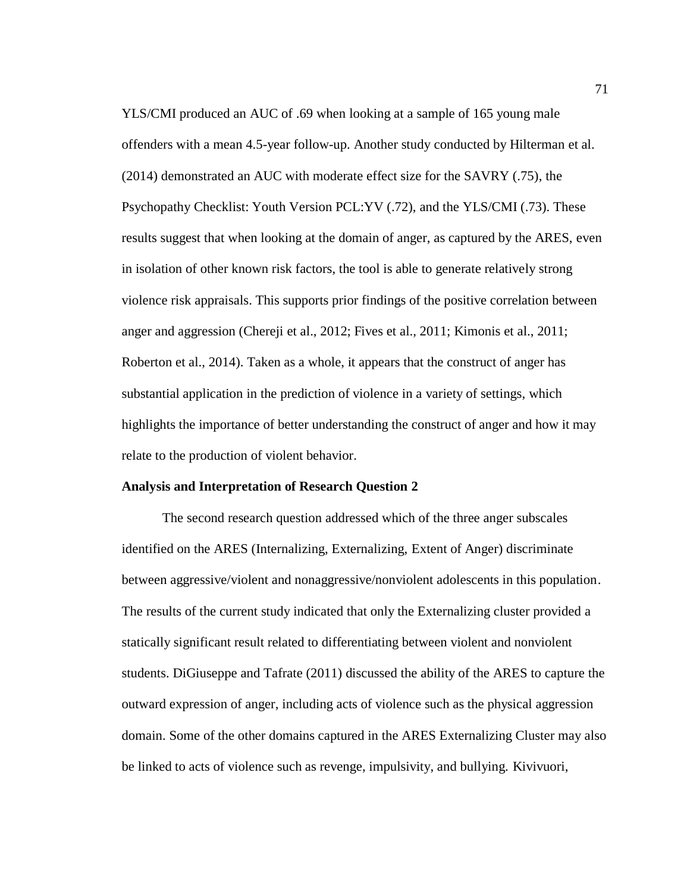YLS/CMI produced an AUC of .69 when looking at a sample of 165 young male offenders with a mean 4.5-year follow-up. Another study conducted by Hilterman et al. (2014) demonstrated an AUC with moderate effect size for the SAVRY (.75), the Psychopathy Checklist: Youth Version PCL:YV (.72), and the YLS/CMI (.73). These results suggest that when looking at the domain of anger, as captured by the ARES, even in isolation of other known risk factors, the tool is able to generate relatively strong violence risk appraisals. This supports prior findings of the positive correlation between anger and aggression (Chereji et al., 2012; Fives et al., 2011; Kimonis et al., 2011; Roberton et al., 2014). Taken as a whole, it appears that the construct of anger has substantial application in the prediction of violence in a variety of settings, which highlights the importance of better understanding the construct of anger and how it may relate to the production of violent behavior.

**Analysis and Interpretation of Research Question 2**

The second research question addressed which of the three anger subscales identified on the ARES (Internalizing, Externalizing, Extent of Anger) discriminate between aggressive/violent and nonaggressive/nonviolent adolescents in this population. The results of the current study indicated that only the Externalizing cluster provided a statically significant result related to differentiating between violent and nonviolent students. DiGiuseppe and Tafrate (2011) discussed the ability of the ARES to capture the outward expression of anger, including acts of violence such as the physical aggression domain. Some of the other domains captured in the ARES Externalizing Cluster may also be linked to acts of violence such as revenge, impulsivity, and bullying. Kivivuori,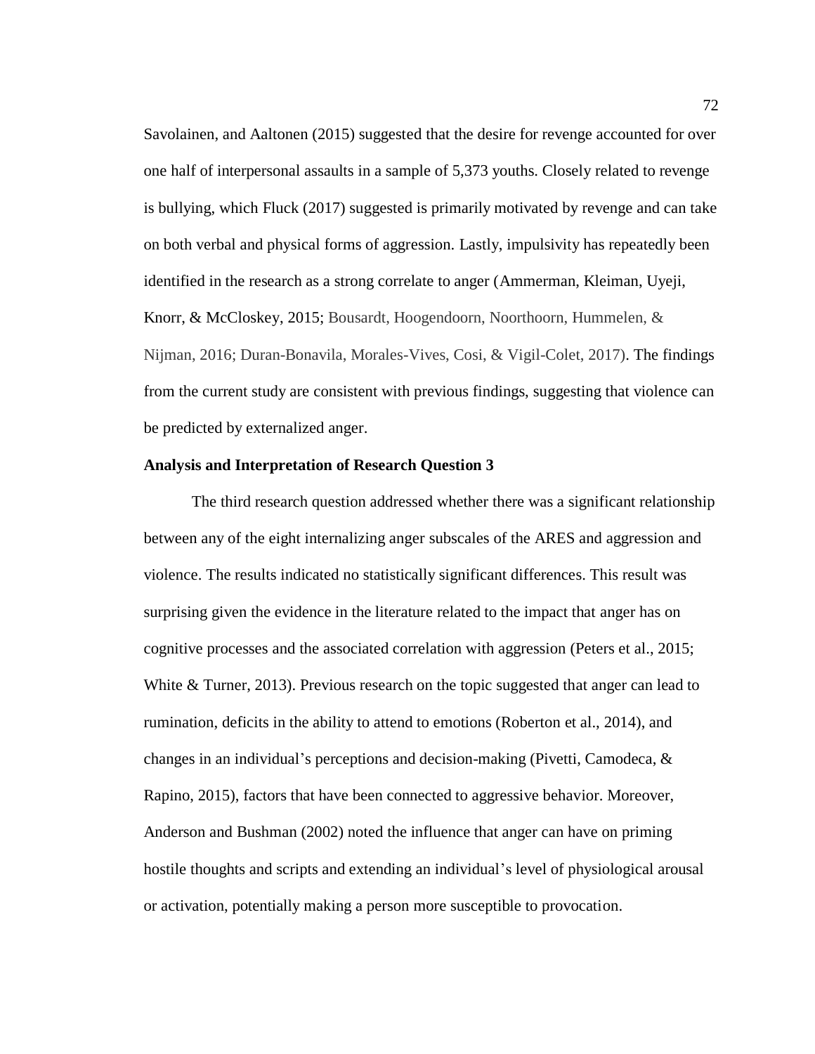Savolainen, and Aaltonen (2015) suggested that the desire for revenge accounted for over one half of interpersonal assaults in a sample of 5,373 youths. Closely related to revenge is bullying, which Fluck (2017) suggested is primarily motivated by revenge and can take on both verbal and physical forms of aggression. Lastly, impulsivity has repeatedly been identified in the research as a strong correlate to anger (Ammerman, Kleiman, Uyeji, Knorr, & McCloskey, 2015; Bousardt, Hoogendoorn, Noorthoorn, Hummelen, & Nijman, 2016; Duran-Bonavila, Morales-Vives, Cosi, & Vigil-Colet, 2017). The findings from the current study are consistent with previous findings, suggesting that violence can be predicted by externalized anger.

### Analysis and Interpretation of Research Question 3

The third research question addressed whether there was a significant relationship between any of the eight internalizing anger subscales of the ARES and aggression and violence. The results indicated no statistically significant differences. This result was surprising given the evidence in the literature related to the impact that anger has on cognitive processes and the associated correlation with aggression (Peters et al., 2015; White & Turner, 2013). Previous research on the topic suggested that anger can lead to rumination, deficits in the ability to attend to emotions (Roberton et al., 2014), and changes in an individual's perceptions and decision-making (Pivetti, Camodeca, & Rapino, 2015), factors that have been connected to aggressive behavior. Moreover, Anderson and Bushman (2002) noted the influence that anger can have on priming hostile thoughts and scripts and extending an individual's level of physiological arousal or activation, potentially making a person more susceptible to provocation.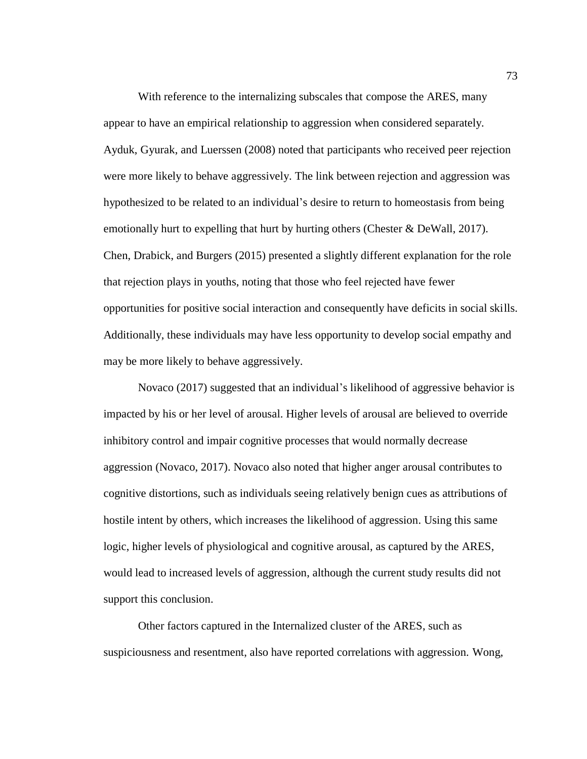With reference to the internalizing subscales that compose the ARES, many appear to have an empirical relationship to aggression when considered separately. Ayduk, Gyurak, and Luerssen (2008) noted that participants who received peer rejection were more likely to behave aggressively. The link between rejection and aggression was hypothesized to be related to an individual's desire to return to homeostasis from being emotionally hurt to expelling that hurt by hurting others (Chester & DeWall, 2017). Chen, Drabick, and Burgers (2015) presented a slightly different explanation for the role that rejection plays in youths, noting that those who feel rejected have fewer opportunities for positive social interaction and consequently have deficits in social skills. Additionally, these individuals may have less opportunity to develop social empathy and may be more likely to behave aggressively.

Novaco (2017) suggested that an individual's likelihood of aggressive behavior is impacted by his or her level of arousal. Higher levels of arousal are believed to override inhibitory control and impair cognitive processes that would normally decrease aggression (Novaco, 2017). Novaco also noted that higher anger arousal contributes to cognitive distortions, such as individuals seeing relatively benign cues as attributions of hostile intent by others, which increases the likelihood of aggression. Using this same logic, higher levels of physiological and cognitive arousal, as captured by the ARES, would lead to increased levels of aggression, although the current study results did not support this conclusion.

Other factors captured in the Internalized cluster of the ARES, such as suspiciousness and resentment, also have reported correlations with aggression. Wong,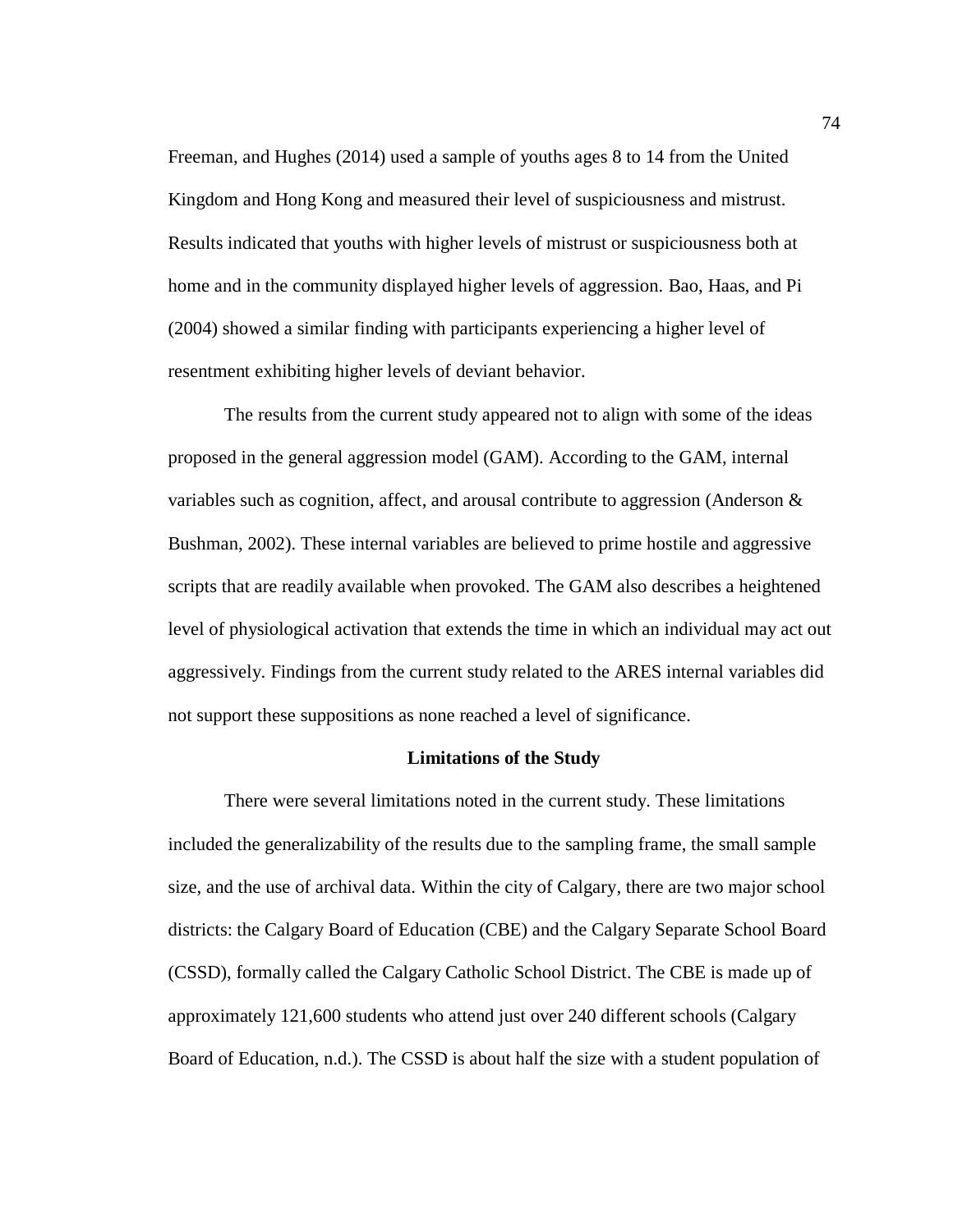Freeman, and Hughes (2014) used a sample of youths ages 8 to 14 from the United Kingdom and Hong Kong and measured their level of suspiciousness and mistrust. Results indicated that youths with higher levels of mistrust or suspiciousness both at home and in the community displayed higher levels of aggression. Bao, Haas, and Pi (2004) showed a similar finding with participants experiencing a higher level of resentment exhibiting higher levels of deviant behavior.

The results from the current study appeared not to align with some of the ideas proposed in the general aggression model (GAM). According to the GAM, internal variables such as cognition, affect, and arousal contribute to aggression (Anderson & Bushman, 2002). These internal variables are believed to prime hostile and aggressive scripts that are readily available when provoked. The GAM also describes a heightened level of physiological activation that extends the time in which an individual may act out aggressively. Findings from the current study related to the ARES internal variables did not support these suppositions as none reached a level of significance.

## Limitations of the Study

There were several limitations noted in the current study. These limitations included the generalizability of the results due to the sampling frame, the small sample size, and the use of archival data. Within the city of Calgary, there are two major school districts: the Calgary Board of Education (CBE) and the Calgary Separate School Board (CSSD), formally called the Calgary Catholic School District. The CBE is made up of approximately 121,600 students who attend just over 240 different schools (Calgary Board of Education, n.d.). The CSSD is about half the size with a student population of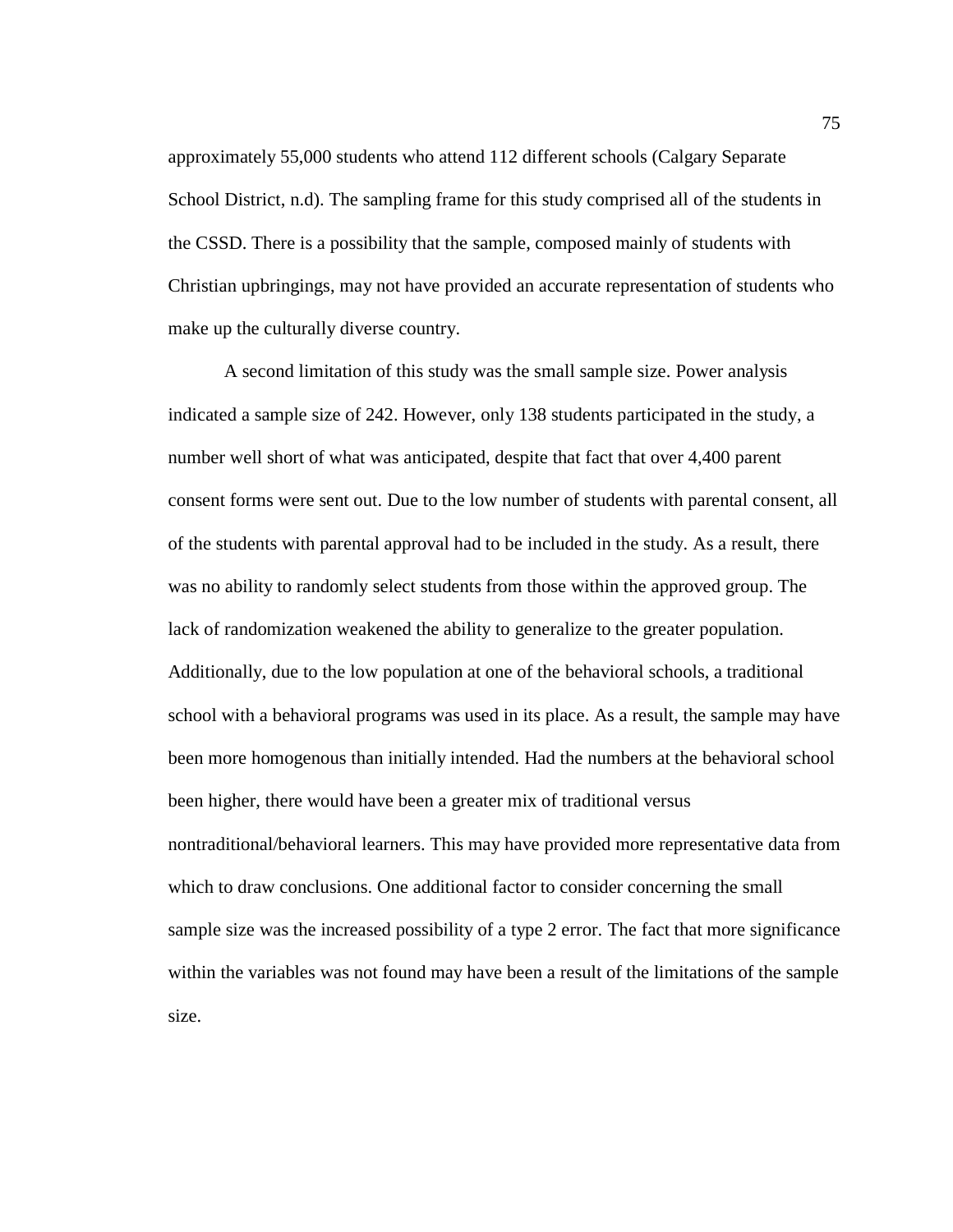approximately 55,000 students who attend 112 different schools (Calgary Separate School District, n.d). The sampling frame for this study comprised all of the students in the CSSD. There is a possibility that the sample, composed mainly of students with Christian upbringings, may not have provided an accurate representation of students who make up the culturally diverse country.

A second limitation of this study was the small sample size. Power analysis indicated a sample size of 242. However, only 138 students participated in the study, a number well short of what was anticipated, despite that fact that over 4,400 parent consent forms were sent out. Due to the low number of students with parental consent, all of the students with parental approval had to be included in the study. As a result, there was no ability to randomly select students from those within the approved group. The lack of randomization weakened the ability to generalize to the greater population. Additionally, due to the low population at one of the behavioral schools, a traditional school with a behavioral programs was used in its place. As a result, the sample may have been more homogenous than initially intended. Had the numbers at the behavioral school been higher, there would have been a greater mix of traditional versus nontraditional/behavioral learners. This may have provided more representative data from which to draw conclusions. One additional factor to consider concerning the small sample size was the increased possibility of a type 2 error. The fact that more significance within the variables was not found may have been a result of the limitations of the sample size.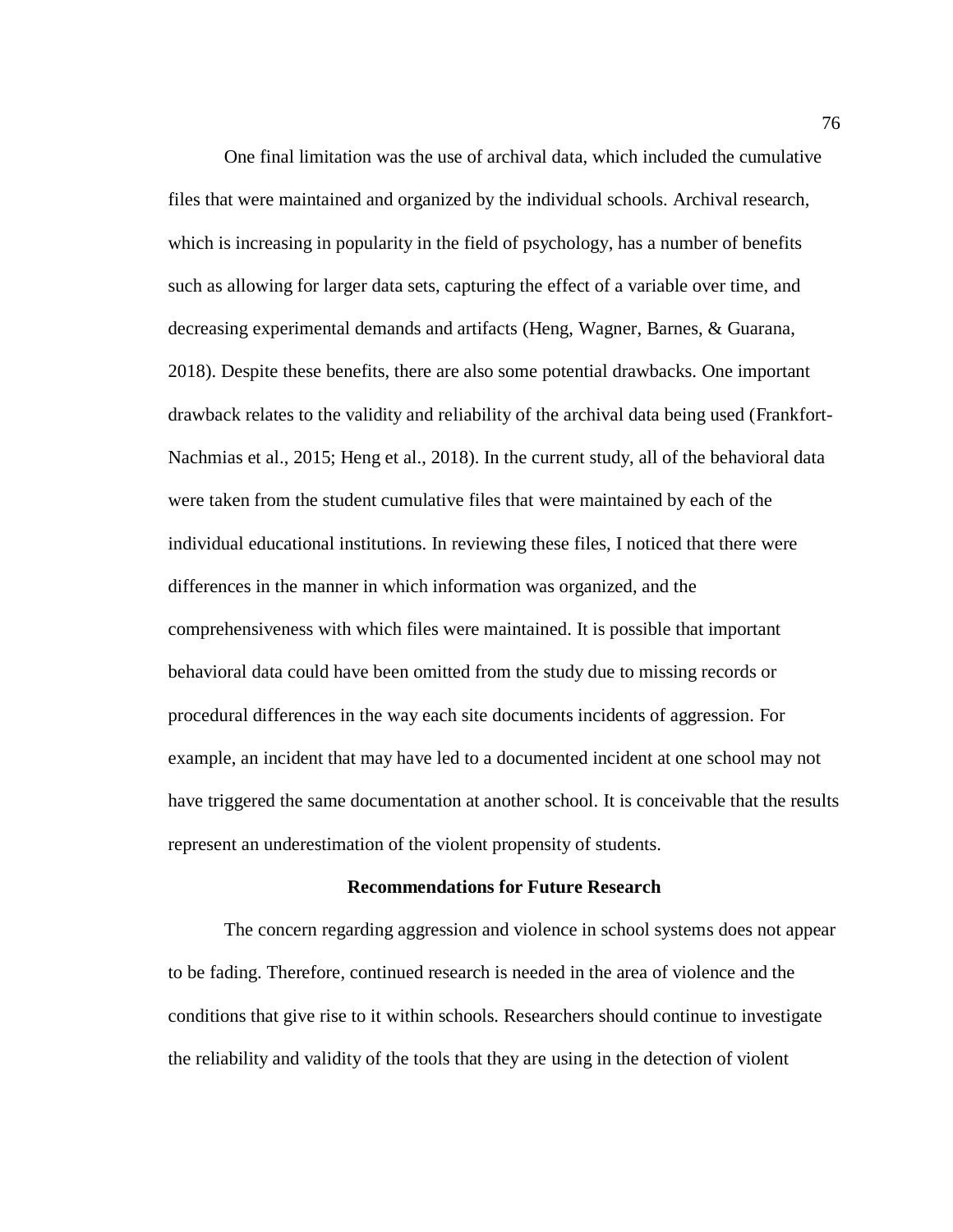One final limitation was the use of archival data, which included the cumulative files that were maintained and organized by the individual schools. Archival research, which is increasing in popularity in the field of psychology, has a number of benefits such as allowing for larger data sets, capturing the effect of a variable over time, and decreasing experimental demands and artifacts (Heng, Wagner, Barnes, & Guarana, 2018). Despite these benefits, there are also some potential drawbacks. One important drawback relates to the validity and reliability of the archival data being used (Frankfort-Nachmias et al., 2015; Heng et al., 2018). In the current study, all of the behavioral data were taken from the student cumulative files that were maintained by each of the individual educational institutions. In reviewing these files, I noticed that there were differences in the manner in which information was organized, and the comprehensiveness with which files were maintained. It is possible that important behavioral data could have been omitted from the study due to missing records or procedural differences in the way each site documents incidents of aggression. For example, an incident that may have led to a documented incident at one school may not have triggered the same documentation at another school. It is conceivable that the results represent an underestimation of the violent propensity of students.

## Recommendations for Future Research

The concern regarding aggression and violence in school systems does not appear to be fading. Therefore, continued research is needed in the area of violence and the conditions that give rise to it within schools. Researchers should continue to investigate the reliability and validity of the tools that they are using in the detection of violent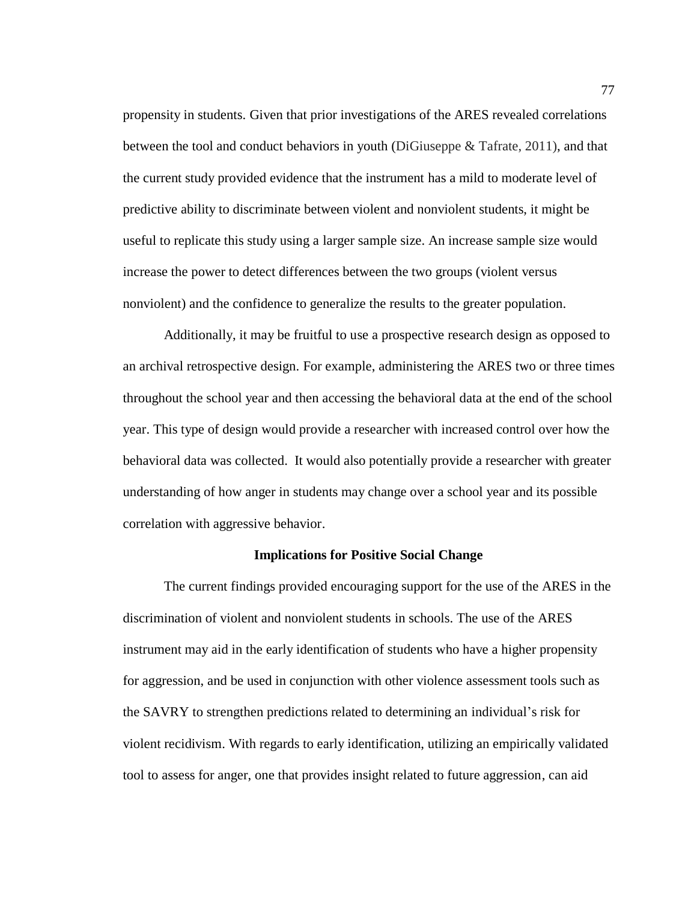propensity in students. Given that prior investigations of the ARES revealed correlations between the tool and conduct behaviors in youth (DiGiuseppe & Tafrate, 2011), and that the current study provided evidence that the instrument has a mild to moderate level of predictive ability to discriminate between violent and nonviolent students, it might be useful to replicate this study using a larger sample size. An increase sample size would increase the power to detect differences between the two groups (violent versus nonviolent) and the confidence to generalize the results to the greater population.

Additionally, it may be fruitful to use a prospective research design as opposed to an archival retrospective design. For example, administering the ARES two or three times throughout the school year and then accessing the behavioral data at the end of the school year. This type of design would provide a researcher with increased control over how the behavioral data was collected. It would also potentially provide a researcher with greater understanding of how anger in students may change over a school year and its possible correlation with aggressive behavior.

## Implications for Positive Social Change

The current findings provided encouraging support for the use of the ARES in the discrimination of violent and nonviolent students in schools. The use of the ARES instrument may aid in the early identification of students who have a higher propensity for aggression, and be used in conjunction with other violence assessment tools such as the SAVRY to strengthen predictions related to determining an individual's risk for violent recidivism. With regards to early identification, utilizing an empirically validated tool to assess for anger, one that provides insight related to future aggression, can aid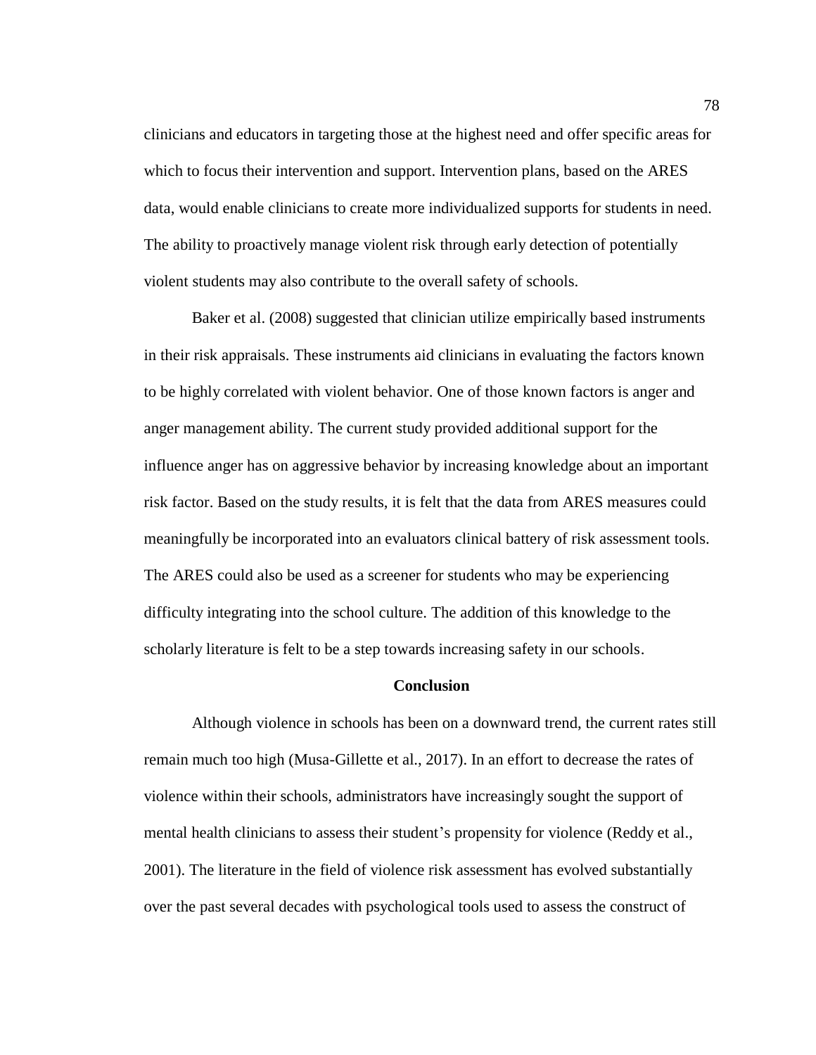clinicians and educators in targeting those at the highest need and offer specific areas for which to focus their intervention and support. Intervention plans, based on the ARES data, would enable clinicians to create more individualized supports for students in need. The ability to proactively manage violent risk through early detection of potentially violent students may also contribute to the overall safety of schools.

Baker et al. (2008) suggested that clinician utilize empirically based instruments in their risk appraisals. These instruments aid clinicians in evaluating the factors known to be highly correlated with violent behavior. One of those known factors is anger and anger management ability. The current study provided additional support for the influence anger has on aggressive behavior by increasing knowledge about an important risk factor. Based on the study results, it is felt that the data from ARES measures could meaningfully be incorporated into an evaluators clinical battery of risk assessment tools. The ARES could also be used as a screener for students who may be experiencing difficulty integrating into the school culture. The addition of this knowledge to the scholarly literature is felt to be a step towards increasing safety in our schools.

## Conclusion

Although violence in schools has been on a downward trend, the current rates still remain much too high (Musa-Gillette et al., 2017). In an effort to decrease the rates of violence within their schools, administrators have increasingly sought the support of mental health clinicians to assess their student's propensity for violence (Reddy et al., 2001). The literature in the field of violence risk assessment has evolved substantially over the past several decades with psychological tools used to assess the construct of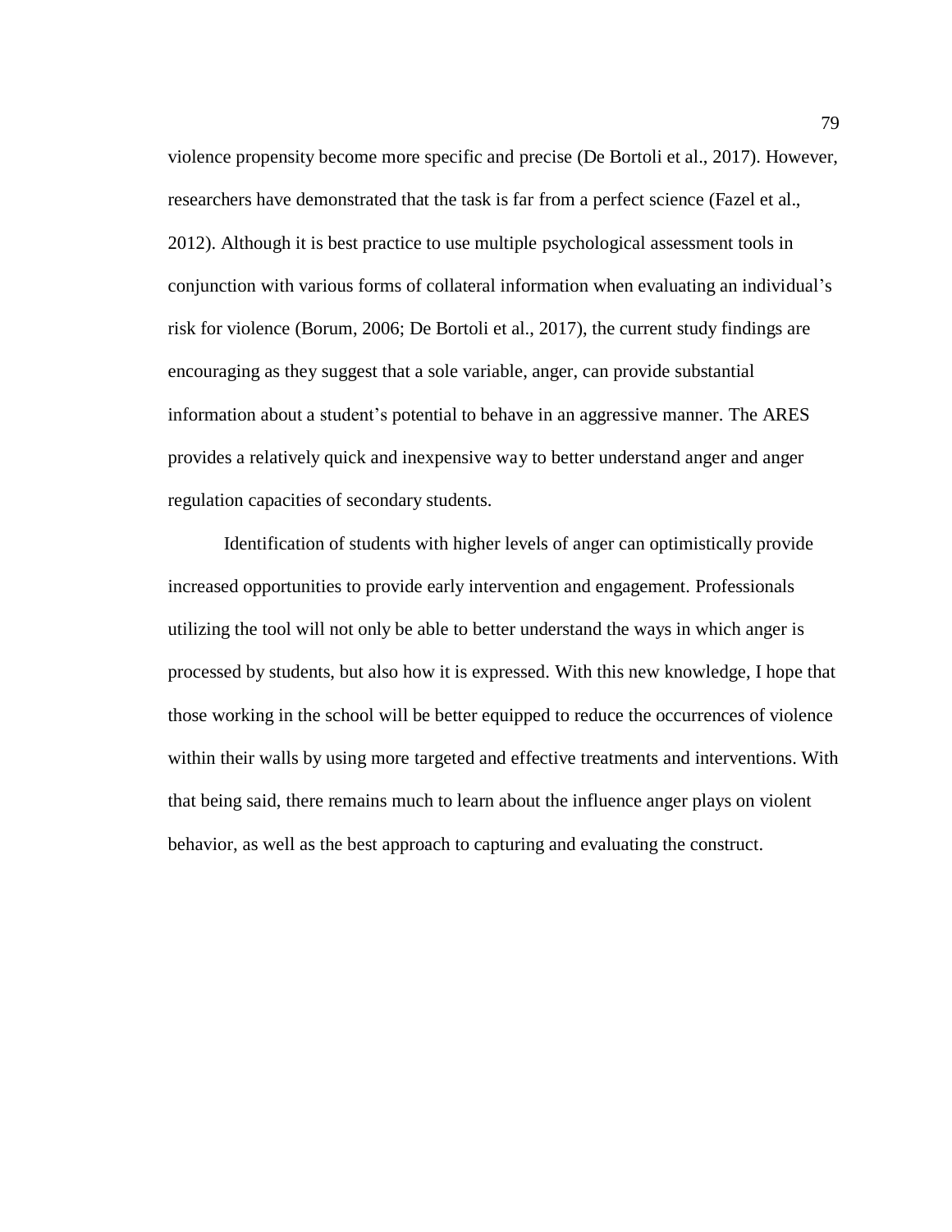violence propensity become more specific and precise (De Bortoli et al., 2017). However, researchers have demonstrated that the task is far from a perfect science (Fazel et al., 2012). Although it is best practice to use multiple psychological assessment tools in conjunction with various forms of collateral information when evaluating an individual's risk for violence (Borum, 2006; De Bortoli et al., 2017), the current study findings are encouraging as they suggest that a sole variable, anger, can provide substantial information about a student's potential to behave in an aggressive manner. The ARES provides a relatively quick and inexpensive way to better understand anger and anger regulation capacities of secondary students.

Identification of students with higher levels of anger can optimistically provide increased opportunities to provide early intervention and engagement. Professionals utilizing the tool will not only be able to better understand the ways in which anger is processed by students, but also how it is expressed. With this new knowledge, I hope that those working in the school will be better equipped to reduce the occurrences of violence within their walls by using more targeted and effective treatments and interventions. With that being said, there remains much to learn about the influence anger plays on violent behavior, as well as the best approach to capturing and evaluating the construct.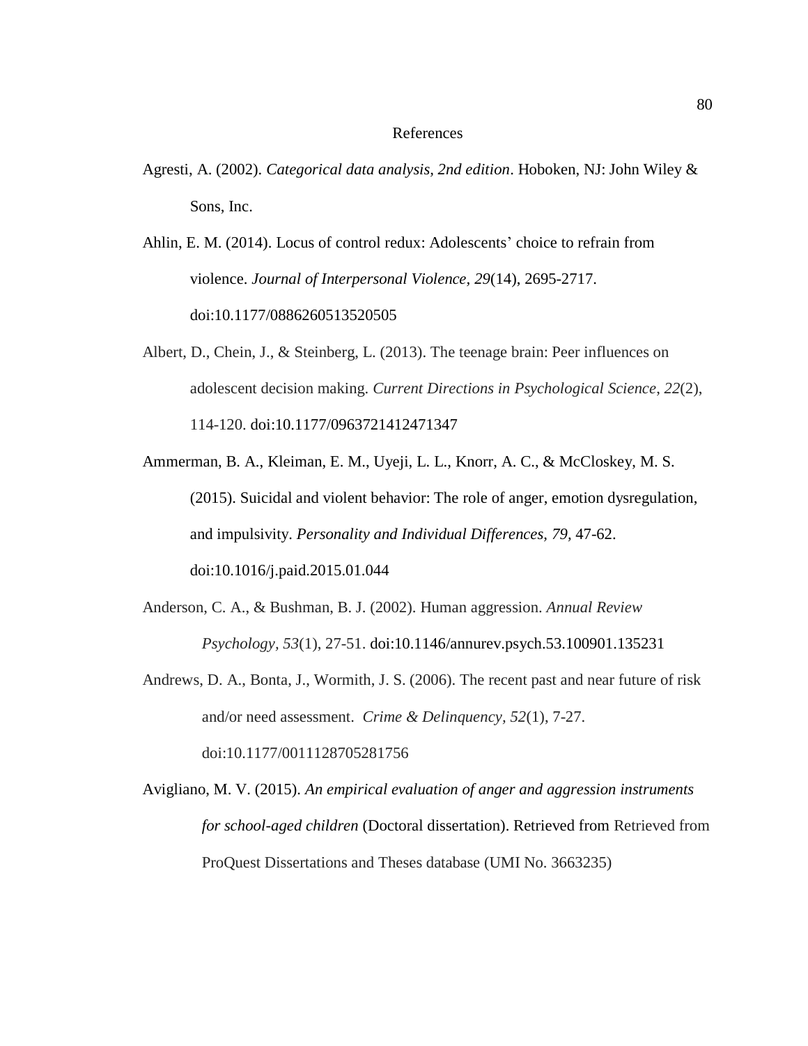# References

Agresti, A. (2002). *Categorical data analysis, 2nd edition*. Hoboken, NJ: John Wiley & Sons, Inc.

Ahlin, E. M. (2014). Locus of control redux: Adolescents' choice to refrain from violence. *Journal of Interpersonal Violence, 29*(14), 2695-2717. doi:10.1177/0886260513520505

Albert, D., Chein, J., & Steinberg, L. (2013). The teenage brain: Peer influences on adolescent decision making. *Current Directions in Psychological Science*, *22*(2), 114-120. doi:10.1177/0963721412471347

Ammerman, B. A., Kleiman, E. M., Uyeji, L. L., Knorr, A. C., & McCloskey, M. S. (2015). Suicidal and violent behavior: The role of anger, emotion dysregulation, and impulsivity. *Personality and Individual Differences, 79,* 47-62. doi:10.1016/j.paid.2015.01.044

Anderson, C. A., & Bushman, B. J. (2002). Human aggression. *Annual Review Psychology, 53*(1), 27-51. doi:10.1146/annurev.psych.53.100901.135231

Andrews, D. A., Bonta, J., Wormith, J. S. (2006). The recent past and near future of risk and/or need assessment. *Crime & Delinquency, 52*(1), 7-27. doi:10.1177/0011128705281756

Avigliano, M. V. (2015). *An empirical evaluation of anger and aggression instruments for school-aged children* (Doctoral dissertation). Retrieved from Retrieved from ProQuest Dissertations and Theses database (UMI No. 3663235)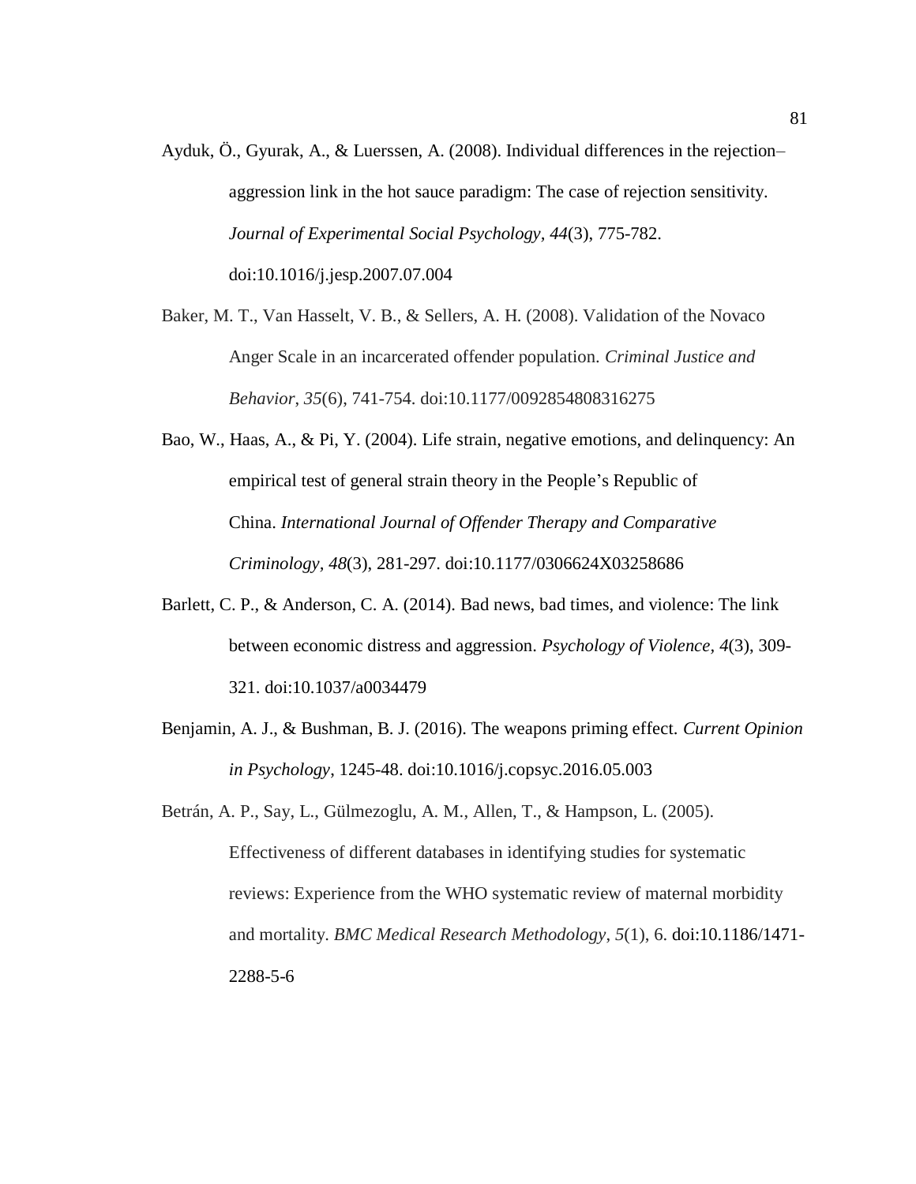Ayduk, Ö., Gyurak, A., & Luerssen, A. (2008). Individual differences in the rejection–aggression link in the hot sauce paradigm: The case of rejection sensitivity. *Journal of Experimental Social Psychology*, *44*(3), 775-782. doi:10.1016/j.jesp.2007.07.004

Baker, M. T., Van Hasselt, V. B., & Sellers, A. H. (2008). Validation of the Novaco Anger Scale in an incarcerated offender population. *Criminal Justice and Behavior*, *35*(6), 741-754. doi:10.1177/0092854808316275

Bao, W., Haas, A., & Pi, Y. (2004). Life strain, negative emotions, and delinquency: An empirical test of general strain theory in the People's Republic of China. *International Journal of Offender Therapy and Comparative Criminology, 48*(3), 281-297. doi:10.1177/0306624X03258686

Barlett, C. P., & Anderson, C. A. (2014). Bad news, bad times, and violence: The link between economic distress and aggression. *Psychology of Violence, 4*(3), 309-321. doi:10.1037/a0034479

Benjamin, A. J., & Bushman, B. J. (2016). The weapons priming effect. *Current Opinion in Psychology*, 1245-48. doi:10.1016/j.copsyc.2016.05.003

Betrán, A. P., Say, L., Gülmezoglu, A. M., Allen, T., & Hampson, L. (2005). Effectiveness of different databases in identifying studies for systematic reviews: Experience from the WHO systematic review of maternal morbidity and mortality. *BMC Medical Research Methodology*, *5*(1), 6. doi:10.1186/1471-2288-5-6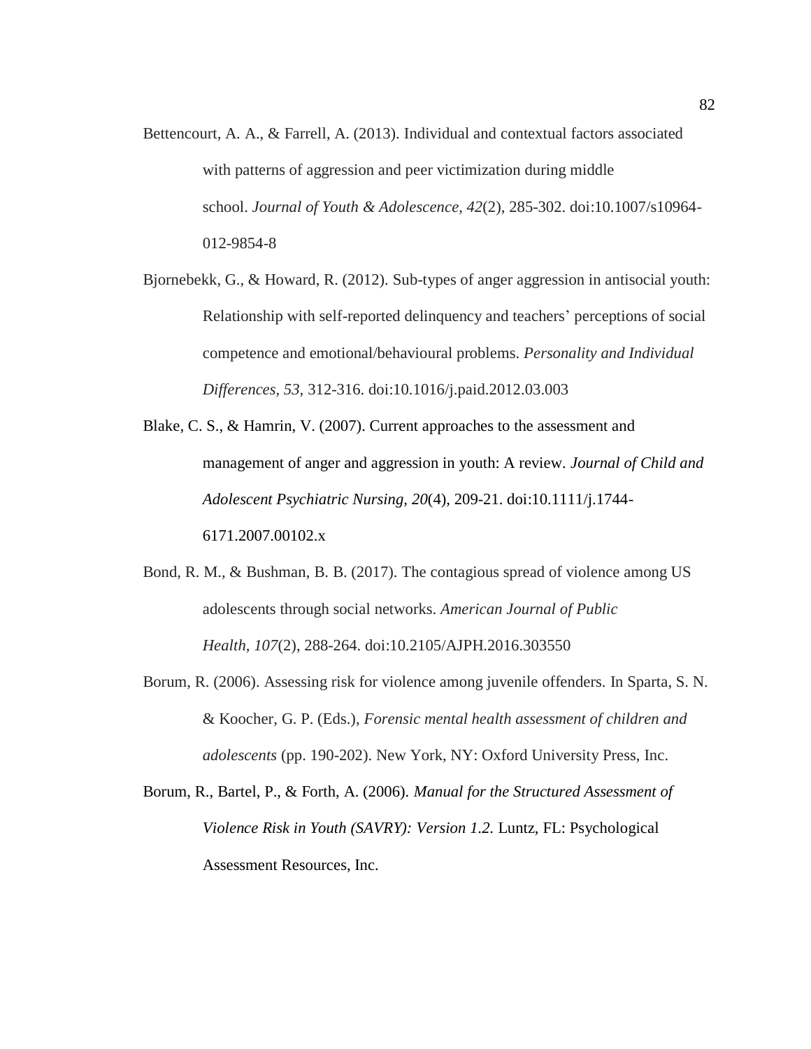Bettencourt, A. A., & Farrell, A. (2013). Individual and contextual factors associated with patterns of aggression and peer victimization during middle school. *Journal of Youth & Adolescence*, *42*(2), 285-302. doi:10.1007/s10964-012-9854-8

Bjornebekk, G., & Howard, R. (2012). Sub-types of anger aggression in antisocial youth: Relationship with self-reported delinquency and teachers' perceptions of social competence and emotional/behavioural problems. *Personality and Individual Differences*, *53*, 312-316. doi:10.1016/j.paid.2012.03.003

Blake, C. S., & Hamrin, V. (2007). Current approaches to the assessment and management of anger and aggression in youth: A review. *Journal of Child and Adolescent Psychiatric Nursing*, *20*(4), 209-21. doi:10.1111/j.1744-6171.2007.00102.x

Bond, R. M., & Bushman, B. B. (2017). The contagious spread of violence among US adolescents through social networks. *American Journal of Public Health*, *107*(2), 288-264. doi:10.2105/AJPH.2016.303550

Borum, R. (2006). Assessing risk for violence among juvenile offenders. In Sparta, S. N. & Koocher, G. P. (Eds.), *Forensic mental health assessment of children and adolescents* (pp. 190-202). New York, NY: Oxford University Press, Inc.

Borum, R., Bartel, P., & Forth, A. (2006). *Manual for the Structured Assessment of Violence Risk in Youth (SAVRY): Version 1.2.* Luntz, FL: Psychological Assessment Resources, Inc.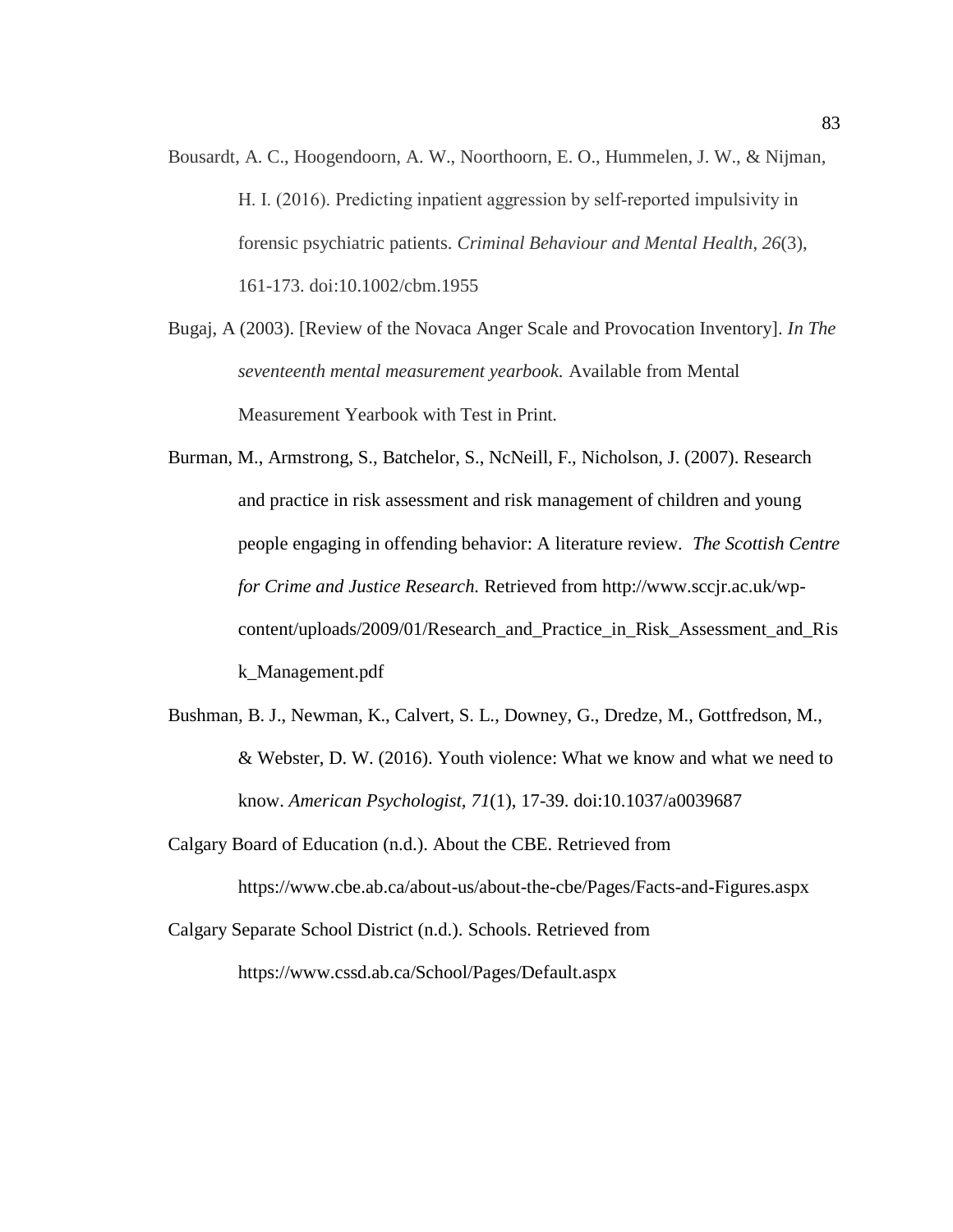Bousardt, A. C., Hoogendoorn, A. W., Noorthoorn, E. O., Hummelen, J. W., & Nijman, H. I. (2016). Predicting inpatient aggression by self-reported impulsivity in forensic psychiatric patients. *Criminal Behaviour and Mental Health*, *26*(3), 161-173. doi:10.1002/cbm.1955

Bugaj, A (2003). [Review of the Novaca Anger Scale and Provocation Inventory]. *In The seventeenth mental measurement yearbook.* Available from Mental Measurement Yearbook with Test in Print.

Burman, M., Armstrong, S., Batchelor, S., NcNeill, F., Nicholson, J. (2007). Research and practice in risk assessment and risk management of children and young people engaging in offending behavior: A literature review. *The Scottish Centre for Crime and Justice Research.* Retrieved from http://www.sccjr.ac.uk/wp-content/uploads/2009/01/Research_and_Practice_in_Risk_Assessment_and_Risk_Management.pdf

Bushman, B. J., Newman, K., Calvert, S. L., Downey, G., Dredze, M., Gottfredson, M., & Webster, D. W. (2016). Youth violence: What we know and what we need to know. *American Psychologist, 71*(1), 17-39. doi:10.1037/a0039687

Calgary Board of Education (n.d.). About the CBE. Retrieved from https://www.cbe.ab.ca/about-us/about-the-cbe/Pages/Facts-and-Figures.aspx

Calgary Separate School District (n.d.). Schools. Retrieved from https://www.cssd.ab.ca/School/Pages/Default.aspx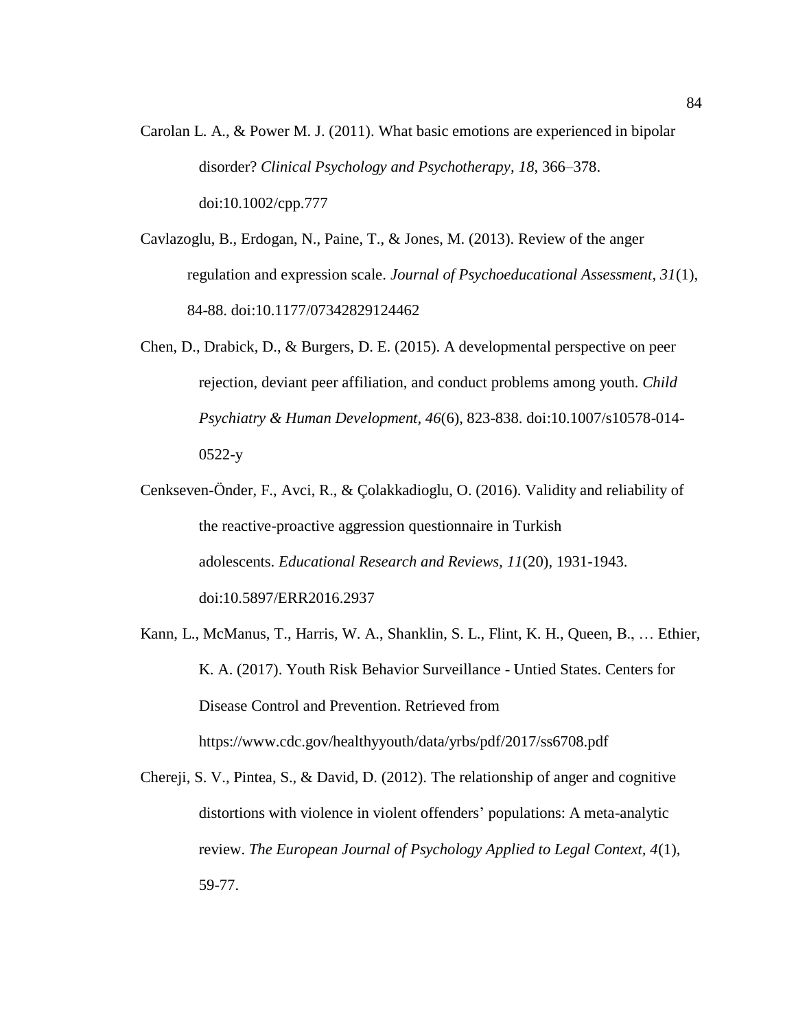Carolan L. A., & Power M. J. (2011). What basic emotions are experienced in bipolar disorder? *Clinical Psychology and Psychotherapy, 18*, 366–378. doi:10.1002/cpp.777

Cavlazoglu, B., Erdogan, N., Paine, T., & Jones, M. (2013). Review of the anger regulation and expression scale. *Journal of Psychoeducational Assessment, 31*(1), 84-88. doi:10.1177/07342829124462

Chen, D., Drabick, D., & Burgers, D. E. (2015). A developmental perspective on peer rejection, deviant peer affiliation, and conduct problems among youth. *Child Psychiatry & Human Development, 46*(6), 823-838. doi:10.1007/s10578-014-0522-y

Cenkseven-Önder, F., Avci, R., & Çolakkadioglu, O. (2016). Validity and reliability of the reactive-proactive aggression questionnaire in Turkish adolescents. *Educational Research and Reviews, 11*(20), 1931-1943. doi:10.5897/ERR2016.2937

Kann, L., McManus, T., Harris, W. A., Shanklin, S. L., Flint, K. H., Queen, B., … Ethier, K. A. (2017). Youth Risk Behavior Surveillance - Untied States. Centers for Disease Control and Prevention. Retrieved from https://www.cdc.gov/healthyyouth/data/yrbs/pdf/2017/ss6708.pdf

Chereji, S. V., Pintea, S., & David, D. (2012). The relationship of anger and cognitive distortions with violence in violent offenders' populations: A meta-analytic review. *The European Journal of Psychology Applied to Legal Context, 4*(1), 59-77.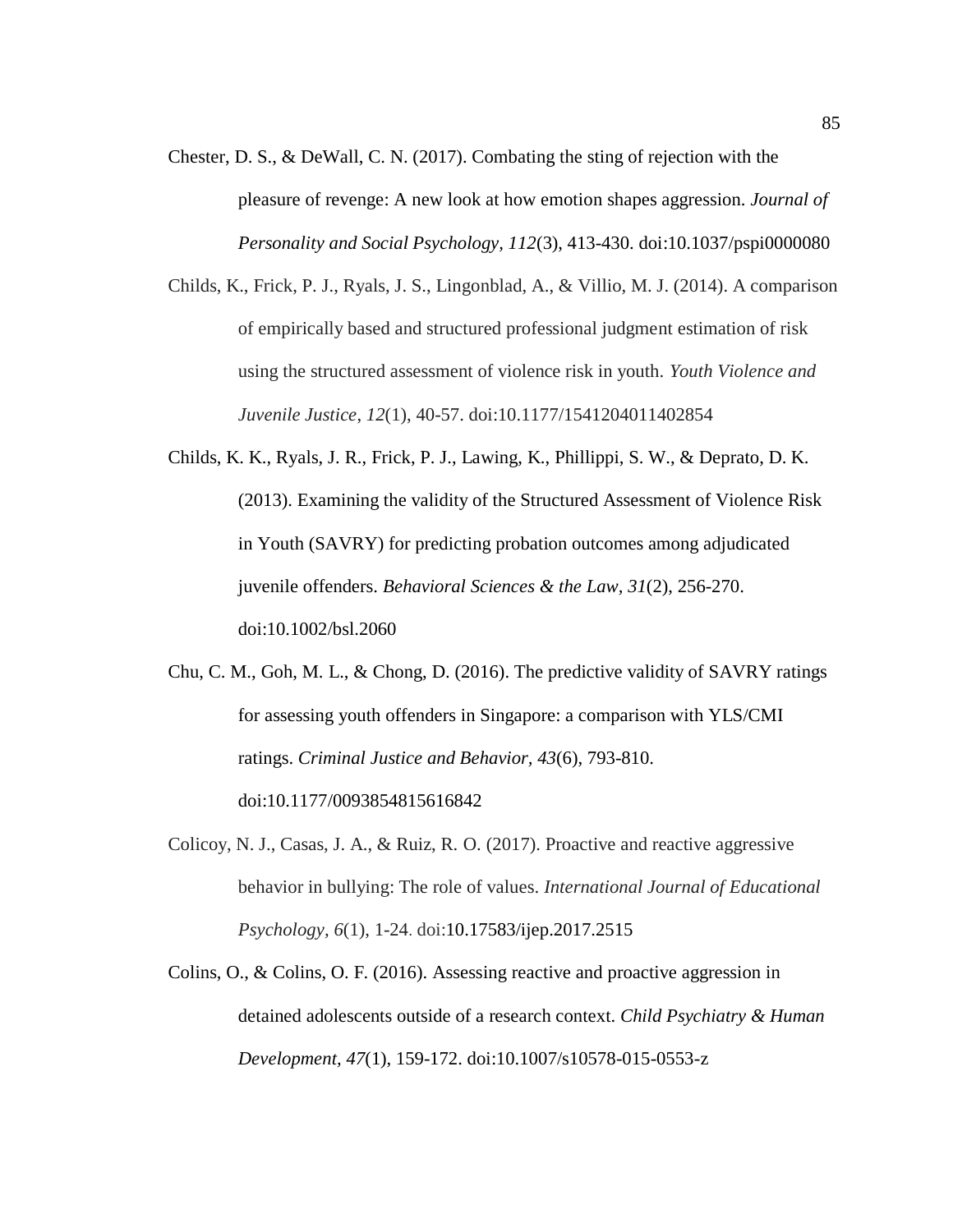Chester, D. S., & DeWall, C. N. (2017). Combating the sting of rejection with the pleasure of revenge: A new look at how emotion shapes aggression. *Journal of Personality and Social Psychology, 112*(3), 413-430. doi:10.1037/pspi0000080

Childs, K., Frick, P. J., Ryals, J. S., Lingonblad, A., & Villio, M. J. (2014). A comparison of empirically based and structured professional judgment estimation of risk using the structured assessment of violence risk in youth. *Youth Violence and Juvenile Justice*, *12*(1), 40-57. doi:10.1177/1541204011402854

Childs, K. K., Ryals, J. R., Frick, P. J., Lawing, K., Phillippi, S. W., & Deprato, D. K. (2013). Examining the validity of the Structured Assessment of Violence Risk in Youth (SAVRY) for predicting probation outcomes among adjudicated juvenile offenders. *Behavioral Sciences & the Law*, *31*(2), 256-270. doi:10.1002/bsl.2060

Chu, C. M., Goh, M. L., & Chong, D. (2016). The predictive validity of SAVRY ratings for assessing youth offenders in Singapore: a comparison with YLS/CMI ratings. *Criminal Justice and Behavior, 43*(6), 793-810. doi:10.1177/0093854815616842

Colicoy, N. J., Casas, J. A., & Ruiz, R. O. (2017). Proactive and reactive aggressive behavior in bullying: The role of values. *International Journal of Educational Psychology, 6*(1), 1-24. doi:10.17583/ijep.2017.2515

Colins, O., & Colins, O. F. (2016). Assessing reactive and proactive aggression in detained adolescents outside of a research context. *Child Psychiatry & Human Development, 47*(1), 159-172. doi:10.1007/s10578-015-0553-z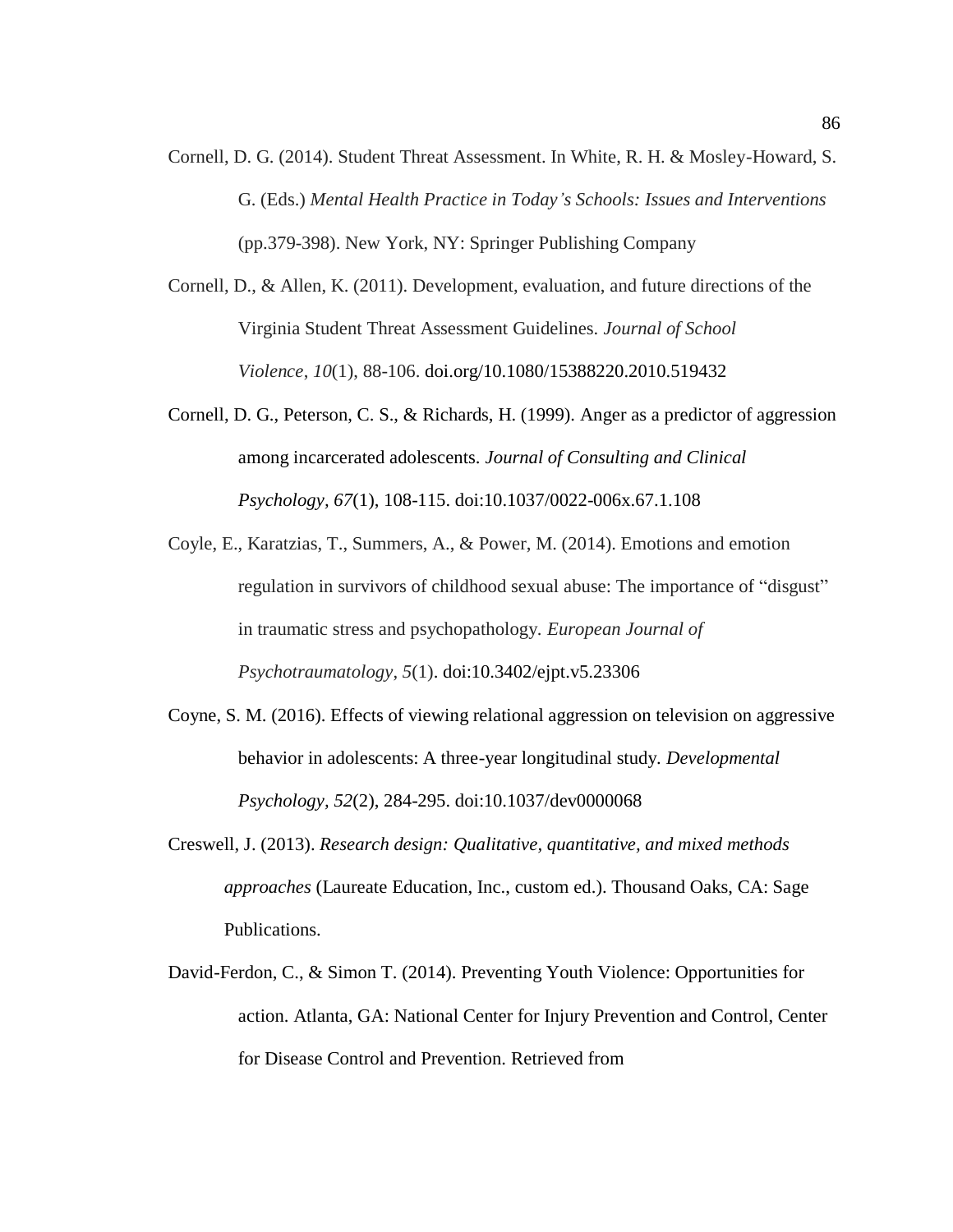Cornell, D. G. (2014). Student Threat Assessment. In White, R. H. & Mosley-Howard, S. G. (Eds.) *Mental Health Practice in Today's Schools: Issues and Interventions* (pp.379-398). New York, NY: Springer Publishing Company

Cornell, D., & Allen, K. (2011). Development, evaluation, and future directions of the Virginia Student Threat Assessment Guidelines. *Journal of School Violence*, *10*(1), 88-106. doi.org/10.1080/15388220.2010.519432

Cornell, D. G., Peterson, C. S., & Richards, H. (1999). Anger as a predictor of aggression among incarcerated adolescents. *Journal of Consulting and Clinical Psychology, 67*(1), 108-115. doi:10.1037/0022-006x.67.1.108

Coyle, E., Karatzias, T., Summers, A., & Power, M. (2014). Emotions and emotion regulation in survivors of childhood sexual abuse: The importance of "disgust" in traumatic stress and psychopathology. *European Journal of Psychotraumatology*, *5*(1). doi:10.3402/ejpt.v5.23306

Coyne, S. M. (2016). Effects of viewing relational aggression on television on aggressive behavior in adolescents: A three-year longitudinal study. *Developmental Psychology, 52*(2), 284-295. doi:10.1037/dev0000068

Creswell, J. (2013). *Research design: Qualitative, quantitative, and mixed methods approaches* (Laureate Education, Inc., custom ed.). Thousand Oaks, CA: Sage Publications.

David-Ferdon, C., & Simon T. (2014). Preventing Youth Violence: Opportunities for action. Atlanta, GA: National Center for Injury Prevention and Control, Center for Disease Control and Prevention. Retrieved from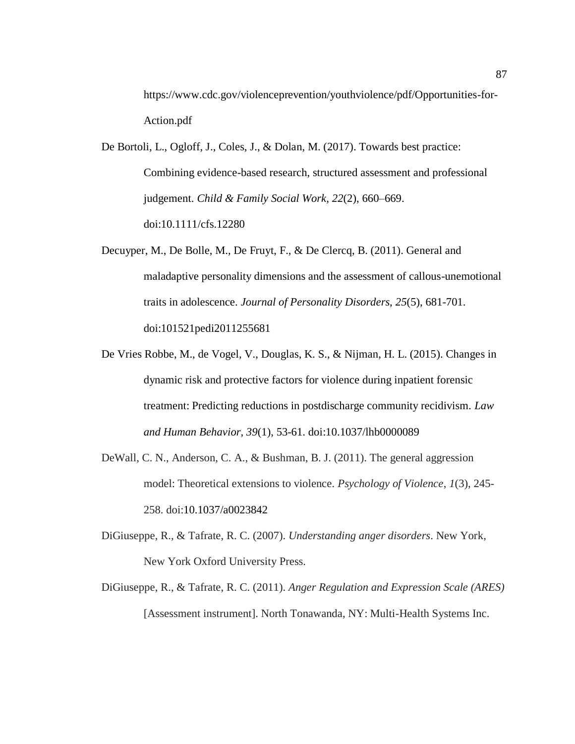https://www.cdc.gov/violenceprevention/youthviolence/pdf/Opportunities-for-Action.pdf

De Bortoli, L., Ogloff, J., Coles, J., & Dolan, M. (2017). Towards best practice: Combining evidence-based research, structured assessment and professional judgement. *Child & Family Social Work, 22*(2), 660–669. doi:10.1111/cfs.12280

Decuyper, M., De Bolle, M., De Fruyt, F., & De Clercq, B. (2011). General and maladaptive personality dimensions and the assessment of callous-unemotional traits in adolescence. *Journal of Personality Disorders, 25*(5), 681-701. doi:101521pedi2011255681

De Vries Robbe, M., de Vogel, V., Douglas, K. S., & Nijman, H. L. (2015). Changes in dynamic risk and protective factors for violence during inpatient forensic treatment: Predicting reductions in postdischarge community recidivism. *Law and Human Behavior, 39*(1), 53-61. doi:10.1037/lhb0000089

DeWall, C. N., Anderson, C. A., & Bushman, B. J. (2011). The general aggression model: Theoretical extensions to violence. *Psychology of Violence*, *1*(3), 245-258. doi:10.1037/a0023842

DiGiuseppe, R., & Tafrate, R. C. (2007). *Understanding anger disorders*. New York, New York Oxford University Press.

DiGiuseppe, R., & Tafrate, R. C. (2011). *Anger Regulation and Expression Scale (ARES)* [Assessment instrument]. North Tonawanda, NY: Multi-Health Systems Inc.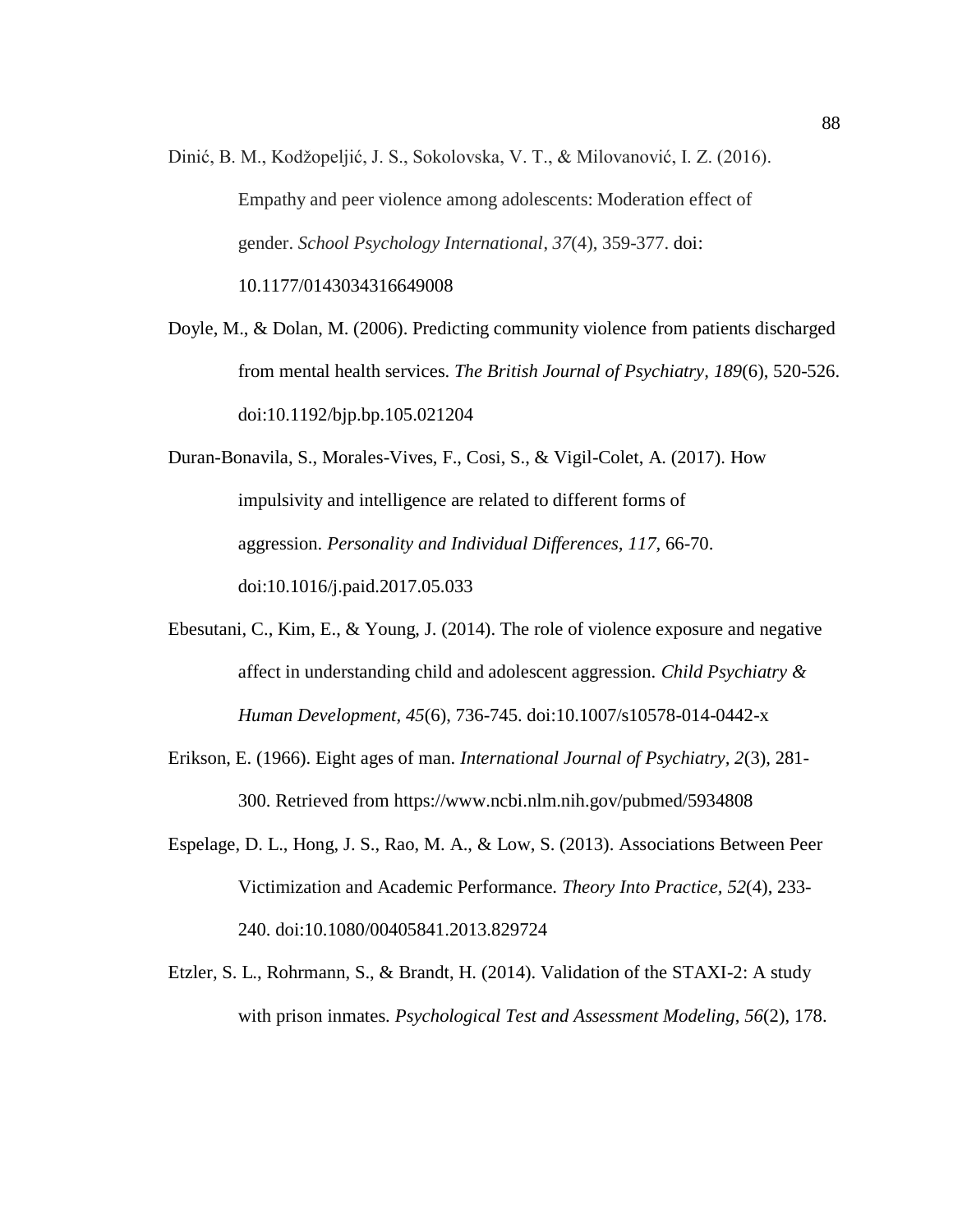Dinić, B. M., Kodžopeljić, J. S., Sokolovska, V. T., & Milovanović, I. Z. (2016). Empathy and peer violence among adolescents: Moderation effect of gender. *School Psychology International*, *37*(4), 359-377. doi: 10.1177/0143034316649008

Doyle, M., & Dolan, M. (2006). Predicting community violence from patients discharged from mental health services. *The British Journal of Psychiatry, 189*(6), 520-526. doi:10.1192/bjp.bp.105.021204

Duran-Bonavila, S., Morales-Vives, F., Cosi, S., & Vigil-Colet, A. (2017). How impulsivity and intelligence are related to different forms of aggression. *Personality and Individual Differences, 117*, 66-70. doi:10.1016/j.paid.2017.05.033

Ebesutani, C., Kim, E., & Young, J. (2014). The role of violence exposure and negative affect in understanding child and adolescent aggression. *Child Psychiatry & Human Development, 45*(6), 736-745. doi:10.1007/s10578-014-0442-x

Erikson, E. (1966). Eight ages of man. *International Journal of Psychiatry*, *2*(3), 281-300. Retrieved from https://www.ncbi.nlm.nih.gov/pubmed/5934808

Espelage, D. L., Hong, J. S., Rao, M. A., & Low, S. (2013). Associations Between Peer Victimization and Academic Performance. *Theory Into Practice, 52*(4), 233-240. doi:10.1080/00405841.2013.829724

Etzler, S. L., Rohrmann, S., & Brandt, H. (2014). Validation of the STAXI-2: A study with prison inmates. *Psychological Test and Assessment Modeling, 56*(2), 178.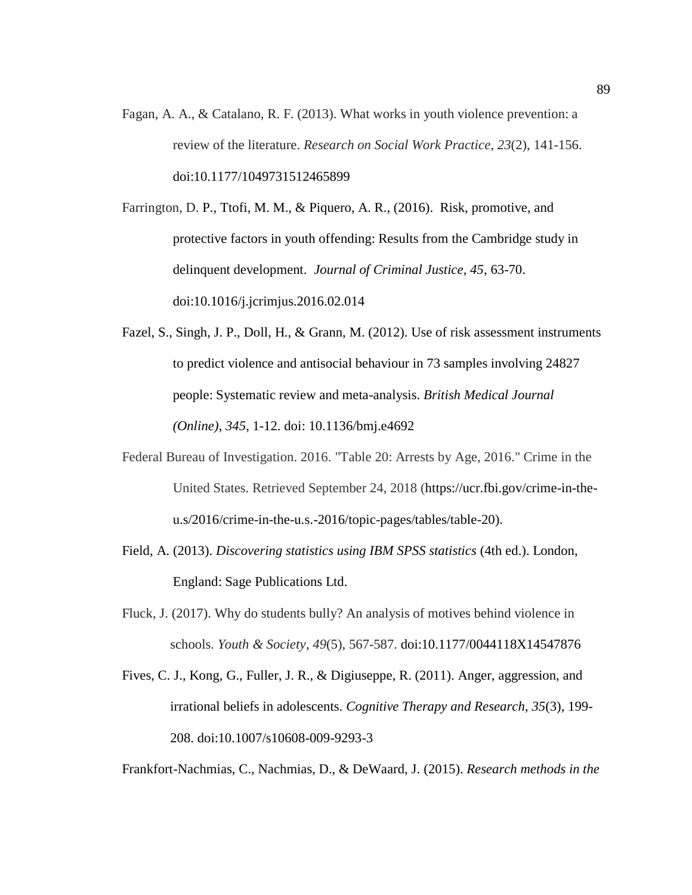Fagan, A. A., & Catalano, R. F. (2013). What works in youth violence prevention: a review of the literature. *Research on Social Work Practice*, *23*(2), 141-156. doi:10.1177/1049731512465899

Farrington, D. P., Ttofi, M. M., & Piquero, A. R., (2016). Risk, promotive, and protective factors in youth offending: Results from the Cambridge study in delinquent development. *Journal of Criminal Justice, 45*, 63-70. doi:10.1016/j.jcrimjus.2016.02.014

Fazel, S., Singh, J. P., Doll, H., & Grann, M. (2012). Use of risk assessment instruments to predict violence and antisocial behaviour in 73 samples involving 24827 people: Systematic review and meta-analysis. *British Medical Journal (Online)*, *345*, 1-12. doi: 10.1136/bmj.e4692

Federal Bureau of Investigation. 2016. "Table 20: Arrests by Age, 2016." Crime in the United States. Retrieved September 24, 2018 (https://ucr.fbi.gov/crime-in-the-u.s/2016/crime-in-the-u.s.-2016/topic-pages/tables/table-20).

Field, A. (2013). *Discovering statistics using IBM SPSS statistics* (4th ed.). London, England: Sage Publications Ltd.

Fluck, J. (2017). Why do students bully? An analysis of motives behind violence in schools. *Youth & Society*, *49*(5), 567-587. doi:10.1177/0044118X14547876

Fives, C. J., Kong, G., Fuller, J. R., & Digiuseppe, R. (2011). Anger, aggression, and irrational beliefs in adolescents. *Cognitive Therapy and Research, 35*(3), 199-208. doi:10.1007/s10608-009-9293-3

Frankfort-Nachmias, C., Nachmias, D., & DeWaard, J. (2015). *Research methods in the*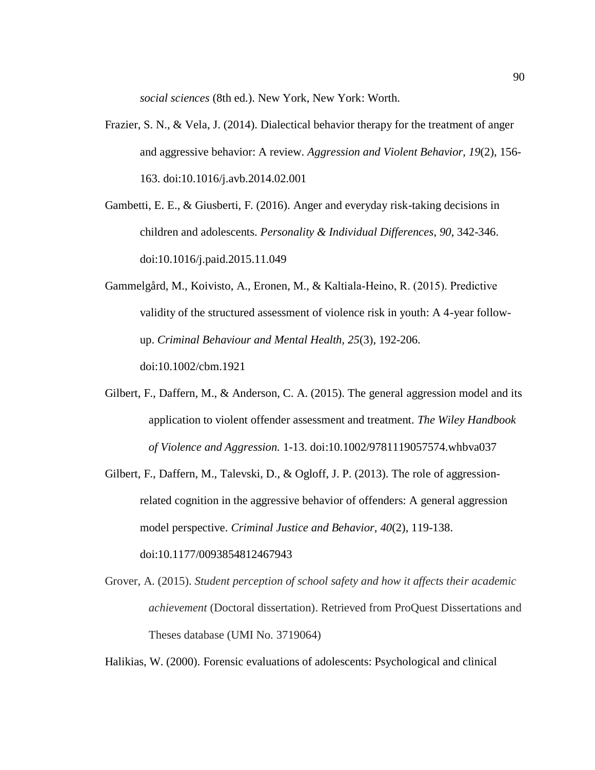*social sciences* (8th ed.). New York, New York: Worth.

Frazier, S. N., & Vela, J. (2014). Dialectical behavior therapy for the treatment of anger and aggressive behavior: A review. *Aggression and Violent Behavior, 19*(2), 156-163. doi:10.1016/j.avb.2014.02.001

Gambetti, E. E., & Giusberti, F. (2016). Anger and everyday risk-taking decisions in children and adolescents. *Personality & Individual Differences, 90,* 342-346. doi:10.1016/j.paid.2015.11.049

Gammelgård, M., Koivisto, A., Eronen, M., & Kaltiala-Heino, R. (2015). Predictive validity of the structured assessment of violence risk in youth: A 4-year follow-up. *Criminal Behaviour and Mental Health, 25*(3), 192-206. doi:10.1002/cbm.1921

Gilbert, F., Daffern, M., & Anderson, C. A. (2015). The general aggression model and its application to violent offender assessment and treatment. *The Wiley Handbook of Violence and Aggression.* 1-13. doi:10.1002/9781119057574.whbva037

Gilbert, F., Daffern, M., Talevski, D., & Ogloff, J. P. (2013). The role of aggression-related cognition in the aggressive behavior of offenders: A general aggression model perspective. *Criminal Justice and Behavior, 40*(2), 119-138. doi:10.1177/0093854812467943

Grover, A. (2015). *Student perception of school safety and how it affects their academic achievement* (Doctoral dissertation). Retrieved from ProQuest Dissertations and Theses database (UMI No. 3719064)

Halikias, W. (2000). Forensic evaluations of adolescents: Psychological and clinical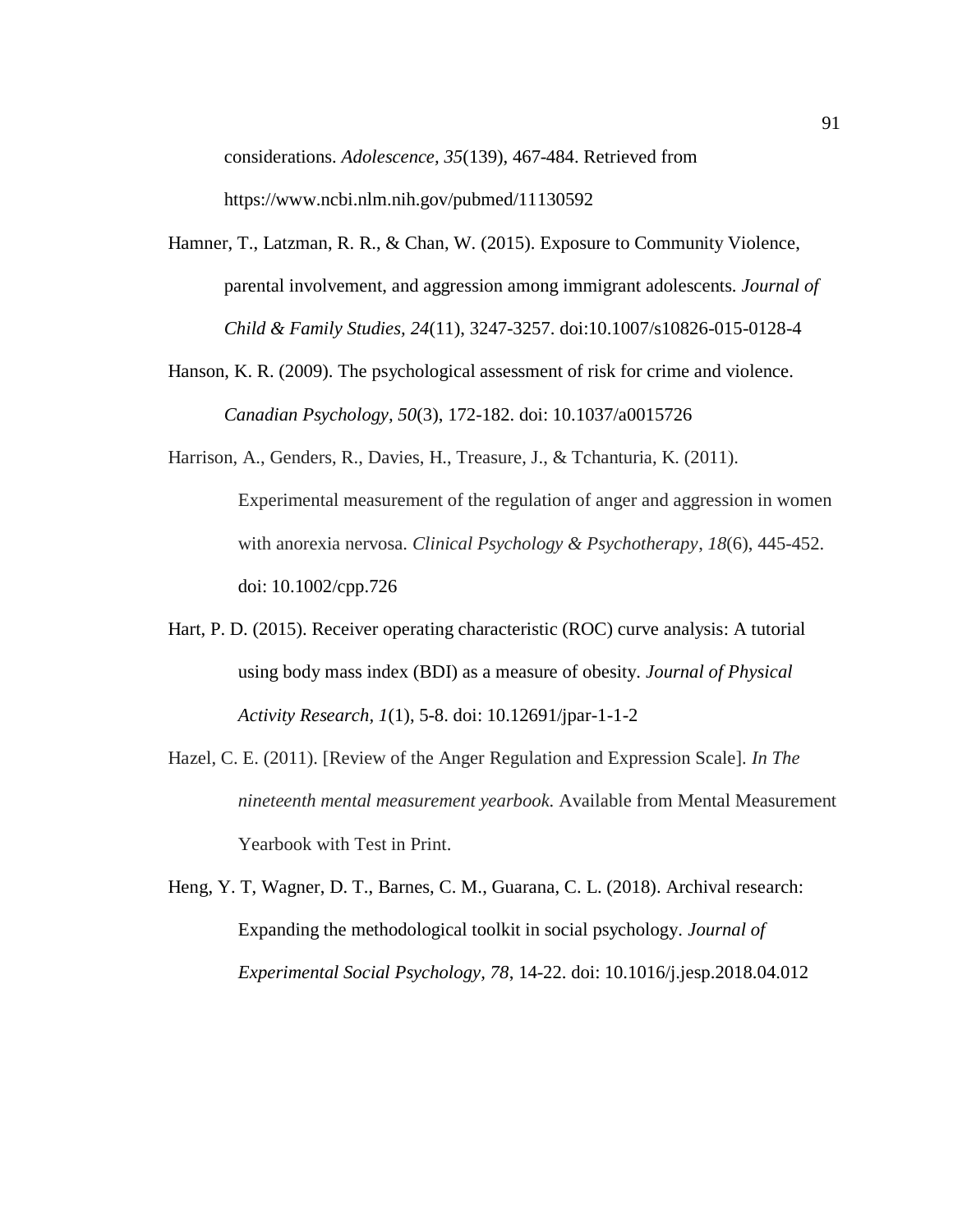considerations. *Adolescence, 35*(139), 467-484. Retrieved from https://www.ncbi.nlm.nih.gov/pubmed/11130592

Hamner, T., Latzman, R. R., & Chan, W. (2015). Exposure to Community Violence, parental involvement, and aggression among immigrant adolescents. *Journal of Child & Family Studies, 24*(11), 3247-3257. doi:10.1007/s10826-015-0128-4

Hanson, K. R. (2009). The psychological assessment of risk for crime and violence. *Canadian Psychology, 50*(3), 172-182. doi: 10.1037/a0015726

Harrison, A., Genders, R., Davies, H., Treasure, J., & Tchanturia, K. (2011). Experimental measurement of the regulation of anger and aggression in women with anorexia nervosa. *Clinical Psychology & Psychotherapy*, *18*(6), 445-452. doi: 10.1002/cpp.726

Hart, P. D. (2015). Receiver operating characteristic (ROC) curve analysis: A tutorial using body mass index (BDI) as a measure of obesity. *Journal of Physical Activity Research, 1*(1), 5-8. doi: 10.12691/jpar-1-1-2

Hazel, C. E. (2011). [Review of the Anger Regulation and Expression Scale]. *In The nineteenth mental measurement yearbook.* Available from Mental Measurement Yearbook with Test in Print.

Heng, Y. T, Wagner, D. T., Barnes, C. M., Guarana, C. L. (2018). Archival research: Expanding the methodological toolkit in social psychology. *Journal of Experimental Social Psychology, 78*, 14-22. doi: 10.1016/j.jesp.2018.04.012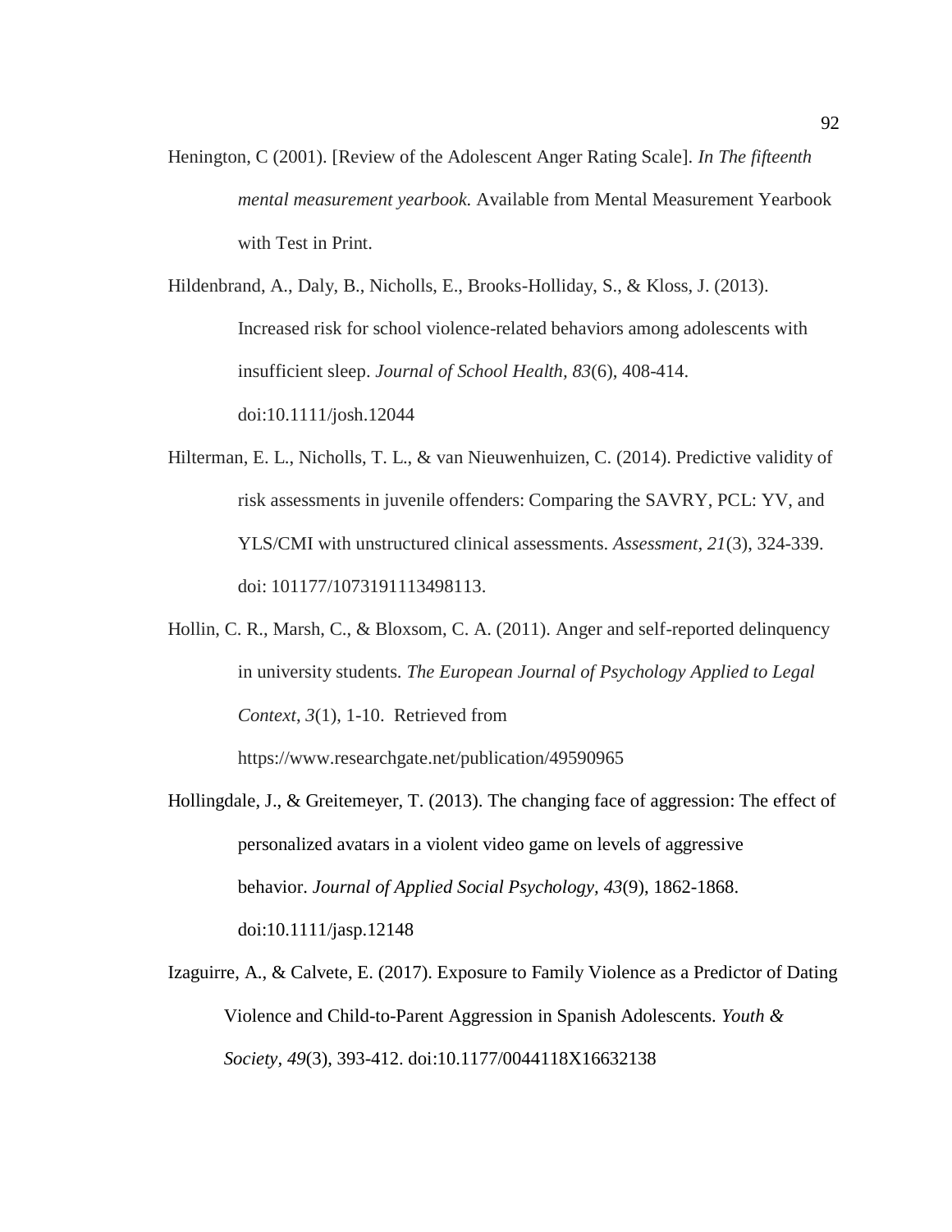Henington, C (2001). [Review of the Adolescent Anger Rating Scale]. *In The fifteenth mental measurement yearbook.* Available from Mental Measurement Yearbook with Test in Print.

Hildenbrand, A., Daly, B., Nicholls, E., Brooks-Holliday, S., & Kloss, J. (2013). Increased risk for school violence-related behaviors among adolescents with insufficient sleep. *Journal of School Health*, *83*(6), 408-414. doi:10.1111/josh.12044

Hilterman, E. L., Nicholls, T. L., & van Nieuwenhuizen, C. (2014). Predictive validity of risk assessments in juvenile offenders: Comparing the SAVRY, PCL: YV, and YLS/CMI with unstructured clinical assessments. *Assessment*, *21*(3), 324-339. doi: 101177/1073191113498113.

Hollin, C. R., Marsh, C., & Bloxsom, C. A. (2011). Anger and self-reported delinquency in university students. *The European Journal of Psychology Applied to Legal Context*, *3*(1), 1-10. Retrieved from https://www.researchgate.net/publication/49590965

Hollingdale, J., & Greitemeyer, T. (2013). The changing face of aggression: The effect of personalized avatars in a violent video game on levels of aggressive behavior. *Journal of Applied Social Psychology*, *43*(9), 1862-1868. doi:10.1111/jasp.12148

Izaguirre, A., & Calvete, E. (2017). Exposure to Family Violence as a Predictor of Dating Violence and Child-to-Parent Aggression in Spanish Adolescents. *Youth & Society, 49*(3), 393-412. doi:10.1177/0044118X16632138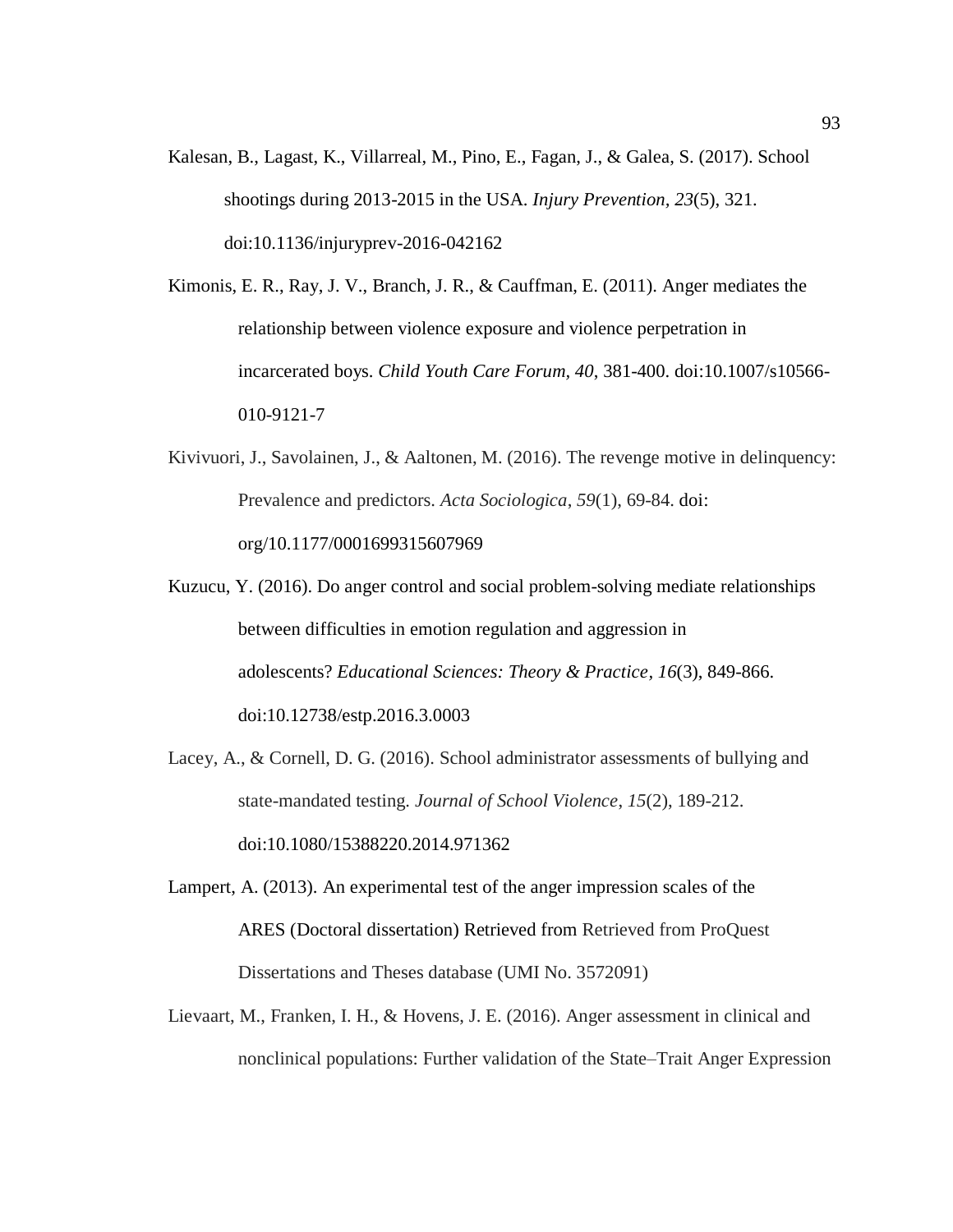Kalesan, B., Lagast, K., Villarreal, M., Pino, E., Fagan, J., & Galea, S. (2017). School shootings during 2013-2015 in the USA. *Injury Prevention*, *23*(5), 321. doi:10.1136/injuryprev-2016-042162

Kimonis, E. R., Ray, J. V., Branch, J. R., & Cauffman, E. (2011). Anger mediates the relationship between violence exposure and violence perpetration in incarcerated boys. *Child Youth Care Forum*, *40*, 381-400. doi:10.1007/s10566-010-9121-7

Kivivuori, J., Savolainen, J., & Aaltonen, M. (2016). The revenge motive in delinquency: Prevalence and predictors. *Acta Sociologica*, *59*(1), 69-84. doi: org/10.1177/0001699315607969

Kuzucu, Y. (2016). Do anger control and social problem-solving mediate relationships between difficulties in emotion regulation and aggression in adolescents? *Educational Sciences: Theory & Practice*, *16*(3), 849-866. doi:10.12738/estp.2016.3.0003

Lacey, A., & Cornell, D. G. (2016). School administrator assessments of bullying and state-mandated testing. *Journal of School Violence*, *15*(2), 189-212. doi:10.1080/15388220.2014.971362

Lampert, A. (2013). An experimental test of the anger impression scales of the ARES (Doctoral dissertation) Retrieved from Retrieved from ProQuest Dissertations and Theses database (UMI No. 3572091)

Lievaart, M., Franken, I. H., & Hovens, J. E. (2016). Anger assessment in clinical and nonclinical populations: Further validation of the State–Trait Anger Expression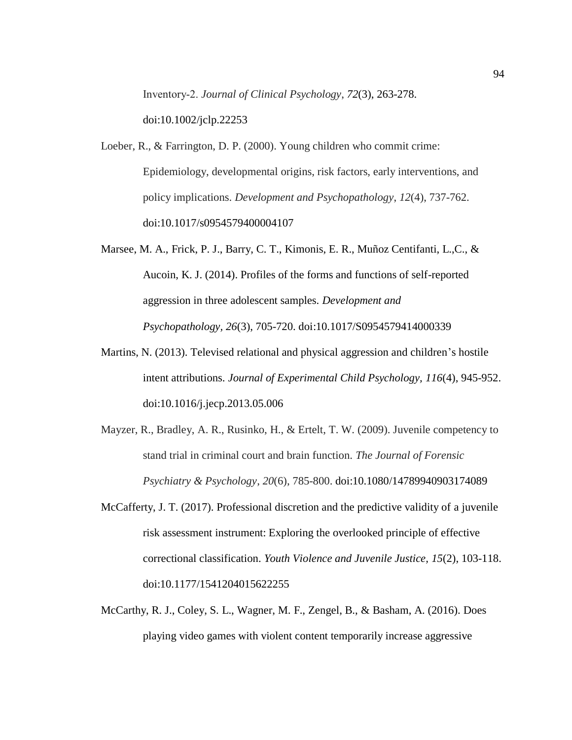Inventory-2. *Journal of Clinical Psychology*, *72*(3), 263-278. doi:10.1002/jclp.22253

Loeber, R., & Farrington, D. P. (2000). Young children who commit crime: Epidemiology, developmental origins, risk factors, early interventions, and policy implications. *Development and Psychopathology*, *12*(4), 737-762. doi:10.1017/s0954579400004107

Marsee, M. A., Frick, P. J., Barry, C. T., Kimonis, E. R., Muñoz Centifanti, L.,C., & Aucoin, K. J. (2014). Profiles of the forms and functions of self-reported aggression in three adolescent samples. *Development and Psychopathology*, *26*(3), 705-720. doi:10.1017/S0954579414000339

Martins, N. (2013). Televised relational and physical aggression and children's hostile intent attributions. *Journal of Experimental Child Psychology*, *116*(4), 945-952. doi:10.1016/j.jecp.2013.05.006

Mayzer, R., Bradley, A. R., Rusinko, H., & Ertelt, T. W. (2009). Juvenile competency to stand trial in criminal court and brain function. *The Journal of Forensic Psychiatry & Psychology*, *20*(6), 785-800. doi:10.1080/14789940903174089

McCafferty, J. T. (2017). Professional discretion and the predictive validity of a juvenile risk assessment instrument: Exploring the overlooked principle of effective correctional classification. *Youth Violence and Juvenile Justice, 15*(2), 103-118. doi:10.1177/1541204015622255

McCarthy, R. J., Coley, S. L., Wagner, M. F., Zengel, B., & Basham, A. (2016). Does playing video games with violent content temporarily increase aggressive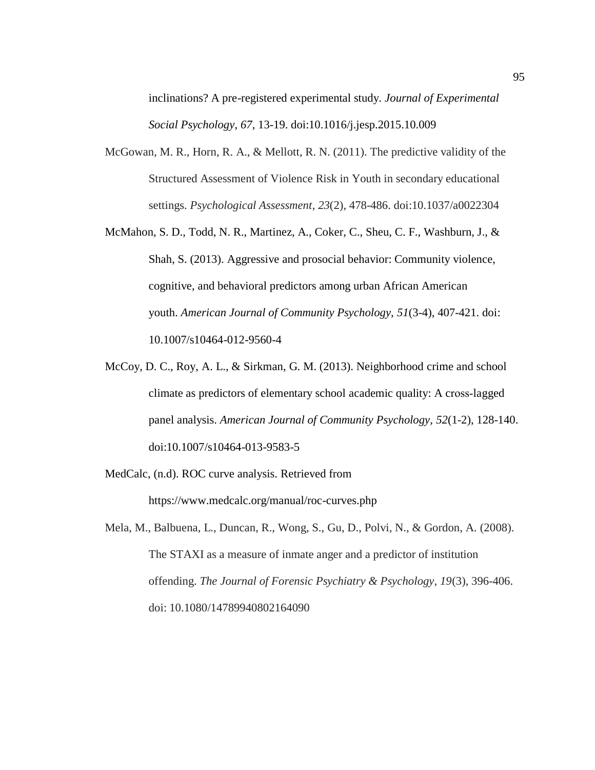inclinations? A pre-registered experimental study. *Journal of Experimental Social Psychology*, *67*, 13-19. doi:10.1016/j.jesp.2015.10.009

McGowan, M. R., Horn, R. A., & Mellott, R. N. (2011). The predictive validity of the Structured Assessment of Violence Risk in Youth in secondary educational settings. *Psychological Assessment*, *23*(2), 478-486. doi:10.1037/a0022304

McMahon, S. D., Todd, N. R., Martinez, A., Coker, C., Sheu, C. F., Washburn, J., & Shah, S. (2013). Aggressive and prosocial behavior: Community violence, cognitive, and behavioral predictors among urban African American youth. *American Journal of Community Psychology, 51*(3-4), 407-421. doi: 10.1007/s10464-012-9560-4

McCoy, D. C., Roy, A. L., & Sirkman, G. M. (2013). Neighborhood crime and school climate as predictors of elementary school academic quality: A cross-lagged panel analysis. *American Journal of Community Psychology, 52*(1-2), 128-140. doi:10.1007/s10464-013-9583-5

MedCalc, (n.d). ROC curve analysis. Retrieved from https://www.medcalc.org/manual/roc-curves.php

Mela, M., Balbuena, L., Duncan, R., Wong, S., Gu, D., Polvi, N., & Gordon, A. (2008). The STAXI as a measure of inmate anger and a predictor of institution offending. *The Journal of Forensic Psychiatry & Psychology, 19*(3), 396-406. doi: 10.1080/14789940802164090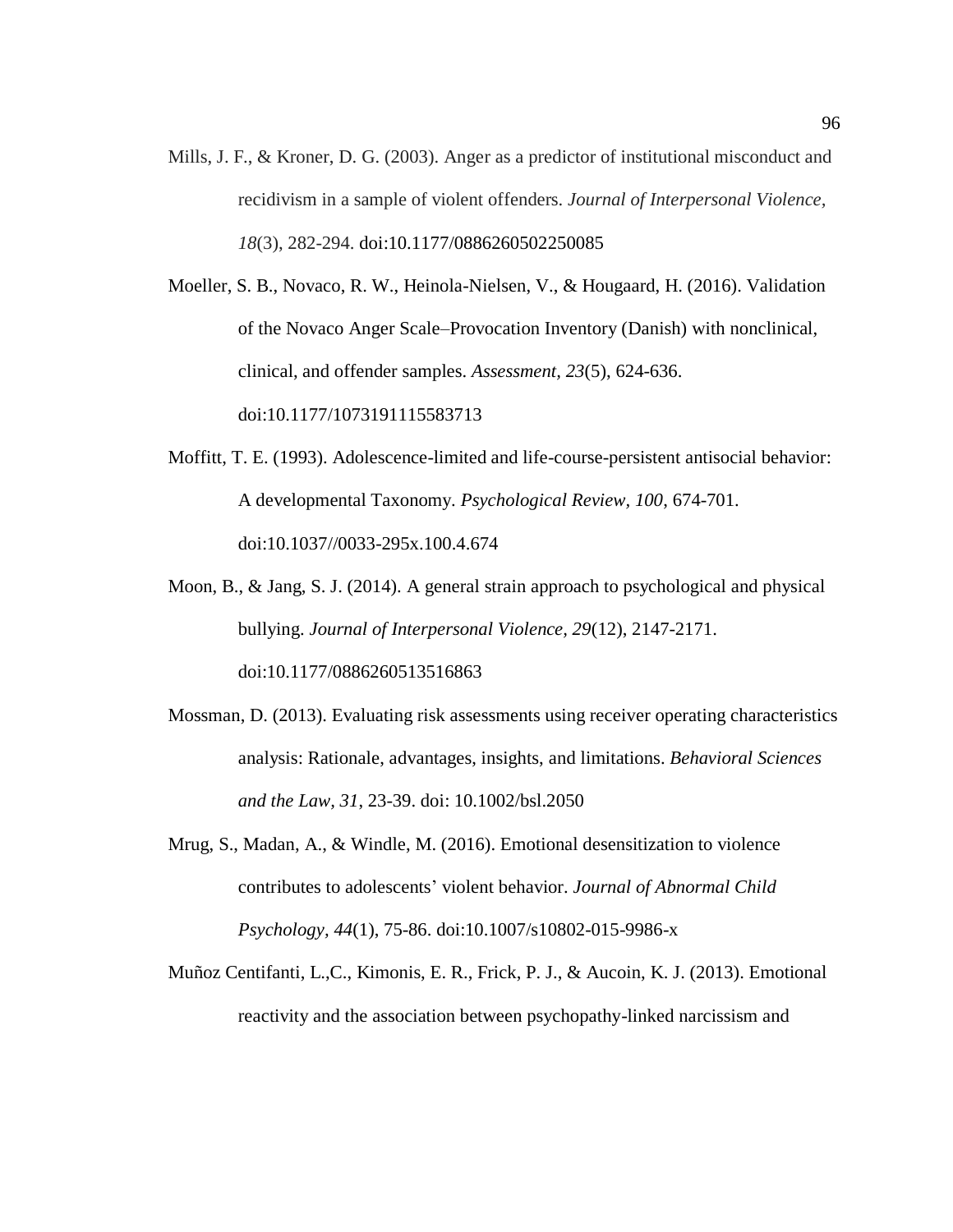Mills, J. F., & Kroner, D. G. (2003). Anger as a predictor of institutional misconduct and recidivism in a sample of violent offenders. *Journal of Interpersonal Violence*, *18*(3), 282-294. doi:10.1177/0886260502250085

Moeller, S. B., Novaco, R. W., Heinola-Nielsen, V., & Hougaard, H. (2016). Validation of the Novaco Anger Scale–Provocation Inventory (Danish) with nonclinical, clinical, and offender samples. *Assessment*, *23*(5), 624-636. doi:10.1177/1073191115583713

Moffitt, T. E. (1993). Adolescence-limited and life-course-persistent antisocial behavior: A developmental Taxonomy. *Psychological Review, 100*, 674-701. doi:10.1037//0033-295x.100.4.674

Moon, B., & Jang, S. J. (2014). A general strain approach to psychological and physical bullying. *Journal of Interpersonal Violence*, *29*(12), 2147-2171. doi:10.1177/0886260513516863

Mossman, D. (2013). Evaluating risk assessments using receiver operating characteristics analysis: Rationale, advantages, insights, and limitations. *Behavioral Sciences and the Law, 31*, 23-39. doi: 10.1002/bsl.2050

Mrug, S., Madan, A., & Windle, M. (2016). Emotional desensitization to violence contributes to adolescents' violent behavior. *Journal of Abnormal Child Psychology, 44*(1), 75-86. doi:10.1007/s10802-015-9986-x

Muñoz Centifanti, L.,C., Kimonis, E. R., Frick, P. J., & Aucoin, K. J. (2013). Emotional reactivity and the association between psychopathy-linked narcissism and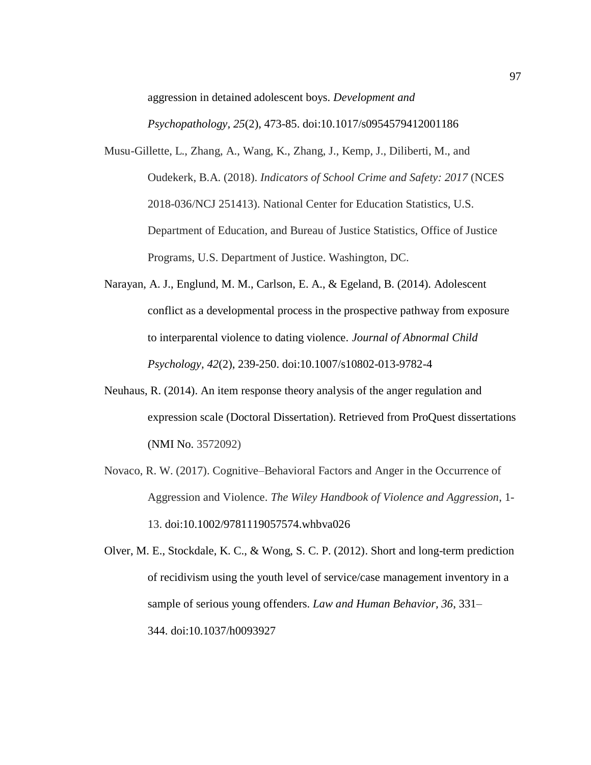aggression in detained adolescent boys. *Development and Psychopathology, 25*(2), 473-85. doi:10.1017/s0954579412001186

Musu-Gillette, L., Zhang, A., Wang, K., Zhang, J., Kemp, J., Diliberti, M., and Oudekerk, B.A. (2018). *Indicators of School Crime and Safety: 2017* (NCES 2018-036/NCJ 251413). National Center for Education Statistics, U.S. Department of Education, and Bureau of Justice Statistics, Office of Justice Programs, U.S. Department of Justice. Washington, DC.

Narayan, A. J., Englund, M. M., Carlson, E. A., & Egeland, B. (2014). Adolescent conflict as a developmental process in the prospective pathway from exposure to interparental violence to dating violence. *Journal of Abnormal Child Psychology, 42*(2), 239-250. doi:10.1007/s10802-013-9782-4

Neuhaus, R. (2014). An item response theory analysis of the anger regulation and expression scale (Doctoral Dissertation). Retrieved from ProQuest dissertations (NMI No. 3572092)

Novaco, R. W. (2017). Cognitive–Behavioral Factors and Anger in the Occurrence of Aggression and Violence. *The Wiley Handbook of Violence and Aggression*, 1-13. doi:10.1002/9781119057574.whbva026

Olver, M. E., Stockdale, K. C., & Wong, S. C. P. (2012). Short and long-term prediction of recidivism using the youth level of service/case management inventory in a sample of serious young offenders. *Law and Human Behavior, 36*, 331–344. doi:10.1037/h0093927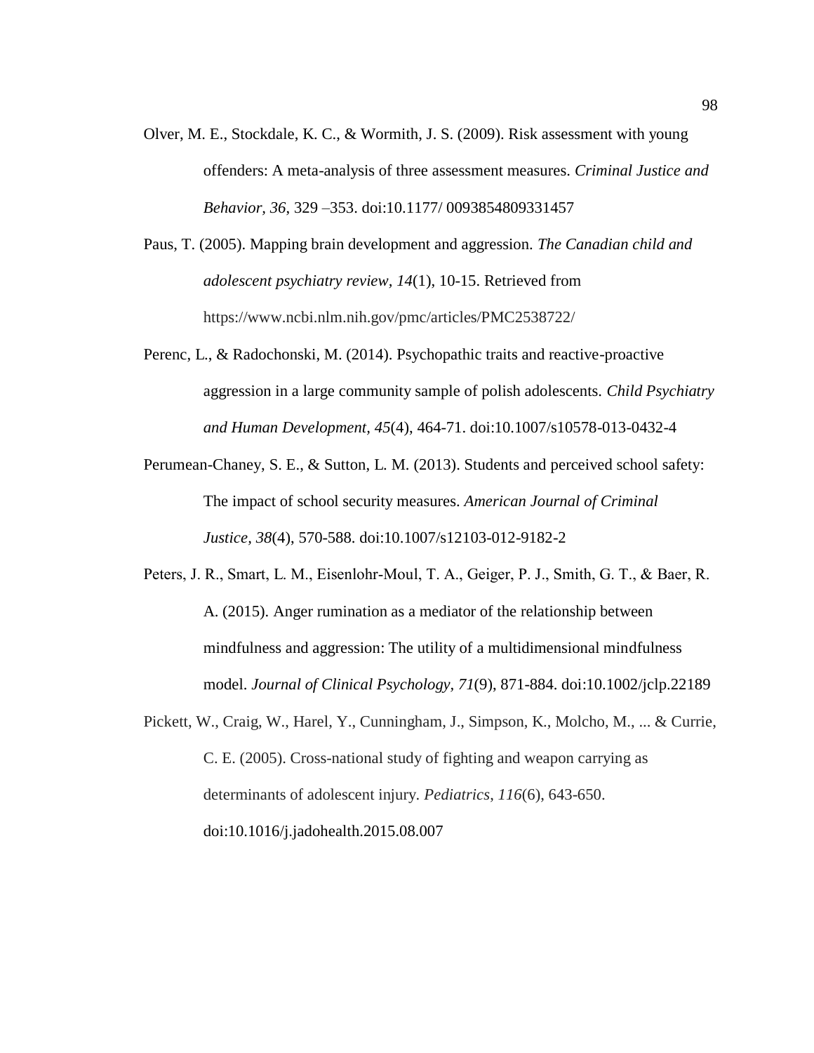Olver, M. E., Stockdale, K. C., & Wormith, J. S. (2009). Risk assessment with young offenders: A meta-analysis of three assessment measures. *Criminal Justice and Behavior, 36*, 329 –353. doi:10.1177/ 0093854809331457

Paus, T. (2005). Mapping brain development and aggression. *The Canadian child and adolescent psychiatry review, 14*(1), 10-15. Retrieved from https://www.ncbi.nlm.nih.gov/pmc/articles/PMC2538722/

Perenc, L., & Radochonski, M. (2014). Psychopathic traits and reactive-proactive aggression in a large community sample of polish adolescents. *Child Psychiatry and Human Development, 45*(4), 464-71. doi:10.1007/s10578-013-0432-4

Perumean-Chaney, S. E., & Sutton, L. M. (2013). Students and perceived school safety: The impact of school security measures. *American Journal of Criminal Justice, 38*(4), 570-588. doi:10.1007/s12103-012-9182-2

Peters, J. R., Smart, L. M., Eisenlohr-Moul, T. A., Geiger, P. J., Smith, G. T., & Baer, R. A. (2015). Anger rumination as a mediator of the relationship between mindfulness and aggression: The utility of a multidimensional mindfulness model. *Journal of Clinical Psychology, 71*(9), 871-884. doi:10.1002/jclp.22189

Pickett, W., Craig, W., Harel, Y., Cunningham, J., Simpson, K., Molcho, M., ... & Currie, C. E. (2005). Cross-national study of fighting and weapon carrying as determinants of adolescent injury. *Pediatrics, 116*(6), 643-650. doi:10.1016/j.jadohealth.2015.08.007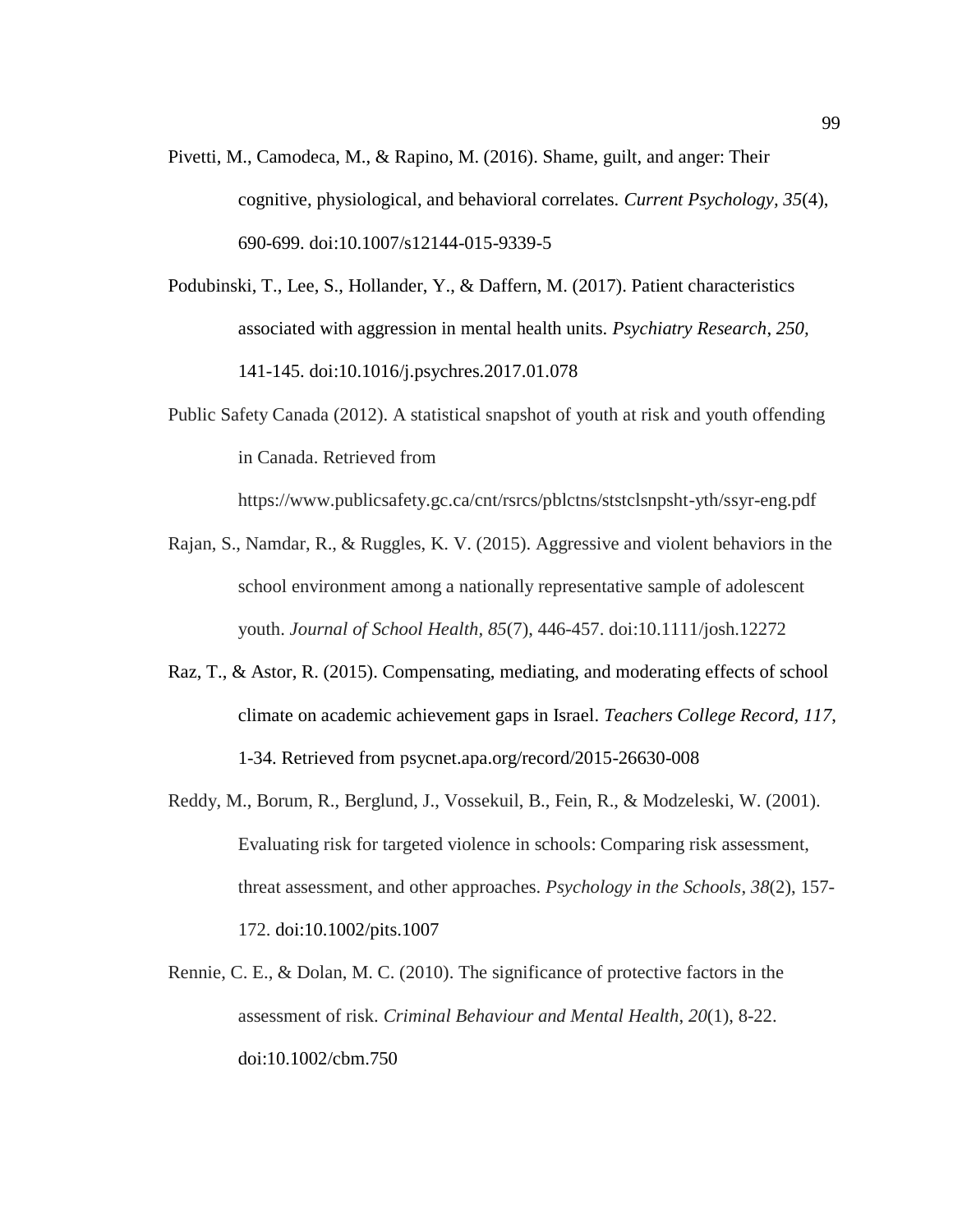Pivetti, M., Camodeca, M., & Rapino, M. (2016). Shame, guilt, and anger: Their cognitive, physiological, and behavioral correlates. *Current Psychology*, *35*(4), 690-699. doi:10.1007/s12144-015-9339-5

Podubinski, T., Lee, S., Hollander, Y., & Daffern, M. (2017). Patient characteristics associated with aggression in mental health units. *Psychiatry Research*, *250,* 141-145. doi:10.1016/j.psychres.2017.01.078

Public Safety Canada (2012). A statistical snapshot of youth at risk and youth offending in Canada. Retrieved from https://www.publicsafety.gc.ca/cnt/rsrcs/pblctns/ststclsnpsht-yth/ssyr-eng.pdf

Rajan, S., Namdar, R., & Ruggles, K. V. (2015). Aggressive and violent behaviors in the school environment among a nationally representative sample of adolescent youth. *Journal of School Health*, *85*(7), 446-457. doi:10.1111/josh.12272

Raz, T., & Astor, R. (2015). Compensating, mediating, and moderating effects of school climate on academic achievement gaps in Israel. *Teachers College Record, 117,* 1-34. Retrieved from psycnet.apa.org/record/2015-26630-008

Reddy, M., Borum, R., Berglund, J., Vossekuil, B., Fein, R., & Modzeleski, W. (2001). Evaluating risk for targeted violence in schools: Comparing risk assessment, threat assessment, and other approaches. *Psychology in the Schools*, *38*(2), 157-172. doi:10.1002/pits.1007

Rennie, C. E., & Dolan, M. C. (2010). The significance of protective factors in the assessment of risk. *Criminal Behaviour and Mental Health*, *20*(1), 8-22. doi:10.1002/cbm.750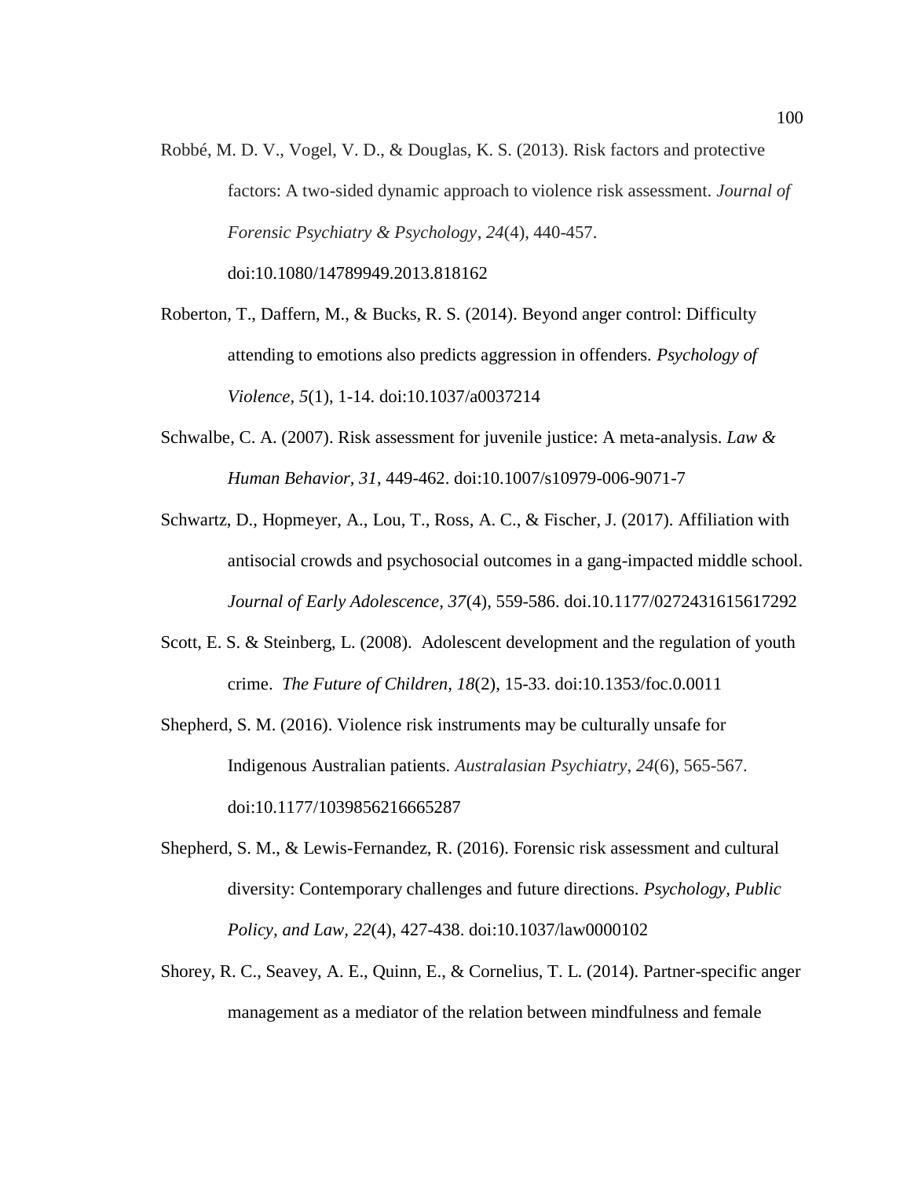Robbé, M. D. V., Vogel, V. D., & Douglas, K. S. (2013). Risk factors and protective factors: A two-sided dynamic approach to violence risk assessment. *Journal of Forensic Psychiatry & Psychology*, *24*(4), 440-457. doi:10.1080/14789949.2013.818162

Roberton, T., Daffern, M., & Bucks, R. S. (2014). Beyond anger control: Difficulty attending to emotions also predicts aggression in offenders. *Psychology of Violence, 5*(1), 1-14. doi:10.1037/a0037214

Schwalbe, C. A. (2007). Risk assessment for juvenile justice: A meta-analysis. *Law & Human Behavior, 31*, 449-462. doi:10.1007/s10979-006-9071-7

Schwartz, D., Hopmeyer, A., Lou, T., Ross, A. C., & Fischer, J. (2017). Affiliation with antisocial crowds and psychosocial outcomes in a gang-impacted middle school. *Journal of Early Adolescence, 37*(4), 559-586. doi.10.1177/0272431615617292

Scott, E. S. & Steinberg, L. (2008). Adolescent development and the regulation of youth crime. *The Future of Children, 18*(2), 15-33. doi:10.1353/foc.0.0011

Shepherd, S. M. (2016). Violence risk instruments may be culturally unsafe for Indigenous Australian patients. *Australasian Psychiatry*, *24*(6), 565-567. doi:10.1177/1039856216665287

Shepherd, S. M., & Lewis-Fernandez, R. (2016). Forensic risk assessment and cultural diversity: Contemporary challenges and future directions. *Psychology, Public Policy, and Law, 22*(4), 427-438. doi:10.1037/law0000102

Shorey, R. C., Seavey, A. E., Quinn, E., & Cornelius, T. L. (2014). Partner-specific anger management as a mediator of the relation between mindfulness and female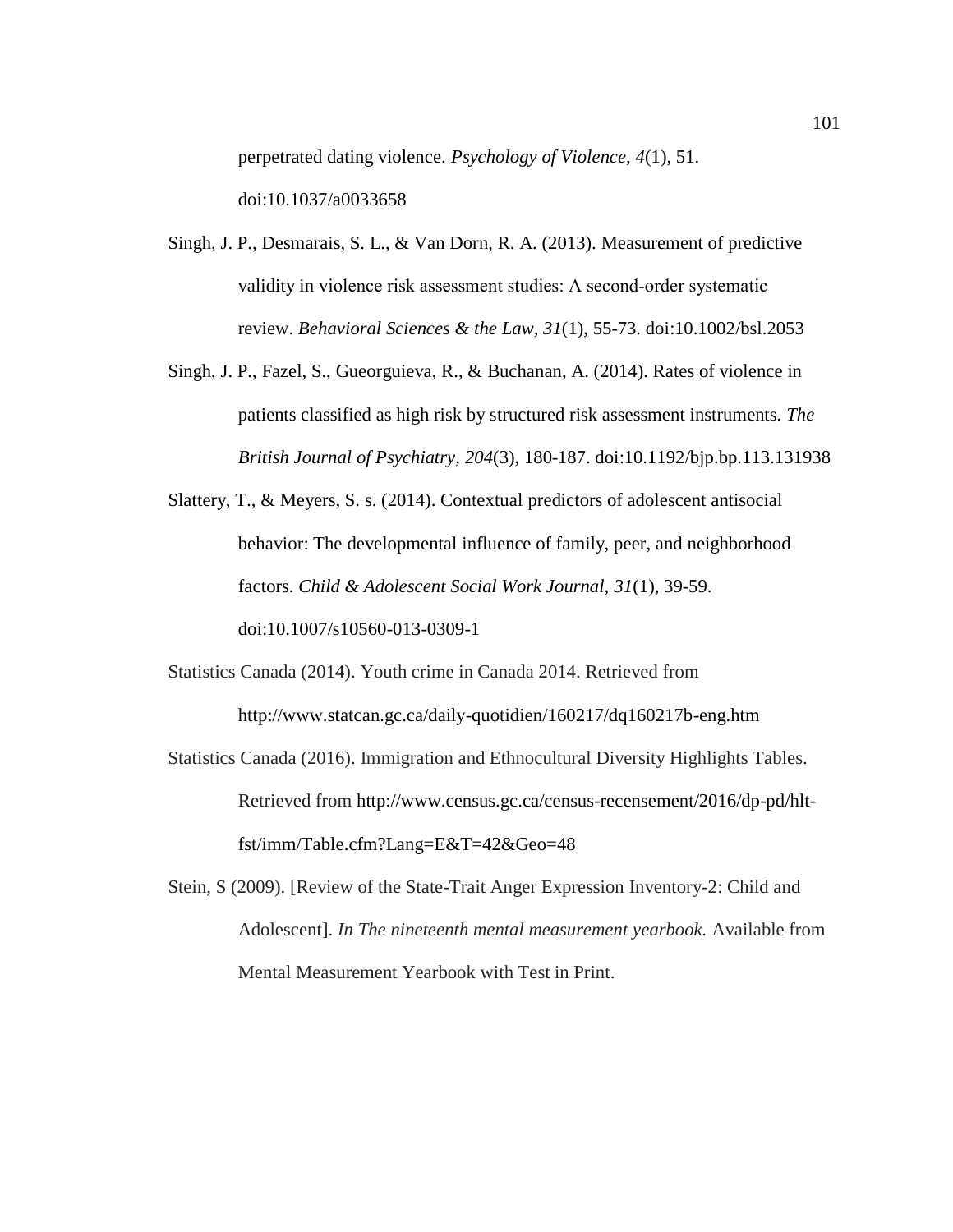perpetrated dating violence. *Psychology of Violence, 4*(1), 51. doi:10.1037/a0033658

Singh, J. P., Desmarais, S. L., & Van Dorn, R. A. (2013). Measurement of predictive validity in violence risk assessment studies: A second-order systematic review. *Behavioral Sciences & the Law, 31*(1), 55-73. doi:10.1002/bsl.2053

Singh, J. P., Fazel, S., Gueorguieva, R., & Buchanan, A. (2014). Rates of violence in patients classified as high risk by structured risk assessment instruments. *The British Journal of Psychiatry, 204*(3), 180-187. doi:10.1192/bjp.bp.113.131938

Slattery, T., & Meyers, S. s. (2014). Contextual predictors of adolescent antisocial behavior: The developmental influence of family, peer, and neighborhood factors. *Child & Adolescent Social Work Journal, 31*(1), 39-59. doi:10.1007/s10560-013-0309-1

Statistics Canada (2014). Youth crime in Canada 2014. Retrieved from http://www.statcan.gc.ca/daily-quotidien/160217/dq160217b-eng.htm

Statistics Canada (2016). Immigration and Ethnocultural Diversity Highlights Tables. Retrieved from http://www.census.gc.ca/census-recensement/2016/dp-pd/hlt-fst/imm/Table.cfm?Lang=E&T=42&Geo=48

Stein, S (2009). [Review of the State-Trait Anger Expression Inventory-2: Child and Adolescent]. *In The nineteenth mental measurement yearbook.* Available from Mental Measurement Yearbook with Test in Print.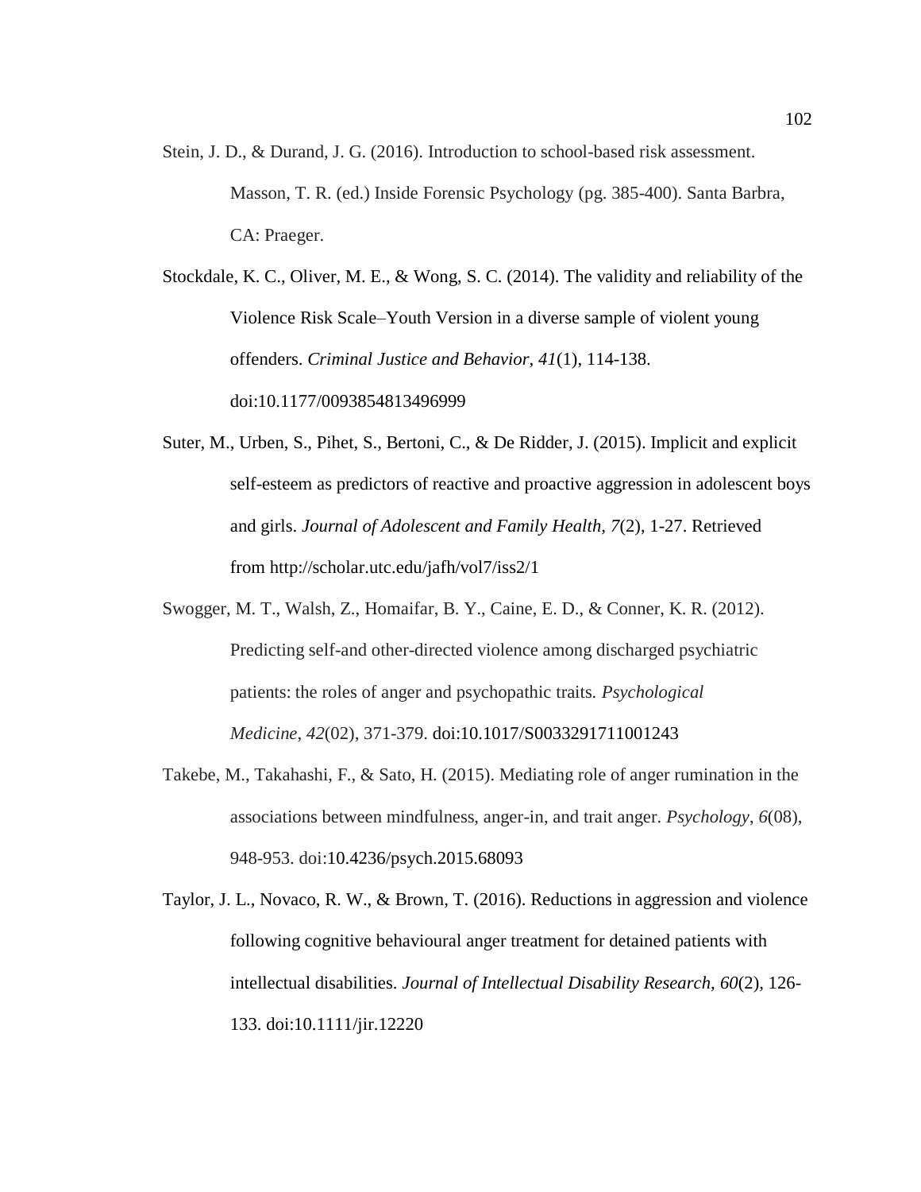Stein, J. D., & Durand, J. G. (2016). Introduction to school-based risk assessment. Masson, T. R. (ed.) Inside Forensic Psychology (pg. 385-400). Santa Barbra, CA: Praeger.

Stockdale, K. C., Oliver, M. E., & Wong, S. C. (2014). The validity and reliability of the Violence Risk Scale–Youth Version in a diverse sample of violent young offenders. *Criminal Justice and Behavior, 41*(1), 114-138. doi:10.1177/0093854813496999

Suter, M., Urben, S., Pihet, S., Bertoni, C., & De Ridder, J. (2015). Implicit and explicit self-esteem as predictors of reactive and proactive aggression in adolescent boys and girls. *Journal of Adolescent and Family Health, 7*(2), 1-27. Retrieved from http://scholar.utc.edu/jafh/vol7/iss2/1

Swogger, M. T., Walsh, Z., Homaifar, B. Y., Caine, E. D., & Conner, K. R. (2012). Predicting self-and other-directed violence among discharged psychiatric patients: the roles of anger and psychopathic traits. *Psychological Medicine*, *42*(02), 371-379. doi:10.1017/S0033291711001243

Takebe, M., Takahashi, F., & Sato, H. (2015). Mediating role of anger rumination in the associations between mindfulness, anger-in, and trait anger. *Psychology*, *6*(08), 948-953. doi:10.4236/psych.2015.68093

Taylor, J. L., Novaco, R. W., & Brown, T. (2016). Reductions in aggression and violence following cognitive behavioural anger treatment for detained patients with intellectual disabilities. *Journal of Intellectual Disability Research, 60*(2), 126-133. doi:10.1111/jir.12220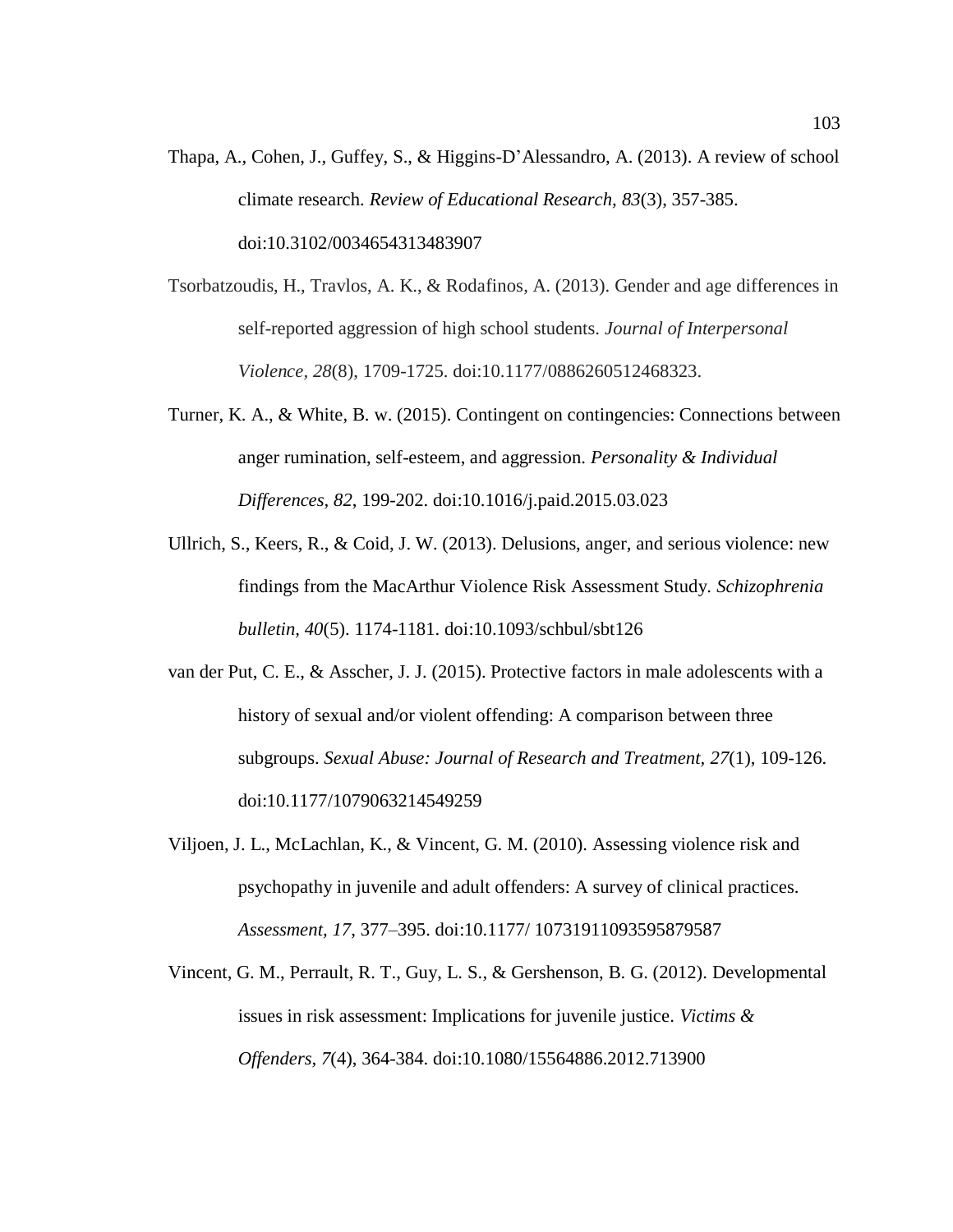Thapa, A., Cohen, J., Guffey, S., & Higgins-D'Alessandro, A. (2013). A review of school climate research. *Review of Educational Research, 83*(3), 357-385. doi:10.3102/0034654313483907

Tsorbatzoudis, H., Travlos, A. K., & Rodafinos, A. (2013). Gender and age differences in self-reported aggression of high school students. *Journal of Interpersonal Violence, 28*(8), 1709-1725. doi:10.1177/0886260512468323.

Turner, K. A., & White, B. w. (2015). Contingent on contingencies: Connections between anger rumination, self-esteem, and aggression. *Personality & Individual Differences, 82*, 199-202. doi:10.1016/j.paid.2015.03.023

Ullrich, S., Keers, R., & Coid, J. W. (2013). Delusions, anger, and serious violence: new findings from the MacArthur Violence Risk Assessment Study. *Schizophrenia bulletin, 40*(5). 1174-1181. doi:10.1093/schbul/sbt126

van der Put, C. E., & Asscher, J. J. (2015). Protective factors in male adolescents with a history of sexual and/or violent offending: A comparison between three subgroups. *Sexual Abuse: Journal of Research and Treatment, 27*(1), 109-126. doi:10.1177/1079063214549259

Viljoen, J. L., McLachlan, K., & Vincent, G. M. (2010). Assessing violence risk and psychopathy in juvenile and adult offenders: A survey of clinical practices. *Assessment, 17*, 377–395. doi:10.1177/ 10731911093595879587

Vincent, G. M., Perrault, R. T., Guy, L. S., & Gershenson, B. G. (2012). Developmental issues in risk assessment: Implications for juvenile justice. *Victims & Offenders, 7*(4), 364-384. doi:10.1080/15564886.2012.713900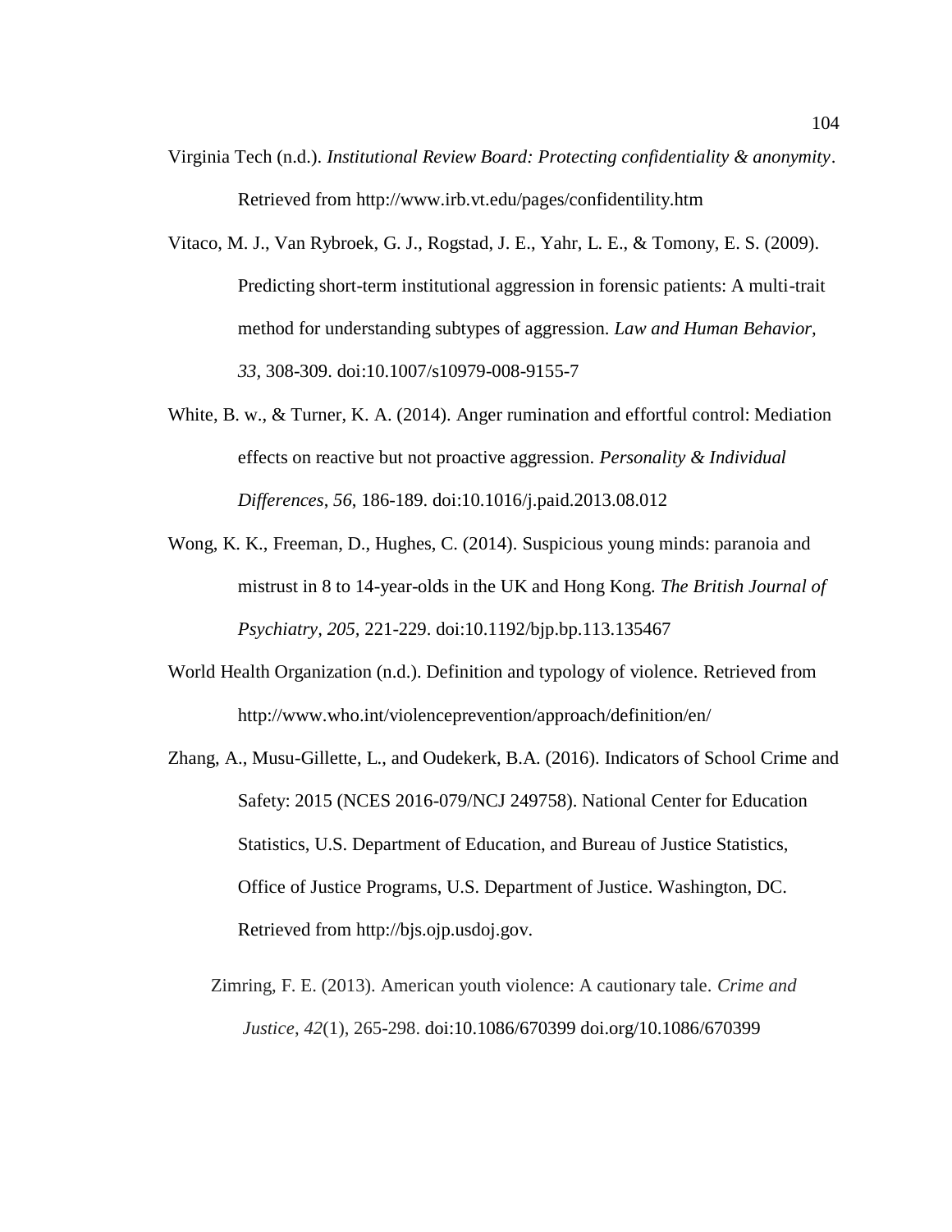Virginia Tech (n.d.). *Institutional Review Board: Protecting confidentiality & anonymity*. Retrieved from http://www.irb.vt.edu/pages/confidentility.htm

Vitaco, M. J., Van Rybroek, G. J., Rogstad, J. E., Yahr, L. E., & Tomony, E. S. (2009). Predicting short-term institutional aggression in forensic patients: A multi-trait method for understanding subtypes of aggression. *Law and Human Behavior, 33,* 308-309. doi:10.1007/s10979-008-9155-7

White, B. w., & Turner, K. A. (2014). Anger rumination and effortful control: Mediation effects on reactive but not proactive aggression. *Personality & Individual Differences, 56*, 186-189. doi:10.1016/j.paid.2013.08.012

Wong, K. K., Freeman, D., Hughes, C. (2014). Suspicious young minds: paranoia and mistrust in 8 to 14-year-olds in the UK and Hong Kong. *The British Journal of Psychiatry, 205*, 221-229. doi:10.1192/bjp.bp.113.135467

World Health Organization (n.d.). Definition and typology of violence. Retrieved from http://www.who.int/violenceprevention/approach/definition/en/

Zhang, A., Musu-Gillette, L., and Oudekerk, B.A. (2016). Indicators of School Crime and Safety: 2015 (NCES 2016-079/NCJ 249758). National Center for Education Statistics, U.S. Department of Education, and Bureau of Justice Statistics, Office of Justice Programs, U.S. Department of Justice. Washington, DC. Retrieved from http://bjs.ojp.usdoj.gov.

Zimring, F. E. (2013). American youth violence: A cautionary tale. *Crime and Justice*, *42*(1), 265-298. doi:10.1086/670399 doi.org/10.1086/670399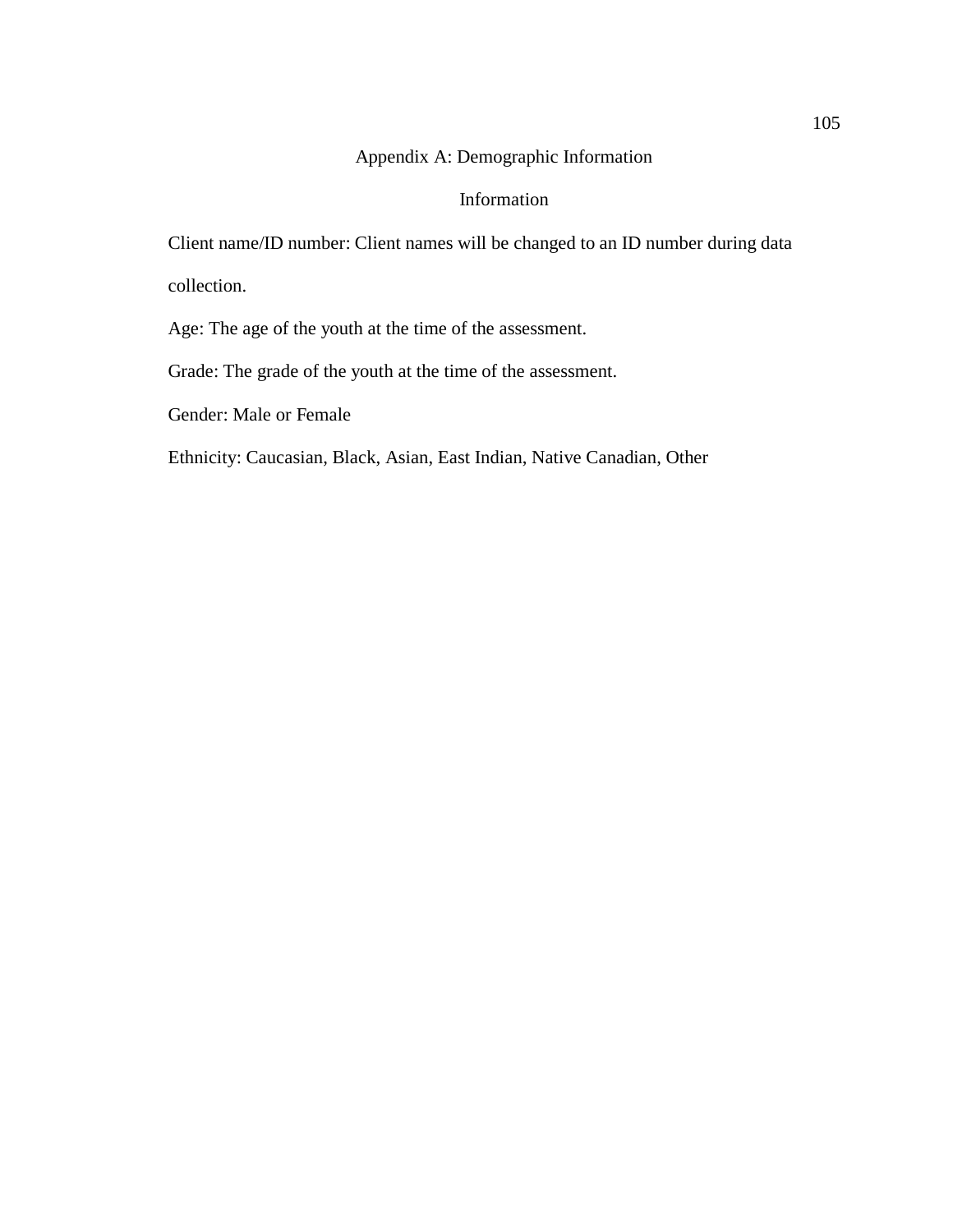# Appendix A: Demographic Information

## Information

Client name/ID number: Client names will be changed to an ID number during data collection.

Age: The age of the youth at the time of the assessment.

Grade: The grade of the youth at the time of the assessment.

Gender: Male or Female

Ethnicity: Caucasian, Black, Asian, East Indian, Native Canadian, Other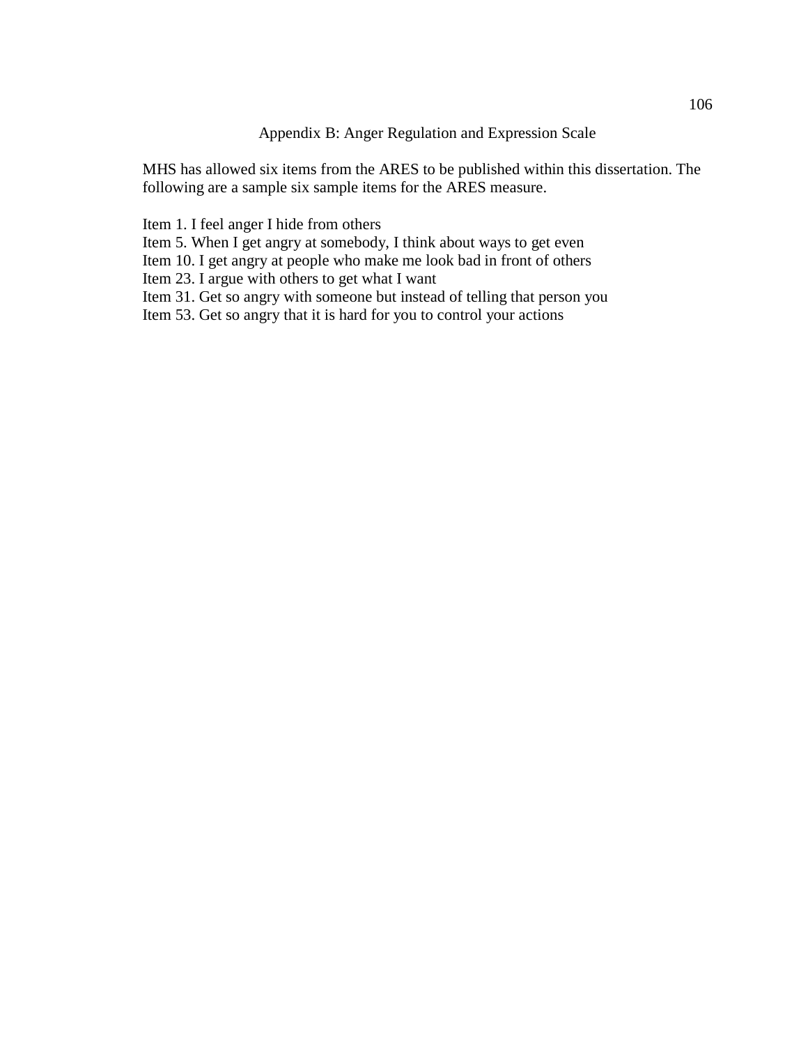# Appendix B: Anger Regulation and Expression Scale

MHS has allowed six items from the ARES to be published within this dissertation. The following are a sample six sample items for the ARES measure.

Item 1. I feel anger I hide from others
Item 5. When I get angry at somebody, I think about ways to get even
Item 10. I get angry at people who make me look bad in front of others
Item 23. I argue with others to get what I want
Item 31. Get so angry with someone but instead of telling that person you
Item 53. Get so angry that it is hard for you to control your actions